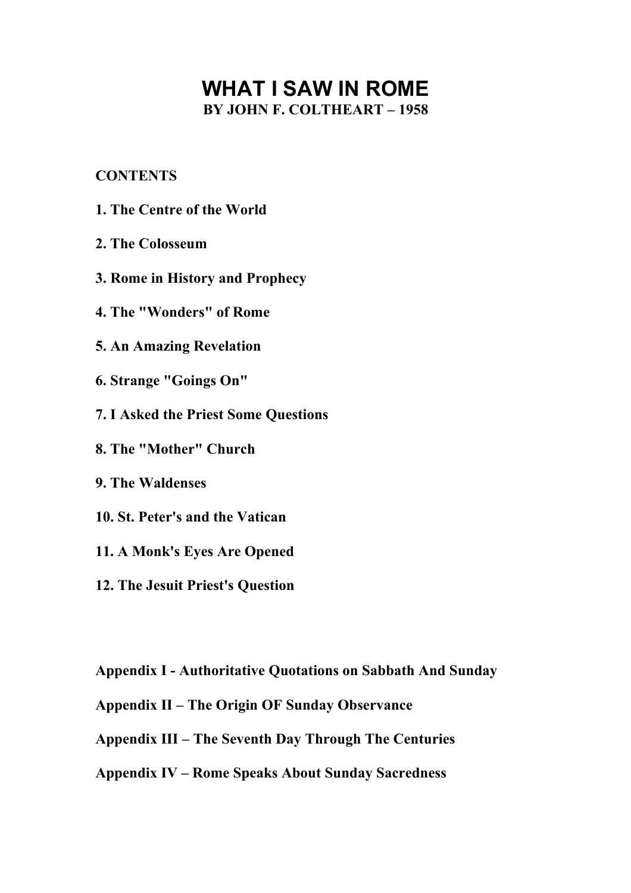# WHAT I SAW IN ROME

**BY JOHN F. COLTHEART – 1958**

**CONTENTS**

**1. The Centre of the World**

**2. The Colosseum**

**3. Rome in History and Prophecy**

**4. The "Wonders" of Rome**

**5. An Amazing Revelation**

**6. Strange "Goings On"**

**7. I Asked the Priest Some Questions**

**8. The "Mother" Church**

**9. The Waldenses**

**10. St. Peter's and the Vatican**

**11. A Monk's Eyes Are Opened**

**12. The Jesuit Priest's Question**

**Appendix I - Authoritative Quotations on Sabbath And Sunday**

**Appendix II – The Origin OF Sunday Observance**

**Appendix III – The Seventh Day Through The Centuries**

**Appendix IV – Rome Speaks About Sunday Sacredness**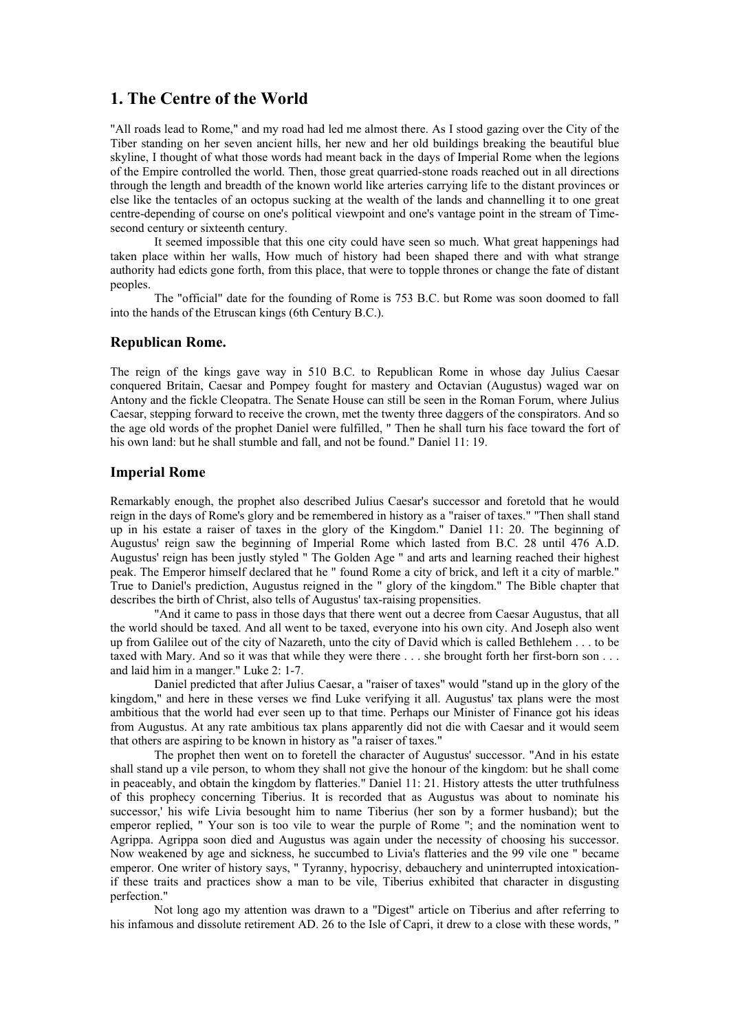## 1. The Centre of the World

"All roads lead to Rome," and my road had led me almost there. As I stood gazing over the City of the Tiber standing on her seven ancient hills, her new and her old buildings breaking the beautiful blue skyline, I thought of what those words had meant back in the days of Imperial Rome when the legions of the Empire controlled the world. Then, those great quarried-stone roads reached out in all directions through the length and breadth of the known world like arteries carrying life to the distant provinces or else like the tentacles of an octopus sucking at the wealth of the lands and channelling it to one great centre-depending of course on one's political viewpoint and one's vantage point in the stream of Time-second century or sixteenth century.

It seemed impossible that this one city could have seen so much. What great happenings had taken place within her walls, How much of history had been shaped there and with what strange authority had edicts gone forth, from this place, that were to topple thrones or change the fate of distant peoples.

The "official" date for the founding of Rome is 753 B.C. but Rome was soon doomed to fall into the hands of the Etruscan kings (6th Century B.C.).

### Republican Rome.

The reign of the kings gave way in 510 B.C. to Republican Rome in whose day Julius Caesar conquered Britain, Caesar and Pompey fought for mastery and Octavian (Augustus) waged war on Antony and the fickle Cleopatra. The Senate House can still be seen in the Roman Forum, where Julius Caesar, stepping forward to receive the crown, met the twenty three daggers of the conspirators. And so the age old words of the prophet Daniel were fulfilled, " Then he shall turn his face toward the fort of his own land: but he shall stumble and fall, and not be found." Daniel 11: 19.

### Imperial Rome

Remarkably enough, the prophet also described Julius Caesar's successor and foretold that he would reign in the days of Rome's glory and be remembered in history as a "raiser of taxes." "Then shall stand up in his estate a raiser of taxes in the glory of the Kingdom." Daniel 11: 20. The beginning of Augustus' reign saw the beginning of Imperial Rome which lasted from B.C. 28 until 476 A.D. Augustus' reign has been justly styled " The Golden Age " and arts and learning reached their highest peak. The Emperor himself declared that he " found Rome a city of brick, and left it a city of marble." True to Daniel's prediction, Augustus reigned in the " glory of the kingdom." The Bible chapter that describes the birth of Christ, also tells of Augustus' tax-raising propensities.

"And it came to pass in those days that there went out a decree from Caesar Augustus, that all the world should be taxed. And all went to be taxed, everyone into his own city. And Joseph also went up from Galilee out of the city of Nazareth, unto the city of David which is called Bethlehem . . . to be taxed with Mary. And so it was that while they were there . . . she brought forth her first-born son . . . and laid him in a manger." Luke 2: 1-7.

Daniel predicted that after Julius Caesar, a "raiser of taxes" would "stand up in the glory of the kingdom," and here in these verses we find Luke verifying it all. Augustus' tax plans were the most ambitious that the world had ever seen up to that time. Perhaps our Minister of Finance got his ideas from Augustus. At any rate ambitious tax plans apparently did not die with Caesar and it would seem that others are aspiring to be known in history as "a raiser of taxes."

The prophet then went on to foretell the character of Augustus' successor. "And in his estate shall stand up a vile person, to whom they shall not give the honour of the kingdom: but he shall come in peaceably, and obtain the kingdom by flatteries." Daniel 11: 21. History attests the utter truthfulness of this prophecy concerning Tiberius. It is recorded that as Augustus was about to nominate his successor,' his wife Livia besought him to name Tiberius (her son by a former husband); but the emperor replied, " Your son is too vile to wear the purple of Rome "; and the nomination went to Agrippa. Agrippa soon died and Augustus was again under the necessity of choosing his successor. Now weakened by age and sickness, he succumbed to Livia's flatteries and the 99 vile one " became emperor. One writer of history says, " Tyranny, hypocrisy, debauchery and uninterrupted intoxication-if these traits and practices show a man to be vile, Tiberius exhibited that character in disgusting perfection."

Not long ago my attention was drawn to a "Digest" article on Tiberius and after referring to his infamous and dissolute retirement AD. 26 to the Isle of Capri, it drew to a close with these words, "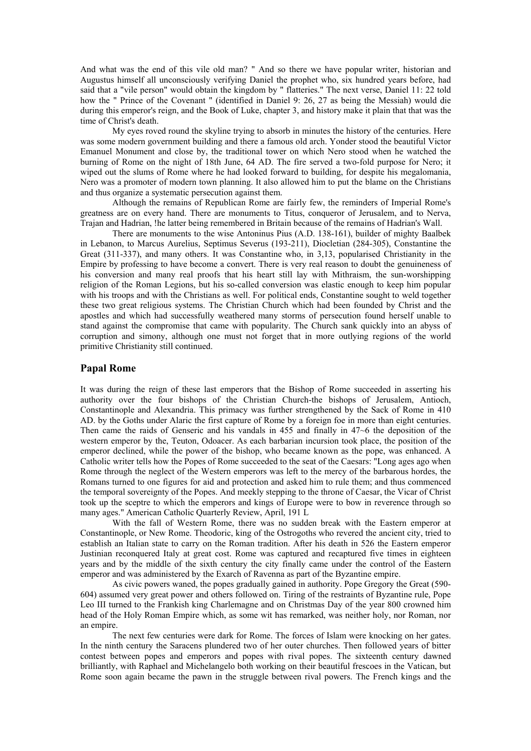And what was the end of this vile old man? " And so there we have popular writer, historian and Augustus himself all unconsciously verifying Daniel the prophet who, six hundred years before, had said that a "vile person" would obtain the kingdom by " flatteries." The next verse, Daniel 11: 22 told how the " Prince of the Covenant " (identified in Daniel 9: 26, 27 as being the Messiah) would die during this emperor's reign, and the Book of Luke, chapter 3, and history make it plain that that was the time of Christ's death.

My eyes roved round the skyline trying to absorb in minutes the history of the centuries. Here was some modern government building and there a famous old arch. Yonder stood the beautiful Victor Emanuel Monument and close by, the traditional tower on which Nero stood when he watched the burning of Rome on the night of 18th June, 64 AD. The fire served a two-fold purpose for Nero; it wiped out the slums of Rome where he had looked forward to building, for despite his megalomania, Nero was a promoter of modern town planning. It also allowed him to put the blame on the Christians and thus organize a systematic persecution against them.

Although the remains of Republican Rome are fairly few, the reminders of Imperial Rome's greatness are on every hand. There are monuments to Titus, conqueror of Jerusalem, and to Nerva, Trajan and Hadrian, !he latter being remembered in Britain because of the remains of Hadrian's Wall.

There are monuments to the wise Antoninus Pius (A.D. 138-161), builder of mighty Baalbek in Lebanon, to Marcus Aurelius, Septimus Severus (193-211), Diocletian (284-305), Constantine the Great (311-337), and many others. It was Constantine who, in 3,13, popularised Christianity in the Empire by professing to have become a convert. There is very real reason to doubt the genuineness of his conversion and many real proofs that his heart still lay with Mithraism, the sun-worshipping religion of the Roman Legions, but his so-called conversion was elastic enough to keep him popular with his troops and with the Christians as well. For political ends, Constantine sought to weld together these two great religious systems. The Christian Church which had been founded by Christ and the apostles and which had successfully weathered many storms of persecution found herself unable to stand against the compromise that came with popularity. The Church sank quickly into an abyss of corruption and simony, although one must not forget that in more outlying regions of the world primitive Christianity still continued.

## Papal Rome

It was during the reign of these last emperors that the Bishop of Rome succeeded in asserting his authority over the four bishops of the Christian Church-the bishops of Jerusalem, Antioch, Constantinople and Alexandria. This primacy was further strengthened by the Sack of Rome in 410 AD. by the Goths under Alaric the first capture of Rome by a foreign foe in more than eight centuries. Then came the raids of Genseric and his vandals in 455 and finally in 47~6 the deposition of the western emperor by the, Teuton, Odoacer. As each barbarian incursion took place, the position of the emperor declined, while the power of the bishop, who became known as the pope, was enhanced. A Catholic writer tells how the Popes of Rome succeeded to the seat of the Caesars: "Long ages ago when Rome through the neglect of the Western emperors was left to the mercy of the barbarous hordes, the Romans turned to one figures for aid and protection and asked him to rule them; and thus commenced the temporal sovereignty of the Popes. And meekly stepping to the throne of Caesar, the Vicar of Christ took up the sceptre to which the emperors and kings of Europe were to bow in reverence through so many ages." American Catholic Quarterly Review, April, 191 L

With the fall of Western Rome, there was no sudden break with the Eastern emperor at Constantinople, or New Rome. Theodoric, king of the Ostrogoths who revered the ancient city, tried to establish an Italian state to carry on the Roman tradition. After his death in 526 the Eastern emperor Justinian reconquered Italy at great cost. Rome was captured and recaptured five times in eighteen years and by the middle of the sixth century the city finally came under the control of the Eastern emperor and was administered by the Exarch of Ravenna as part of the Byzantine empire.

As civic powers waned, the popes gradually gained in authority. Pope Gregory the Great (590-604) assumed very great power and others followed on. Tiring of the restraints of Byzantine rule, Pope Leo III turned to the Frankish king Charlemagne and on Christmas Day of the year 800 crowned him head of the Holy Roman Empire which, as some wit has remarked, was neither holy, nor Roman, nor an empire.

The next few centuries were dark for Rome. The forces of Islam were knocking on her gates. In the ninth century the Saracens plundered two of her outer churches. Then followed years of bitter contest between popes and emperors and popes with rival popes. The sixteenth century dawned brilliantly, with Raphael and Michelangelo both working on their beautiful frescoes in the Vatican, but Rome soon again became the pawn in the struggle between rival powers. The French kings and the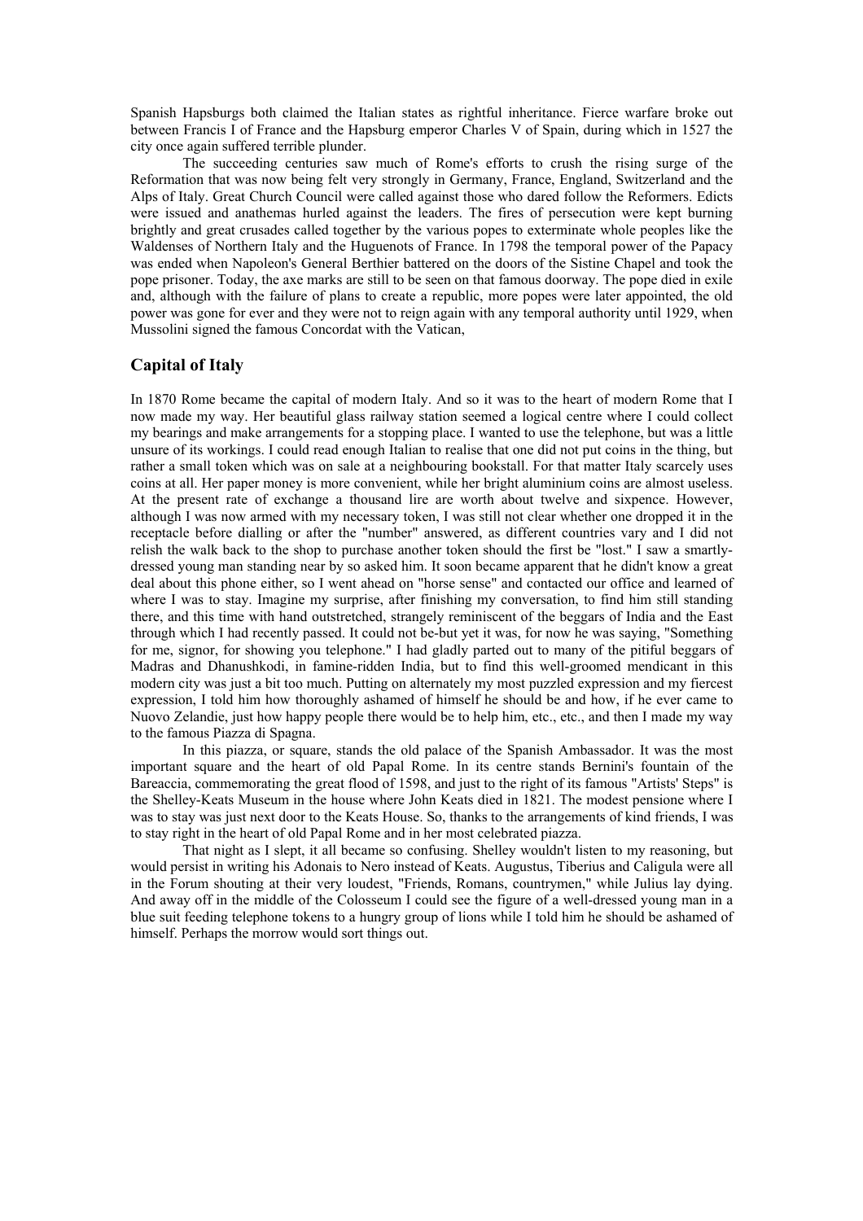Spanish Hapsburgs both claimed the Italian states as rightful inheritance. Fierce warfare broke out between Francis I of France and the Hapsburg emperor Charles V of Spain, during which in 1527 the city once again suffered terrible plunder.

The succeeding centuries saw much of Rome's efforts to crush the rising surge of the Reformation that was now being felt very strongly in Germany, France, England, Switzerland and the Alps of Italy. Great Church Council were called against those who dared follow the Reformers. Edicts were issued and anathemas hurled against the leaders. The fires of persecution were kept burning brightly and great crusades called together by the various popes to exterminate whole peoples like the Waldenses of Northern Italy and the Huguenots of France. In 1798 the temporal power of the Papacy was ended when Napoleon's General Berthier battered on the doors of the Sistine Chapel and took the pope prisoner. Today, the axe marks are still to be seen on that famous doorway. The pope died in exile and, although with the failure of plans to create a republic, more popes were later appointed, the old power was gone for ever and they were not to reign again with any temporal authority until 1929, when Mussolini signed the famous Concordat with the Vatican,

## Capital of Italy

In 1870 Rome became the capital of modern Italy. And so it was to the heart of modern Rome that I now made my way. Her beautiful glass railway station seemed a logical centre where I could collect my bearings and make arrangements for a stopping place. I wanted to use the telephone, but was a little unsure of its workings. I could read enough Italian to realise that one did not put coins in the thing, but rather a small token which was on sale at a neighbouring bookstall. For that matter Italy scarcely uses coins at all. Her paper money is more convenient, while her bright aluminium coins are almost useless. At the present rate of exchange a thousand lire are worth about twelve and sixpence. However, although I was now armed with my necessary token, I was still not clear whether one dropped it in the receptacle before dialling or after the "number" answered, as different countries vary and I did not relish the walk back to the shop to purchase another token should the first be "lost." I saw a smartly-dressed young man standing near by so asked him. It soon became apparent that he didn't know a great deal about this phone either, so I went ahead on "horse sense" and contacted our office and learned of where I was to stay. Imagine my surprise, after finishing my conversation, to find him still standing there, and this time with hand outstretched, strangely reminiscent of the beggars of India and the East through which I had recently passed. It could not be-but yet it was, for now he was saying, "Something for me, signor, for showing you telephone." I had gladly parted out to many of the pitiful beggars of Madras and Dhanushkodi, in famine-ridden India, but to find this well-groomed mendicant in this modern city was just a bit too much. Putting on alternately my most puzzled expression and my fiercest expression, I told him how thoroughly ashamed of himself he should be and how, if he ever came to Nuovo Zelandie, just how happy people there would be to help him, etc., etc., and then I made my way to the famous Piazza di Spagna.

In this piazza, or square, stands the old palace of the Spanish Ambassador. It was the most important square and the heart of old Papal Rome. In its centre stands Bernini's fountain of the Bareaccia, commemorating the great flood of 1598, and just to the right of its famous "Artists' Steps" is the Shelley-Keats Museum in the house where John Keats died in 1821. The modest pensione where I was to stay was just next door to the Keats House. So, thanks to the arrangements of kind friends, I was to stay right in the heart of old Papal Rome and in her most celebrated piazza.

That night as I slept, it all became so confusing. Shelley wouldn't listen to my reasoning, but would persist in writing his Adonais to Nero instead of Keats. Augustus, Tiberius and Caligula were all in the Forum shouting at their very loudest, "Friends, Romans, countrymen," while Julius lay dying. And away off in the middle of the Colosseum I could see the figure of a well-dressed young man in a blue suit feeding telephone tokens to a hungry group of lions while I told him he should be ashamed of himself. Perhaps the morrow would sort things out.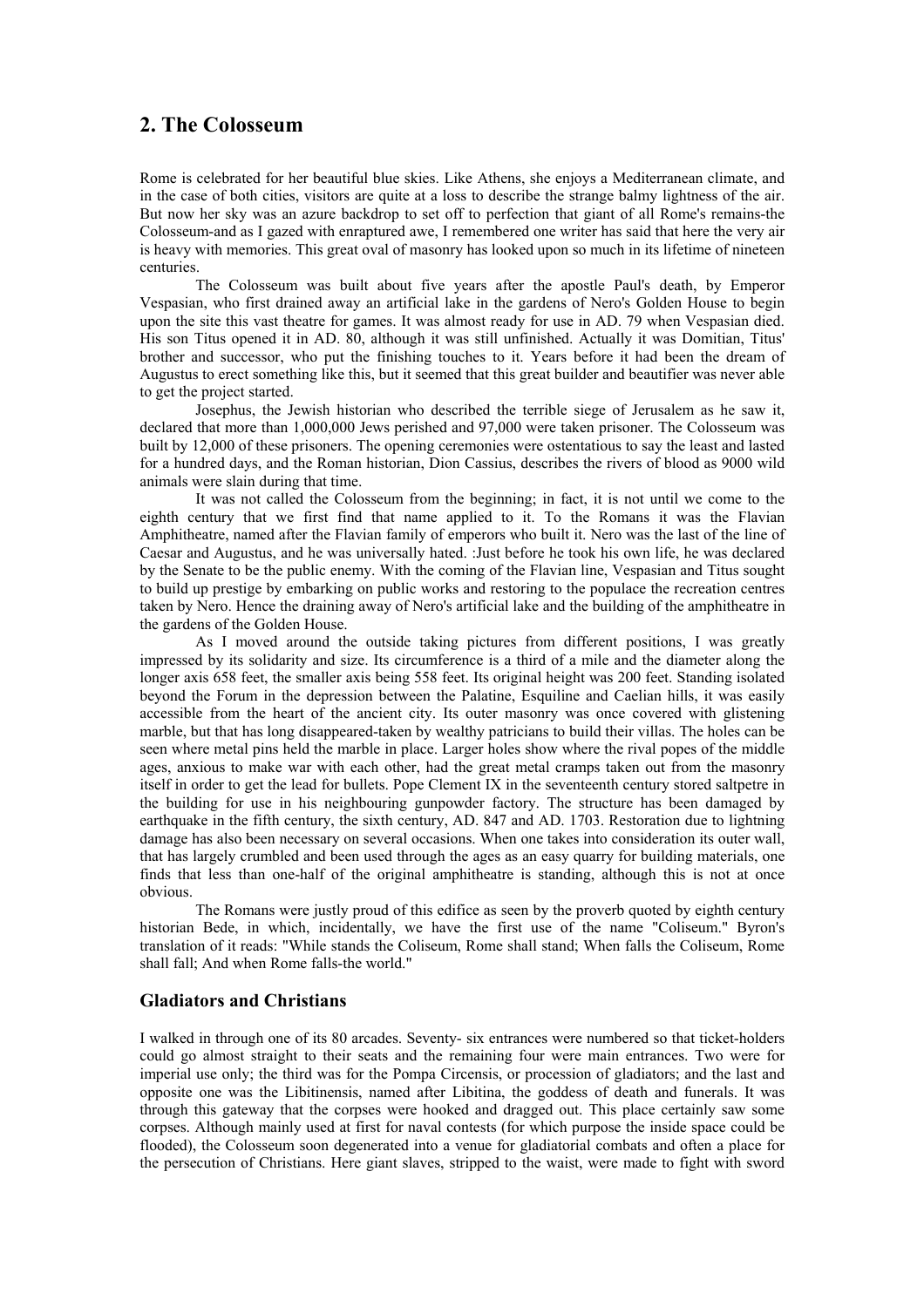## 2. The Colosseum

Rome is celebrated for her beautiful blue skies. Like Athens, she enjoys a Mediterranean climate, and in the case of both cities, visitors are quite at a loss to describe the strange balmy lightness of the air. But now her sky was an azure backdrop to set off to perfection that giant of all Rome's remains-the Colosseum-and as I gazed with enraptured awe, I remembered one writer has said that here the very air is heavy with memories. This great oval of masonry has looked upon so much in its lifetime of nineteen centuries.

The Colosseum was built about five years after the apostle Paul's death, by Emperor Vespasian, who first drained away an artificial lake in the gardens of Nero's Golden House to begin upon the site this vast theatre for games. It was almost ready for use in AD. 79 when Vespasian died. His son Titus opened it in AD. 80, although it was still unfinished. Actually it was Domitian, Titus' brother and successor, who put the finishing touches to it. Years before it had been the dream of Augustus to erect something like this, but it seemed that this great builder and beautifier was never able to get the project started.

Josephus, the Jewish historian who described the terrible siege of Jerusalem as he saw it, declared that more than 1,000,000 Jews perished and 97,000 were taken prisoner. The Colosseum was built by 12,000 of these prisoners. The opening ceremonies were ostentatious to say the least and lasted for a hundred days, and the Roman historian, Dion Cassius, describes the rivers of blood as 9000 wild animals were slain during that time.

It was not called the Colosseum from the beginning; in fact, it is not until we come to the eighth century that we first find that name applied to it. To the Romans it was the Flavian Amphitheatre, named after the Flavian family of emperors who built it. Nero was the last of the line of Caesar and Augustus, and he was universally hated. :Just before he took his own life, he was declared by the Senate to be the public enemy. With the coming of the Flavian line, Vespasian and Titus sought to build up prestige by embarking on public works and restoring to the populace the recreation centres taken by Nero. Hence the draining away of Nero's artificial lake and the building of the amphitheatre in the gardens of the Golden House.

As I moved around the outside taking pictures from different positions, I was greatly impressed by its solidarity and size. Its circumference is a third of a mile and the diameter along the longer axis 658 feet, the smaller axis being 558 feet. Its original height was 200 feet. Standing isolated beyond the Forum in the depression between the Palatine, Esquiline and Caelian hills, it was easily accessible from the heart of the ancient city. Its outer masonry was once covered with glistening marble, but that has long disappeared-taken by wealthy patricians to build their villas. The holes can be seen where metal pins held the marble in place. Larger holes show where the rival popes of the middle ages, anxious to make war with each other, had the great metal cramps taken out from the masonry itself in order to get the lead for bullets. Pope Clement IX in the seventeenth century stored saltpetre in the building for use in his neighbouring gunpowder factory. The structure has been damaged by earthquake in the fifth century, the sixth century, AD. 847 and AD. 1703. Restoration due to lightning damage has also been necessary on several occasions. When one takes into consideration its outer wall, that has largely crumbled and been used through the ages as an easy quarry for building materials, one finds that less than one-half of the original amphitheatre is standing, although this is not at once obvious.

The Romans were justly proud of this edifice as seen by the proverb quoted by eighth century historian Bede, in which, incidentally, we have the first use of the name "Coliseum." Byron's translation of it reads: "While stands the Coliseum, Rome shall stand; When falls the Coliseum, Rome shall fall; And when Rome falls-the world."

### Gladiators and Christians

I walked in through one of its 80 arcades. Seventy- six entrances were numbered so that ticket-holders could go almost straight to their seats and the remaining four were main entrances. Two were for imperial use only; the third was for the Pompa Circensis, or procession of gladiators; and the last and opposite one was the Libitinensis, named after Libitina, the goddess of death and funerals. It was through this gateway that the corpses were hooked and dragged out. This place certainly saw some corpses. Although mainly used at first for naval contests (for which purpose the inside space could be flooded), the Colosseum soon degenerated into a venue for gladiatorial combats and often a place for the persecution of Christians. Here giant slaves, stripped to the waist, were made to fight with sword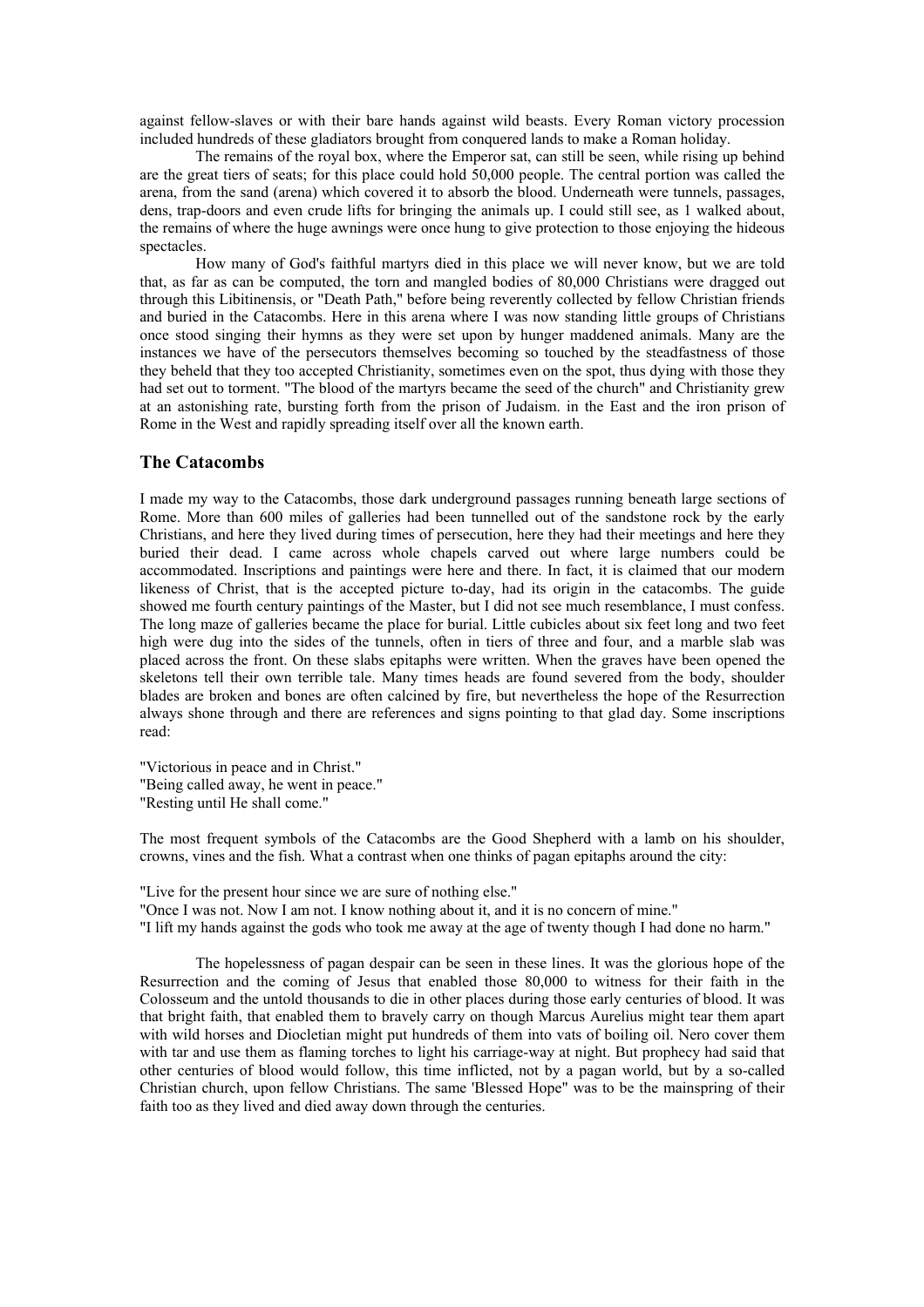against fellow-slaves or with their bare hands against wild beasts. Every Roman victory procession included hundreds of these gladiators brought from conquered lands to make a Roman holiday.

The remains of the royal box, where the Emperor sat, can still be seen, while rising up behind are the great tiers of seats; for this place could hold 50,000 people. The central portion was called the arena, from the sand (arena) which covered it to absorb the blood. Underneath were tunnels, passages, dens, trap-doors and even crude lifts for bringing the animals up. I could still see, as 1 walked about, the remains of where the huge awnings were once hung to give protection to those enjoying the hideous spectacles.

How many of God's faithful martyrs died in this place we will never know, but we are told that, as far as can be computed, the torn and mangled bodies of 80,000 Christians were dragged out through this Libitinensis, or "Death Path," before being reverently collected by fellow Christian friends and buried in the Catacombs. Here in this arena where I was now standing little groups of Christians once stood singing their hymns as they were set upon by hunger maddened animals. Many are the instances we have of the persecutors themselves becoming so touched by the steadfastness of those they beheld that they too accepted Christianity, sometimes even on the spot, thus dying with those they had set out to torment. "The blood of the martyrs became the seed of the church" and Christianity grew at an astonishing rate, bursting forth from the prison of Judaism. in the East and the iron prison of Rome in the West and rapidly spreading itself over all the known earth.

## The Catacombs

I made my way to the Catacombs, those dark underground passages running beneath large sections of Rome. More than 600 miles of galleries had been tunnelled out of the sandstone rock by the early Christians, and here they lived during times of persecution, here they had their meetings and here they buried their dead. I came across whole chapels carved out where large numbers could be accommodated. Inscriptions and paintings were here and there. In fact, it is claimed that our modern likeness of Christ, that is the accepted picture to-day, had its origin in the catacombs. The guide showed me fourth century paintings of the Master, but I did not see much resemblance, I must confess. The long maze of galleries became the place for burial. Little cubicles about six feet long and two feet high were dug into the sides of the tunnels, often in tiers of three and four, and a marble slab was placed across the front. On these slabs epitaphs were written. When the graves have been opened the skeletons tell their own terrible tale. Many times heads are found severed from the body, shoulder blades are broken and bones are often calcined by fire, but nevertheless the hope of the Resurrection always shone through and there are references and signs pointing to that glad day. Some inscriptions read:

"Victorious in peace and in Christ."
"Being called away, he went in peace."
"Resting until He shall come."

The most frequent symbols of the Catacombs are the Good Shepherd with a lamb on his shoulder, crowns, vines and the fish. What a contrast when one thinks of pagan epitaphs around the city:

"Live for the present hour since we are sure of nothing else."
"Once I was not. Now I am not. I know nothing about it, and it is no concern of mine."
"I lift my hands against the gods who took me away at the age of twenty though I had done no harm."

The hopelessness of pagan despair can be seen in these lines. It was the glorious hope of the Resurrection and the coming of Jesus that enabled those 80,000 to witness for their faith in the Colosseum and the untold thousands to die in other places during those early centuries of blood. It was that bright faith, that enabled them to bravely carry on though Marcus Aurelius might tear them apart with wild horses and Diocletian might put hundreds of them into vats of boiling oil. Nero cover them with tar and use them as flaming torches to light his carriage-way at night. But prophecy had said that other centuries of blood would follow, this time inflicted, not by a pagan world, but by a so-called Christian church, upon fellow Christians. The same 'Blessed Hope" was to be the mainspring of their faith too as they lived and died away down through the centuries.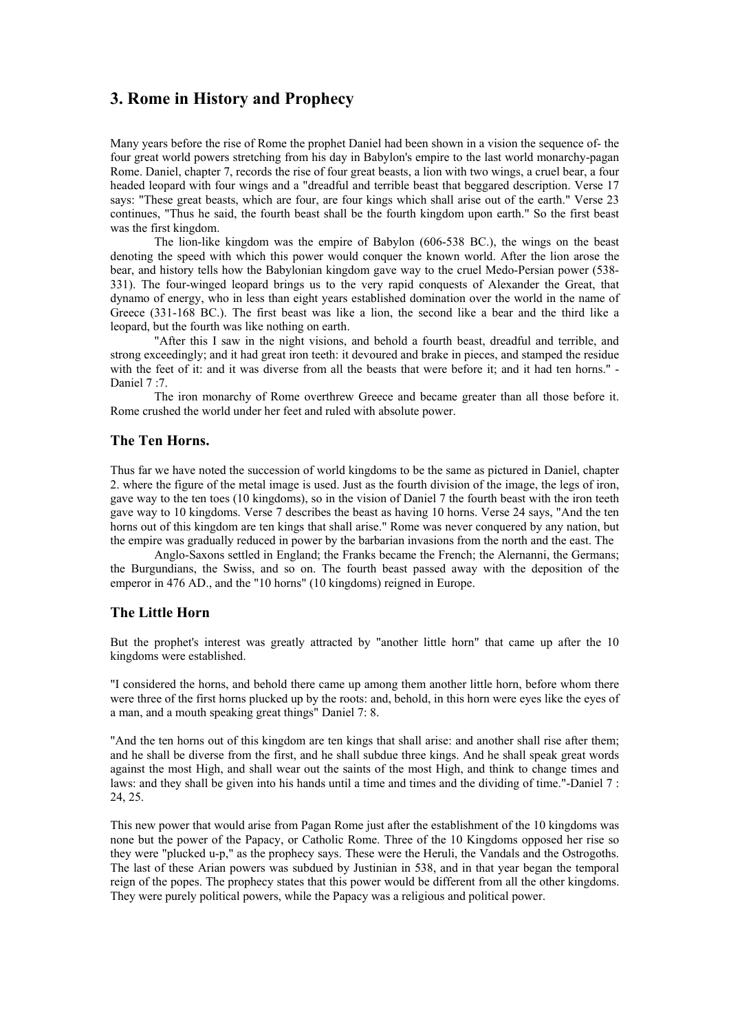## 3. Rome in History and Prophecy

Many years before the rise of Rome the prophet Daniel had been shown in a vision the sequence of- the four great world powers stretching from his day in Babylon's empire to the last world monarchy-pagan Rome. Daniel, chapter 7, records the rise of four great beasts, a lion with two wings, a cruel bear, a four headed leopard with four wings and a "dreadful and terrible beast that beggared description. Verse 17 says: "These great beasts, which are four, are four kings which shall arise out of the earth." Verse 23 continues, "Thus he said, the fourth beast shall be the fourth kingdom upon earth." So the first beast was the first kingdom.

The lion-like kingdom was the empire of Babylon (606-538 BC.), the wings on the beast denoting the speed with which this power would conquer the known world. After the lion arose the bear, and history tells how the Babylonian kingdom gave way to the cruel Medo-Persian power (538-331). The four-winged leopard brings us to the very rapid conquests of Alexander the Great, that dynamo of energy, who in less than eight years established domination over the world in the name of Greece (331-168 BC.). The first beast was like a lion, the second like a bear and the third like a leopard, but the fourth was like nothing on earth.

"After this I saw in the night visions, and behold a fourth beast, dreadful and terrible, and strong exceedingly; and it had great iron teeth: it devoured and brake in pieces, and stamped the residue with the feet of it: and it was diverse from all the beasts that were before it; and it had ten horns." - Daniel 7 :7.

The iron monarchy of Rome overthrew Greece and became greater than all those before it. Rome crushed the world under her feet and ruled with absolute power.

### The Ten Horns.

Thus far we have noted the succession of world kingdoms to be the same as pictured in Daniel, chapter 2. where the figure of the metal image is used. Just as the fourth division of the image, the legs of iron, gave way to the ten toes (10 kingdoms), so in the vision of Daniel 7 the fourth beast with the iron teeth gave way to 10 kingdoms. Verse 7 describes the beast as having 10 horns. Verse 24 says, "And the ten horns out of this kingdom are ten kings that shall arise." Rome was never conquered by any nation, but the empire was gradually reduced in power by the barbarian invasions from the north and the east. The

Anglo-Saxons settled in England; the Franks became the French; the Alernanni, the Germans; the Burgundians, the Swiss, and so on. The fourth beast passed away with the deposition of the emperor in 476 AD., and the "10 horns" (10 kingdoms) reigned in Europe.

### The Little Horn

But the prophet's interest was greatly attracted by "another little horn" that came up after the 10 kingdoms were established.

"I considered the horns, and behold there came up among them another little horn, before whom there were three of the first horns plucked up by the roots: and, behold, in this horn were eyes like the eyes of a man, and a mouth speaking great things" Daniel 7: 8.

"And the ten horns out of this kingdom are ten kings that shall arise: and another shall rise after them; and he shall be diverse from the first, and he shall subdue three kings. And he shall speak great words against the most High, and shall wear out the saints of the most High, and think to change times and laws: and they shall be given into his hands until a time and times and the dividing of time."-Daniel 7 : 24, 25.

This new power that would arise from Pagan Rome just after the establishment of the 10 kingdoms was none but the power of the Papacy, or Catholic Rome. Three of the 10 Kingdoms opposed her rise so they were "plucked u-p," as the prophecy says. These were the Heruli, the Vandals and the Ostrogoths. The last of these Arian powers was subdued by Justinian in 538, and in that year began the temporal reign of the popes. The prophecy states that this power would be different from all the other kingdoms. They were purely political powers, while the Papacy was a religious and political power.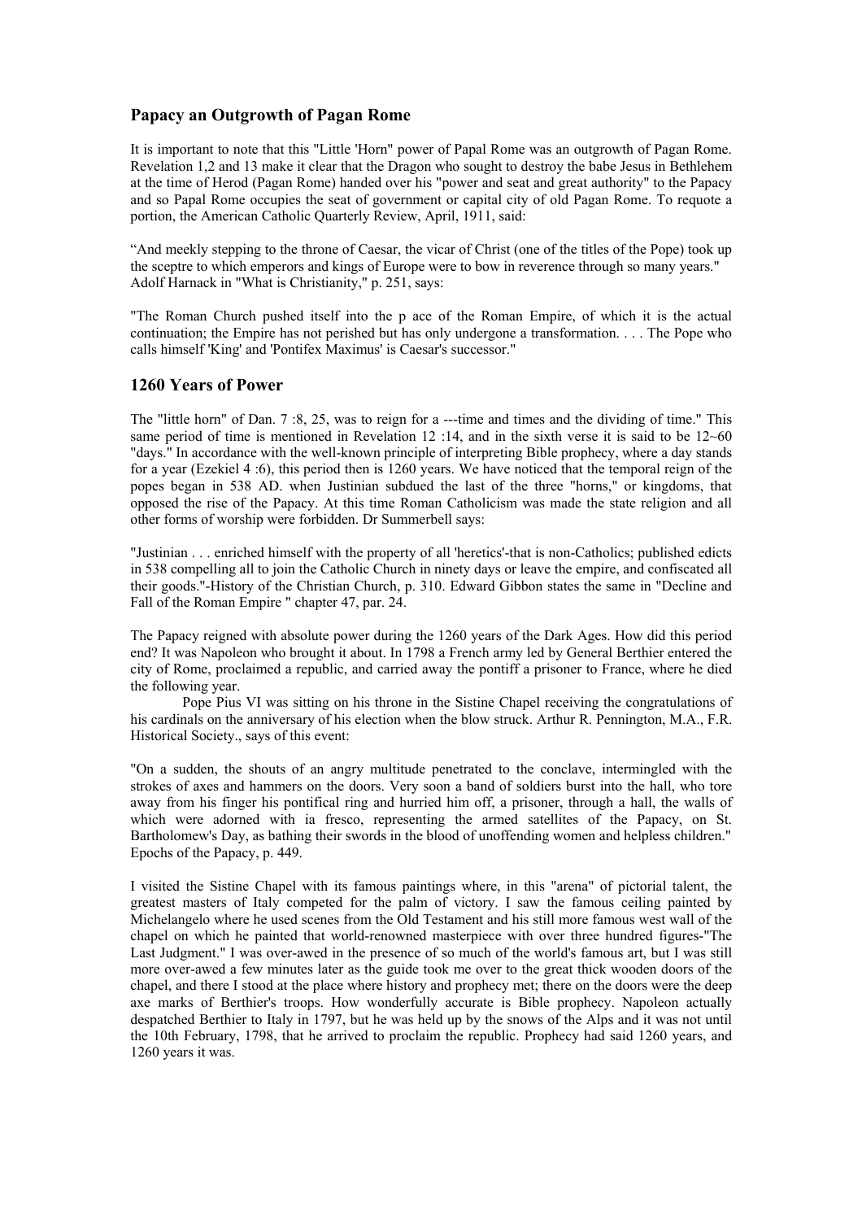## Papacy an Outgrowth of Pagan Rome

It is important to note that this "Little 'Horn" power of Papal Rome was an outgrowth of Pagan Rome. Revelation 1,2 and 13 make it clear that the Dragon who sought to destroy the babe Jesus in Bethlehem at the time of Herod (Pagan Rome) handed over his "power and seat and great authority" to the Papacy and so Papal Rome occupies the seat of government or capital city of old Pagan Rome. To requote a portion, the American Catholic Quarterly Review, April, 1911, said:

"And meekly stepping to the throne of Caesar, the vicar of Christ (one of the titles of the Pope) took up the sceptre to which emperors and kings of Europe were to bow in reverence through so many years." Adolf Harnack in "What is Christianity," p. 251, says:

"The Roman Church pushed itself into the p ace of the Roman Empire, of which it is the actual continuation; the Empire has not perished but has only undergone a transformation. . . . The Pope who calls himself 'King' and 'Pontifex Maximus' is Caesar's successor."

## 1260 Years of Power

The "little horn" of Dan. 7 :8, 25, was to reign for a ---time and times and the dividing of time." This same period of time is mentioned in Revelation 12 :14, and in the sixth verse it is said to be 12~60 "days." In accordance with the well-known principle of interpreting Bible prophecy, where a day stands for a year (Ezekiel 4 :6), this period then is 1260 years. We have noticed that the temporal reign of the popes began in 538 AD. when Justinian subdued the last of the three "horns," or kingdoms, that opposed the rise of the Papacy. At this time Roman Catholicism was made the state religion and all other forms of worship were forbidden. Dr Summerbell says:

"Justinian . . . enriched himself with the property of all 'heretics'-that is non-Catholics; published edicts in 538 compelling all to join the Catholic Church in ninety days or leave the empire, and confiscated all their goods."-History of the Christian Church, p. 310. Edward Gibbon states the same in "Decline and Fall of the Roman Empire " chapter 47, par. 24.

The Papacy reigned with absolute power during the 1260 years of the Dark Ages. How did this period end? It was Napoleon who brought it about. In 1798 a French army led by General Berthier entered the city of Rome, proclaimed a republic, and carried away the pontiff a prisoner to France, where he died the following year.

Pope Pius VI was sitting on his throne in the Sistine Chapel receiving the congratulations of his cardinals on the anniversary of his election when the blow struck. Arthur R. Pennington, M.A., F.R. Historical Society., says of this event:

"On a sudden, the shouts of an angry multitude penetrated to the conclave, intermingled with the strokes of axes and hammers on the doors. Very soon a band of soldiers burst into the hall, who tore away from his finger his pontifical ring and hurried him off, a prisoner, through a hall, the walls of which were adorned with ia fresco, representing the armed satellites of the Papacy, on St. Bartholomew's Day, as bathing their swords in the blood of unoffending women and helpless children." Epochs of the Papacy, p. 449.

I visited the Sistine Chapel with its famous paintings where, in this "arena" of pictorial talent, the greatest masters of Italy competed for the palm of victory. I saw the famous ceiling painted by Michelangelo where he used scenes from the Old Testament and his still more famous west wall of the chapel on which he painted that world-renowned masterpiece with over three hundred figures-"The Last Judgment." I was over-awed in the presence of so much of the world's famous art, but I was still more over-awed a few minutes later as the guide took me over to the great thick wooden doors of the chapel, and there I stood at the place where history and prophecy met; there on the doors were the deep axe marks of Berthier's troops. How wonderfully accurate is Bible prophecy. Napoleon actually despatched Berthier to Italy in 1797, but he was held up by the snows of the Alps and it was not until the 10th February, 1798, that he arrived to proclaim the republic. Prophecy had said 1260 years, and 1260 years it was.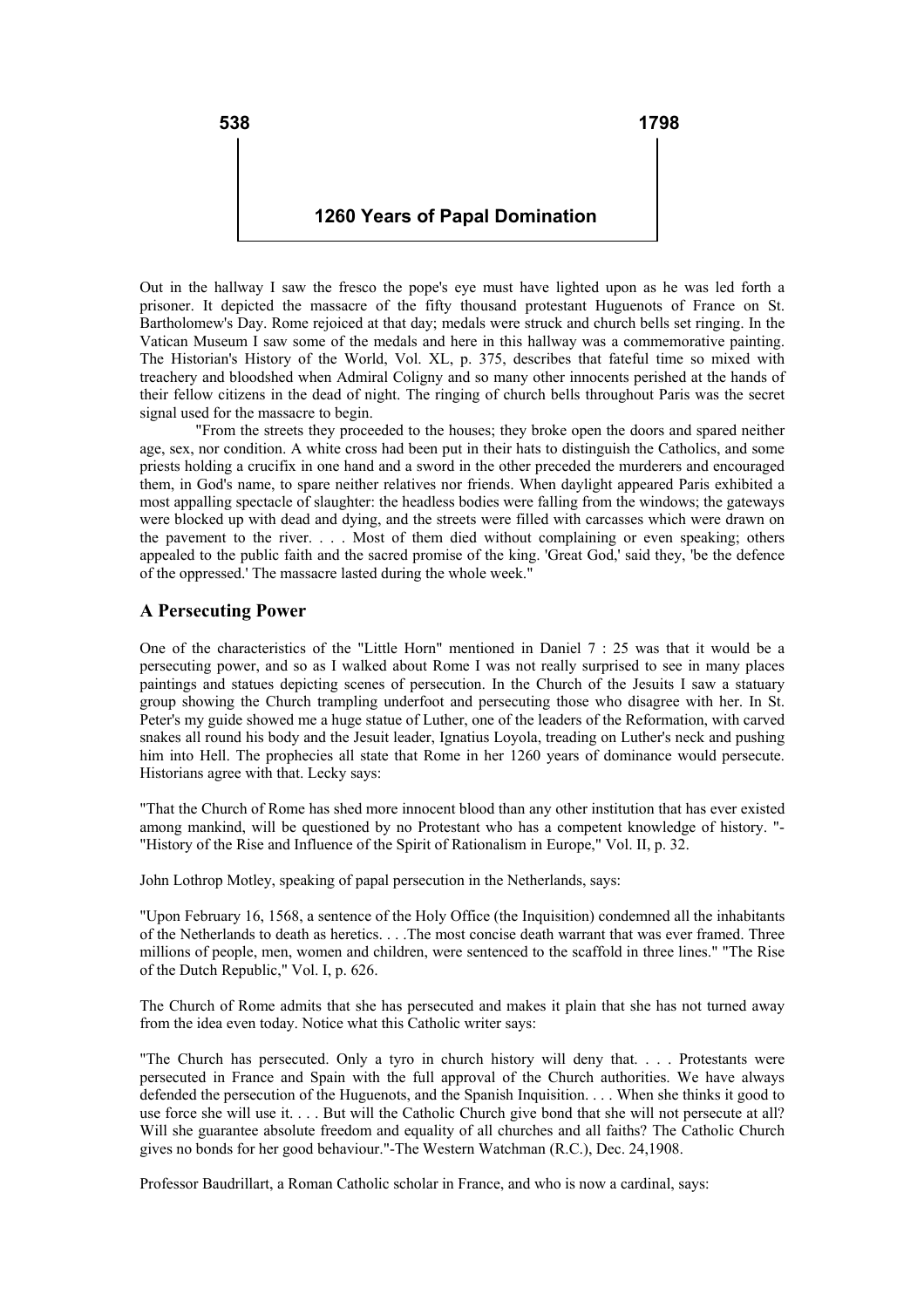538

1798

**1260 Years of Papal Domination**

Out in the hallway I saw the fresco the pope's eye must have lighted upon as he was led forth a prisoner. It depicted the massacre of the fifty thousand protestant Huguenots of France on St. Bartholomew's Day. Rome rejoiced at that day; medals were struck and church bells set ringing. In the Vatican Museum I saw some of the medals and here in this hallway was a commemorative painting. The Historian's History of the World, Vol. XL, p. 375, describes that fateful time so mixed with treachery and bloodshed when Admiral Coligny and so many other innocents perished at the hands of their fellow citizens in the dead of night. The ringing of church bells throughout Paris was the secret signal used for the massacre to begin.

"From the streets they proceeded to the houses; they broke open the doors and spared neither age, sex, nor condition. A white cross had been put in their hats to distinguish the Catholics, and some priests holding a crucifix in one hand and a sword in the other preceded the murderers and encouraged them, in God's name, to spare neither relatives nor friends. When daylight appeared Paris exhibited a most appalling spectacle of slaughter: the headless bodies were falling from the windows; the gateways were blocked up with dead and dying, and the streets were filled with carcasses which were drawn on the pavement to the river. . . . Most of them died without complaining or even speaking; others appealed to the public faith and the sacred promise of the king. 'Great God,' said they, 'be the defence of the oppressed.' The massacre lasted during the whole week."

## A Persecuting Power

One of the characteristics of the "Little Horn" mentioned in Daniel 7 : 25 was that it would be a persecuting power, and so as I walked about Rome I was not really surprised to see in many places paintings and statues depicting scenes of persecution. In the Church of the Jesuits I saw a statuary group showing the Church trampling underfoot and persecuting those who disagree with her. In St. Peter's my guide showed me a huge statue of Luther, one of the leaders of the Reformation, with carved snakes all round his body and the Jesuit leader, Ignatius Loyola, treading on Luther's neck and pushing him into Hell. The prophecies all state that Rome in her 1260 years of dominance would persecute. Historians agree with that. Lecky says:

"That the Church of Rome has shed more innocent blood than any other institution that has ever existed among mankind, will be questioned by no Protestant who has a competent knowledge of history. "-"History of the Rise and Influence of the Spirit of Rationalism in Europe," Vol. II, p. 32.

John Lothrop Motley, speaking of papal persecution in the Netherlands, says:

"Upon February 16, 1568, a sentence of the Holy Office (the Inquisition) condemned all the inhabitants of the Netherlands to death as heretics. . . .The most concise death warrant that was ever framed. Three millions of people, men, women and children, were sentenced to the scaffold in three lines." "The Rise of the Dutch Republic," Vol. I, p. 626.

The Church of Rome admits that she has persecuted and makes it plain that she has not turned away from the idea even today. Notice what this Catholic writer says:

"The Church has persecuted. Only a tyro in church history will deny that. . . . Protestants were persecuted in France and Spain with the full approval of the Church authorities. We have always defended the persecution of the Huguenots, and the Spanish Inquisition. . . . When she thinks it good to use force she will use it. . . . But will the Catholic Church give bond that she will not persecute at all? Will she guarantee absolute freedom and equality of all churches and all faiths? The Catholic Church gives no bonds for her good behaviour."-The Western Watchman (R.C.), Dec. 24,1908.

Professor Baudrillart, a Roman Catholic scholar in France, and who is now a cardinal, says: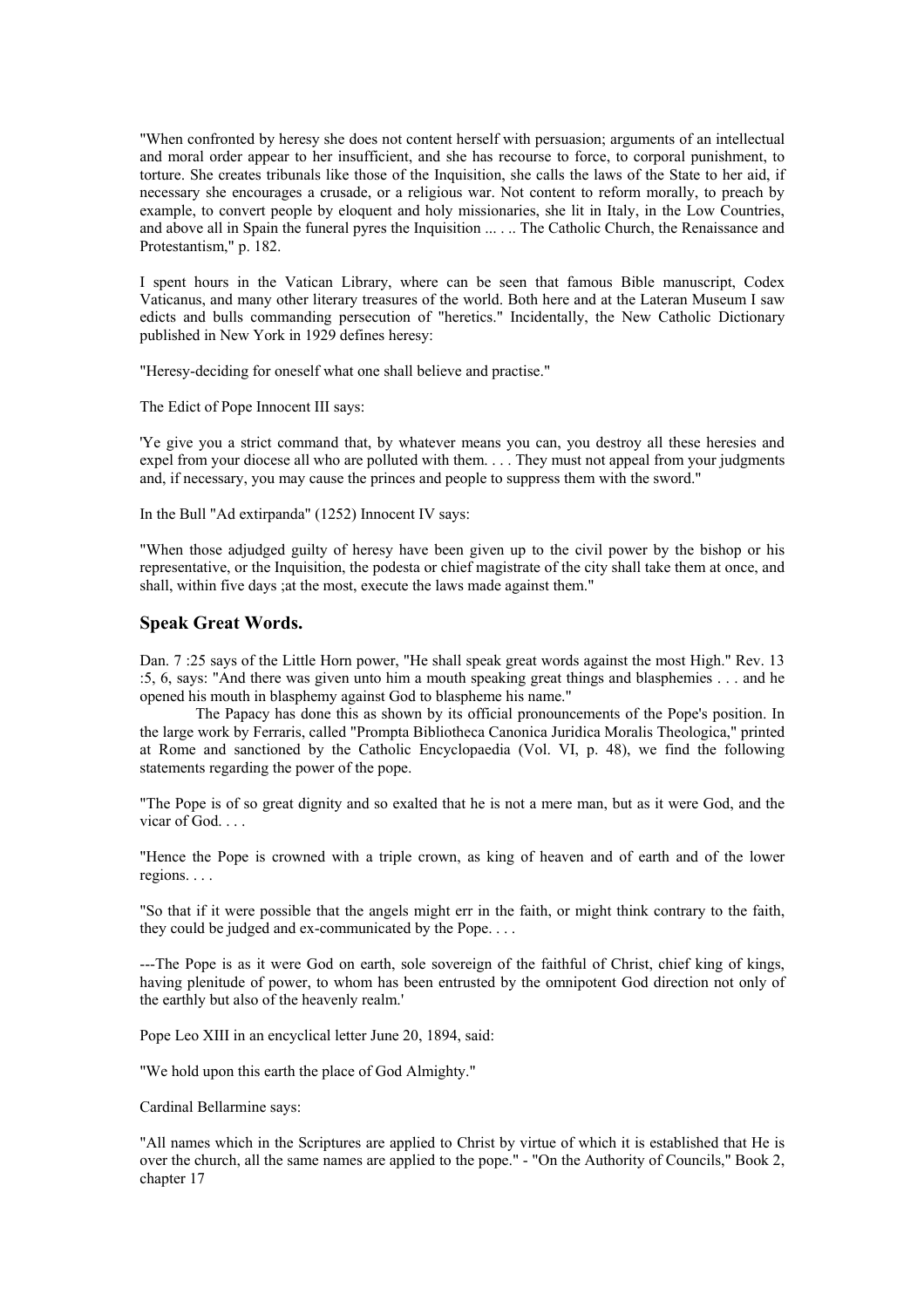"When confronted by heresy she does not content herself with persuasion; arguments of an intellectual and moral order appear to her insufficient, and she has recourse to force, to corporal punishment, to torture. She creates tribunals like those of the Inquisition, she calls the laws of the State to her aid, if necessary she encourages a crusade, or a religious war. Not content to reform morally, to preach by example, to convert people by eloquent and holy missionaries, she lit in Italy, in the Low Countries, and above all in Spain the funeral pyres the Inquisition ... . .. The Catholic Church, the Renaissance and Protestantism," p. 182.

I spent hours in the Vatican Library, where can be seen that famous Bible manuscript, Codex Vaticanus, and many other literary treasures of the world. Both here and at the Lateran Museum I saw edicts and bulls commanding persecution of "heretics." Incidentally, the New Catholic Dictionary published in New York in 1929 defines heresy:

"Heresy-deciding for oneself what one shall believe and practise."

The Edict of Pope Innocent III says:

'Ye give you a strict command that, by whatever means you can, you destroy all these heresies and expel from your diocese all who are polluted with them. . . . They must not appeal from your judgments and, if necessary, you may cause the princes and people to suppress them with the sword."

In the Bull "Ad extirpanda" (1252) Innocent IV says:

"When those adjudged guilty of heresy have been given up to the civil power by the bishop or his representative, or the Inquisition, the podesta or chief magistrate of the city shall take them at once, and shall, within five days ;at the most, execute the laws made against them."

## Speak Great Words.

Dan. 7 :25 says of the Little Horn power, "He shall speak great words against the most High." Rev. 13 :5, 6, says: "And there was given unto him a mouth speaking great things and blasphemies . . . and he opened his mouth in blasphemy against God to blaspheme his name."

The Papacy has done this as shown by its official pronouncements of the Pope's position. In the large work by Ferraris, called "Prompta Bibliotheca Canonica Juridica Moralis Theologica," printed at Rome and sanctioned by the Catholic Encyclopaedia (Vol. VI, p. 48), we find the following statements regarding the power of the pope.

"The Pope is of so great dignity and so exalted that he is not a mere man, but as it were God, and the vicar of God. . . .

"Hence the Pope is crowned with a triple crown, as king of heaven and of earth and of the lower regions. . . .

"So that if it were possible that the angels might err in the faith, or might think contrary to the faith, they could be judged and ex-communicated by the Pope. . . .

---The Pope is as it were God on earth, sole sovereign of the faithful of Christ, chief king of kings, having plenitude of power, to whom has been entrusted by the omnipotent God direction not only of the earthly but also of the heavenly realm.'

Pope Leo XIII in an encyclical letter June 20, 1894, said:

"We hold upon this earth the place of God Almighty."

Cardinal Bellarmine says:

"All names which in the Scriptures are applied to Christ by virtue of which it is established that He is over the church, all the same names are applied to the pope." - "On the Authority of Councils," Book 2, chapter 17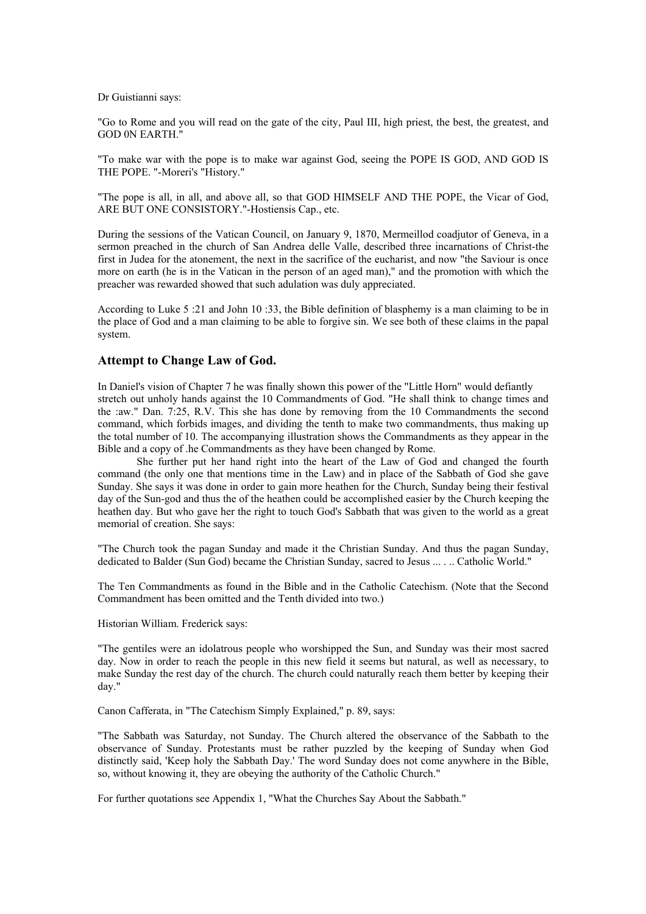Dr Guistianni says:

"Go to Rome and you will read on the gate of the city, Paul III, high priest, the best, the greatest, and GOD 0N EARTH."

"To make war with the pope is to make war against God, seeing the POPE IS GOD, AND GOD IS THE POPE. "-Moreri's "History."

"The pope is all, in all, and above all, so that GOD HIMSELF AND THE POPE, the Vicar of God, ARE BUT ONE CONSISTORY."-Hostiensis Cap., etc.

During the sessions of the Vatican Council, on January 9, 1870, Mermeillod coadjutor of Geneva, in a sermon preached in the church of San Andrea delle Valle, described three incarnations of Christ-the first in Judea for the atonement, the next in the sacrifice of the eucharist, and now "the Saviour is once more on earth (he is in the Vatican in the person of an aged man)," and the promotion with which the preacher was rewarded showed that such adulation was duly appreciated.

According to Luke 5 :21 and John 10 :33, the Bible definition of blasphemy is a man claiming to be in the place of God and a man claiming to be able to forgive sin. We see both of these claims in the papal system.

## Attempt to Change Law of God.

In Daniel's vision of Chapter 7 he was finally shown this power of the "Little Horn" would defiantly stretch out unholy hands against the 10 Commandments of God. "He shall think to change times and the :aw." Dan. 7:25, R.V. This she has done by removing from the 10 Commandments the second command, which forbids images, and dividing the tenth to make two commandments, thus making up the total number of 10. The accompanying illustration shows the Commandments as they appear in the Bible and a copy of .he Commandments as they have been changed by Rome.

She further put her hand right into the heart of the Law of God and changed the fourth command (the only one that mentions time in the Law) and in place of the Sabbath of God she gave Sunday. She says it was done in order to gain more heathen for the Church, Sunday being their festival day of the Sun-god and thus the of the heathen could be accomplished easier by the Church keeping the heathen day. But who gave her the right to touch God's Sabbath that was given to the world as a great memorial of creation. She says:

"The Church took the pagan Sunday and made it the Christian Sunday. And thus the pagan Sunday, dedicated to Balder (Sun God) became the Christian Sunday, sacred to Jesus ... . .. Catholic World."

The Ten Commandments as found in the Bible and in the Catholic Catechism. (Note that the Second Commandment has been omitted and the Tenth divided into two.)

Historian William. Frederick says:

"The gentiles were an idolatrous people who worshipped the Sun, and Sunday was their most sacred day. Now in order to reach the people in this new field it seems but natural, as well as necessary, to make Sunday the rest day of the church. The church could naturally reach them better by keeping their day."

Canon Cafferata, in "The Catechism Simply Explained," p. 89, says:

"The Sabbath was Saturday, not Sunday. The Church altered the observance of the Sabbath to the observance of Sunday. Protestants must be rather puzzled by the keeping of Sunday when God distinctly said, 'Keep holy the Sabbath Day.' The word Sunday does not come anywhere in the Bible, so, without knowing it, they are obeying the authority of the Catholic Church."

For further quotations see Appendix 1, "What the Churches Say About the Sabbath."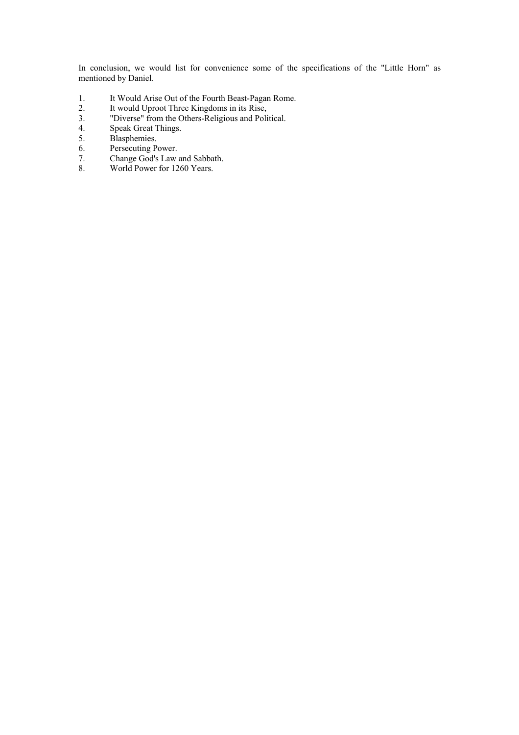In conclusion, we would list for convenience some of the specifications of the "Little Horn" as mentioned by Daniel.

1. It Would Arise Out of the Fourth Beast-Pagan Rome.
2. It would Uproot Three Kingdoms in its Rise,
3. "Diverse" from the Others-Religious and Political.
4. Speak Great Things.
5. Blasphemies.
6. Persecuting Power.
7. Change God's Law and Sabbath.
8. World Power for 1260 Years.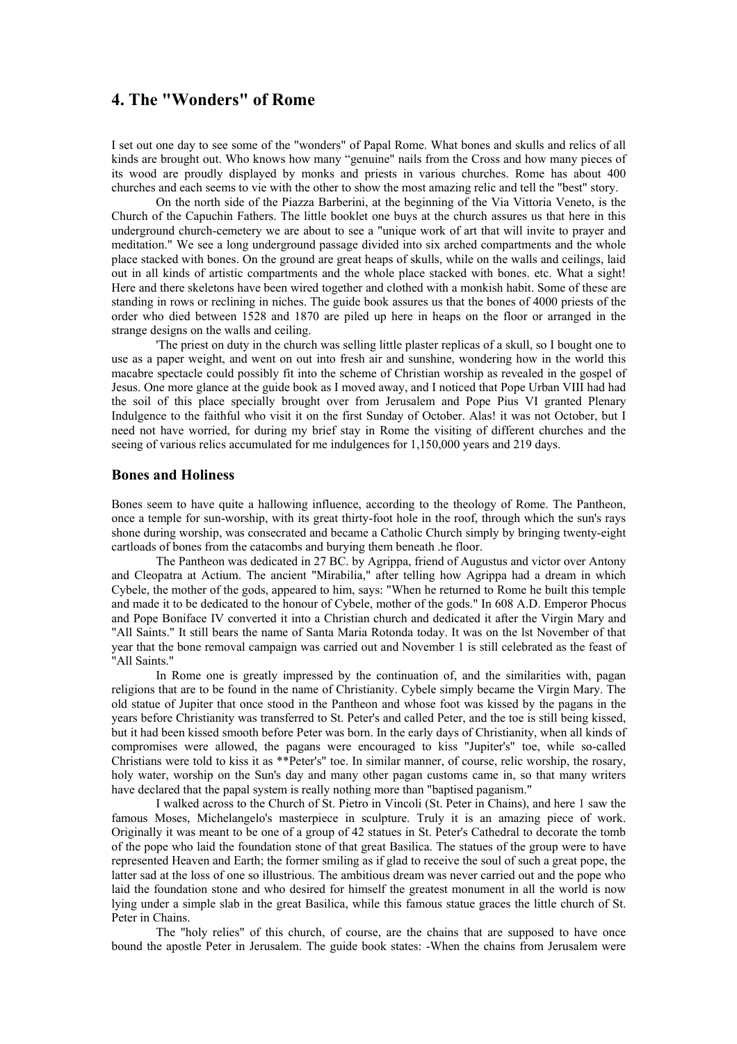## 4. The "Wonders" of Rome

I set out one day to see some of the "wonders" of Papal Rome. What bones and skulls and relics of all kinds are brought out. Who knows how many "genuine" nails from the Cross and how many pieces of its wood are proudly displayed by monks and priests in various churches. Rome has about 400 churches and each seems to vie with the other to show the most amazing relic and tell the "best" story.

On the north side of the Piazza Barberini, at the beginning of the Via Vittoria Veneto, is the Church of the Capuchin Fathers. The little booklet one buys at the church assures us that here in this underground church-cemetery we are about to see a "unique work of art that will invite to prayer and meditation." We see a long underground passage divided into six arched compartments and the whole place stacked with bones. On the ground are great heaps of skulls, while on the walls and ceilings, laid out in all kinds of artistic compartments and the whole place stacked with bones. etc. What a sight! Here and there skeletons have been wired together and clothed with a monkish habit. Some of these are standing in rows or reclining in niches. The guide book assures us that the bones of 4000 priests of the order who died between 1528 and 1870 are piled up here in heaps on the floor or arranged in the strange designs on the walls and ceiling.

'The priest on duty in the church was selling little plaster replicas of a skull, so I bought one to use as a paper weight, and went on out into fresh air and sunshine, wondering how in the world this macabre spectacle could possibly fit into the scheme of Christian worship as revealed in the gospel of Jesus. One more glance at the guide book as I moved away, and I noticed that Pope Urban VIII had had the soil of this place specially brought over from Jerusalem and Pope Pius VI granted Plenary Indulgence to the faithful who visit it on the first Sunday of October. Alas! it was not October, but I need not have worried, for during my brief stay in Rome the visiting of different churches and the seeing of various relics accumulated for me indulgences for 1,150,000 years and 219 days.

### Bones and Holiness

Bones seem to have quite a hallowing influence, according to the theology of Rome. The Pantheon, once a temple for sun-worship, with its great thirty-foot hole in the roof, through which the sun's rays shone during worship, was consecrated and became a Catholic Church simply by bringing twenty-eight cartloads of bones from the catacombs and burying them beneath .he floor.

The Pantheon was dedicated in 27 BC. by Agrippa, friend of Augustus and victor over Antony and Cleopatra at Actium. The ancient "Mirabilia," after telling how Agrippa had a dream in which Cybele, the mother of the gods, appeared to him, says: "When he returned to Rome he built this temple and made it to be dedicated to the honour of Cybele, mother of the gods." In 608 A.D. Emperor Phocus and Pope Boniface IV converted it into a Christian church and dedicated it after the Virgin Mary and "All Saints." It still bears the name of Santa Maria Rotonda today. It was on the lst November of that year that the bone removal campaign was carried out and November 1 is still celebrated as the feast of "All Saints."

In Rome one is greatly impressed by the continuation of, and the similarities with, pagan religions that are to be found in the name of Christianity. Cybele simply became the Virgin Mary. The old statue of Jupiter that once stood in the Pantheon and whose foot was kissed by the pagans in the years before Christianity was transferred to St. Peter's and called Peter, and the toe is still being kissed, but it had been kissed smooth before Peter was born. In the early days of Christianity, when all kinds of compromises were allowed, the pagans were encouraged to kiss "Jupiter's" toe, while so-called Christians were told to kiss it as **Peter's" toe. In similar manner, of course, relic worship, the rosary, holy water, worship on the Sun's day and many other pagan customs came in, so that many writers have declared that the papal system is really nothing more than "baptised paganism."

I walked across to the Church of St. Pietro in Vincoli (St. Peter in Chains), and here 1 saw the famous Moses, Michelangelo's masterpiece in sculpture. Truly it is an amazing piece of work. Originally it was meant to be one of a group of 42 statues in St. Peter's Cathedral to decorate the tomb of the pope who laid the foundation stone of that great Basilica. The statues of the group were to have represented Heaven and Earth; the former smiling as if glad to receive the soul of such a great pope, the latter sad at the loss of one so illustrious. The ambitious dream was never carried out and the pope who laid the foundation stone and who desired for himself the greatest monument in all the world is now lying under a simple slab in the great Basilica, while this famous statue graces the little church of St. Peter in Chains.

The "holy relies" of this church, of course, are the chains that are supposed to have once bound the apostle Peter in Jerusalem. The guide book states: -When the chains from Jerusalem were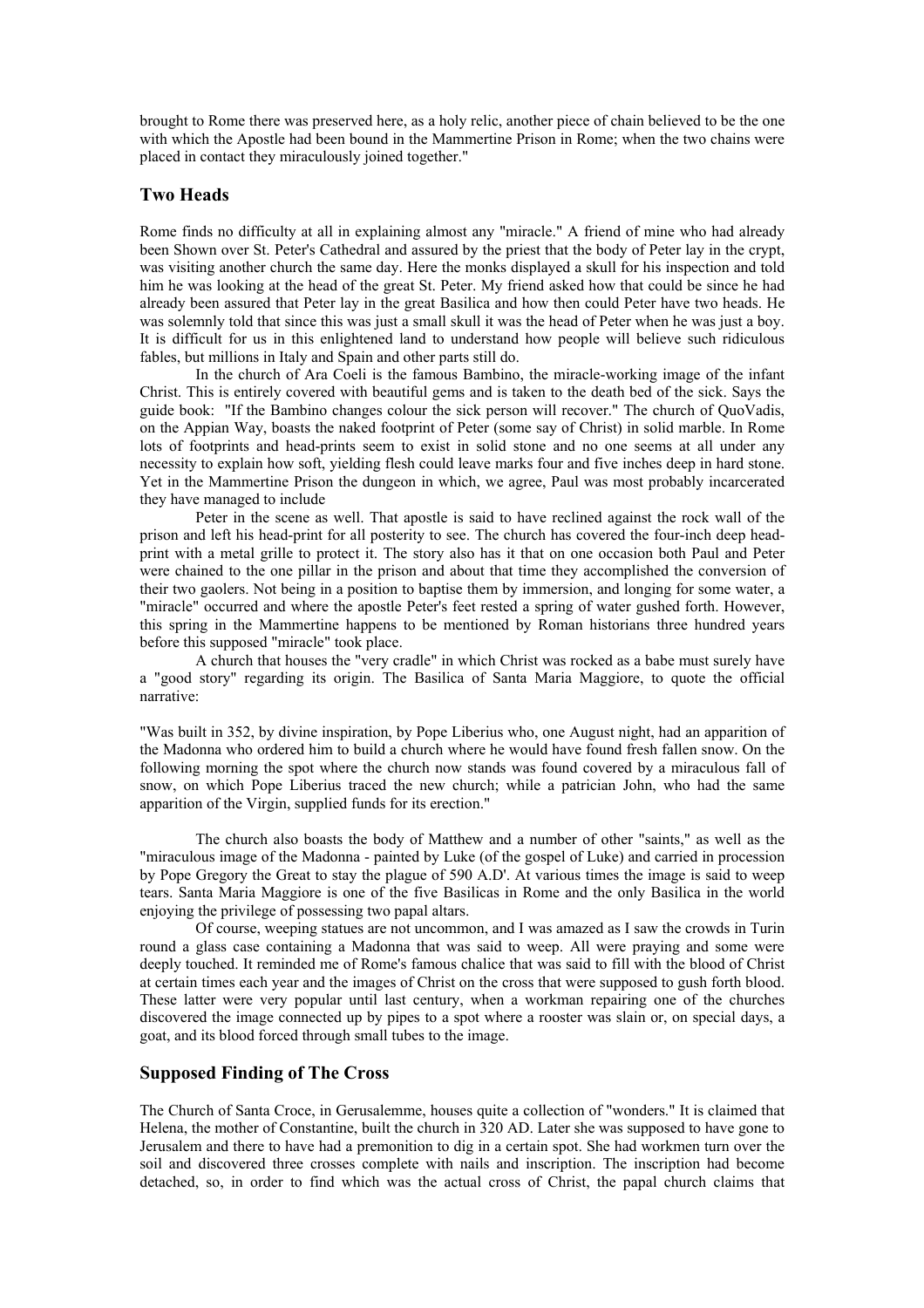brought to Rome there was preserved here, as a holy relic, another piece of chain believed to be the one with which the Apostle had been bound in the Mammertine Prison in Rome; when the two chains were placed in contact they miraculously joined together."

## Two Heads

Rome finds no difficulty at all in explaining almost any "miracle." A friend of mine who had already been Shown over St. Peter's Cathedral and assured by the priest that the body of Peter lay in the crypt, was visiting another church the same day. Here the monks displayed a skull for his inspection and told him he was looking at the head of the great St. Peter. My friend asked how that could be since he had already been assured that Peter lay in the great Basilica and how then could Peter have two heads. He was solemnly told that since this was just a small skull it was the head of Peter when he was just a boy. It is difficult for us in this enlightened land to understand how people will believe such ridiculous fables, but millions in Italy and Spain and other parts still do.

In the church of Ara Coeli is the famous Bambino, the miracle-working image of the infant Christ. This is entirely covered with beautiful gems and is taken to the death bed of the sick. Says the guide book: "If the Bambino changes colour the sick person will recover." The church of QuoVadis, on the Appian Way, boasts the naked footprint of Peter (some say of Christ) in solid marble. In Rome lots of footprints and head-prints seem to exist in solid stone and no one seems at all under any necessity to explain how soft, yielding flesh could leave marks four and five inches deep in hard stone. Yet in the Mammertine Prison the dungeon in which, we agree, Paul was most probably incarcerated they have managed to include

Peter in the scene as well. That apostle is said to have reclined against the rock wall of the prison and left his head-print for all posterity to see. The church has covered the four-inch deep head-print with a metal grille to protect it. The story also has it that on one occasion both Paul and Peter were chained to the one pillar in the prison and about that time they accomplished the conversion of their two gaolers. Not being in a position to baptise them by immersion, and longing for some water, a "miracle" occurred and where the apostle Peter's feet rested a spring of water gushed forth. However, this spring in the Mammertine happens to be mentioned by Roman historians three hundred years before this supposed "miracle" took place.

A church that houses the "very cradle" in which Christ was rocked as a babe must surely have a "good story" regarding its origin. The Basilica of Santa Maria Maggiore, to quote the official narrative:

"Was built in 352, by divine inspiration, by Pope Liberius who, one August night, had an apparition of the Madonna who ordered him to build a church where he would have found fresh fallen snow. On the following morning the spot where the church now stands was found covered by a miraculous fall of snow, on which Pope Liberius traced the new church; while a patrician John, who had the same apparition of the Virgin, supplied funds for its erection."

The church also boasts the body of Matthew and a number of other "saints," as well as the "miraculous image of the Madonna - painted by Luke (of the gospel of Luke) and carried in procession by Pope Gregory the Great to stay the plague of 590 A.D'. At various times the image is said to weep tears. Santa Maria Maggiore is one of the five Basilicas in Rome and the only Basilica in the world enjoying the privilege of possessing two papal altars.

Of course, weeping statues are not uncommon, and I was amazed as I saw the crowds in Turin round a glass case containing a Madonna that was said to weep. All were praying and some were deeply touched. It reminded me of Rome's famous chalice that was said to fill with the blood of Christ at certain times each year and the images of Christ on the cross that were supposed to gush forth blood. These latter were very popular until last century, when a workman repairing one of the churches discovered the image connected up by pipes to a spot where a rooster was slain or, on special days, a goat, and its blood forced through small tubes to the image.

## Supposed Finding of The Cross

The Church of Santa Croce, in Gerusalemme, houses quite a collection of "wonders." It is claimed that Helena, the mother of Constantine, built the church in 320 AD. Later she was supposed to have gone to Jerusalem and there to have had a premonition to dig in a certain spot. She had workmen turn over the soil and discovered three crosses complete with nails and inscription. The inscription had become detached, so, in order to find which was the actual cross of Christ, the papal church claims that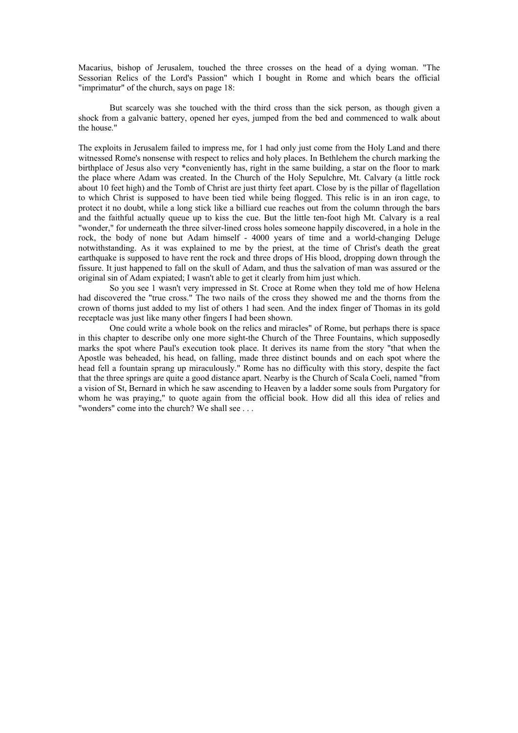Macarius, bishop of Jerusalem, touched the three crosses on the head of a dying woman. "The Sessorian Relics of the Lord's Passion" which I bought in Rome and which bears the official "imprimatur" of the church, says on page 18:

> But scarcely was she touched with the third cross than the sick person, as though given a shock from a galvanic battery, opened her eyes, jumped from the bed and commenced to walk about the house."

The exploits in Jerusalem failed to impress me, for 1 had only just come from the Holy Land and there witnessed Rome's nonsense with respect to relics and holy places. In Bethlehem the church marking the birthplace of Jesus also very *conveniently has, right in the same building, a star on the floor to mark the place where Adam was created. In the Church of the Holy Sepulchre, Mt. Calvary (a little rock about 10 feet high) and the Tomb of Christ are just thirty feet apart. Close by is the pillar of flagellation to which Christ is supposed to have been tied while being flogged. This relic is in an iron cage, to protect it no doubt, while a long stick like a billiard cue reaches out from the column through the bars and the faithful actually queue up to kiss the cue. But the little ten-foot high Mt. Calvary is a real "wonder," for underneath the three silver-lined cross holes someone happily discovered, in a hole in the rock, the body of none but Adam himself - 4000 years of time and a world-changing Deluge notwithstanding. As it was explained to me by the priest, at the time of Christ's death the great earthquake is supposed to have rent the rock and three drops of His blood, dropping down through the fissure. It just happened to fall on the skull of Adam, and thus the salvation of man was assured or the original sin of Adam expiated; I wasn't able to get it clearly from him just which.

So you see 1 wasn't very impressed in St. Croce at Rome when they told me of how Helena had discovered the "true cross." The two nails of the cross they showed me and the thorns from the crown of thorns just added to my list of others 1 had seen. And the index finger of Thomas in its gold receptacle was just like many other fingers I had been shown.

One could write a whole book on the relics and miracles" of Rome, but perhaps there is space in this chapter to describe only one more sight-the Church of the Three Fountains, which supposedly marks the spot where Paul's execution took place. It derives its name from the story "that when the Apostle was beheaded, his head, on falling, made three distinct bounds and on each spot where the head fell a fountain sprang up miraculously." Rome has no difficulty with this story, despite the fact that the three springs are quite a good distance apart. Nearby is the Church of Scala Coeli, named "from a vision of St, Bernard in which he saw ascending to Heaven by a ladder some souls from Purgatory for whom he was praying," to quote again from the official book. How did all this idea of relies and "wonders" come into the church? We shall see . . .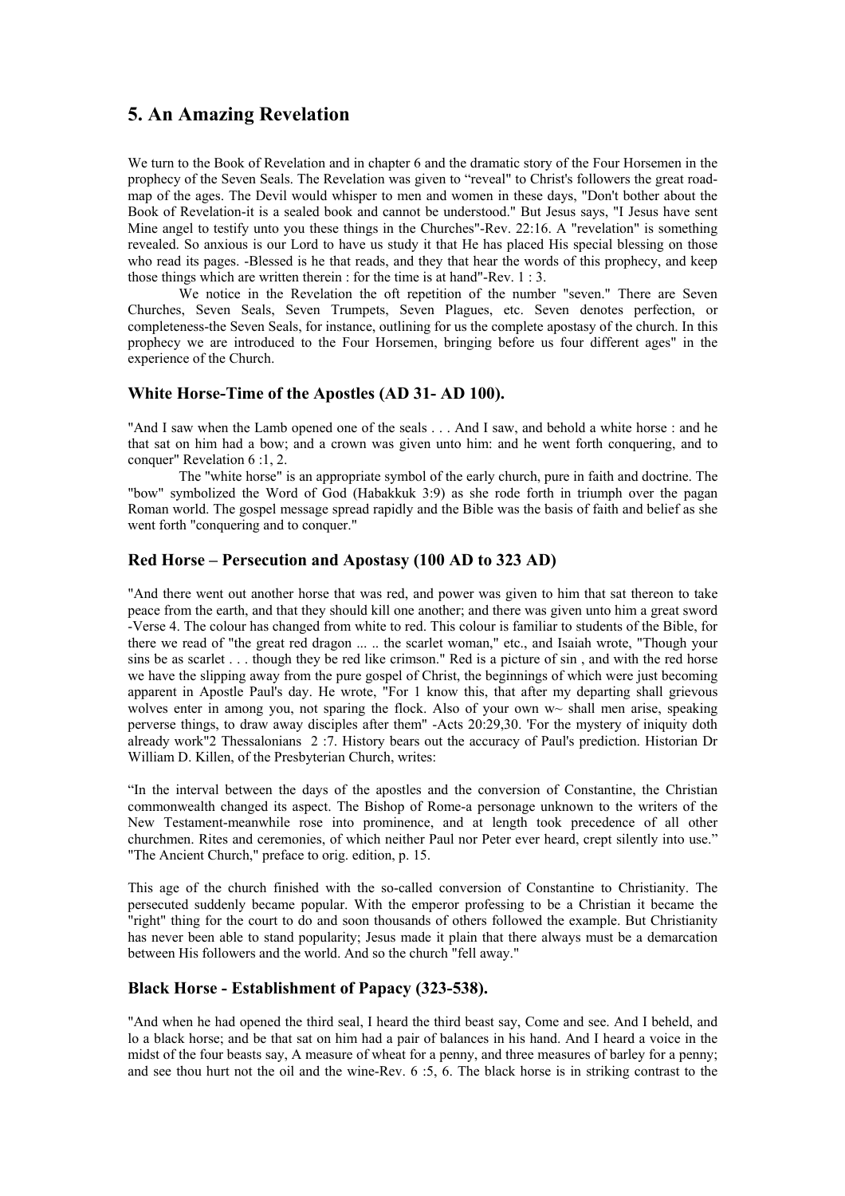## 5. An Amazing Revelation

We turn to the Book of Revelation and in chapter 6 and the dramatic story of the Four Horsemen in the prophecy of the Seven Seals. The Revelation was given to "reveal" to Christ's followers the great road-map of the ages. The Devil would whisper to men and women in these days, "Don't bother about the Book of Revelation-it is a sealed book and cannot be understood." But Jesus says, "I Jesus have sent Mine angel to testify unto you these things in the Churches"-Rev. 22:16. A "revelation" is something revealed. So anxious is our Lord to have us study it that He has placed His special blessing on those who read its pages. -Blessed is he that reads, and they that hear the words of this prophecy, and keep those things which are written therein : for the time is at hand"-Rev. 1 : 3.

We notice in the Revelation the oft repetition of the number "seven." There are Seven Churches, Seven Seals, Seven Trumpets, Seven Plagues, etc. Seven denotes perfection, or completeness-the Seven Seals, for instance, outlining for us the complete apostasy of the church. In this prophecy we are introduced to the Four Horsemen, bringing before us four different ages" in the experience of the Church.

### White Horse-Time of the Apostles (AD 31- AD 100).

"And I saw when the Lamb opened one of the seals . . . And I saw, and behold a white horse : and he that sat on him had a bow; and a crown was given unto him: and he went forth conquering, and to conquer" Revelation 6 :1, 2.

The "white horse" is an appropriate symbol of the early church, pure in faith and doctrine. The "bow" symbolized the Word of God (Habakkuk 3:9) as she rode forth in triumph over the pagan Roman world. The gospel message spread rapidly and the Bible was the basis of faith and belief as she went forth "conquering and to conquer."

### Red Horse – Persecution and Apostasy (100 AD to 323 AD)

"And there went out another horse that was red, and power was given to him that sat thereon to take peace from the earth, and that they should kill one another; and there was given unto him a great sword -Verse 4. The colour has changed from white to red. This colour is familiar to students of the Bible, for there we read of "the great red dragon ... .. the scarlet woman," etc., and Isaiah wrote, "Though your sins be as scarlet . . . though they be red like crimson." Red is a picture of sin , and with the red horse we have the slipping away from the pure gospel of Christ, the beginnings of which were just becoming apparent in Apostle Paul's day. He wrote, "For 1 know this, that after my departing shall grievous wolves enter in among you, not sparing the flock. Also of your own w~ shall men arise, speaking perverse things, to draw away disciples after them" -Acts 20:29,30. 'For the mystery of iniquity doth already work"2 Thessalonians 2 :7. History bears out the accuracy of Paul's prediction. Historian Dr William D. Killen, of the Presbyterian Church, writes:

"In the interval between the days of the apostles and the conversion of Constantine, the Christian commonwealth changed its aspect. The Bishop of Rome-a personage unknown to the writers of the New Testament-meanwhile rose into prominence, and at length took precedence of all other churchmen. Rites and ceremonies, of which neither Paul nor Peter ever heard, crept silently into use." "The Ancient Church," preface to orig. edition, p. 15.

This age of the church finished with the so-called conversion of Constantine to Christianity. The persecuted suddenly became popular. With the emperor professing to be a Christian it became the "right" thing for the court to do and soon thousands of others followed the example. But Christianity has never been able to stand popularity; Jesus made it plain that there always must be a demarcation between His followers and the world. And so the church "fell away."

### Black Horse - Establishment of Papacy (323-538).

"And when he had opened the third seal, I heard the third beast say, Come and see. And I beheld, and lo a black horse; and be that sat on him had a pair of balances in his hand. And I heard a voice in the midst of the four beasts say, A measure of wheat for a penny, and three measures of barley for a penny; and see thou hurt not the oil and the wine-Rev. 6 :5, 6. The black horse is in striking contrast to the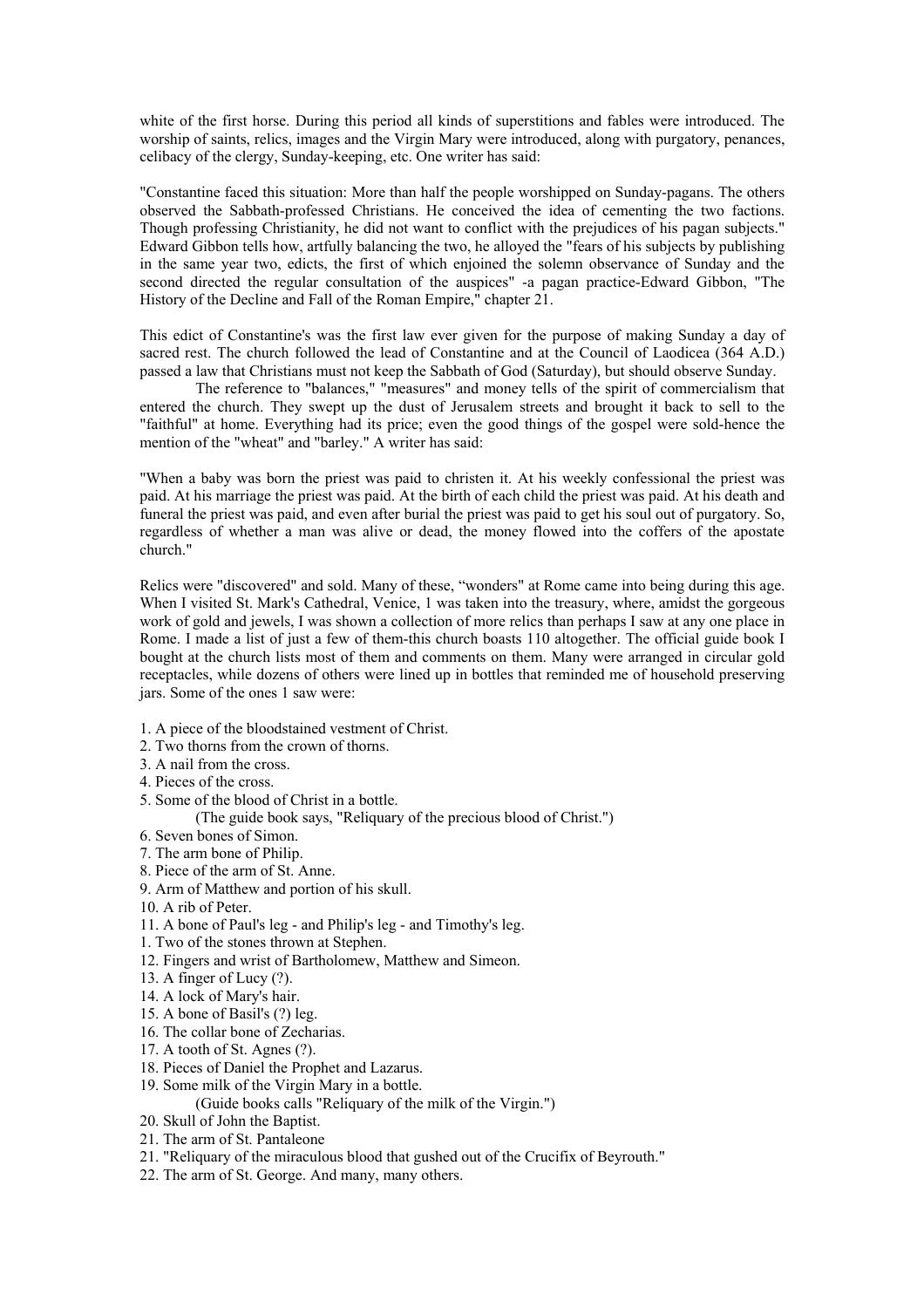white of the first horse. During this period all kinds of superstitions and fables were introduced. The worship of saints, relics, images and the Virgin Mary were introduced, along with purgatory, penances, celibacy of the clergy, Sunday-keeping, etc. One writer has said:

"Constantine faced this situation: More than half the people worshipped on Sunday-pagans. The others observed the Sabbath-professed Christians. He conceived the idea of cementing the two factions. Though professing Christianity, he did not want to conflict with the prejudices of his pagan subjects." Edward Gibbon tells how, artfully balancing the two, he alloyed the "fears of his subjects by publishing in the same year two, edicts, the first of which enjoined the solemn observance of Sunday and the second directed the regular consultation of the auspices" -a pagan practice-Edward Gibbon, "The History of the Decline and Fall of the Roman Empire," chapter 21.

This edict of Constantine's was the first law ever given for the purpose of making Sunday a day of sacred rest. The church followed the lead of Constantine and at the Council of Laodicea (364 A.D.) passed a law that Christians must not keep the Sabbath of God (Saturday), but should observe Sunday.

The reference to "balances," "measures" and money tells of the spirit of commercialism that entered the church. They swept up the dust of Jerusalem streets and brought it back to sell to the "faithful" at home. Everything had its price; even the good things of the gospel were sold-hence the mention of the "wheat" and "barley." A writer has said:

"When a baby was born the priest was paid to christen it. At his weekly confessional the priest was paid. At his marriage the priest was paid. At the birth of each child the priest was paid. At his death and funeral the priest was paid, and even after burial the priest was paid to get his soul out of purgatory. So, regardless of whether a man was alive or dead, the money flowed into the coffers of the apostate church."

Relics were "discovered" and sold. Many of these, "wonders" at Rome came into being during this age. When I visited St. Mark's Cathedral, Venice, 1 was taken into the treasury, where, amidst the gorgeous work of gold and jewels, I was shown a collection of more relics than perhaps I saw at any one place in Rome. I made a list of just a few of them-this church boasts 110 altogether. The official guide book I bought at the church lists most of them and comments on them. Many were arranged in circular gold receptacles, while dozens of others were lined up in bottles that reminded me of household preserving jars. Some of the ones 1 saw were:

1. A piece of the bloodstained vestment of Christ.
2. Two thorns from the crown of thorns.
3. A nail from the cross.
4. Pieces of the cross.
5. Some of the blood of Christ in a bottle.
   (The guide book says, "Reliquary of the precious blood of Christ.")
6. Seven bones of Simon.
7. The arm bone of Philip.
8. Piece of the arm of St. Anne.
9. Arm of Matthew and portion of his skull.
10. A rib of Peter.
11. A bone of Paul's leg - and Philip's leg - and Timothy's leg.
1. Two of the stones thrown at Stephen.
12. Fingers and wrist of Bartholomew, Matthew and Simeon.
13. A finger of Lucy (?).
14. A lock of Mary's hair.
15. A bone of Basil's (?) leg.
16. The collar bone of Zecharias.
17. A tooth of St. Agnes (?).
18. Pieces of Daniel the Prophet and Lazarus.
19. Some milk of the Virgin Mary in a bottle.
   (Guide books calls "Reliquary of the milk of the Virgin.")
20. Skull of John the Baptist.
21. The arm of St. Pantaleone
21. "Reliquary of the miraculous blood that gushed out of the Crucifix of Beyrouth."
22. The arm of St. George. And many, many others.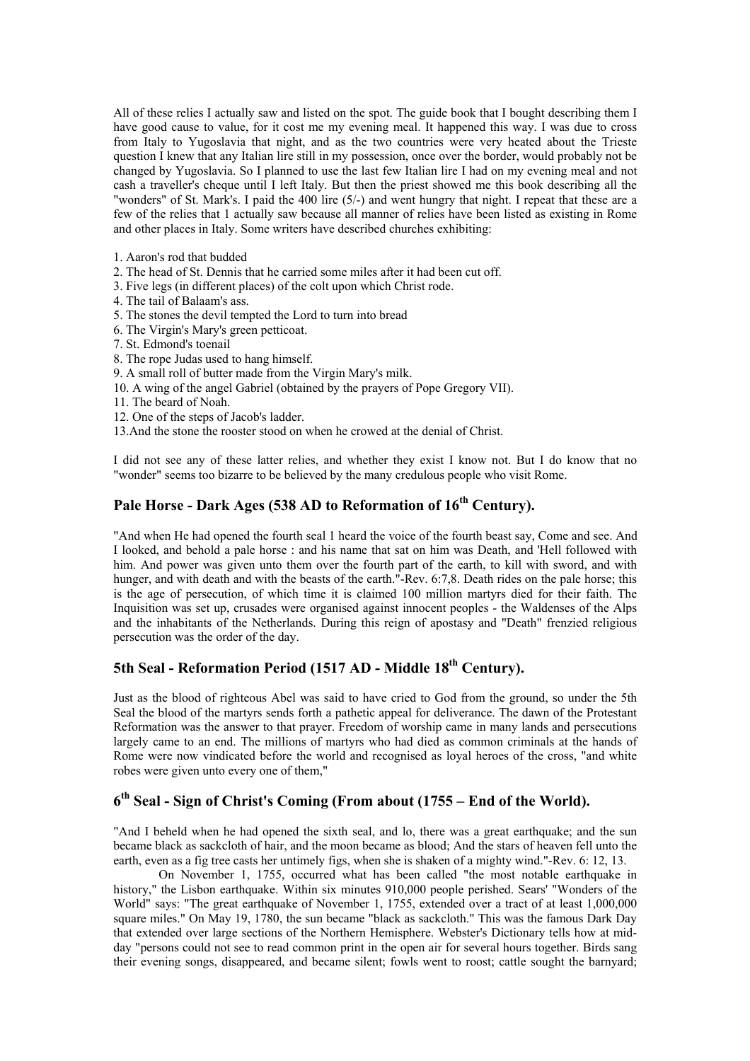All of these relies I actually saw and listed on the spot. The guide book that I bought describing them I have good cause to value, for it cost me my evening meal. It happened this way. I was due to cross from Italy to Yugoslavia that night, and as the two countries were very heated about the Trieste question I knew that any Italian lire still in my possession, once over the border, would probably not be changed by Yugoslavia. So I planned to use the last few Italian lire I had on my evening meal and not cash a traveller's cheque until I left Italy. But then the priest showed me this book describing all the "wonders" of St. Mark's. I paid the 400 lire (5/-) and went hungry that night. I repeat that these are a few of the relies that 1 actually saw because all manner of relies have been listed as existing in Rome and other places in Italy. Some writers have described churches exhibiting:

1. Aaron's rod that budded
2. The head of St. Dennis that he carried some miles after it had been cut off.
3. Five legs (in different places) of the colt upon which Christ rode.
4. The tail of Balaam's ass.
5. The stones the devil tempted the Lord to turn into bread
6. The Virgin's Mary's green petticoat.
7. St. Edmond's toenail
8. The rope Judas used to hang himself.
9. A small roll of butter made from the Virgin Mary's milk.
10. A wing of the angel Gabriel (obtained by the prayers of Pope Gregory VII).
11. The beard of Noah.
12. One of the steps of Jacob's ladder.
13. And the stone the rooster stood on when he crowed at the denial of Christ.

I did not see any of these latter relies, and whether they exist I know not. But I do know that no "wonder" seems too bizarre to be believed by the many credulous people who visit Rome.

## Pale Horse - Dark Ages (538 AD to Reformation of 16th Century).

"And when He had opened the fourth seal 1 heard the voice of the fourth beast say, Come and see. And I looked, and behold a pale horse : and his name that sat on him was Death, and 'Hell followed with him. And power was given unto them over the fourth part of the earth, to kill with sword, and with hunger, and with death and with the beasts of the earth."-Rev. 6:7,8. Death rides on the pale horse; this is the age of persecution, of which time it is claimed 100 million martyrs died for their faith. The Inquisition was set up, crusades were organised against innocent peoples - the Waldenses of the Alps and the inhabitants of the Netherlands. During this reign of apostasy and "Death" frenzied religious persecution was the order of the day.

## 5th Seal - Reformation Period (1517 AD - Middle 18th Century).

Just as the blood of righteous Abel was said to have cried to God from the ground, so under the 5th Seal the blood of the martyrs sends forth a pathetic appeal for deliverance. The dawn of the Protestant Reformation was the answer to that prayer. Freedom of worship came in many lands and persecutions largely came to an end. The millions of martyrs who had died as common criminals at the hands of Rome were now vindicated before the world and recognised as loyal heroes of the cross, "and white robes were given unto every one of them,"

## 6th Seal - Sign of Christ's Coming (From about (1755 – End of the World).

"And I beheld when he had opened the sixth seal, and lo, there was a great earthquake; and the sun became black as sackcloth of hair, and the moon became as blood; And the stars of heaven fell unto the earth, even as a fig tree casts her untimely figs, when she is shaken of a mighty wind."-Rev. 6: 12, 13.

On November 1, 1755, occurred what has been called "the most notable earthquake in history," the Lisbon earthquake. Within six minutes 910,000 people perished. Sears' "Wonders of the World" says: "The great earthquake of November 1, 1755, extended over a tract of at least 1,000,000 square miles." On May 19, 1780, the sun became "black as sackcloth." This was the famous Dark Day that extended over large sections of the Northern Hemisphere. Webster's Dictionary tells how at mid-day "persons could not see to read common print in the open air for several hours together. Birds sang their evening songs, disappeared, and became silent; fowls went to roost; cattle sought the barnyard;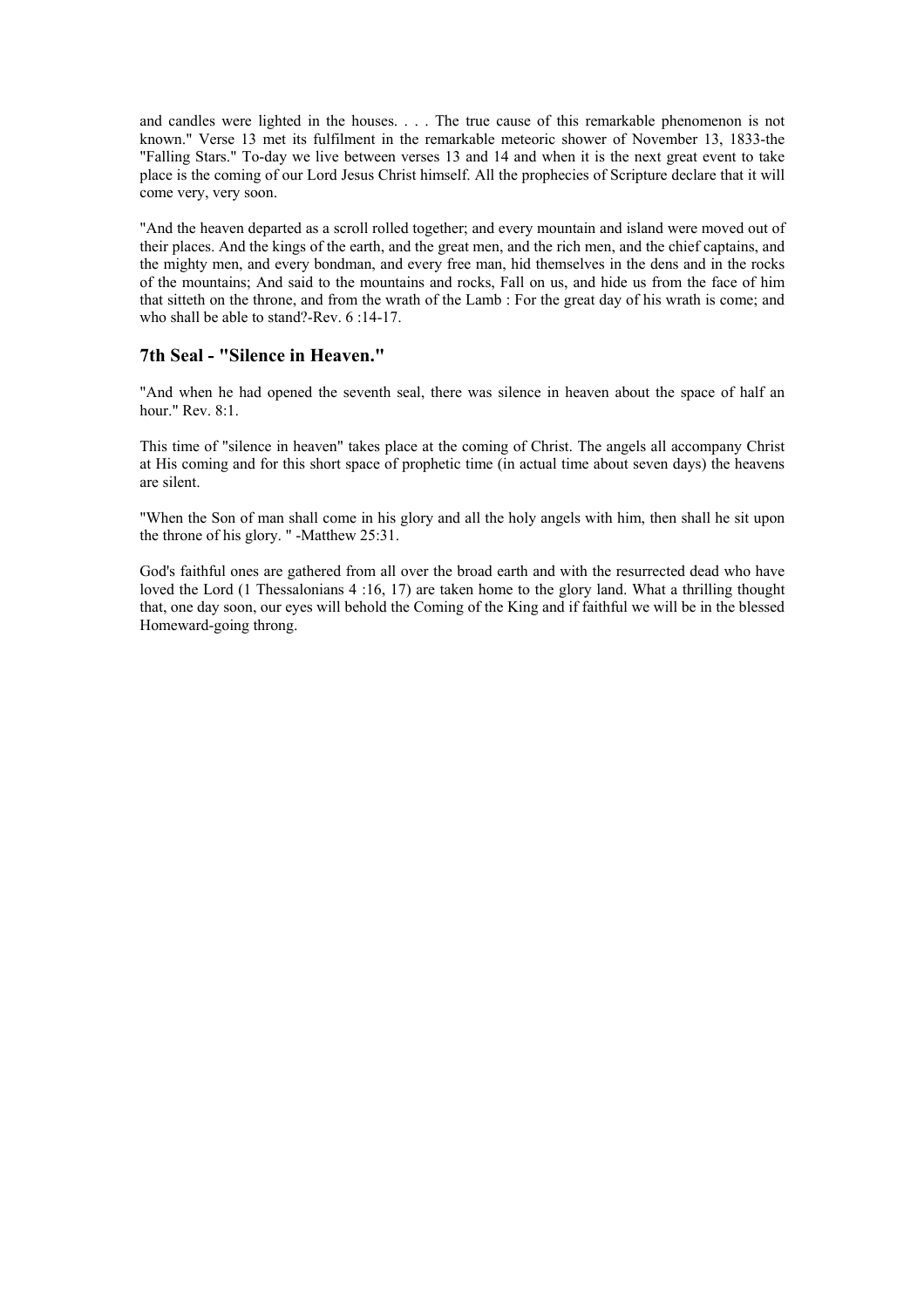and candles were lighted in the houses. . . . The true cause of this remarkable phenomenon is not known." Verse 13 met its fulfilment in the remarkable meteoric shower of November 13, 1833-the "Falling Stars." To-day we live between verses 13 and 14 and when it is the next great event to take place is the coming of our Lord Jesus Christ himself. All the prophecies of Scripture declare that it will come very, very soon.

"And the heaven departed as a scroll rolled together; and every mountain and island were moved out of their places. And the kings of the earth, and the great men, and the rich men, and the chief captains, and the mighty men, and every bondman, and every free man, hid themselves in the dens and in the rocks of the mountains; And said to the mountains and rocks, Fall on us, and hide us from the face of him that sitteth on the throne, and from the wrath of the Lamb : For the great day of his wrath is come; and who shall be able to stand?-Rev. 6 :14-17.

### 7th Seal - "Silence in Heaven."

"And when he had opened the seventh seal, there was silence in heaven about the space of half an hour." Rev. 8:1.

This time of "silence in heaven" takes place at the coming of Christ. The angels all accompany Christ at His coming and for this short space of prophetic time (in actual time about seven days) the heavens are silent.

"When the Son of man shall come in his glory and all the holy angels with him, then shall he sit upon the throne of his glory. " -Matthew 25:31.

God's faithful ones are gathered from all over the broad earth and with the resurrected dead who have loved the Lord (1 Thessalonians 4 :16, 17) are taken home to the glory land. What a thrilling thought that, one day soon, our eyes will behold the Coming of the King and if faithful we will be in the blessed Homeward-going throng.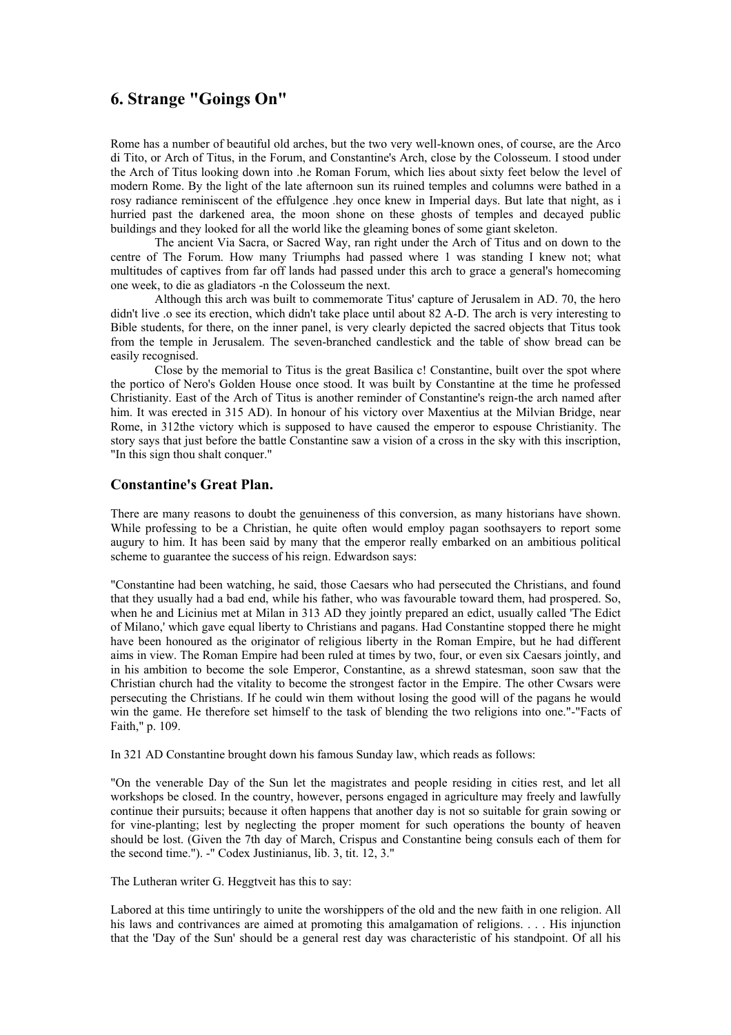## 6. Strange "Goings On"

Rome has a number of beautiful old arches, but the two very well-known ones, of course, are the Arco di Tito, or Arch of Titus, in the Forum, and Constantine's Arch, close by the Colosseum. I stood under the Arch of Titus looking down into .he Roman Forum, which lies about sixty feet below the level of modern Rome. By the light of the late afternoon sun its ruined temples and columns were bathed in a rosy radiance reminiscent of the effulgence .hey once knew in Imperial days. But late that night, as i hurried past the darkened area, the moon shone on these ghosts of temples and decayed public buildings and they looked for all the world like the gleaming bones of some giant skeleton.

The ancient Via Sacra, or Sacred Way, ran right under the Arch of Titus and on down to the centre of The Forum. How many Triumphs had passed where 1 was standing I knew not; what multitudes of captives from far off lands had passed under this arch to grace a general's homecoming one week, to die as gladiators -n the Colosseum the next.

Although this arch was built to commemorate Titus' capture of Jerusalem in AD. 70, the hero didn't live .o see its erection, which didn't take place until about 82 A-D. The arch is very interesting to Bible students, for there, on the inner panel, is very clearly depicted the sacred objects that Titus took from the temple in Jerusalem. The seven-branched candlestick and the table of show bread can be easily recognised.

Close by the memorial to Titus is the great Basilica c! Constantine, built over the spot where the portico of Nero's Golden House once stood. It was built by Constantine at the time he professed Christianity. East of the Arch of Titus is another reminder of Constantine's reign-the arch named after him. It was erected in 315 AD). In honour of his victory over Maxentius at the Milvian Bridge, near Rome, in 312the victory which is supposed to have caused the emperor to espouse Christianity. The story says that just before the battle Constantine saw a vision of a cross in the sky with this inscription, "In this sign thou shalt conquer."

### Constantine's Great Plan.

There are many reasons to doubt the genuineness of this conversion, as many historians have shown. While professing to be a Christian, he quite often would employ pagan soothsayers to report some augury to him. It has been said by many that the emperor really embarked on an ambitious political scheme to guarantee the success of his reign. Edwardson says:

"Constantine had been watching, he said, those Caesars who had persecuted the Christians, and found that they usually had a bad end, while his father, who was favourable toward them, had prospered. So, when he and Licinius met at Milan in 313 AD they jointly prepared an edict, usually called 'The Edict of Milano,' which gave equal liberty to Christians and pagans. Had Constantine stopped there he might have been honoured as the originator of religious liberty in the Roman Empire, but he had different aims in view. The Roman Empire had been ruled at times by two, four, or even six Caesars jointly, and in his ambition to become the sole Emperor, Constantine, as a shrewd statesman, soon saw that the Christian church had the vitality to become the strongest factor in the Empire. The other Cwsars were persecuting the Christians. If he could win them without losing the good will of the pagans he would win the game. He therefore set himself to the task of blending the two religions into one."-"Facts of Faith," p. 109.

In 321 AD Constantine brought down his famous Sunday law, which reads as follows:

"On the venerable Day of the Sun let the magistrates and people residing in cities rest, and let all workshops be closed. In the country, however, persons engaged in agriculture may freely and lawfully continue their pursuits; because it often happens that another day is not so suitable for grain sowing or for vine-planting; lest by neglecting the proper moment for such operations the bounty of heaven should be lost. (Given the 7th day of March, Crispus and Constantine being consuls each of them for the second time."). -" Codex Justinianus, lib. 3, tit. 12, 3."

The Lutheran writer G. Heggtveit has this to say:

Labored at this time untiringly to unite the worshippers of the old and the new faith in one religion. All his laws and contrivances are aimed at promoting this amalgamation of religions. . . . His injunction that the 'Day of the Sun' should be a general rest day was characteristic of his standpoint. Of all his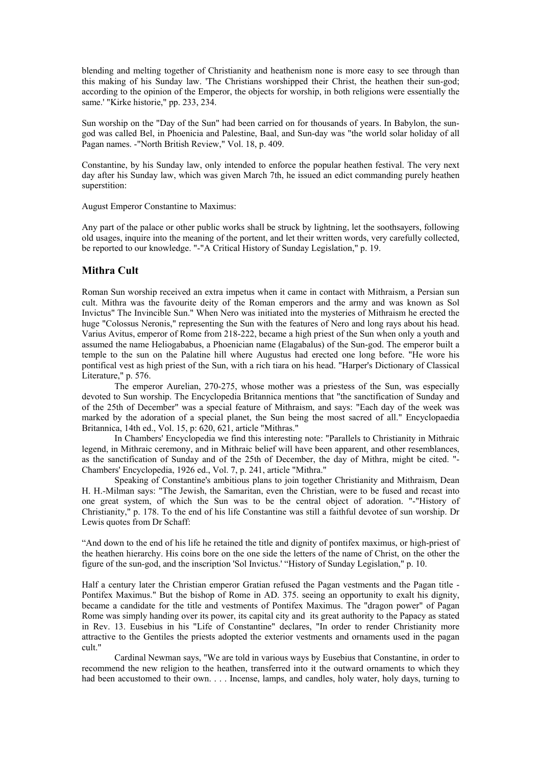blending and melting together of Christianity and heathenism none is more easy to see through than this making of his Sunday law. 'The Christians worshipped their Christ, the heathen their sun-god; according to the opinion of the Emperor, the objects for worship, in both religions were essentially the same.' "Kirke historie," pp. 233, 234.

Sun worship on the "Day of the Sun" had been carried on for thousands of years. In Babylon, the sun-god was called Bel, in Phoenicia and Palestine, Baal, and Sun-day was "the world solar holiday of all Pagan names. -"North British Review," Vol. 18, p. 409.

Constantine, by his Sunday law, only intended to enforce the popular heathen festival. The very next day after his Sunday law, which was given March 7th, he issued an edict commanding purely heathen superstition:

August Emperor Constantine to Maximus:

Any part of the palace or other public works shall be struck by lightning, let the soothsayers, following old usages, inquire into the meaning of the portent, and let their written words, very carefully collected, be reported to our knowledge. "-"A Critical History of Sunday Legislation," p. 19.

## Mithra Cult

Roman Sun worship received an extra impetus when it came in contact with Mithraism, a Persian sun cult. Mithra was the favourite deity of the Roman emperors and the army and was known as Sol Invictus" The Invincible Sun." When Nero was initiated into the mysteries of Mithraism he erected the huge "Colossus Neronis," representing the Sun with the features of Nero and long rays about his head. Varius Avitus, emperor of Rome from 218-222, became a high priest of the Sun when only a youth and assumed the name Heliogababus, a Phoenician name (Elagabalus) of the Sun-god. The emperor built a temple to the sun on the Palatine hill where Augustus had erected one long before. "He wore his pontifical vest as high priest of the Sun, with a rich tiara on his head. "Harper's Dictionary of Classical Literature," p. 576.

The emperor Aurelian, 270-275, whose mother was a priestess of the Sun, was especially devoted to Sun worship. The Encyclopedia Britannica mentions that "the sanctification of Sunday and of the 25th of December" was a special feature of Mithraism, and says: "Each day of the week was marked by the adoration of a special planet, the Sun being the most sacred of all." Encyclopaedia Britannica, 14th ed., Vol. 15, p: 620, 621, article "Mithras."

In Chambers' Encyclopedia we find this interesting note: "Parallels to Christianity in Mithraic legend, in Mithraic ceremony, and in Mithraic belief will have been apparent, and other resemblances, as the sanctification of Sunday and of the 25th of December, the day of Mithra, might be cited. "-Chambers' Encyclopedia, 1926 ed., Vol. 7, p. 241, article "Mithra."

Speaking of Constantine's ambitious plans to join together Christianity and Mithraism, Dean H. H.-Milman says: "The Jewish, the Samaritan, even the Christian, were to be fused and recast into one great system, of which the Sun was to be the central object of adoration. "-"History of Christianity," p. 178. To the end of his life Constantine was still a faithful devotee of sun worship. Dr Lewis quotes from Dr Schaff:

"And down to the end of his life he retained the title and dignity of pontifex maximus, or high-priest of the heathen hierarchy. His coins bore on the one side the letters of the name of Christ, on the other the figure of the sun-god, and the inscription 'Sol Invictus.' "History of Sunday Legislation," p. 10.

Half a century later the Christian emperor Gratian refused the Pagan vestments and the Pagan title - Pontifex Maximus." But the bishop of Rome in AD. 375. seeing an opportunity to exalt his dignity, became a candidate for the title and vestments of Pontifex Maximus. The "dragon power" of Pagan Rome was simply handing over its power, its capital city and its great authority to the Papacy as stated in Rev. 13. Eusebius in his "Life of Constantine" declares, "In order to render Christianity more attractive to the Gentiles the priests adopted the exterior vestments and ornaments used in the pagan cult."

Cardinal Newman says, "We are told in various ways by Eusebius that Constantine, in order to recommend the new religion to the heathen, transferred into it the outward ornaments to which they had been accustomed to their own. . . . Incense, lamps, and candles, holy water, holy days, turning to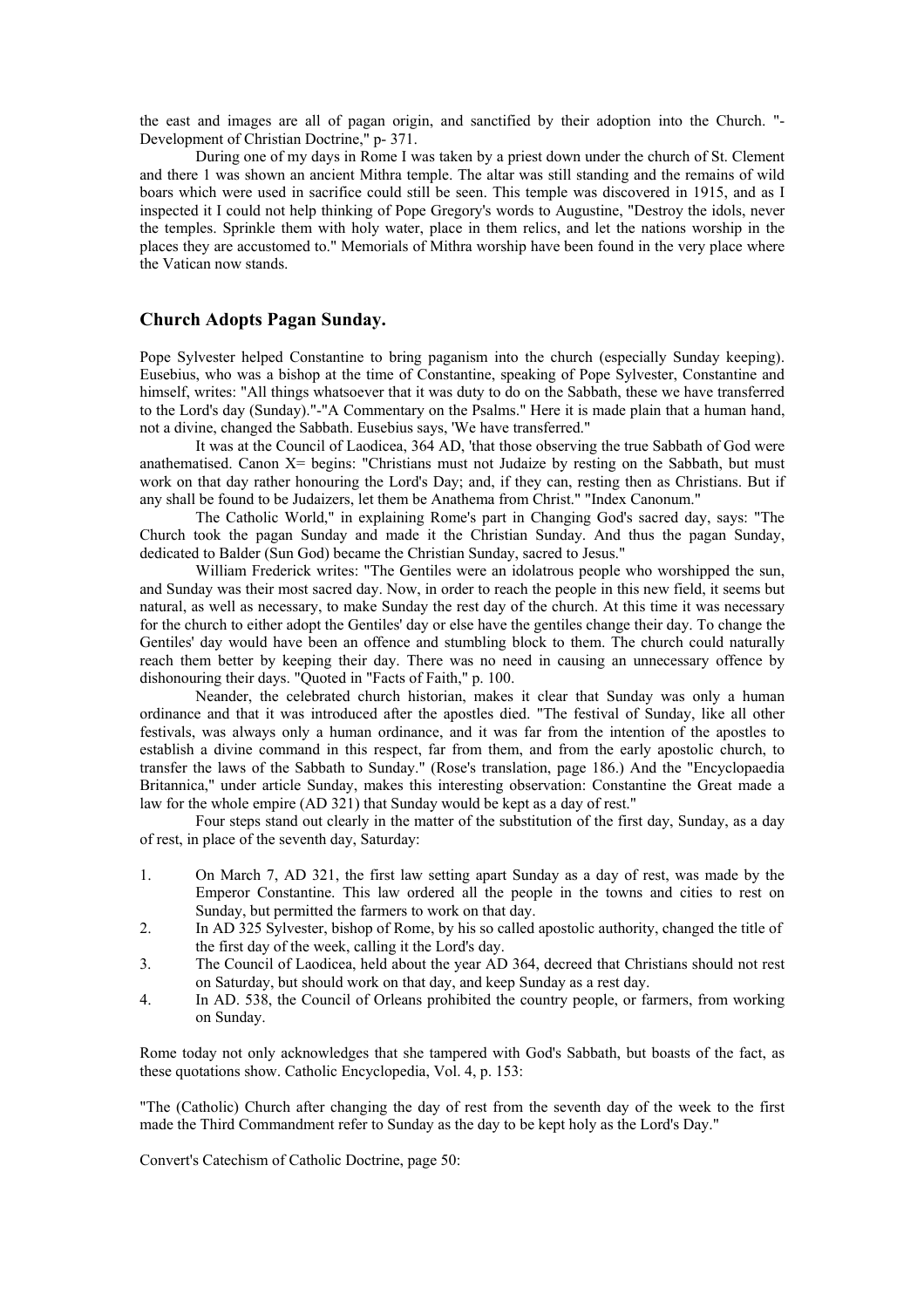the east and images are all of pagan origin, and sanctified by their adoption into the Church. "- Development of Christian Doctrine," p- 371.

During one of my days in Rome I was taken by a priest down under the church of St. Clement and there 1 was shown an ancient Mithra temple. The altar was still standing and the remains of wild boars which were used in sacrifice could still be seen. This temple was discovered in 1915, and as I inspected it I could not help thinking of Pope Gregory's words to Augustine, "Destroy the idols, never the temples. Sprinkle them with holy water, place in them relics, and let the nations worship in the places they are accustomed to." Memorials of Mithra worship have been found in the very place where the Vatican now stands.

## Church Adopts Pagan Sunday.

Pope Sylvester helped Constantine to bring paganism into the church (especially Sunday keeping). Eusebius, who was a bishop at the time of Constantine, speaking of Pope Sylvester, Constantine and himself, writes: "All things whatsoever that it was duty to do on the Sabbath, these we have transferred to the Lord's day (Sunday)."-"A Commentary on the Psalms." Here it is made plain that a human hand, not a divine, changed the Sabbath. Eusebius says, 'We have transferred."

It was at the Council of Laodicea, 364 AD, 'that those observing the true Sabbath of God were anathematised. Canon X= begins: "Christians must not Judaize by resting on the Sabbath, but must work on that day rather honouring the Lord's Day; and, if they can, resting then as Christians. But if any shall be found to be Judaizers, let them be Anathema from Christ." "Index Canonum."

The Catholic World," in explaining Rome's part in Changing God's sacred day, says: "The Church took the pagan Sunday and made it the Christian Sunday. And thus the pagan Sunday, dedicated to Balder (Sun God) became the Christian Sunday, sacred to Jesus."

William Frederick writes: "The Gentiles were an idolatrous people who worshipped the sun, and Sunday was their most sacred day. Now, in order to reach the people in this new field, it seems but natural, as well as necessary, to make Sunday the rest day of the church. At this time it was necessary for the church to either adopt the Gentiles' day or else have the gentiles change their day. To change the Gentiles' day would have been an offence and stumbling block to them. The church could naturally reach them better by keeping their day. There was no need in causing an unnecessary offence by dishonouring their days. "Quoted in "Facts of Faith," p. 100.

Neander, the celebrated church historian, makes it clear that Sunday was only a human ordinance and that it was introduced after the apostles died. "The festival of Sunday, like all other festivals, was always only a human ordinance, and it was far from the intention of the apostles to establish a divine command in this respect, far from them, and from the early apostolic church, to transfer the laws of the Sabbath to Sunday." (Rose's translation, page 186.) And the "Encyclopaedia Britannica," under article Sunday, makes this interesting observation: Constantine the Great made a law for the whole empire (AD 321) that Sunday would be kept as a day of rest."

Four steps stand out clearly in the matter of the substitution of the first day, Sunday, as a day of rest, in place of the seventh day, Saturday:

1. On March 7, AD 321, the first law setting apart Sunday as a day of rest, was made by the Emperor Constantine. This law ordered all the people in the towns and cities to rest on Sunday, but permitted the farmers to work on that day.
2. In AD 325 Sylvester, bishop of Rome, by his so called apostolic authority, changed the title of the first day of the week, calling it the Lord's day.
3. The Council of Laodicea, held about the year AD 364, decreed that Christians should not rest on Saturday, but should work on that day, and keep Sunday as a rest day.
4. In AD. 538, the Council of Orleans prohibited the country people, or farmers, from working on Sunday.

Rome today not only acknowledges that she tampered with God's Sabbath, but boasts of the fact, as these quotations show. Catholic Encyclopedia, Vol. 4, p. 153:

"The (Catholic) Church after changing the day of rest from the seventh day of the week to the first made the Third Commandment refer to Sunday as the day to be kept holy as the Lord's Day."

Convert's Catechism of Catholic Doctrine, page 50: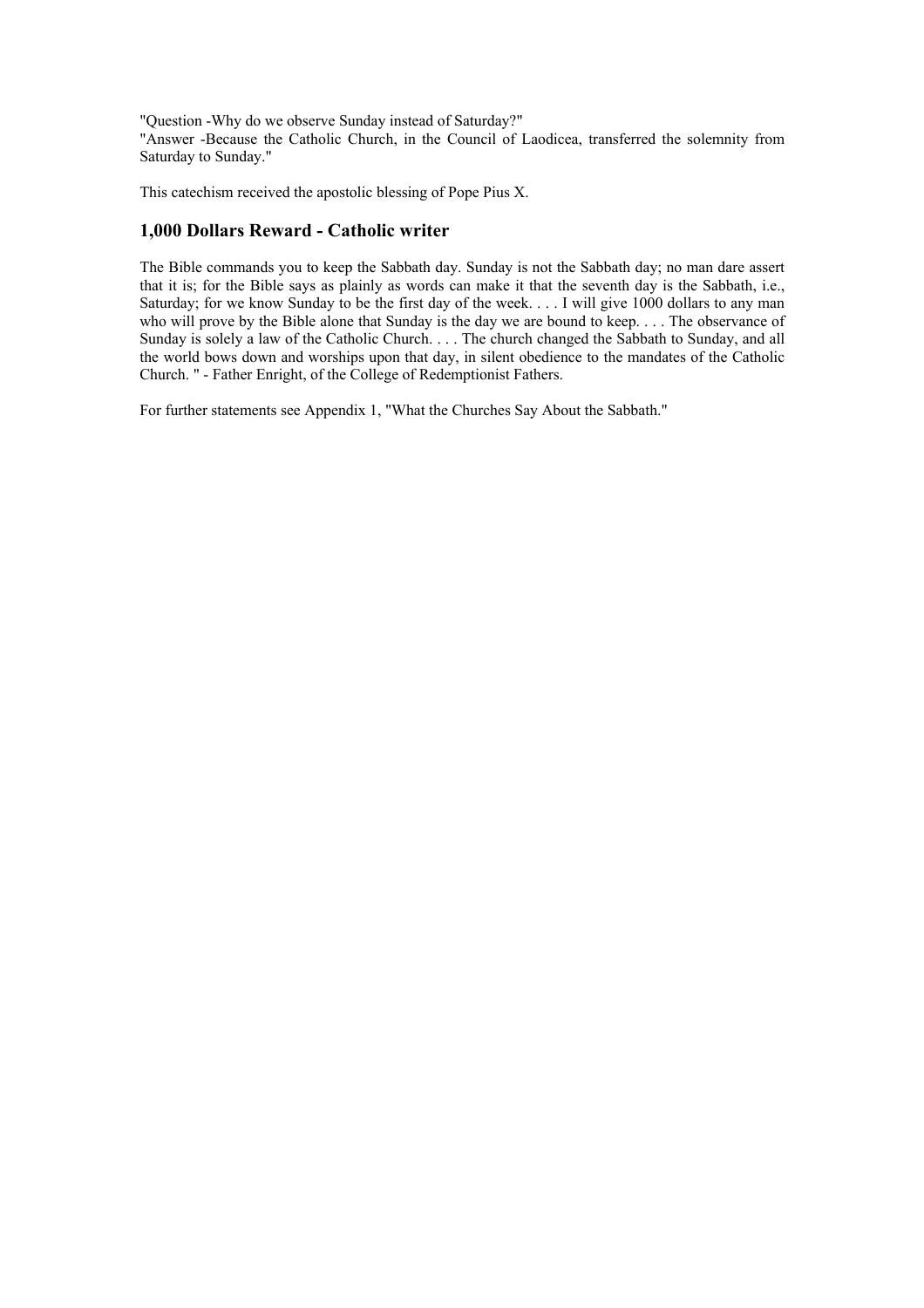"Question -Why do we observe Sunday instead of Saturday?"
"Answer -Because the Catholic Church, in the Council of Laodicea, transferred the solemnity from Saturday to Sunday."

This catechism received the apostolic blessing of Pope Pius X.

### 1,000 Dollars Reward - Catholic writer

The Bible commands you to keep the Sabbath day. Sunday is not the Sabbath day; no man dare assert that it is; for the Bible says as plainly as words can make it that the seventh day is the Sabbath, i.e., Saturday; for we know Sunday to be the first day of the week. . . . I will give 1000 dollars to any man who will prove by the Bible alone that Sunday is the day we are bound to keep. . . . The observance of Sunday is solely a law of the Catholic Church. . . . The church changed the Sabbath to Sunday, and all the world bows down and worships upon that day, in silent obedience to the mandates of the Catholic Church. " - Father Enright, of the College of Redemptionist Fathers.

For further statements see Appendix 1, "What the Churches Say About the Sabbath."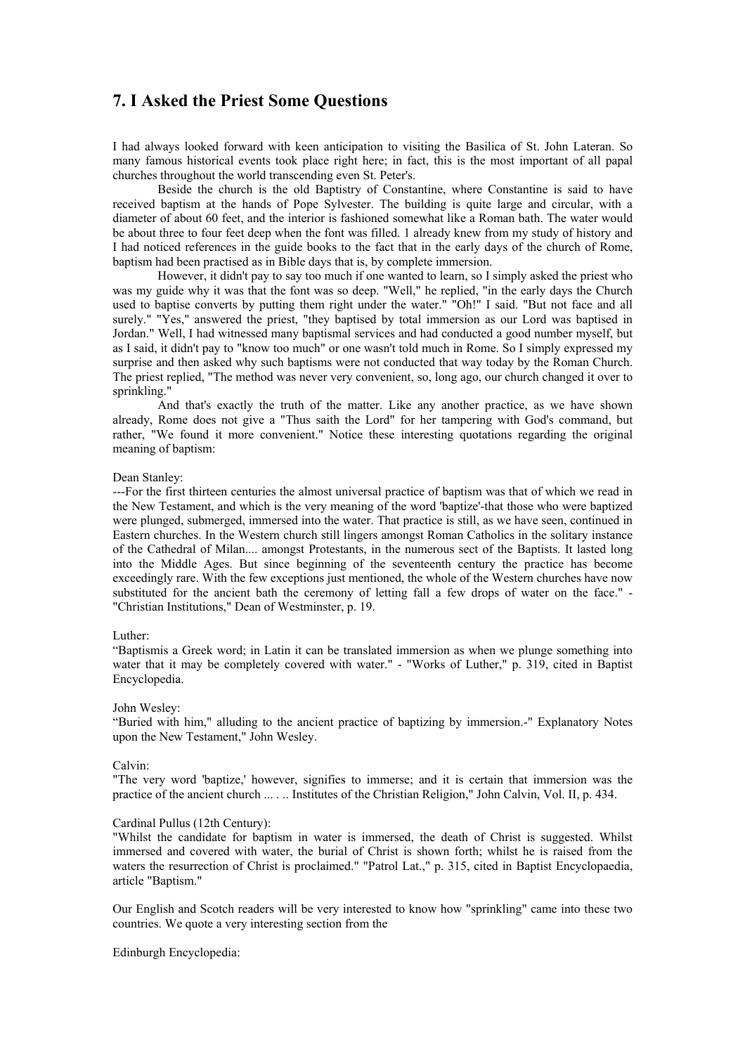## 7. I Asked the Priest Some Questions

I had always looked forward with keen anticipation to visiting the Basilica of St. John Lateran. So many famous historical events took place right here; in fact, this is the most important of all papal churches throughout the world transcending even St. Peter's.

Beside the church is the old Baptistry of Constantine, where Constantine is said to have received baptism at the hands of Pope Sylvester. The building is quite large and circular, with a diameter of about 60 feet, and the interior is fashioned somewhat like a Roman bath. The water would be about three to four feet deep when the font was filled. 1 already knew from my study of history and I had noticed references in the guide books to the fact that in the early days of the church of Rome, baptism had been practised as in Bible days that is, by complete immersion.

However, it didn't pay to say too much if one wanted to learn, so I simply asked the priest who was my guide why it was that the font was so deep. "Well," he replied, "in the early days the Church used to baptise converts by putting them right under the water." "Oh!" I said. "But not face and all surely." "Yes," answered the priest, "they baptised by total immersion as our Lord was baptised in Jordan." Well, I had witnessed many baptismal services and had conducted a good number myself, but as I said, it didn't pay to "know too much" or one wasn't told much in Rome. So I simply expressed my surprise and then asked why such baptisms were not conducted that way today by the Roman Church. The priest replied, "The method was never very convenient, so, long ago, our church changed it over to sprinkling."

And that's exactly the truth of the matter. Like any another practice, as we have shown already, Rome does not give a "Thus saith the Lord" for her tampering with God's command, but rather, "We found it more convenient." Notice these interesting quotations regarding the original meaning of baptism:

Dean Stanley:
---For the first thirteen centuries the almost universal practice of baptism was that of which we read in the New Testament, and which is the very meaning of the word 'baptize'-that those who were baptized were plunged, submerged, immersed into the water. That practice is still, as we have seen, continued in Eastern churches. In the Western church still lingers amongst Roman Catholics in the solitary instance of the Cathedral of Milan.... amongst Protestants, in the numerous sect of the Baptists. It lasted long into the Middle Ages. But since beginning of the seventeenth century the practice has become exceedingly rare. With the few exceptions just mentioned, the whole of the Western churches have now substituted for the ancient bath the ceremony of letting fall a few drops of water on the face." - "Christian Institutions," Dean of Westminster, p. 19.

Luther:
"Baptismis a Greek word; in Latin it can be translated immersion as when we plunge something into water that it may be completely covered with water." - "Works of Luther," p. 319, cited in Baptist Encyclopedia.

John Wesley:
"Buried with him," alluding to the ancient practice of baptizing by immersion.-" Explanatory Notes upon the New Testament," John Wesley.

Calvin:
"The very word 'baptize,' however, signifies to immerse; and it is certain that immersion was the practice of the ancient church ... . .. Institutes of the Christian Religion," John Calvin, Vol. II, p. 434.

Cardinal Pullus (12th Century):
"Whilst the candidate for baptism in water is immersed, the death of Christ is suggested. Whilst immersed and covered with water, the burial of Christ is shown forth; whilst he is raised from the waters the resurrection of Christ is proclaimed." "Patrol Lat.," p. 315, cited in Baptist Encyclopaedia, article "Baptism."

Our English and Scotch readers will be very interested to know how "sprinkling" came into these two countries. We quote a very interesting section from the

Edinburgh Encyclopedia: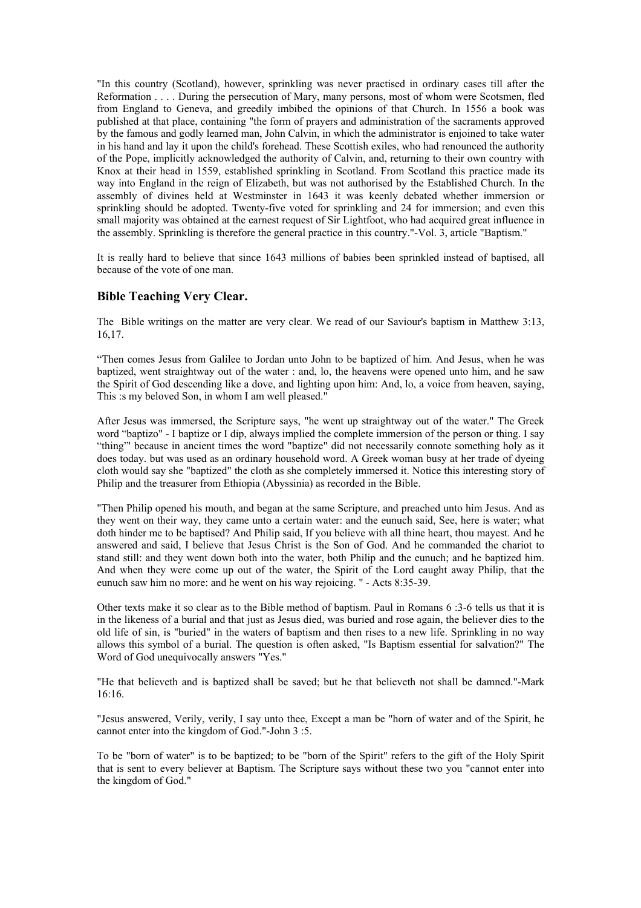"In this country (Scotland), however, sprinkling was never practised in ordinary cases till after the Reformation . . . . During the persecution of Mary, many persons, most of whom were Scotsmen, fled from England to Geneva, and greedily imbibed the opinions of that Church. In 1556 a book was published at that place, containing "the form of prayers and administration of the sacraments approved by the famous and godly learned man, John Calvin, in which the administrator is enjoined to take water in his hand and lay it upon the child's forehead. These Scottish exiles, who had renounced the authority of the Pope, implicitly acknowledged the authority of Calvin, and, returning to their own country with Knox at their head in 1559, established sprinkling in Scotland. From Scotland this practice made its way into England in the reign of Elizabeth, but was not authorised by the Established Church. In the assembly of divines held at Westminster in 1643 it was keenly debated whether immersion or sprinkling should be adopted. Twenty-five voted for sprinkling and 24 for immersion; and even this small majority was obtained at the earnest request of Sir Lightfoot, who had acquired great influence in the assembly. Sprinkling is therefore the general practice in this country."-Vol. 3, article "Baptism."

It is really hard to believe that since 1643 millions of babies been sprinkled instead of baptised, all because of the vote of one man.

### Bible Teaching Very Clear.

The Bible writings on the matter are very clear. We read of our Saviour's baptism in Matthew 3:13, 16,17.

“Then comes Jesus from Galilee to Jordan unto John to be baptized of him. And Jesus, when he was baptized, went straightway out of the water : and, lo, the heavens were opened unto him, and he saw the Spirit of God descending like a dove, and lighting upon him: And, lo, a voice from heaven, saying, This :s my beloved Son, in whom I am well pleased."

After Jesus was immersed, the Scripture says, "he went up straightway out of the water." The Greek word “baptizo" - I baptize or I dip, always implied the complete immersion of the person or thing. I say “thing"' because in ancient times the word "baptize" did not necessarily connote something holy as it does today. but was used as an ordinary household word. A Greek woman busy at her trade of dyeing cloth would say she "baptized" the cloth as she completely immersed it. Notice this interesting story of Philip and the treasurer from Ethiopia (Abyssinia) as recorded in the Bible.

"Then Philip opened his mouth, and began at the same Scripture, and preached unto him Jesus. And as they went on their way, they came unto a certain water: and the eunuch said, See, here is water; what doth hinder me to be baptised? And Philip said, If you believe with all thine heart, thou mayest. And he answered and said, I believe that Jesus Christ is the Son of God. And he commanded the chariot to stand still: and they went down both into the water, both Philip and the eunuch; and he baptized him. And when they were come up out of the water, the Spirit of the Lord caught away Philip, that the eunuch saw him no more: and he went on his way rejoicing. " - Acts 8:35-39.

Other texts make it so clear as to the Bible method of baptism. Paul in Romans 6 :3-6 tells us that it is in the likeness of a burial and that just as Jesus died, was buried and rose again, the believer dies to the old life of sin, is "buried" in the waters of baptism and then rises to a new life. Sprinkling in no way allows this symbol of a burial. The question is often asked, "Is Baptism essential for salvation?" The Word of God unequivocally answers "Yes."

"He that believeth and is baptized shall be saved; but he that believeth not shall be damned."-Mark 16:16.

"Jesus answered, Verily, verily, I say unto thee, Except a man be "horn of water and of the Spirit, he cannot enter into the kingdom of God."-John 3 :5.

To be "born of water" is to be baptized; to be "born of the Spirit" refers to the gift of the Holy Spirit that is sent to every believer at Baptism. The Scripture says without these two you "cannot enter into the kingdom of God."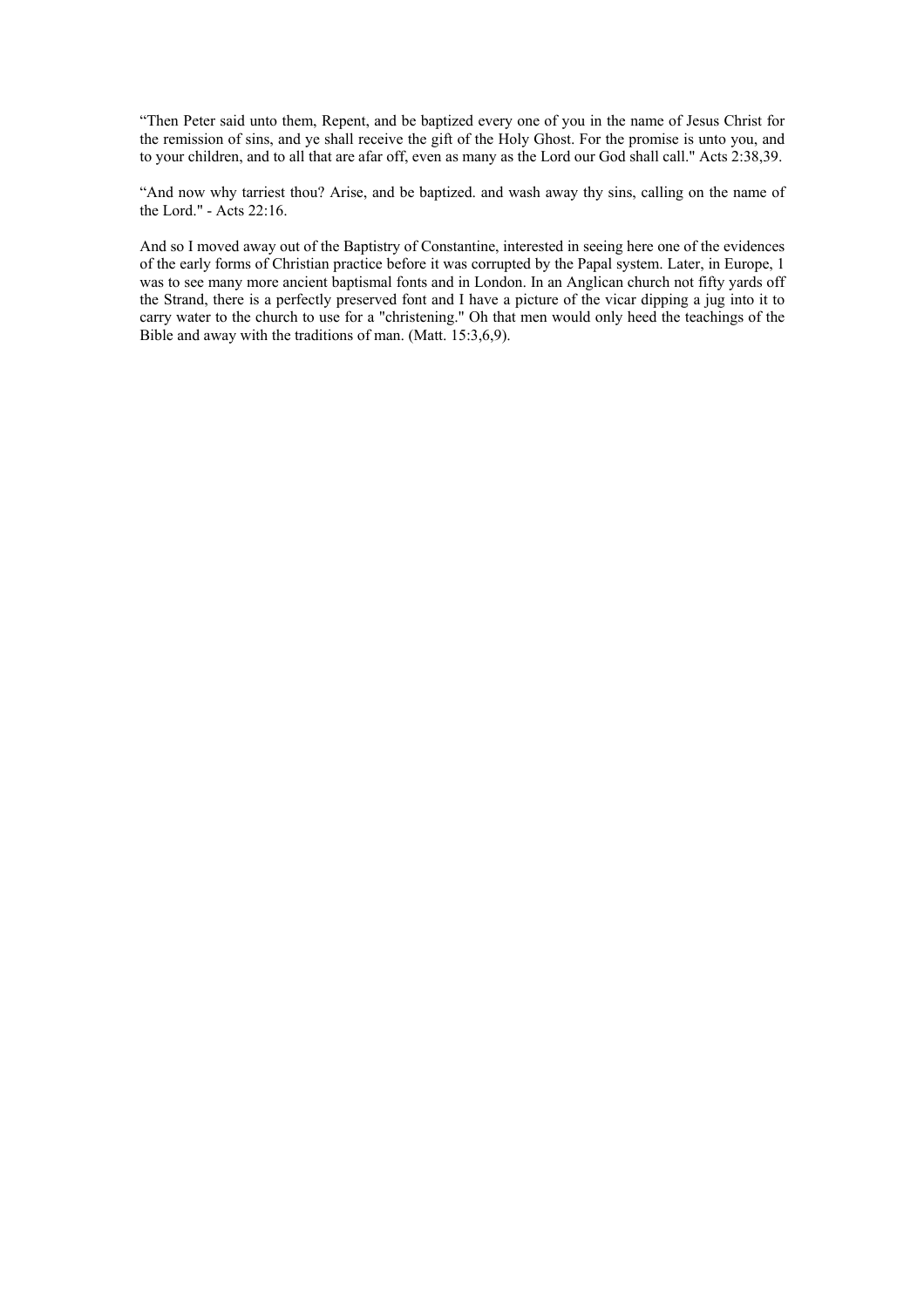“Then Peter said unto them, Repent, and be baptized every one of you in the name of Jesus Christ for the remission of sins, and ye shall receive the gift of the Holy Ghost. For the promise is unto you, and to your children, and to all that are afar off, even as many as the Lord our God shall call." Acts 2:38,39.

“And now why tarriest thou? Arise, and be baptized. and wash away thy sins, calling on the name of the Lord." - Acts 22:16.

And so I moved away out of the Baptistry of Constantine, interested in seeing here one of the evidences of the early forms of Christian practice before it was corrupted by the Papal system. Later, in Europe, 1 was to see many more ancient baptismal fonts and in London. In an Anglican church not fifty yards off the Strand, there is a perfectly preserved font and I have a picture of the vicar dipping a jug into it to carry water to the church to use for a "christening." Oh that men would only heed the teachings of the Bible and away with the traditions of man. (Matt. 15:3,6,9).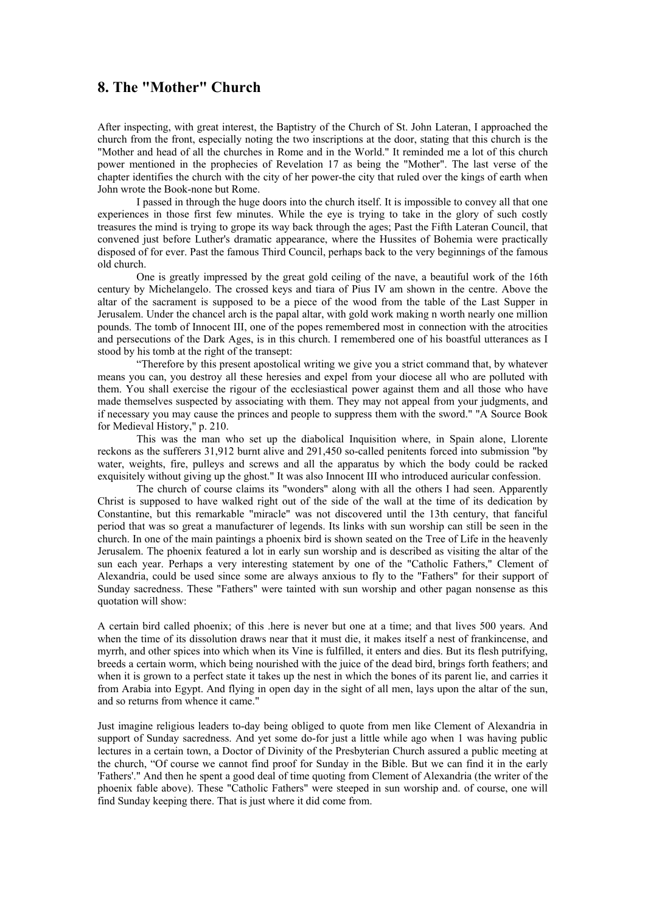## 8. The "Mother" Church

After inspecting, with great interest, the Baptistry of the Church of St. John Lateran, I approached the church from the front, especially noting the two inscriptions at the door, stating that this church is the "Mother and head of all the churches in Rome and in the World." It reminded me a lot of this church power mentioned in the prophecies of Revelation 17 as being the "Mother". The last verse of the chapter identifies the church with the city of her power-the city that ruled over the kings of earth when John wrote the Book-none but Rome.

I passed in through the huge doors into the church itself. It is impossible to convey all that one experiences in those first few minutes. While the eye is trying to take in the glory of such costly treasures the mind is trying to grope its way back through the ages; Past the Fifth Lateran Council, that convened just before Luther's dramatic appearance, where the Hussites of Bohemia were practically disposed of for ever. Past the famous Third Council, perhaps back to the very beginnings of the famous old church.

One is greatly impressed by the great gold ceiling of the nave, a beautiful work of the 16th century by Michelangelo. The crossed keys and tiara of Pius IV am shown in the centre. Above the altar of the sacrament is supposed to be a piece of the wood from the table of the Last Supper in Jerusalem. Under the chancel arch is the papal altar, with gold work making n worth nearly one million pounds. The tomb of Innocent III, one of the popes remembered most in connection with the atrocities and persecutions of the Dark Ages, is in this church. I remembered one of his boastful utterances as I stood by his tomb at the right of the transept:

"Therefore by this present apostolical writing we give you a strict command that, by whatever means you can, you destroy all these heresies and expel from your diocese all who are polluted with them. You shall exercise the rigour of the ecclesiastical power against them and all those who have made themselves suspected by associating with them. They may not appeal from your judgments, and if necessary you may cause the princes and people to suppress them with the sword." "A Source Book for Medieval History," p. 210.

This was the man who set up the diabolical Inquisition where, in Spain alone, Llorente reckons as the sufferers 31,912 burnt alive and 291,450 so-called penitents forced into submission "by water, weights, fire, pulleys and screws and all the apparatus by which the body could be racked exquisitely without giving up the ghost." It was also Innocent III who introduced auricular confession.

The church of course claims its "wonders" along with all the others I had seen. Apparently Christ is supposed to have walked right out of the side of the wall at the time of its dedication by Constantine, but this remarkable "miracle" was not discovered until the 13th century, that fanciful period that was so great a manufacturer of legends. Its links with sun worship can still be seen in the church. In one of the main paintings a phoenix bird is shown seated on the Tree of Life in the heavenly Jerusalem. The phoenix featured a lot in early sun worship and is described as visiting the altar of the sun each year. Perhaps a very interesting statement by one of the "Catholic Fathers," Clement of Alexandria, could be used since some are always anxious to fly to the "Fathers" for their support of Sunday sacredness. These "Fathers" were tainted with sun worship and other pagan nonsense as this quotation will show:

A certain bird called phoenix; of this .here is never but one at a time; and that lives 500 years. And when the time of its dissolution draws near that it must die, it makes itself a nest of frankincense, and myrrh, and other spices into which when its Vine is fulfilled, it enters and dies. But its flesh putrifying, breeds a certain worm, which being nourished with the juice of the dead bird, brings forth feathers; and when it is grown to a perfect state it takes up the nest in which the bones of its parent lie, and carries it from Arabia into Egypt. And flying in open day in the sight of all men, lays upon the altar of the sun, and so returns from whence it came."

Just imagine religious leaders to-day being obliged to quote from men like Clement of Alexandria in support of Sunday sacredness. And yet some do-for just a little while ago when 1 was having public lectures in a certain town, a Doctor of Divinity of the Presbyterian Church assured a public meeting at the church, "Of course we cannot find proof for Sunday in the Bible. But we can find it in the early 'Fathers'." And then he spent a good deal of time quoting from Clement of Alexandria (the writer of the phoenix fable above). These "Catholic Fathers" were steeped in sun worship and. of course, one will find Sunday keeping there. That is just where it did come from.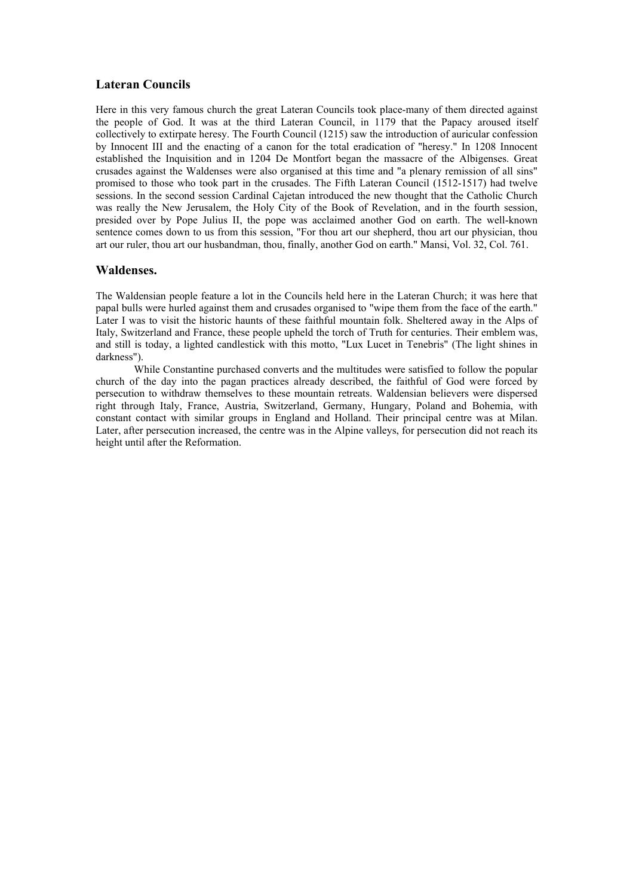## Lateran Councils

Here in this very famous church the great Lateran Councils took place-many of them directed against the people of God. It was at the third Lateran Council, in 1179 that the Papacy aroused itself collectively to extirpate heresy. The Fourth Council (1215) saw the introduction of auricular confession by Innocent III and the enacting of a canon for the total eradication of "heresy." In 1208 Innocent established the Inquisition and in 1204 De Montfort began the massacre of the Albigenses. Great crusades against the Waldenses were also organised at this time and "a plenary remission of all sins" promised to those who took part in the crusades. The Fifth Lateran Council (1512-1517) had twelve sessions. In the second session Cardinal Cajetan introduced the new thought that the Catholic Church was really the New Jerusalem, the Holy City of the Book of Revelation, and in the fourth session, presided over by Pope Julius II, the pope was acclaimed another God on earth. The well-known sentence comes down to us from this session, "For thou art our shepherd, thou art our physician, thou art our ruler, thou art our husbandman, thou, finally, another God on earth." Mansi, Vol. 32, Col. 761.

## Waldenses.

The Waldensian people feature a lot in the Councils held here in the Lateran Church; it was here that papal bulls were hurled against them and crusades organised to "wipe them from the face of the earth." Later I was to visit the historic haunts of these faithful mountain folk. Sheltered away in the Alps of Italy, Switzerland and France, these people upheld the torch of Truth for centuries. Their emblem was, and still is today, a lighted candlestick with this motto, "Lux Lucet in Tenebris" (The light shines in darkness").

While Constantine purchased converts and the multitudes were satisfied to follow the popular church of the day into the pagan practices already described, the faithful of God were forced by persecution to withdraw themselves to these mountain retreats. Waldensian believers were dispersed right through Italy, France, Austria, Switzerland, Germany, Hungary, Poland and Bohemia, with constant contact with similar groups in England and Holland. Their principal centre was at Milan. Later, after persecution increased, the centre was in the Alpine valleys, for persecution did not reach its height until after the Reformation.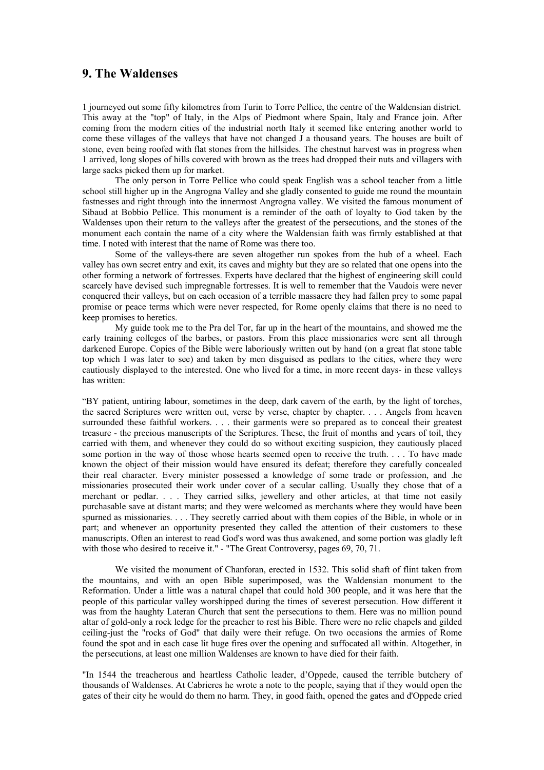## 9. The Waldenses

1 journeyed out some fifty kilometres from Turin to Torre Pellice, the centre of the Waldensian district. This away at the "top" of Italy, in the Alps of Piedmont where Spain, Italy and France join. After coming from the modern cities of the industrial north Italy it seemed like entering another world to come these villages of the valleys that have not changed J a thousand years. The houses are built of stone, even being roofed with flat stones from the hillsides. The chestnut harvest was in progress when 1 arrived, long slopes of hills covered with brown as the trees had dropped their nuts and villagers with large sacks picked them up for market.

The only person in Torre Pellice who could speak English was a school teacher from a little school still higher up in the Angrogna Valley and she gladly consented to guide me round the mountain fastnesses and right through into the innermost Angrogna valley. We visited the famous monument of Sibaud at Bobbio Pellice. This monument is a reminder of the oath of loyalty to God taken by the Waldenses upon their return to the valleys after the greatest of the persecutions, and the stones of the monument each contain the name of a city where the Waldensian faith was firmly established at that time. I noted with interest that the name of Rome was there too.

Some of the valleys-there are seven altogether run spokes from the hub of a wheel. Each valley has own secret entry and exit, its caves and mighty but they are so related that one opens into the other forming a network of fortresses. Experts have declared that the highest of engineering skill could scarcely have devised such impregnable fortresses. It is well to remember that the Vaudois were never conquered their valleys, but on each occasion of a terrible massacre they had fallen prey to some papal promise or peace terms which were never respected, for Rome openly claims that there is no need to keep promises to heretics.

My guide took me to the Pra del Tor, far up in the heart of the mountains, and showed me the early training colleges of the barbes, or pastors. From this place missionaries were sent all through darkened Europe. Copies of the Bible were laboriously written out by hand (on a great flat stone table top which I was later to see) and taken by men disguised as pedlars to the cities, where they were cautiously displayed to the interested. One who lived for a time, in more recent days- in these valleys has written:

“BY patient, untiring labour, sometimes in the deep, dark cavern of the earth, by the light of torches, the sacred Scriptures were written out, verse by verse, chapter by chapter. . . . Angels from heaven surrounded these faithful workers. . . . their garments were so prepared as to conceal their greatest treasure - the precious manuscripts of the Scriptures. These, the fruit of months and years of toil, they carried with them, and whenever they could do so without exciting suspicion, they cautiously placed some portion in the way of those whose hearts seemed open to receive the truth. . . . To have made known the object of their mission would have ensured its defeat; therefore they carefully concealed their real character. Every minister possessed a knowledge of some trade or profession, and .he missionaries prosecuted their work under cover of a secular calling. Usually they chose that of a merchant or pedlar. . . . They carried silks, jewellery and other articles, at that time not easily purchasable save at distant marts; and they were welcomed as merchants where they would have been spurned as missionaries. . . . They secretly carried about with them copies of the Bible, in whole or in part; and whenever an opportunity presented they called the attention of their customers to these manuscripts. Often an interest to read God's word was thus awakened, and some portion was gladly left with those who desired to receive it." - "The Great Controversy, pages 69, 70, 71.

We visited the monument of Chanforan, erected in 1532. This solid shaft of flint taken from the mountains, and with an open Bible superimposed, was the Waldensian monument to the Reformation. Under a little was a natural chapel that could hold 300 people, and it was here that the people of this particular valley worshipped during the times of severest persecution. How different it was from the haughty Lateran Church that sent the persecutions to them. Here was no million pound altar of gold-only a rock ledge for the preacher to rest his Bible. There were no relic chapels and gilded ceiling-just the "rocks of God" that daily were their refuge. On two occasions the armies of Rome found the spot and in each case lit huge fires over the opening and suffocated all within. Altogether, in the persecutions, at least one million Waldenses are known to have died for their faith.

"In 1544 the treacherous and heartless Catholic leader, d’Oppede, caused the terrible butchery of thousands of Waldenses. At Cabrieres he wrote a note to the people, saying that if they would open the gates of their city he would do them no harm. They, in good faith, opened the gates and d'Oppede cried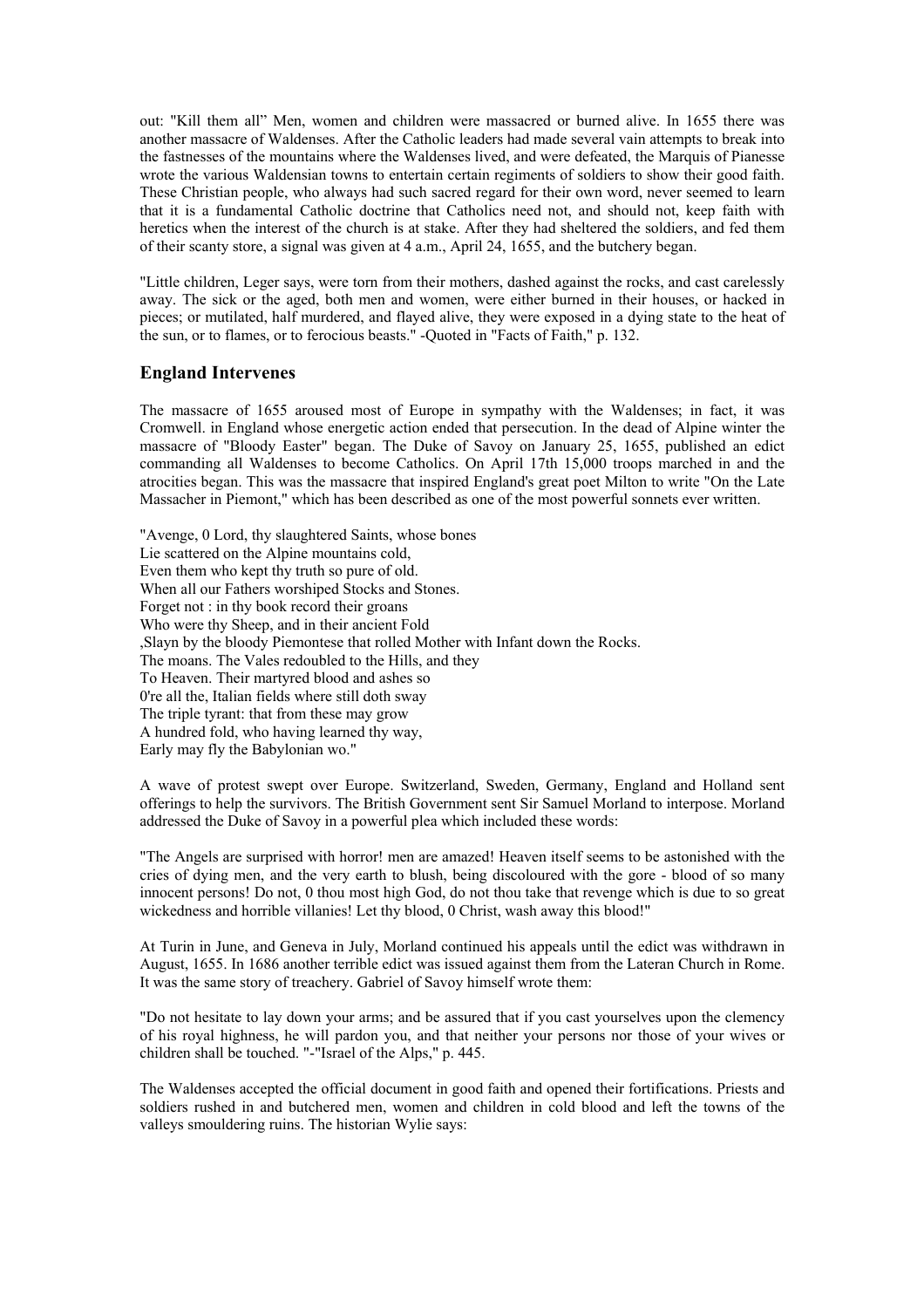out: "Kill them all" Men, women and children were massacred or burned alive. In 1655 there was another massacre of Waldenses. After the Catholic leaders had made several vain attempts to break into the fastnesses of the mountains where the Waldenses lived, and were defeated, the Marquis of Pianesse wrote the various Waldensian towns to entertain certain regiments of soldiers to show their good faith. These Christian people, who always had such sacred regard for their own word, never seemed to learn that it is a fundamental Catholic doctrine that Catholics need not, and should not, keep faith with heretics when the interest of the church is at stake. After they had sheltered the soldiers, and fed them of their scanty store, a signal was given at 4 a.m., April 24, 1655, and the butchery began.

"Little children, Leger says, were torn from their mothers, dashed against the rocks, and cast carelessly away. The sick or the aged, both men and women, were either burned in their houses, or hacked in pieces; or mutilated, half murdered, and flayed alive, they were exposed in a dying state to the heat of the sun, or to flames, or to ferocious beasts." -Quoted in "Facts of Faith," p. 132.

### England Intervenes

The massacre of 1655 aroused most of Europe in sympathy with the Waldenses; in fact, it was Cromwell. in England whose energetic action ended that persecution. In the dead of Alpine winter the massacre of "Bloody Easter" began. The Duke of Savoy on January 25, 1655, published an edict commanding all Waldenses to become Catholics. On April 17th 15,000 troops marched in and the atrocities began. This was the massacre that inspired England's great poet Milton to write "On the Late Massacher in Piemont," which has been described as one of the most powerful sonnets ever written.

"Avenge, 0 Lord, thy slaughtered Saints, whose bones  
Lie scattered on the Alpine mountains cold,  
Even them who kept thy truth so pure of old.  
When all our Fathers worshiped Stocks and Stones.  
Forget not : in thy book record their groans  
Who were thy Sheep, and in their ancient Fold  
,Slayn by the bloody Piemontese that rolled Mother with Infant down the Rocks.  
The moans. The Vales redoubled to the Hills, and they  
To Heaven. Their martyred blood and ashes so  
0're all the, Italian fields where still doth sway  
The triple tyrant: that from these may grow  
A hundred fold, who having learned thy way,  
Early may fly the Babylonian wo."

A wave of protest swept over Europe. Switzerland, Sweden, Germany, England and Holland sent offerings to help the survivors. The British Government sent Sir Samuel Morland to interpose. Morland addressed the Duke of Savoy in a powerful plea which included these words:

"The Angels are surprised with horror! men are amazed! Heaven itself seems to be astonished with the cries of dying men, and the very earth to blush, being discoloured with the gore - blood of so many innocent persons! Do not, 0 thou most high God, do not thou take that revenge which is due to so great wickedness and horrible villanies! Let thy blood, 0 Christ, wash away this blood!"

At Turin in June, and Geneva in July, Morland continued his appeals until the edict was withdrawn in August, 1655. In 1686 another terrible edict was issued against them from the Lateran Church in Rome. It was the same story of treachery. Gabriel of Savoy himself wrote them:

"Do not hesitate to lay down your arms; and be assured that if you cast yourselves upon the clemency of his royal highness, he will pardon you, and that neither your persons nor those of your wives or children shall be touched. "-"Israel of the Alps," p. 445.

The Waldenses accepted the official document in good faith and opened their fortifications. Priests and soldiers rushed in and butchered men, women and children in cold blood and left the towns of the valleys smouldering ruins. The historian Wylie says: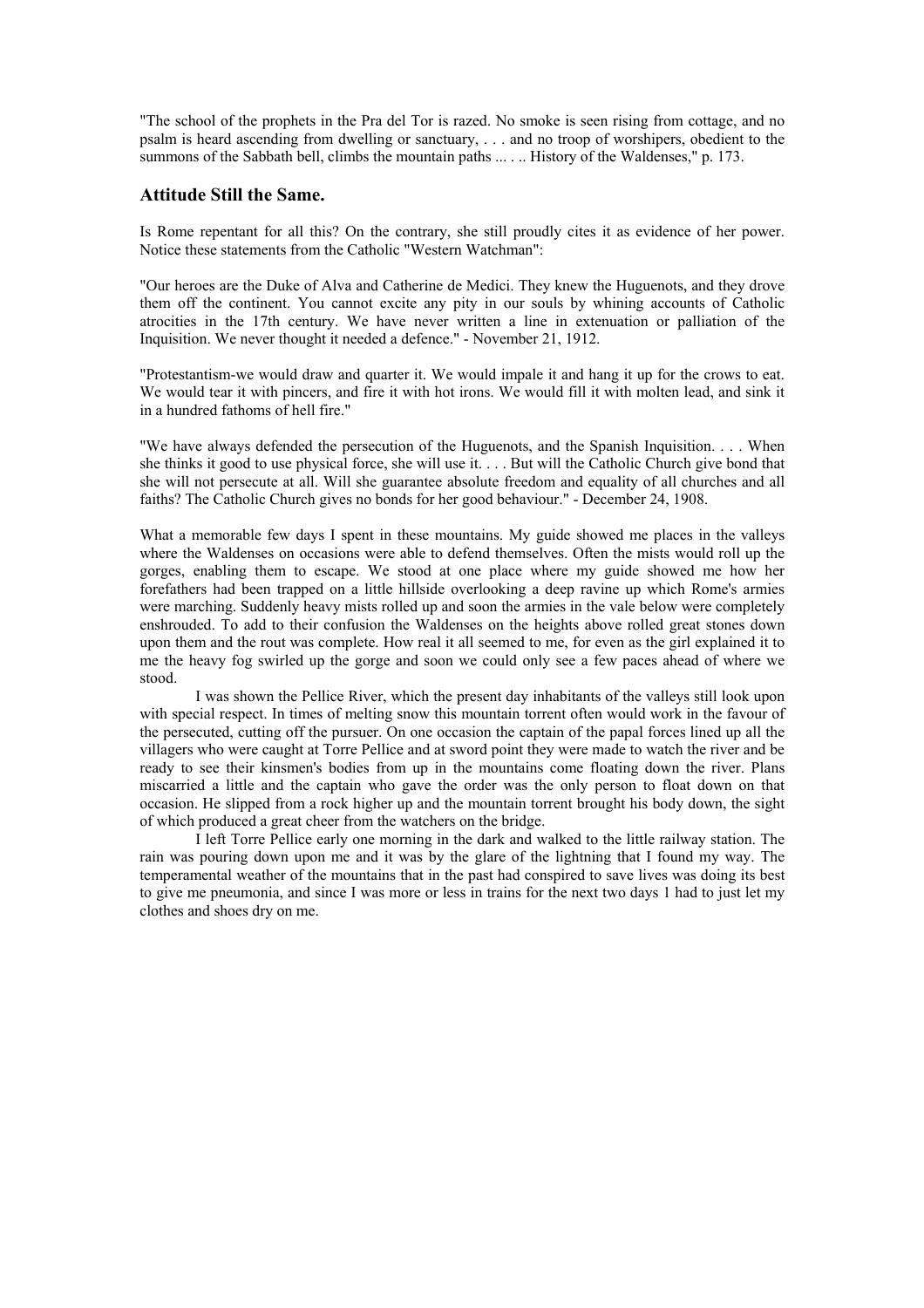"The school of the prophets in the Pra del Tor is razed. No smoke is seen rising from cottage, and no psalm is heard ascending from dwelling or sanctuary, . . . and no troop of worshipers, obedient to the summons of the Sabbath bell, climbs the mountain paths ... . .. History of the Waldenses," p. 173.

### Attitude Still the Same.

Is Rome repentant for all this? On the contrary, she still proudly cites it as evidence of her power. Notice these statements from the Catholic "Western Watchman":

"Our heroes are the Duke of Alva and Catherine de Medici. They knew the Huguenots, and they drove them off the continent. You cannot excite any pity in our souls by whining accounts of Catholic atrocities in the 17th century. We have never written a line in extenuation or palliation of the Inquisition. We never thought it needed a defence." - November 21, 1912.

"Protestantism-we would draw and quarter it. We would impale it and hang it up for the crows to eat. We would tear it with pincers, and fire it with hot irons. We would fill it with molten lead, and sink it in a hundred fathoms of hell fire."

"We have always defended the persecution of the Huguenots, and the Spanish Inquisition. . . . When she thinks it good to use physical force, she will use it. . . . But will the Catholic Church give bond that she will not persecute at all. Will she guarantee absolute freedom and equality of all churches and all faiths? The Catholic Church gives no bonds for her good behaviour." - December 24, 1908.

What a memorable few days I spent in these mountains. My guide showed me places in the valleys where the Waldenses on occasions were able to defend themselves. Often the mists would roll up the gorges, enabling them to escape. We stood at one place where my guide showed me how her forefathers had been trapped on a little hillside overlooking a deep ravine up which Rome's armies were marching. Suddenly heavy mists rolled up and soon the armies in the vale below were completely enshrouded. To add to their confusion the Waldenses on the heights above rolled great stones down upon them and the rout was complete. How real it all seemed to me, for even as the girl explained it to me the heavy fog swirled up the gorge and soon we could only see a few paces ahead of where we stood.

I was shown the Pellice River, which the present day inhabitants of the valleys still look upon with special respect. In times of melting snow this mountain torrent often would work in the favour of the persecuted, cutting off the pursuer. On one occasion the captain of the papal forces lined up all the villagers who were caught at Torre Pellice and at sword point they were made to watch the river and be ready to see their kinsmen's bodies from up in the mountains come floating down the river. Plans miscarried a little and the captain who gave the order was the only person to float down on that occasion. He slipped from a rock higher up and the mountain torrent brought his body down, the sight of which produced a great cheer from the watchers on the bridge.

I left Torre Pellice early one morning in the dark and walked to the little railway station. The rain was pouring down upon me and it was by the glare of the lightning that I found my way. The temperamental weather of the mountains that in the past had conspired to save lives was doing its best to give me pneumonia, and since I was more or less in trains for the next two days 1 had to just let my clothes and shoes dry on me.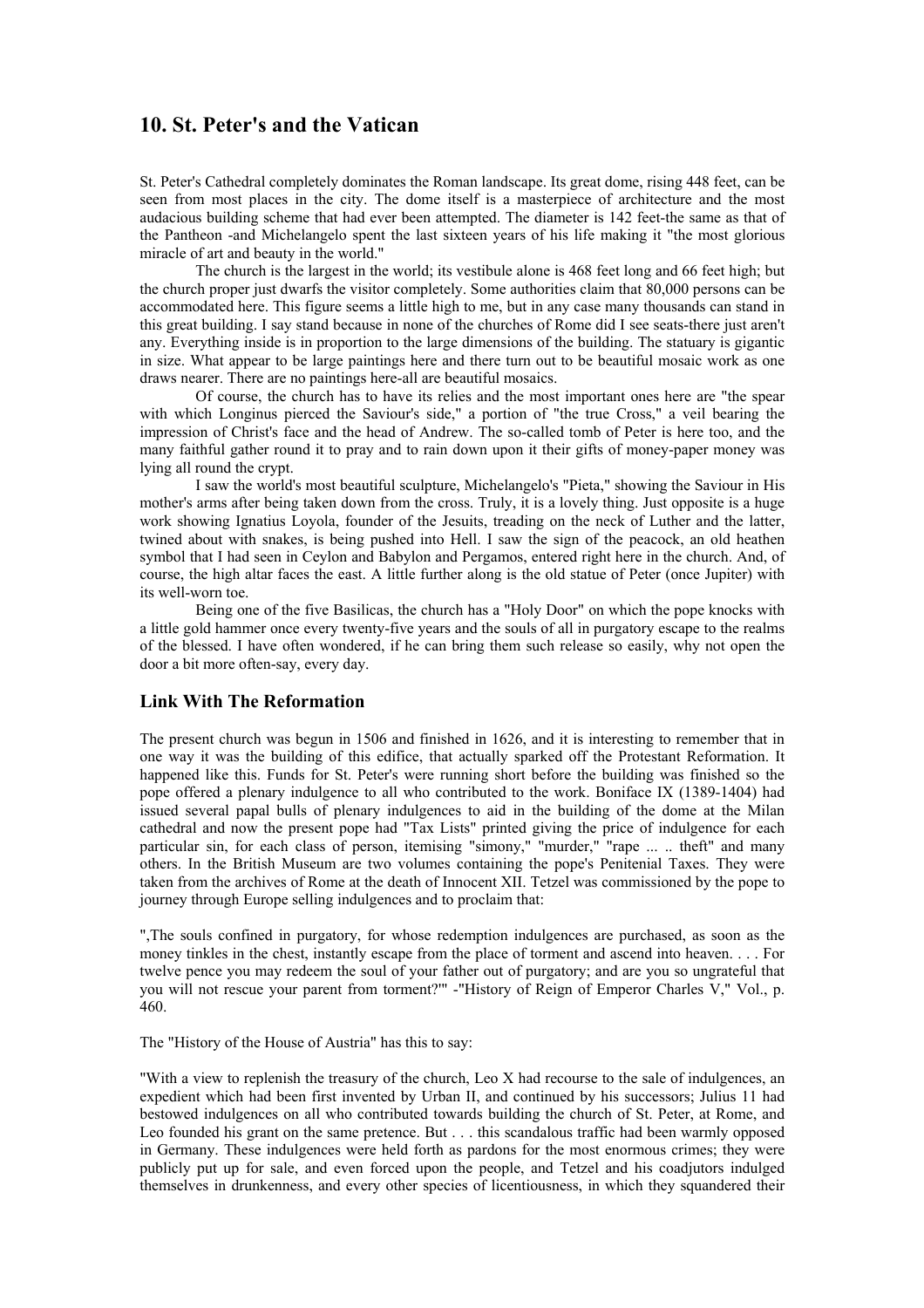## 10. St. Peter's and the Vatican

St. Peter's Cathedral completely dominates the Roman landscape. Its great dome, rising 448 feet, can be seen from most places in the city. The dome itself is a masterpiece of architecture and the most audacious building scheme that had ever been attempted. The diameter is 142 feet-the same as that of the Pantheon -and Michelangelo spent the last sixteen years of his life making it "the most glorious miracle of art and beauty in the world."

The church is the largest in the world; its vestibule alone is 468 feet long and 66 feet high; but the church proper just dwarfs the visitor completely. Some authorities claim that 80,000 persons can be accommodated here. This figure seems a little high to me, but in any case many thousands can stand in this great building. I say stand because in none of the churches of Rome did I see seats-there just aren't any. Everything inside is in proportion to the large dimensions of the building. The statuary is gigantic in size. What appear to be large paintings here and there turn out to be beautiful mosaic work as one draws nearer. There are no paintings here-all are beautiful mosaics.

Of course, the church has to have its relies and the most important ones here are "the spear with which Longinus pierced the Saviour's side," a portion of "the true Cross," a veil bearing the impression of Christ's face and the head of Andrew. The so-called tomb of Peter is here too, and the many faithful gather round it to pray and to rain down upon it their gifts of money-paper money was lying all round the crypt.

I saw the world's most beautiful sculpture, Michelangelo's "Pieta," showing the Saviour in His mother's arms after being taken down from the cross. Truly, it is a lovely thing. Just opposite is a huge work showing Ignatius Loyola, founder of the Jesuits, treading on the neck of Luther and the latter, twined about with snakes, is being pushed into Hell. I saw the sign of the peacock, an old heathen symbol that I had seen in Ceylon and Babylon and Pergamos, entered right here in the church. And, of course, the high altar faces the east. A little further along is the old statue of Peter (once Jupiter) with its well-worn toe.

Being one of the five Basilicas, the church has a "Holy Door" on which the pope knocks with a little gold hammer once every twenty-five years and the souls of all in purgatory escape to the realms of the blessed. I have often wondered, if he can bring them such release so easily, why not open the door a bit more often-say, every day.

### Link With The Reformation

The present church was begun in 1506 and finished in 1626, and it is interesting to remember that in one way it was the building of this edifice, that actually sparked off the Protestant Reformation. It happened like this. Funds for St. Peter's were running short before the building was finished so the pope offered a plenary indulgence to all who contributed to the work. Boniface IX (1389-1404) had issued several papal bulls of plenary indulgences to aid in the building of the dome at the Milan cathedral and now the present pope had "Tax Lists" printed giving the price of indulgence for each particular sin, for each class of person, itemising "simony," "murder," "rape ... .. theft" and many others. In the British Museum are two volumes containing the pope's Penitential Taxes. They were taken from the archives of Rome at the death of Innocent XII. Tetzel was commissioned by the pope to journey through Europe selling indulgences and to proclaim that:

",The souls confined in purgatory, for whose redemption indulgences are purchased, as soon as the money tinkles in the chest, instantly escape from the place of torment and ascend into heaven. . . . For twelve pence you may redeem the soul of your father out of purgatory; and are you so ungrateful that you will not rescue your parent from torment?'" -"History of Reign of Emperor Charles V," Vol., p. 460.

The "History of the House of Austria" has this to say:

"With a view to replenish the treasury of the church, Leo X had recourse to the sale of indulgences, an expedient which had been first invented by Urban II, and continued by his successors; Julius 11 had bestowed indulgences on all who contributed towards building the church of St. Peter, at Rome, and Leo founded his grant on the same pretence. But . . . this scandalous traffic had been warmly opposed in Germany. These indulgences were held forth as pardons for the most enormous crimes; they were publicly put up for sale, and even forced upon the people, and Tetzel and his coadjutors indulged themselves in drunkenness, and every other species of licentiousness, in which they squandered their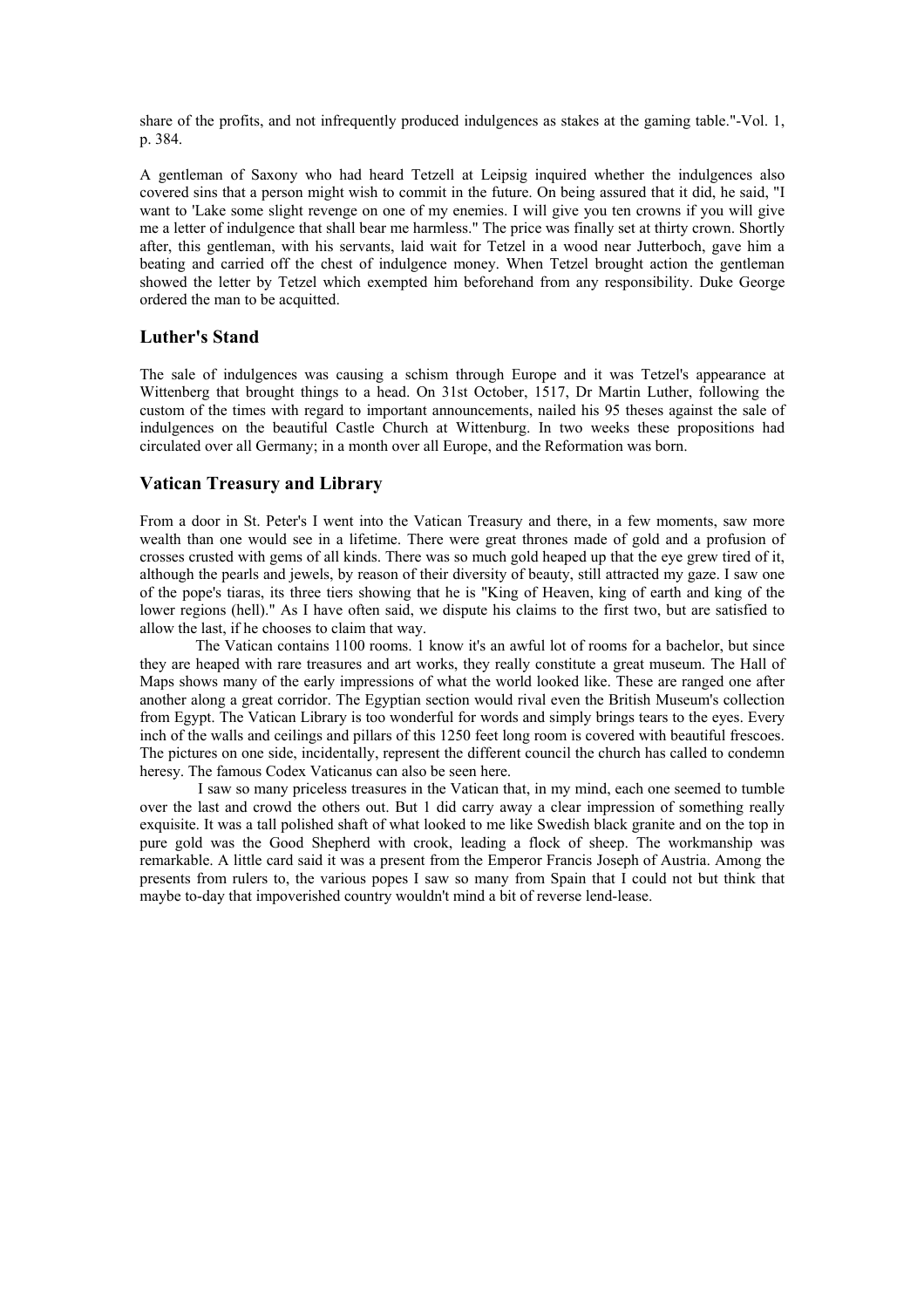share of the profits, and not infrequently produced indulgences as stakes at the gaming table."-Vol. 1, p. 384.

A gentleman of Saxony who had heard Tetzell at Leipsig inquired whether the indulgences also covered sins that a person might wish to commit in the future. On being assured that it did, he said, "I want to 'Lake some slight revenge on one of my enemies. I will give you ten crowns if you will give me a letter of indulgence that shall bear me harmless." The price was finally set at thirty crown. Shortly after, this gentleman, with his servants, laid wait for Tetzel in a wood near Jutterboch, gave him a beating and carried off the chest of indulgence money. When Tetzel brought action the gentleman showed the letter by Tetzel which exempted him beforehand from any responsibility. Duke George ordered the man to be acquitted.

## Luther's Stand

The sale of indulgences was causing a schism through Europe and it was Tetzel's appearance at Wittenberg that brought things to a head. On 31st October, 1517, Dr Martin Luther, following the custom of the times with regard to important announcements, nailed his 95 theses against the sale of indulgences on the beautiful Castle Church at Wittenburg. In two weeks these propositions had circulated over all Germany; in a month over all Europe, and the Reformation was born.

## Vatican Treasury and Library

From a door in St. Peter's I went into the Vatican Treasury and there, in a few moments, saw more wealth than one would see in a lifetime. There were great thrones made of gold and a profusion of crosses crusted with gems of all kinds. There was so much gold heaped up that the eye grew tired of it, although the pearls and jewels, by reason of their diversity of beauty, still attracted my gaze. I saw one of the pope's tiaras, its three tiers showing that he is "King of Heaven, king of earth and king of the lower regions (hell)." As I have often said, we dispute his claims to the first two, but are satisfied to allow the last, if he chooses to claim that way.

The Vatican contains 1100 rooms. 1 know it's an awful lot of rooms for a bachelor, but since they are heaped with rare treasures and art works, they really constitute a great museum. The Hall of Maps shows many of the early impressions of what the world looked like. These are ranged one after another along a great corridor. The Egyptian section would rival even the British Museum's collection from Egypt. The Vatican Library is too wonderful for words and simply brings tears to the eyes. Every inch of the walls and ceilings and pillars of this 1250 feet long room is covered with beautiful frescoes. The pictures on one side, incidentally, represent the different council the church has called to condemn heresy. The famous Codex Vaticanus can also be seen here.

I saw so many priceless treasures in the Vatican that, in my mind, each one seemed to tumble over the last and crowd the others out. But 1 did carry away a clear impression of something really exquisite. It was a tall polished shaft of what looked to me like Swedish black granite and on the top in pure gold was the Good Shepherd with crook, leading a flock of sheep. The workmanship was remarkable. A little card said it was a present from the Emperor Francis Joseph of Austria. Among the presents from rulers to, the various popes I saw so many from Spain that I could not but think that maybe to-day that impoverished country wouldn't mind a bit of reverse lend-lease.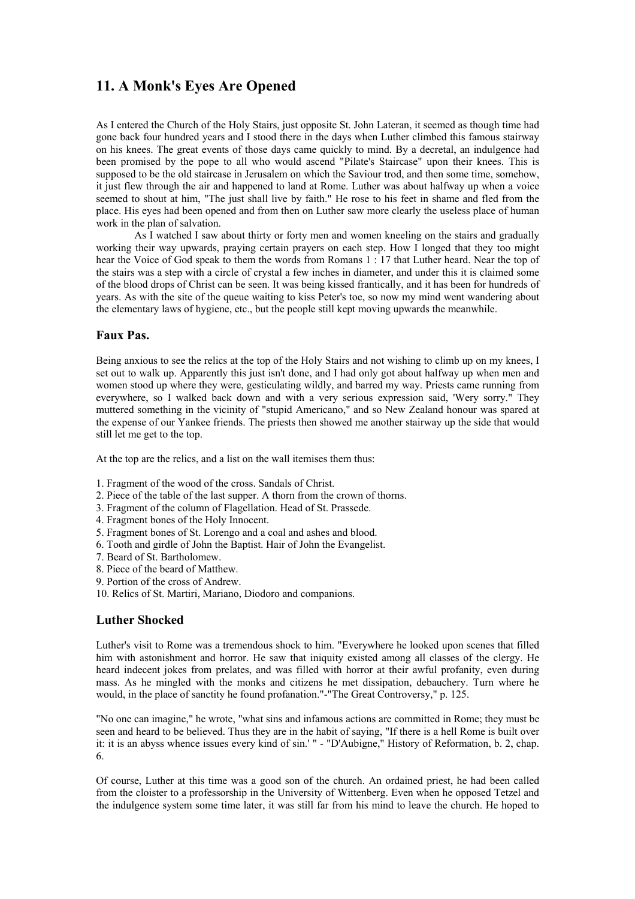## 11. A Monk's Eyes Are Opened

As I entered the Church of the Holy Stairs, just opposite St. John Lateran, it seemed as though time had gone back four hundred years and I stood there in the days when Luther climbed this famous stairway on his knees. The great events of those days came quickly to mind. By a decretal, an indulgence had been promised by the pope to all who would ascend "Pilate's Staircase" upon their knees. This is supposed to be the old staircase in Jerusalem on which the Saviour trod, and then some time, somehow, it just flew through the air and happened to land at Rome. Luther was about halfway up when a voice seemed to shout at him, "The just shall live by faith." He rose to his feet in shame and fled from the place. His eyes had been opened and from then on Luther saw more clearly the useless place of human work in the plan of salvation.

As I watched I saw about thirty or forty men and women kneeling on the stairs and gradually working their way upwards, praying certain prayers on each step. How I longed that they too might hear the Voice of God speak to them the words from Romans 1 : 17 that Luther heard. Near the top of the stairs was a step with a circle of crystal a few inches in diameter, and under this it is claimed some of the blood drops of Christ can be seen. It was being kissed frantically, and it has been for hundreds of years. As with the site of the queue waiting to kiss Peter's toe, so now my mind went wandering about the elementary laws of hygiene, etc., but the people still kept moving upwards the meanwhile.

### Faux Pas.

Being anxious to see the relics at the top of the Holy Stairs and not wishing to climb up on my knees, I set out to walk up. Apparently this just isn't done, and I had only got about halfway up when men and women stood up where they were, gesticulating wildly, and barred my way. Priests came running from everywhere, so I walked back down and with a very serious expression said, 'Wery sorry." They muttered something in the vicinity of "stupid Americano," and so New Zealand honour was spared at the expense of our Yankee friends. The priests then showed me another stairway up the side that would still let me get to the top.

At the top are the relics, and a list on the wall itemises them thus:

1. Fragment of the wood of the cross. Sandals of Christ.
2. Piece of the table of the last supper. A thorn from the crown of thorns.
3. Fragment of the column of Flagellation. Head of St. Prassede.
4. Fragment bones of the Holy Innocent.
5. Fragment bones of St. Lorengo and a coal and ashes and blood.
6. Tooth and girdle of John the Baptist. Hair of John the Evangelist.
7. Beard of St. Bartholomew.
8. Piece of the beard of Matthew.
9. Portion of the cross of Andrew.
10. Relics of St. Martiri, Mariano, Diodoro and companions.

### Luther Shocked

Luther's visit to Rome was a tremendous shock to him. "Everywhere he looked upon scenes that filled him with astonishment and horror. He saw that iniquity existed among all classes of the clergy. He heard indecent jokes from prelates, and was filled with horror at their awful profanity, even during mass. As he mingled with the monks and citizens he met dissipation, debauchery. Turn where he would, in the place of sanctity he found profanation."-"The Great Controversy," p. 125.

"No one can imagine," he wrote, "what sins and infamous actions are committed in Rome; they must be seen and heard to be believed. Thus they are in the habit of saying, "If there is a hell Rome is built over it: it is an abyss whence issues every kind of sin.' " - "D'Aubigne," History of Reformation, b. 2, chap. 6.

Of course, Luther at this time was a good son of the church. An ordained priest, he had been called from the cloister to a professorship in the University of Wittenberg. Even when he opposed Tetzel and the indulgence system some time later, it was still far from his mind to leave the church. He hoped to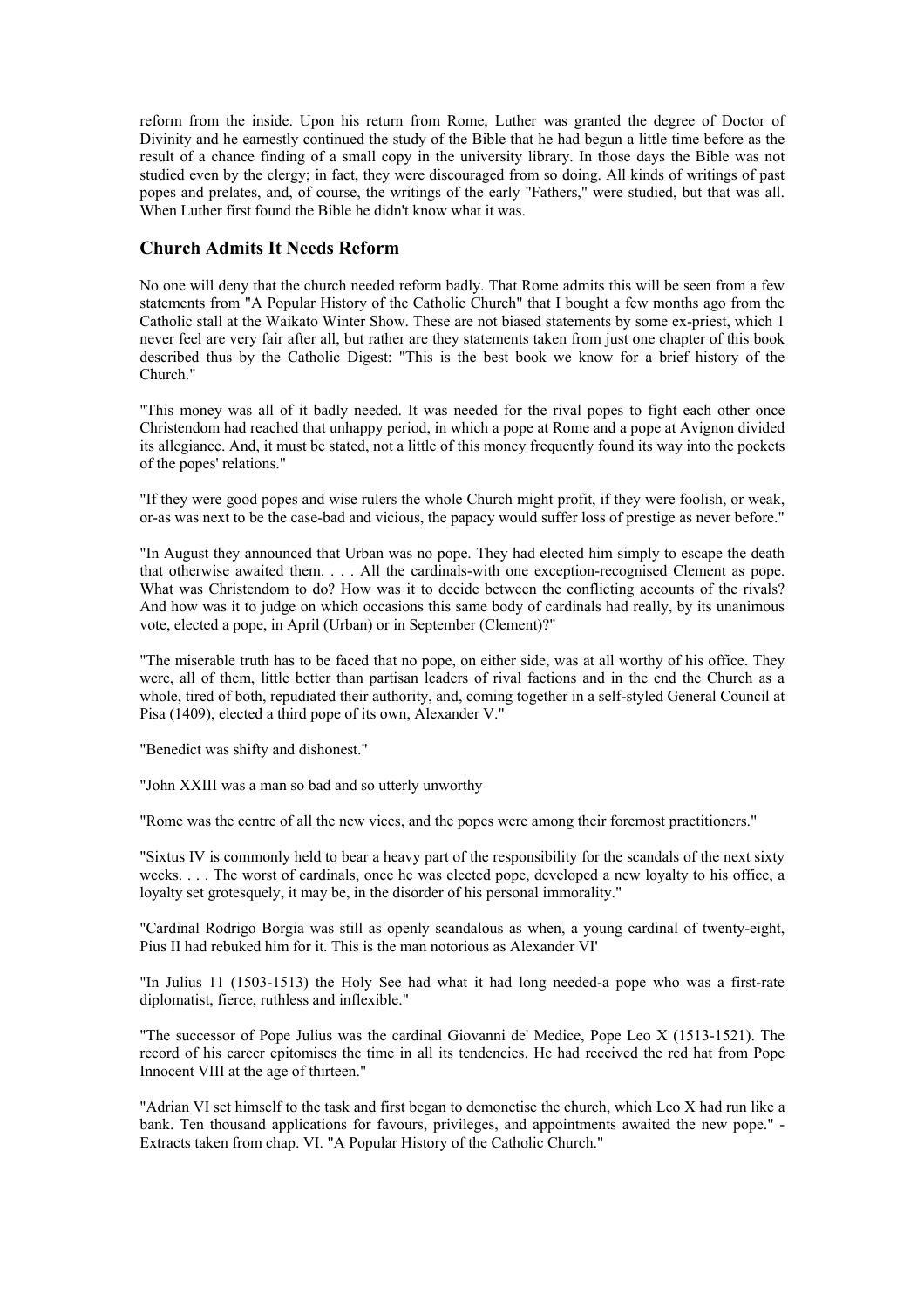reform from the inside. Upon his return from Rome, Luther was granted the degree of Doctor of Divinity and he earnestly continued the study of the Bible that he had begun a little time before as the result of a chance finding of a small copy in the university library. In those days the Bible was not studied even by the clergy; in fact, they were discouraged from so doing. All kinds of writings of past popes and prelates, and, of course, the writings of the early "Fathers," were studied, but that was all. When Luther first found the Bible he didn't know what it was.

## Church Admits It Needs Reform

No one will deny that the church needed reform badly. That Rome admits this will be seen from a few statements from "A Popular History of the Catholic Church" that I bought a few months ago from the Catholic stall at the Waikato Winter Show. These are not biased statements by some ex-priest, which 1 never feel are very fair after all, but rather are they statements taken from just one chapter of this book described thus by the Catholic Digest: "This is the best book we know for a brief history of the Church."

"This money was all of it badly needed. It was needed for the rival popes to fight each other once Christendom had reached that unhappy period, in which a pope at Rome and a pope at Avignon divided its allegiance. And, it must be stated, not a little of this money frequently found its way into the pockets of the popes' relations."

"If they were good popes and wise rulers the whole Church might profit, if they were foolish, or weak, or-as was next to be the case-bad and vicious, the papacy would suffer loss of prestige as never before."

"In August they announced that Urban was no pope. They had elected him simply to escape the death that otherwise awaited them. . . . All the cardinals-with one exception-recognised Clement as pope. What was Christendom to do? How was it to decide between the conflicting accounts of the rivals? And how was it to judge on which occasions this same body of cardinals had really, by its unanimous vote, elected a pope, in April (Urban) or in September (Clement)?"

"The miserable truth has to be faced that no pope, on either side, was at all worthy of his office. They were, all of them, little better than partisan leaders of rival factions and in the end the Church as a whole, tired of both, repudiated their authority, and, coming together in a self-styled General Council at Pisa (1409), elected a third pope of its own, Alexander V."

"Benedict was shifty and dishonest."

"John XXIII was a man so bad and so utterly unworthy

"Rome was the centre of all the new vices, and the popes were among their foremost practitioners."

"Sixtus IV is commonly held to bear a heavy part of the responsibility for the scandals of the next sixty weeks. . . . The worst of cardinals, once he was elected pope, developed a new loyalty to his office, a loyalty set grotesquely, it may be, in the disorder of his personal immorality."

"Cardinal Rodrigo Borgia was still as openly scandalous as when, a young cardinal of twenty-eight, Pius II had rebuked him for it. This is the man notorious as Alexander VI'

"In Julius 11 (1503-1513) the Holy See had what it had long needed-a pope who was a first-rate diplomatist, fierce, ruthless and inflexible."

"The successor of Pope Julius was the cardinal Giovanni de' Medice, Pope Leo X (1513-1521). The record of his career epitomises the time in all its tendencies. He had received the red hat from Pope Innocent VIII at the age of thirteen."

"Adrian VI set himself to the task and first began to demonetise the church, which Leo X had run like a bank. Ten thousand applications for favours, privileges, and appointments awaited the new pope." - Extracts taken from chap. VI. "A Popular History of the Catholic Church."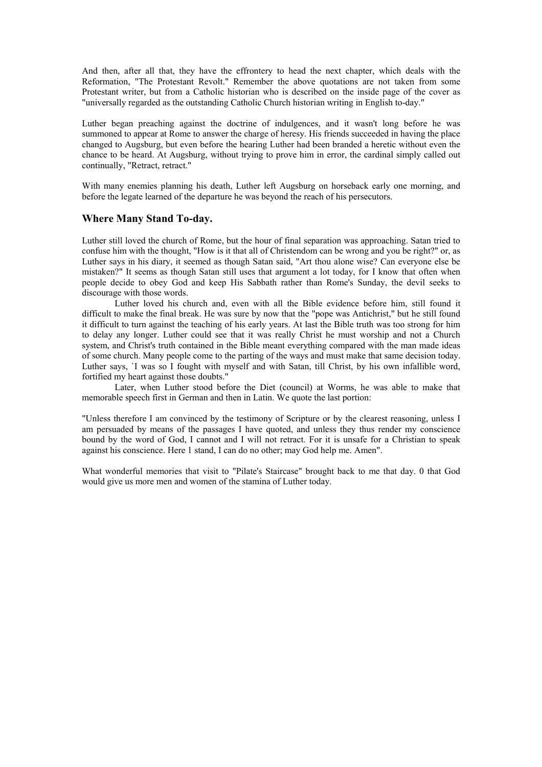And then, after all that, they have the effrontery to head the next chapter, which deals with the Reformation, "The Protestant Revolt." Remember the above quotations are not taken from some Protestant writer, but from a Catholic historian who is described on the inside page of the cover as "universally regarded as the outstanding Catholic Church historian writing in English to-day."

Luther began preaching against the doctrine of indulgences, and it wasn't long before he was summoned to appear at Rome to answer the charge of heresy. His friends succeeded in having the place changed to Augsburg, but even before the hearing Luther had been branded a heretic without even the chance to be heard. At Augsburg, without trying to prove him in error, the cardinal simply called out continually, "Retract, retract."

With many enemies planning his death, Luther left Augsburg on horseback early one morning, and before the legate learned of the departure he was beyond the reach of his persecutors.

### Where Many Stand To-day.

Luther still loved the church of Rome, but the hour of final separation was approaching. Satan tried to confuse him with the thought, "How is it that all of Christendom can be wrong and you be right?" or, as Luther says in his diary, it seemed as though Satan said, "Art thou alone wise? Can everyone else be mistaken?" It seems as though Satan still uses that argument a lot today, for I know that often when people decide to obey God and keep His Sabbath rather than Rome's Sunday, the devil seeks to discourage with those words.

Luther loved his church and, even with all the Bible evidence before him, still found it difficult to make the final break. He was sure by now that the "pope was Antichrist," but he still found it difficult to turn against the teaching of his early years. At last the Bible truth was too strong for him to delay any longer. Luther could see that it was really Christ he must worship and not a Church system, and Christ's truth contained in the Bible meant everything compared with the man made ideas of some church. Many people come to the parting of the ways and must make that same decision today. Luther says, `I was so I fought with myself and with Satan, till Christ, by his own infallible word, fortified my heart against those doubts."

Later, when Luther stood before the Diet (council) at Worms, he was able to make that memorable speech first in German and then in Latin. We quote the last portion:

"Unless therefore I am convinced by the testimony of Scripture or by the clearest reasoning, unless I am persuaded by means of the passages I have quoted, and unless they thus render my conscience bound by the word of God, I cannot and I will not retract. For it is unsafe for a Christian to speak against his conscience. Here 1 stand, I can do no other; may God help me. Amen".

What wonderful memories that visit to "Pilate's Staircase" brought back to me that day. 0 that God would give us more men and women of the stamina of Luther today.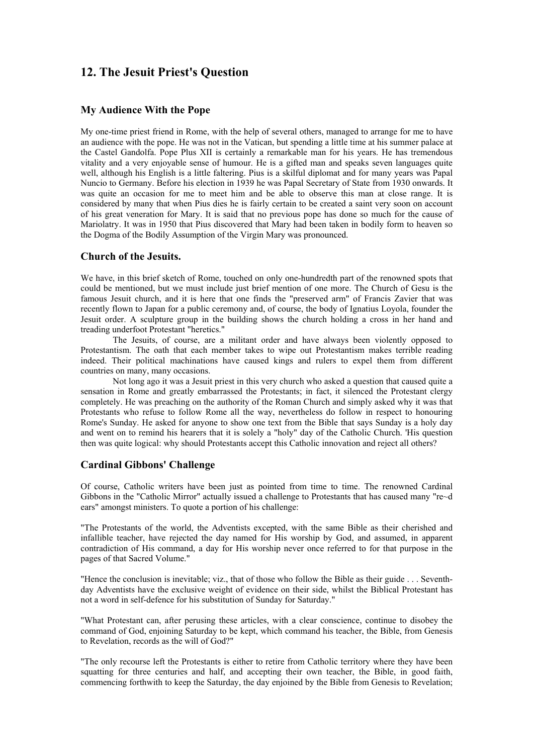## 12. The Jesuit Priest's Question

### My Audience With the Pope

My one-time priest friend in Rome, with the help of several others, managed to arrange for me to have an audience with the pope. He was not in the Vatican, but spending a little time at his summer palace at the Castel Gandolfa. Pope Plus XII is certainly a remarkable man for his years. He has tremendous vitality and a very enjoyable sense of humour. He is a gifted man and speaks seven languages quite well, although his English is a little faltering. Pius is a skilful diplomat and for many years was Papal Nuncio to Germany. Before his election in 1939 he was Papal Secretary of State from 1930 onwards. It was quite an occasion for me to meet him and be able to observe this man at close range. It is considered by many that when Pius dies he is fairly certain to be created a saint very soon on account of his great veneration for Mary. It is said that no previous pope has done so much for the cause of Mariolatry. It was in 1950 that Pius discovered that Mary had been taken in bodily form to heaven so the Dogma of the Bodily Assumption of the Virgin Mary was pronounced.

### Church of the Jesuits.

We have, in this brief sketch of Rome, touched on only one-hundredth part of the renowned spots that could be mentioned, but we must include just brief mention of one more. The Church of Gesu is the famous Jesuit church, and it is here that one finds the "preserved arm" of Francis Zavier that was recently flown to Japan for a public ceremony and, of course, the body of Ignatius Loyola, founder the Jesuit order. A sculpture group in the building shows the church holding a cross in her hand and treading underfoot Protestant "heretics."

The Jesuits, of course, are a militant order and have always been violently opposed to Protestantism. The oath that each member takes to wipe out Protestantism makes terrible reading indeed. Their political machinations have caused kings and rulers to expel them from different countries on many, many occasions.

Not long ago it was a Jesuit priest in this very church who asked a question that caused quite a sensation in Rome and greatly embarrassed the Protestants; in fact, it silenced the Protestant clergy completely. He was preaching on the authority of the Roman Church and simply asked why it was that Protestants who refuse to follow Rome all the way, nevertheless do follow in respect to honouring Rome's Sunday. He asked for anyone to show one text from the Bible that says Sunday is a holy day and went on to remind his hearers that it is solely a "holy" day of the Catholic Church. 'His question then was quite logical: why should Protestants accept this Catholic innovation and reject all others?

### Cardinal Gibbons' Challenge

Of course, Catholic writers have been just as pointed from time to time. The renowned Cardinal Gibbons in the "Catholic Mirror" actually issued a challenge to Protestants that has caused many "re~d ears" amongst ministers. To quote a portion of his challenge:

"The Protestants of the world, the Adventists excepted, with the same Bible as their cherished and infallible teacher, have rejected the day named for His worship by God, and assumed, in apparent contradiction of His command, a day for His worship never once referred to for that purpose in the pages of that Sacred Volume."

"Hence the conclusion is inevitable; viz., that of those who follow the Bible as their guide . . . Seventh-day Adventists have the exclusive weight of evidence on their side, whilst the Biblical Protestant has not a word in self-defence for his substitution of Sunday for Saturday."

"What Protestant can, after perusing these articles, with a clear conscience, continue to disobey the command of God, enjoining Saturday to be kept, which command his teacher, the Bible, from Genesis to Revelation, records as the will of God?"

"The only recourse left the Protestants is either to retire from Catholic territory where they have been squatting for three centuries and half, and accepting their own teacher, the Bible, in good faith, commencing forthwith to keep the Saturday, the day enjoined by the Bible from Genesis to Revelation;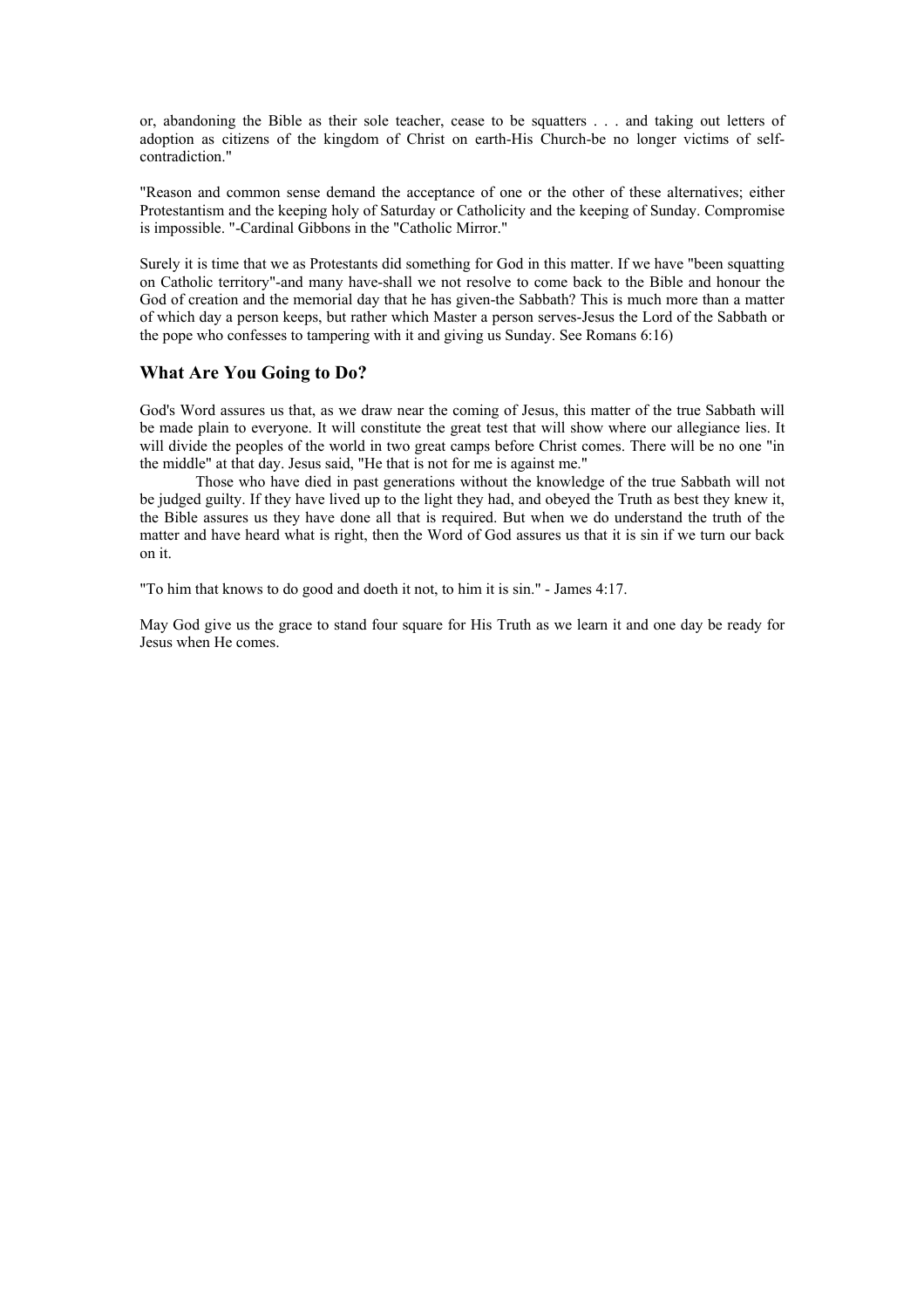or, abandoning the Bible as their sole teacher, cease to be squatters . . . and taking out letters of adoption as citizens of the kingdom of Christ on earth-His Church-be no longer victims of self-contradiction."

"Reason and common sense demand the acceptance of one or the other of these alternatives; either Protestantism and the keeping holy of Saturday or Catholicity and the keeping of Sunday. Compromise is impossible. "-Cardinal Gibbons in the "Catholic Mirror."

Surely it is time that we as Protestants did something for God in this matter. If we have "been squatting on Catholic territory"-and many have-shall we not resolve to come back to the Bible and honour the God of creation and the memorial day that he has given-the Sabbath? This is much more than a matter of which day a person keeps, but rather which Master a person serves-Jesus the Lord of the Sabbath or the pope who confesses to tampering with it and giving us Sunday. See Romans 6:16)

### What Are You Going to Do?

God's Word assures us that, as we draw near the coming of Jesus, this matter of the true Sabbath will be made plain to everyone. It will constitute the great test that will show where our allegiance lies. It will divide the peoples of the world in two great camps before Christ comes. There will be no one "in the middle" at that day. Jesus said, "He that is not for me is against me."

Those who have died in past generations without the knowledge of the true Sabbath will not be judged guilty. If they have lived up to the light they had, and obeyed the Truth as best they knew it, the Bible assures us they have done all that is required. But when we do understand the truth of the matter and have heard what is right, then the Word of God assures us that it is sin if we turn our back on it.

"To him that knows to do good and doeth it not, to him it is sin." - James 4:17.

May God give us the grace to stand four square for His Truth as we learn it and one day be ready for Jesus when He comes.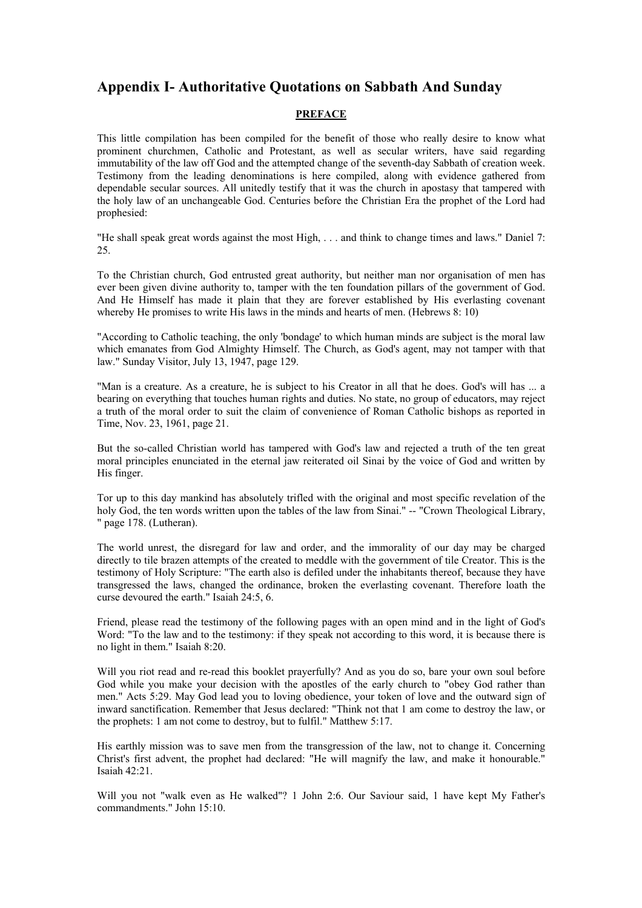# Appendix I- Authoritative Quotations on Sabbath And Sunday

**PREFACE**

This little compilation has been compiled for the benefit of those who really desire to know what prominent churchmen, Catholic and Protestant, as well as secular writers, have said regarding immutability of the law off God and the attempted change of the seventh-day Sabbath of creation week. Testimony from the leading denominations is here compiled, along with evidence gathered from dependable secular sources. All unitedly testify that it was the church in apostasy that tampered with the holy law of an unchangeable God. Centuries before the Christian Era the prophet of the Lord had prophesied:

"He shall speak great words against the most High, . . . and think to change times and laws." Daniel 7: 25.

To the Christian church, God entrusted great authority, but neither man nor organisation of men has ever been given divine authority to, tamper with the ten foundation pillars of the government of God. And He Himself has made it plain that they are forever established by His everlasting covenant whereby He promises to write His laws in the minds and hearts of men. (Hebrews 8: 10)

"According to Catholic teaching, the only 'bondage' to which human minds are subject is the moral law which emanates from God Almighty Himself. The Church, as God's agent, may not tamper with that law." Sunday Visitor, July 13, 1947, page 129.

"Man is a creature. As a creature, he is subject to his Creator in all that he does. God's will has ... a bearing on everything that touches human rights and duties. No state, no group of educators, may reject a truth of the moral order to suit the claim of convenience of Roman Catholic bishops as reported in Time, Nov. 23, 1961, page 21.

But the so-called Christian world has tampered with God's law and rejected a truth of the ten great moral principles enunciated in the eternal jaw reiterated oil Sinai by the voice of God and written by His finger.

Tor up to this day mankind has absolutely trifled with the original and most specific revelation of the holy God, the ten words written upon the tables of the law from Sinai." -- "Crown Theological Library, " page 178. (Lutheran).

The world unrest, the disregard for law and order, and the immorality of our day may be charged directly to tile brazen attempts of the created to meddle with the government of tile Creator. This is the testimony of Holy Scripture: "The earth also is defiled under the inhabitants thereof, because they have transgressed the laws, changed the ordinance, broken the everlasting covenant. Therefore loath the curse devoured the earth." Isaiah 24:5, 6.

Friend, please read the testimony of the following pages with an open mind and in the light of God's Word: "To the law and to the testimony: if they speak not according to this word, it is because there is no light in them." Isaiah 8:20.

Will you riot read and re-read this booklet prayerfully? And as you do so, bare your own soul before God while you make your decision with the apostles of the early church to "obey God rather than men." Acts 5:29. May God lead you to loving obedience, your token of love and the outward sign of inward sanctification. Remember that Jesus declared: "Think not that 1 am come to destroy the law, or the prophets: 1 am not come to destroy, but to fulfil." Matthew 5:17.

His earthly mission was to save men from the transgression of the law, not to change it. Concerning Christ's first advent, the prophet had declared: "He will magnify the law, and make it honourable." Isaiah 42:21.

Will you not "walk even as He walked"? 1 John 2:6. Our Saviour said, 1 have kept My Father's commandments." John 15:10.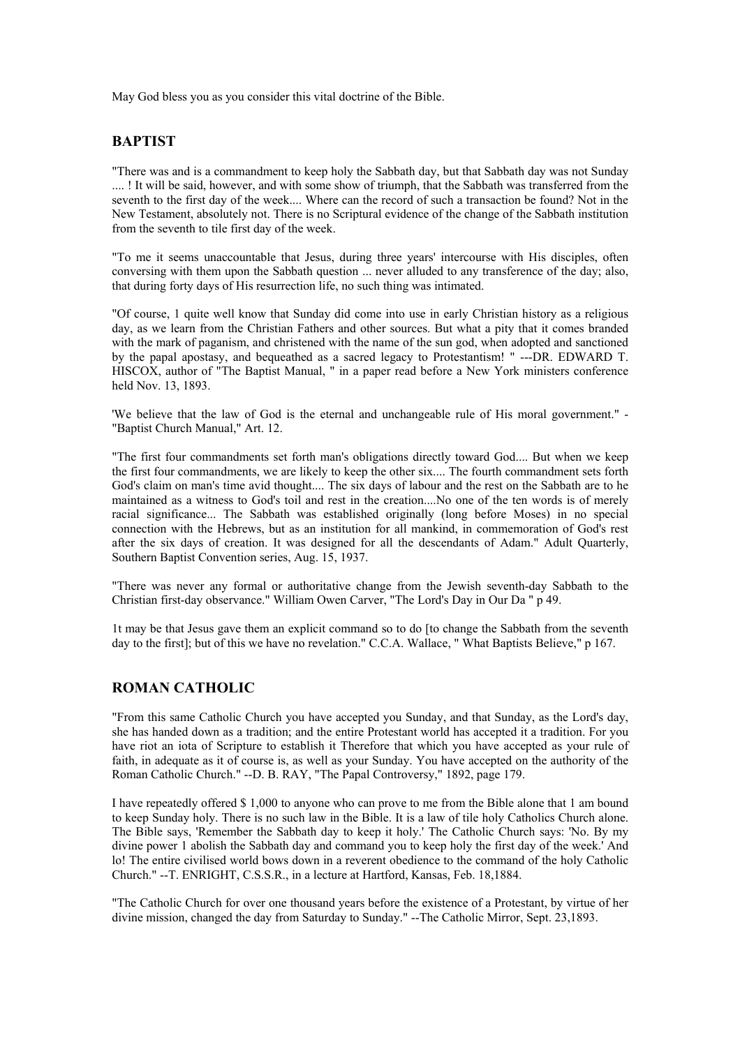May God bless you as you consider this vital doctrine of the Bible.

## BAPTIST

"There was and is a commandment to keep holy the Sabbath day, but that Sabbath day was not Sunday .... ! It will be said, however, and with some show of triumph, that the Sabbath was transferred from the seventh to the first day of the week.... Where can the record of such a transaction be found? Not in the New Testament, absolutely not. There is no Scriptural evidence of the change of the Sabbath institution from the seventh to tile first day of the week.

"To me it seems unaccountable that Jesus, during three years' intercourse with His disciples, often conversing with them upon the Sabbath question ... never alluded to any transference of the day; also, that during forty days of His resurrection life, no such thing was intimated.

"Of course, 1 quite well know that Sunday did come into use in early Christian history as a religious day, as we learn from the Christian Fathers and other sources. But what a pity that it comes branded with the mark of paganism, and christened with the name of the sun god, when adopted and sanctioned by the papal apostasy, and bequeathed as a sacred legacy to Protestantism! " ---DR. EDWARD T. HISCOX, author of "The Baptist Manual, " in a paper read before a New York ministers conference held Nov. 13, 1893.

'We believe that the law of God is the eternal and unchangeable rule of His moral government." - "Baptist Church Manual," Art. 12.

"The first four commandments set forth man's obligations directly toward God.... But when we keep the first four commandments, we are likely to keep the other six.... The fourth commandment sets forth God's claim on man's time avid thought.... The six days of labour and the rest on the Sabbath are to he maintained as a witness to God's toil and rest in the creation....No one of the ten words is of merely racial significance... The Sabbath was established originally (long before Moses) in no special connection with the Hebrews, but as an institution for all mankind, in commemoration of God's rest after the six days of creation. It was designed for all the descendants of Adam." Adult Quarterly, Southern Baptist Convention series, Aug. 15, 1937.

"There was never any formal or authoritative change from the Jewish seventh-day Sabbath to the Christian first-day observance." William Owen Carver, "The Lord's Day in Our Da " p 49.

1t may be that Jesus gave them an explicit command so to do [to change the Sabbath from the seventh day to the first]; but of this we have no revelation." C.C.A. Wallace, " What Baptists Believe," p 167.

## ROMAN CATHOLIC

"From this same Catholic Church you have accepted you Sunday, and that Sunday, as the Lord's day, she has handed down as a tradition; and the entire Protestant world has accepted it a tradition. For you have riot an iota of Scripture to establish it Therefore that which you have accepted as your rule of faith, in adequate as it of course is, as well as your Sunday. You have accepted on the authority of the Roman Catholic Church." --D. B. RAY, "The Papal Controversy," 1892, page 179.

I have repeatedly offered $ 1,000 to anyone who can prove to me from the Bible alone that 1 am bound to keep Sunday holy. There is no such law in the Bible. It is a law of tile holy Catholics Church alone. The Bible says, 'Remember the Sabbath day to keep it holy.' The Catholic Church says: 'No. By my divine power 1 abolish the Sabbath day and command you to keep holy the first day of the week.' And lo! The entire civilised world bows down in a reverent obedience to the command of the holy Catholic Church." --T. ENRIGHT, C.S.S.R., in a lecture at Hartford, Kansas, Feb. 18,1884.

"The Catholic Church for over one thousand years before the existence of a Protestant, by virtue of her divine mission, changed the day from Saturday to Sunday." --The Catholic Mirror, Sept. 23,1893.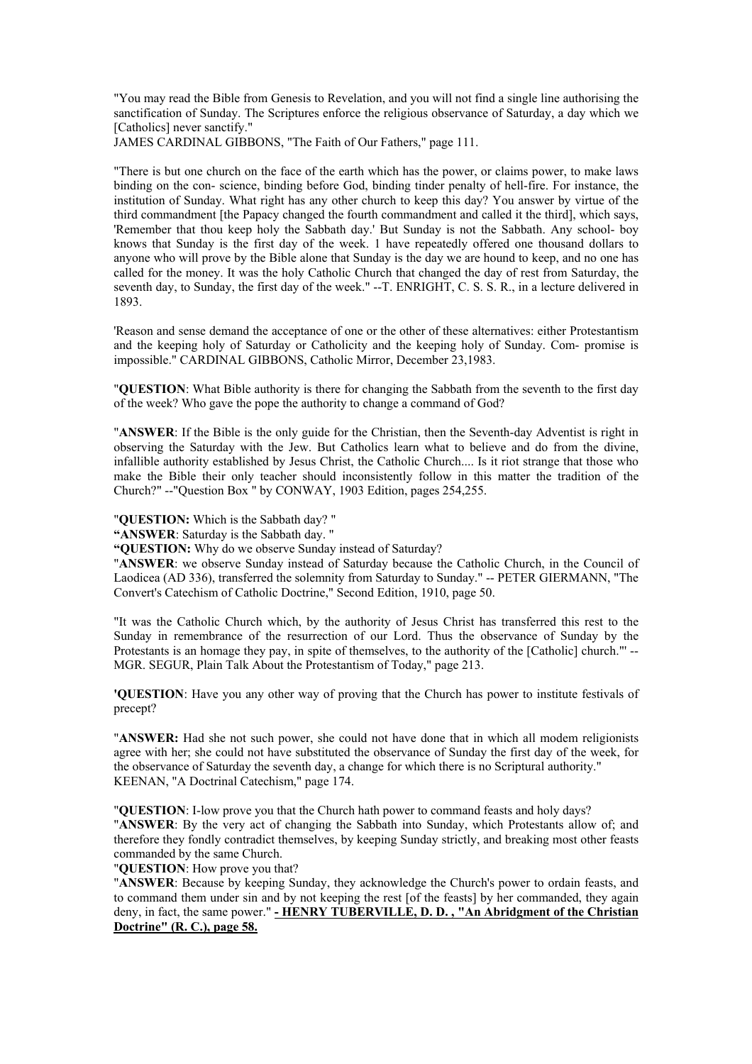"You may read the Bible from Genesis to Revelation, and you will not find a single line authorising the sanctification of Sunday. The Scriptures enforce the religious observance of Saturday, a day which we [Catholics] never sanctify."
JAMES CARDINAL GIBBONS, "The Faith of Our Fathers," page 111.

"There is but one church on the face of the earth which has the power, or claims power, to make laws binding on the con- science, binding before God, binding tinder penalty of hell-fire. For instance, the institution of Sunday. What right has any other church to keep this day? You answer by virtue of the third commandment [the Papacy changed the fourth commandment and called it the third], which says, 'Remember that thou keep holy the Sabbath day.' But Sunday is not the Sabbath. Any school- boy knows that Sunday is the first day of the week. 1 have repeatedly offered one thousand dollars to anyone who will prove by the Bible alone that Sunday is the day we are hound to keep, and no one has called for the money. It was the holy Catholic Church that changed the day of rest from Saturday, the seventh day, to Sunday, the first day of the week." --T. ENRIGHT, C. S. S. R., in a lecture delivered in 1893.

'Reason and sense demand the acceptance of one or the other of these alternatives: either Protestantism and the keeping holy of Saturday or Catholicity and the keeping holy of Sunday. Com- promise is impossible." CARDINAL GIBBONS, Catholic Mirror, December 23,1983.

"**QUESTION**: What Bible authority is there for changing the Sabbath from the seventh to the first day of the week? Who gave the pope the authority to change a command of God?

"**ANSWER**: If the Bible is the only guide for the Christian, then the Seventh-day Adventist is right in observing the Saturday with the Jew. But Catholics learn what to believe and do from the divine, infallible authority established by Jesus Christ, the Catholic Church.... Is it riot strange that those who make the Bible their only teacher should inconsistently follow in this matter the tradition of the Church?" --"Question Box " by CONWAY, 1903 Edition, pages 254,255.

"**QUESTION:** Which is the Sabbath day? "
"**ANSWER**: Saturday is the Sabbath day. "
"**QUESTION:** Why do we observe Sunday instead of Saturday?
"**ANSWER**: we observe Sunday instead of Saturday because the Catholic Church, in the Council of Laodicea (AD 336), transferred the solemnity from Saturday to Sunday." -- PETER GIERMANN, "The Convert's Catechism of Catholic Doctrine," Second Edition, 1910, page 50.

"It was the Catholic Church which, by the authority of Jesus Christ has transferred this rest to the Sunday in remembrance of the resurrection of our Lord. Thus the observance of Sunday by the Protestants is an homage they pay, in spite of themselves, to the authority of the [Catholic] church.'" -- MGR. SEGUR, Plain Talk About the Protestantism of Today," page 213.

'**QUESTION**: Have you any other way of proving that the Church has power to institute festivals of precept?

"**ANSWER:** Had she not such power, she could not have done that in which all modem religionists agree with her; she could not have substituted the observance of Sunday the first day of the week, for the observance of Saturday the seventh day, a change for which there is no Scriptural authority." KEENAN, "A Doctrinal Catechism," page 174.

"**QUESTION**: I-low prove you that the Church hath power to command feasts and holy days?
"**ANSWER**: By the very act of changing the Sabbath into Sunday, which Protestants allow of; and therefore they fondly contradict themselves, by keeping Sunday strictly, and breaking most other feasts commanded by the same Church.
"**QUESTION**: How prove you that?
"**ANSWER**: Because by keeping Sunday, they acknowledge the Church's power to ordain feasts, and to command them under sin and by not keeping the rest [of the feasts] by her commanded, they again deny, in fact, the same power." **- HENRY TUBERVILLE, D. D. , "An Abridgment of the Christian Doctrine" (R. C.), page 58.**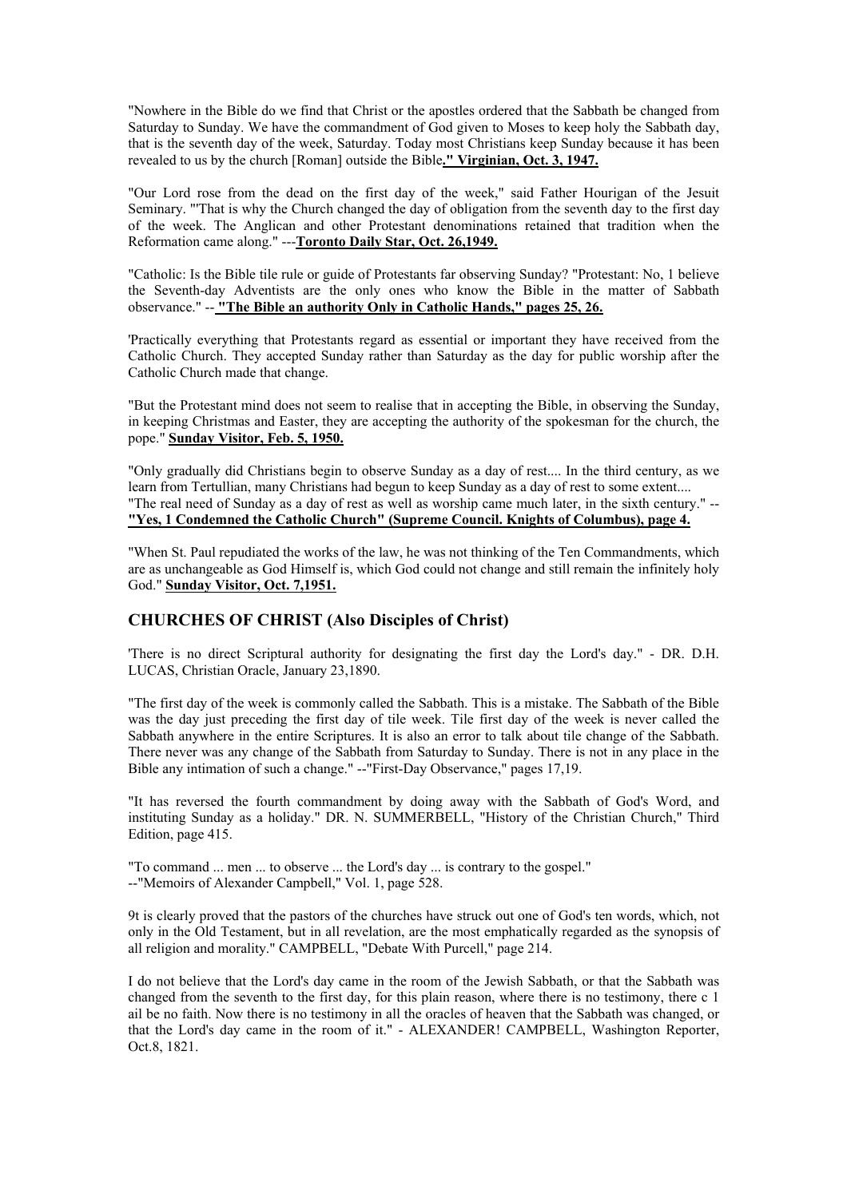"Nowhere in the Bible do we find that Christ or the apostles ordered that the Sabbath be changed from Saturday to Sunday. We have the commandment of God given to Moses to keep holy the Sabbath day, that is the seventh day of the week, Saturday. Today most Christians keep Sunday because it has been revealed to us by the church [Roman] outside the Bible**." Virginian, Oct. 3, 1947.**

"Our Lord rose from the dead on the first day of the week," said Father Hourigan of the Jesuit Seminary. "'That is why the Church changed the day of obligation from the seventh day to the first day of the week. The Anglican and other Protestant denominations retained that tradition when the Reformation came along." ---**Toronto Daily Star, Oct. 26,1949.**

"Catholic: Is the Bible tile rule or guide of Protestants far observing Sunday? "Protestant: No, 1 believe the Seventh-day Adventists are the only ones who know the Bible in the matter of Sabbath observance." -- **"The Bible an authority Only in Catholic Hands," pages 25, 26.**

'Practically everything that Protestants regard as essential or important they have received from the Catholic Church. They accepted Sunday rather than Saturday as the day for public worship after the Catholic Church made that change.

"But the Protestant mind does not seem to realise that in accepting the Bible, in observing the Sunday, in keeping Christmas and Easter, they are accepting the authority of the spokesman for the church, the pope." **Sunday Visitor, Feb. 5, 1950.**

"Only gradually did Christians begin to observe Sunday as a day of rest.... In the third century, as we learn from Tertullian, many Christians had begun to keep Sunday as a day of rest to some extent....
"The real need of Sunday as a day of rest as well as worship came much later, in the sixth century." -- **"Yes, 1 Condemned the Catholic Church" (Supreme Council. Knights of Columbus), page 4.**

"When St. Paul repudiated the works of the law, he was not thinking of the Ten Commandments, which are as unchangeable as God Himself is, which God could not change and still remain the infinitely holy God." **Sunday Visitor, Oct. 7,1951.**

## CHURCHES OF CHRIST (Also Disciples of Christ)

'There is no direct Scriptural authority for designating the first day the Lord's day." - DR. D.H. LUCAS, Christian Oracle, January 23,1890.

"The first day of the week is commonly called the Sabbath. This is a mistake. The Sabbath of the Bible was the day just preceding the first day of tile week. Tile first day of the week is never called the Sabbath anywhere in the entire Scriptures. It is also an error to talk about tile change of the Sabbath. There never was any change of the Sabbath from Saturday to Sunday. There is not in any place in the Bible any intimation of such a change." --"First-Day Observance," pages 17,19.

"It has reversed the fourth commandment by doing away with the Sabbath of God's Word, and instituting Sunday as a holiday." DR. N. SUMMERBELL, "History of the Christian Church," Third Edition, page 415.

"To command ... men ... to observe ... the Lord's day ... is contrary to the gospel."
--"Memoirs of Alexander Campbell," Vol. 1, page 528.

9t is clearly proved that the pastors of the churches have struck out one of God's ten words, which, not only in the Old Testament, but in all revelation, are the most emphatically regarded as the synopsis of all religion and morality." CAMPBELL, "Debate With Purcell," page 214.

I do not believe that the Lord's day came in the room of the Jewish Sabbath, or that the Sabbath was changed from the seventh to the first day, for this plain reason, where there is no testimony, there c 1 ail be no faith. Now there is no testimony in all the oracles of heaven that the Sabbath was changed, or that the Lord's day came in the room of it." - ALEXANDER! CAMPBELL, Washington Reporter, Oct.8, 1821.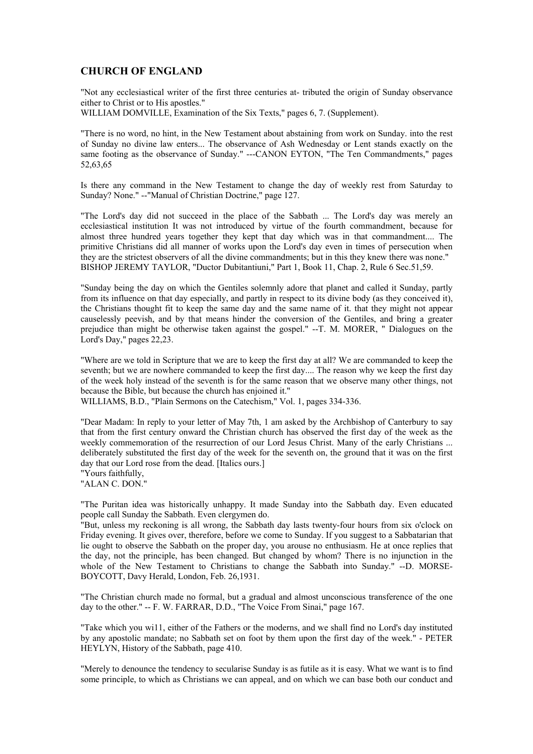## CHURCH OF ENGLAND

"Not any ecclesiastical writer of the first three centuries at- tributed the origin of Sunday observance either to Christ or to His apostles."
WILLIAM DOMVILLE, Examination of the Six Texts," pages 6, 7. (Supplement).

"There is no word, no hint, in the New Testament about abstaining from work on Sunday. into the rest of Sunday no divine law enters... The observance of Ash Wednesday or Lent stands exactly on the same footing as the observance of Sunday." ---CANON EYTON, "The Ten Commandments," pages 52,63,65

Is there any command in the New Testament to change the day of weekly rest from Saturday to Sunday? None." --"Manual of Christian Doctrine," page 127.

"The Lord's day did not succeed in the place of the Sabbath ... The Lord's day was merely an ecclesiastical institution It was not introduced by virtue of the fourth commandment, because for almost three hundred years together they kept that day which was in that commandment.... The primitive Christians did all manner of works upon the Lord's day even in times of persecution when they are the strictest observers of all the divine commandments; but in this they knew there was none." BISHOP JEREMY TAYLOR, "Ductor Dubitantiuni," Part 1, Book 11, Chap. 2, Rule 6 Sec.51,59.

"Sunday being the day on which the Gentiles solemnly adore that planet and called it Sunday, partly from its influence on that day especially, and partly in respect to its divine body (as they conceived it), the Christians thought fit to keep the same day and the same name of it. that they might not appear causelessly peevish, and by that means hinder the conversion of the Gentiles, and bring a greater prejudice than might be otherwise taken against the gospel." --T. M. MORER, " Dialogues on the Lord's Day," pages 22,23.

"Where are we told in Scripture that we are to keep the first day at all? We are commanded to keep the seventh; but we are nowhere commanded to keep the first day.... The reason why we keep the first day of the week holy instead of the seventh is for the same reason that we observe many other things, not because the Bible, but because the church has enjoined it."
WILLIAMS, B.D., "Plain Sermons on the Catechism," Vol. 1, pages 334-336.

"Dear Madam: In reply to your letter of May 7th, 1 am asked by the Archbishop of Canterbury to say that from the first century onward the Christian church has observed the first day of the week as the weekly commemoration of the resurrection of our Lord Jesus Christ. Many of the early Christians ... deliberately substituted the first day of the week for the seventh on, the ground that it was on the first day that our Lord rose from the dead. [Italics ours.]
"Yours faithfully,
"ALAN C. DON."

"The Puritan idea was historically unhappy. It made Sunday into the Sabbath day. Even educated people call Sunday the Sabbath. Even clergymen do.
"But, unless my reckoning is all wrong, the Sabbath day lasts twenty-four hours from six o'clock on Friday evening. It gives over, therefore, before we come to Sunday. If you suggest to a Sabbatarian that lie ought to observe the Sabbath on the proper day, you arouse no enthusiasm. He at once replies that the day, not the principle, has been changed. But changed by whom? There is no injunction in the whole of the New Testament to Christians to change the Sabbath into Sunday." --D. MORSE-BOYCOTT, Davy Herald, London, Feb. 26,1931.

"The Christian church made no formal, but a gradual and almost unconscious transference of the one day to the other." -- F. W. FARRAR, D.D., "The Voice From Sinai," page 167.

"Take which you wi11, either of the Fathers or the moderns, and we shall find no Lord's day instituted by any apostolic mandate; no Sabbath set on foot by them upon the first day of the week." - PETER HEYLYN, History of the Sabbath, page 410.

"Merely to denounce the tendency to secularise Sunday is as futile as it is easy. What we want is to find some principle, to which as Christians we can appeal, and on which we can base both our conduct and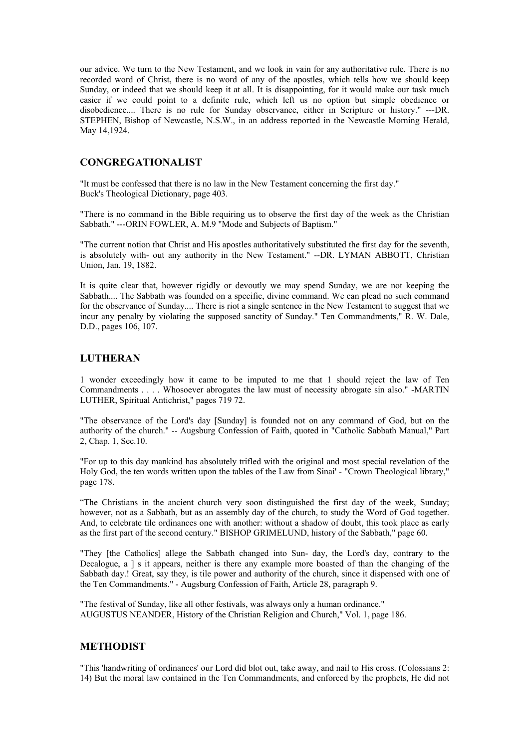our advice. We turn to the New Testament, and we look in vain for any authoritative rule. There is no recorded word of Christ, there is no word of any of the apostles, which tells how we should keep Sunday, or indeed that we should keep it at all. It is disappointing, for it would make our task much easier if we could point to a definite rule, which left us no option but simple obedience or disobedience.... There is no rule for Sunday observance, either in Scripture or history." ---DR. STEPHEN, Bishop of Newcastle, N.S.W., in an address reported in the Newcastle Morning Herald, May 14,1924.

## CONGREGATIONALIST

"It must be confessed that there is no law in the New Testament concerning the first day." Buck's Theological Dictionary, page 403.

"There is no command in the Bible requiring us to observe the first day of the week as the Christian Sabbath." ---ORIN FOWLER, A. M.9 "Mode and Subjects of Baptism."

"The current notion that Christ and His apostles authoritatively substituted the first day for the seventh, is absolutely with- out any authority in the New Testament." --DR. LYMAN ABBOTT, Christian Union, Jan. 19, 1882.

It is quite clear that, however rigidly or devoutly we may spend Sunday, we are not keeping the Sabbath.... The Sabbath was founded on a specific, divine command. We can plead no such command for the observance of Sunday.... There is riot a single sentence in the New Testament to suggest that we incur any penalty by violating the supposed sanctity of Sunday." Ten Commandments," R. W. Dale, D.D., pages 106, 107.

## LUTHERAN

1 wonder exceedingly how it came to be imputed to me that 1 should reject the law of Ten Commandments . . . . Whosoever abrogates the law must of necessity abrogate sin also." -MARTIN LUTHER, Spiritual Antichrist," pages 719 72.

"The observance of the Lord's day [Sunday] is founded not on any command of God, but on the authority of the church." -- Augsburg Confession of Faith, quoted in "Catholic Sabbath Manual," Part 2, Chap. 1, Sec.10.

"For up to this day mankind has absolutely trifled with the original and most special revelation of the Holy God, the ten words written upon the tables of the Law from Sinai' - "Crown Theological library," page 178.

“The Christians in the ancient church very soon distinguished the first day of the week, Sunday; however, not as a Sabbath, but as an assembly day of the church, to study the Word of God together. And, to celebrate tile ordinances one with another: without a shadow of doubt, this took place as early as the first part of the second century." BISHOP GRIMELUND, history of the Sabbath," page 60.

"They [the Catholics] allege the Sabbath changed into Sun- day, the Lord's day, contrary to the Decalogue, a ] s it appears, neither is there any example more boasted of than the changing of the Sabbath day.! Great, say they, is tile power and authority of the church, since it dispensed with one of the Ten Commandments." - Augsburg Confession of Faith, Article 28, paragraph 9.

"The festival of Sunday, like all other festivals, was always only a human ordinance." AUGUSTUS NEANDER, History of the Christian Religion and Church," Vol. 1, page 186.

## METHODIST

"This 'handwriting of ordinances' our Lord did blot out, take away, and nail to His cross. (Colossians 2: 14) But the moral law contained in the Ten Commandments, and enforced by the prophets, He did not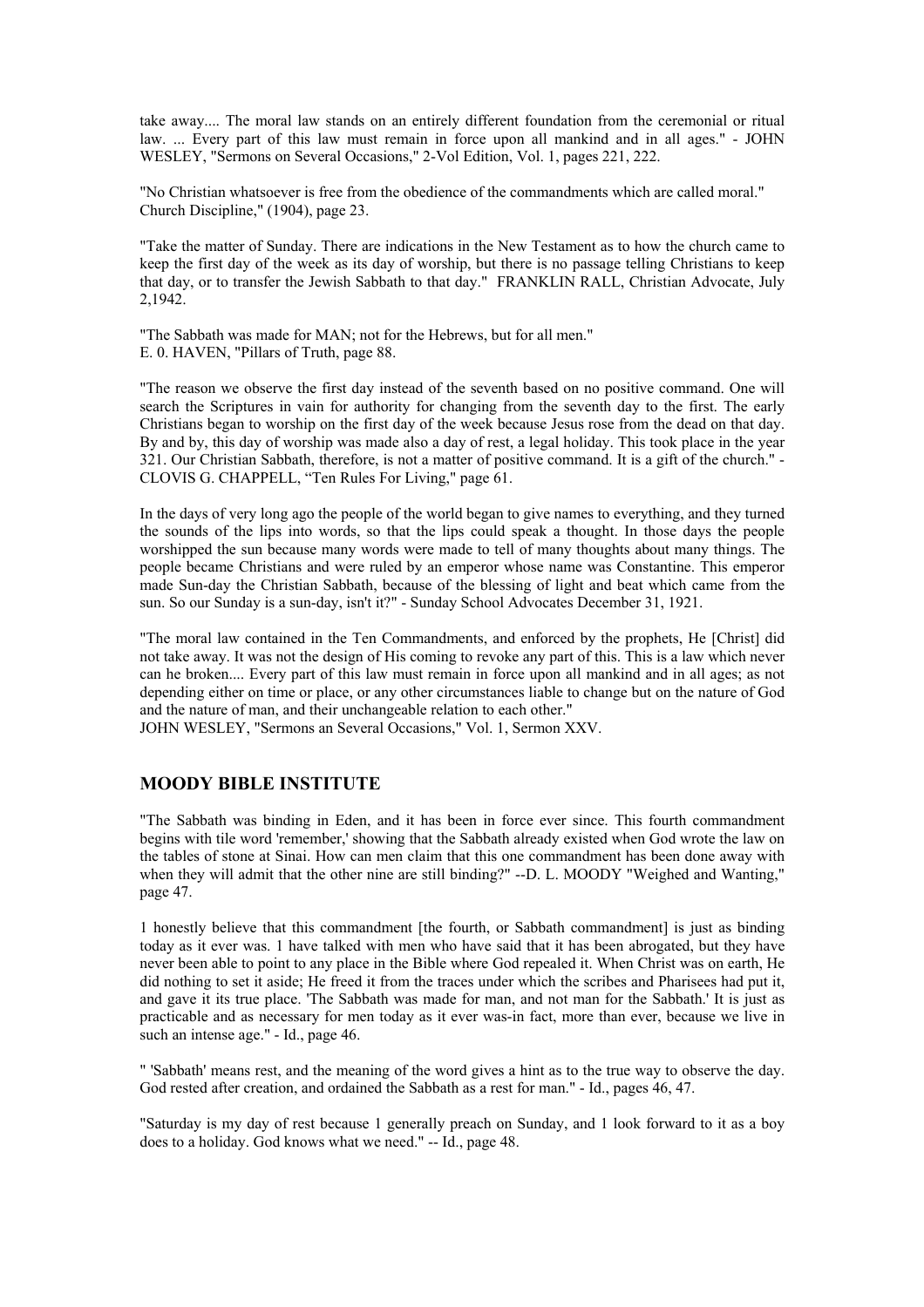take away.... The moral law stands on an entirely different foundation from the ceremonial or ritual law. ... Every part of this law must remain in force upon all mankind and in all ages." - JOHN WESLEY, "Sermons on Several Occasions," 2-Vol Edition, Vol. 1, pages 221, 222.

"No Christian whatsoever is free from the obedience of the commandments which are called moral." Church Discipline," (1904), page 23.

"Take the matter of Sunday. There are indications in the New Testament as to how the church came to keep the first day of the week as its day of worship, but there is no passage telling Christians to keep that day, or to transfer the Jewish Sabbath to that day." FRANKLIN RALL, Christian Advocate, July 2,1942.

"The Sabbath was made for MAN; not for the Hebrews, but for all men."
E. 0. HAVEN, "Pillars of Truth, page 88.

"The reason we observe the first day instead of the seventh based on no positive command. One will search the Scriptures in vain for authority for changing from the seventh day to the first. The early Christians began to worship on the first day of the week because Jesus rose from the dead on that day. By and by, this day of worship was made also a day of rest, a legal holiday. This took place in the year 321. Our Christian Sabbath, therefore, is not a matter of positive command. It is a gift of the church." - CLOVIS G. CHAPPELL, "Ten Rules For Living," page 61.

In the days of very long ago the people of the world began to give names to everything, and they turned the sounds of the lips into words, so that the lips could speak a thought. In those days the people worshipped the sun because many words were made to tell of many thoughts about many things. The people became Christians and were ruled by an emperor whose name was Constantine. This emperor made Sun-day the Christian Sabbath, because of the blessing of light and beat which came from the sun. So our Sunday is a sun-day, isn't it?" - Sunday School Advocates December 31, 1921.

"The moral law contained in the Ten Commandments, and enforced by the prophets, He [Christ] did not take away. It was not the design of His coming to revoke any part of this. This is a law which never can he broken.... Every part of this law must remain in force upon all mankind and in all ages; as not depending either on time or place, or any other circumstances liable to change but on the nature of God and the nature of man, and their unchangeable relation to each other."
JOHN WESLEY, "Sermons an Several Occasions," Vol. 1, Sermon XXV.

## MOODY BIBLE INSTITUTE

"The Sabbath was binding in Eden, and it has been in force ever since. This fourth commandment begins with tile word 'remember,' showing that the Sabbath already existed when God wrote the law on the tables of stone at Sinai. How can men claim that this one commandment has been done away with when they will admit that the other nine are still binding?" --D. L. MOODY "Weighed and Wanting," page 47.

1 honestly believe that this commandment [the fourth, or Sabbath commandment] is just as binding today as it ever was. 1 have talked with men who have said that it has been abrogated, but they have never been able to point to any place in the Bible where God repealed it. When Christ was on earth, He did nothing to set it aside; He freed it from the traces under which the scribes and Pharisees had put it, and gave it its true place. 'The Sabbath was made for man, and not man for the Sabbath.' It is just as practicable and as necessary for men today as it ever was-in fact, more than ever, because we live in such an intense age." - Id., page 46.

" 'Sabbath' means rest, and the meaning of the word gives a hint as to the true way to observe the day. God rested after creation, and ordained the Sabbath as a rest for man." - Id., pages 46, 47.

"Saturday is my day of rest because 1 generally preach on Sunday, and 1 look forward to it as a boy does to a holiday. God knows what we need." -- Id., page 48.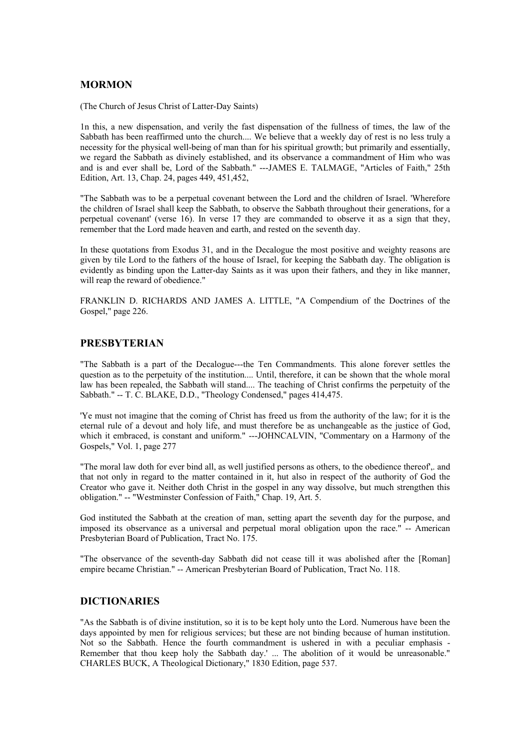## MORMON

(The Church of Jesus Christ of Latter-Day Saints)

1n this, a new dispensation, and verily the fast dispensation of the fullness of times, the law of the Sabbath has been reaffirmed unto the church.... We believe that a weekly day of rest is no less truly a necessity for the physical well-being of man than for his spiritual growth; but primarily and essentially, we regard the Sabbath as divinely established, and its observance a commandment of Him who was and is and ever shall be, Lord of the Sabbath." ---JAMES E. TALMAGE, "Articles of Faith," 25th Edition, Art. 13, Chap. 24, pages 449, 451,452,

"The Sabbath was to be a perpetual covenant between the Lord and the children of Israel. 'Wherefore the children of Israel shall keep the Sabbath, to observe the Sabbath throughout their generations, for a perpetual covenant' (verse 16). In verse 17 they are commanded to observe it as a sign that they, remember that the Lord made heaven and earth, and rested on the seventh day.

In these quotations from Exodus 31, and in the Decalogue the most positive and weighty reasons are given by tile Lord to the fathers of the house of Israel, for keeping the Sabbath day. The obligation is evidently as binding upon the Latter-day Saints as it was upon their fathers, and they in like manner, will reap the reward of obedience."

FRANKLIN D. RICHARDS AND JAMES A. LITTLE, "A Compendium of the Doctrines of the Gospel," page 226.

## PRESBYTERIAN

"The Sabbath is a part of the Decalogue---the Ten Commandments. This alone forever settles the question as to the perpetuity of the institution.... Until, therefore, it can be shown that the whole moral law has been repealed, the Sabbath will stand.... The teaching of Christ confirms the perpetuity of the Sabbath." -- T. C. BLAKE, D.D., "Theology Condensed," pages 414,475.

'Ye must not imagine that the coming of Christ has freed us from the authority of the law; for it is the eternal rule of a devout and holy life, and must therefore be as unchangeable as the justice of God, which it embraced, is constant and uniform." ---JOHNCALVIN, "Commentary on a Harmony of the Gospels," Vol. 1, page 277

"The moral law doth for ever bind all, as well justified persons as others, to the obedience thereof',. and that not only in regard to the matter contained in it, hut also in respect of the authority of God the Creator who gave it. Neither doth Christ in the gospel in any way dissolve, but much strengthen this obligation." -- "Westminster Confession of Faith," Chap. 19, Art. 5.

God instituted the Sabbath at the creation of man, setting apart the seventh day for the purpose, and imposed its observance as a universal and perpetual moral obligation upon the race." -- American Presbyterian Board of Publication, Tract No. 175.

"The observance of the seventh-day Sabbath did not cease till it was abolished after the [Roman] empire became Christian." -- American Presbyterian Board of Publication, Tract No. 118.

## DICTIONARIES

"As the Sabbath is of divine institution, so it is to be kept holy unto the Lord. Numerous have been the days appointed by men for religious services; but these are not binding because of human institution. Not so the Sabbath. Hence the fourth commandment is ushered in with a peculiar emphasis - Remember that thou keep holy the Sabbath day.' ... The abolition of it would be unreasonable." CHARLES BUCK, A Theological Dictionary," 1830 Edition, page 537.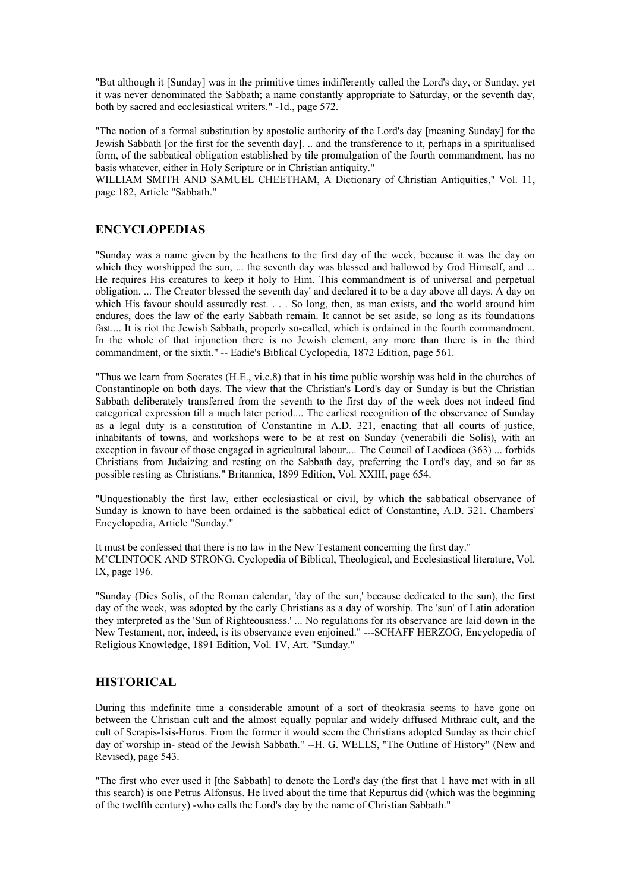"But although it [Sunday] was in the primitive times indifferently called the Lord's day, or Sunday, yet it was never denominated the Sabbath; a name constantly appropriate to Saturday, or the seventh day, both by sacred and ecclesiastical writers." -1d., page 572.

"The notion of a formal substitution by apostolic authority of the Lord's day [meaning Sunday] for the Jewish Sabbath [or the first for the seventh day]. .. and the transference to it, perhaps in a spiritualised form, of the sabbatical obligation established by tile promulgation of the fourth commandment, has no basis whatever, either in Holy Scripture or in Christian antiquity."
WILLIAM SMITH AND SAMUEL CHEETHAM, A Dictionary of Christian Antiquities," Vol. 11, page 182, Article "Sabbath."

## ENCYCLOPEDIAS

"Sunday was a name given by the heathens to the first day of the week, because it was the day on which they worshipped the sun, ... the seventh day was blessed and hallowed by God Himself, and ... He requires His creatures to keep it holy to Him. This commandment is of universal and perpetual obligation. ... The Creator blessed the seventh day' and declared it to be a day above all days. A day on which His favour should assuredly rest. . . . So long, then, as man exists, and the world around him endures, does the law of the early Sabbath remain. It cannot be set aside, so long as its foundations fast.... It is riot the Jewish Sabbath, properly so-called, which is ordained in the fourth commandment. In the whole of that injunction there is no Jewish element, any more than there is in the third commandment, or the sixth." -- Eadie's Biblical Cyclopedia, 1872 Edition, page 561.

"Thus we learn from Socrates (H.E., vi.c.8) that in his time public worship was held in the churches of Constantinople on both days. The view that the Christian's Lord's day or Sunday is but the Christian Sabbath deliberately transferred from the seventh to the first day of the week does not indeed find categorical expression till a much later period.... The earliest recognition of the observance of Sunday as a legal duty is a constitution of Constantine in A.D. 321, enacting that all courts of justice, inhabitants of towns, and workshops were to be at rest on Sunday (venerabili die Solis), with an exception in favour of those engaged in agricultural labour.... The Council of Laodicea (363) ... forbids Christians from Judaizing and resting on the Sabbath day, preferring the Lord's day, and so far as possible resting as Christians." Britannica, 1899 Edition, Vol. XXIII, page 654.

"Unquestionably the first law, either ecclesiastical or civil, by which the sabbatical observance of Sunday is known to have been ordained is the sabbatical edict of Constantine, A.D. 321. Chambers' Encyclopedia, Article "Sunday."

It must be confessed that there is no law in the New Testament concerning the first day."
M'CLINTOCK AND STRONG, Cyclopedia of Biblical, Theological, and Ecclesiastical literature, Vol. IX, page 196.

"Sunday (Dies Solis, of the Roman calendar, 'day of the sun,' because dedicated to the sun), the first day of the week, was adopted by the early Christians as a day of worship. The 'sun' of Latin adoration they interpreted as the 'Sun of Righteousness.' ... No regulations for its observance are laid down in the New Testament, nor, indeed, is its observance even enjoined." ---SCHAFF HERZOG, Encyclopedia of Religious Knowledge, 1891 Edition, Vol. 1V, Art. "Sunday."

## HISTORICAL

During this indefinite time a considerable amount of a sort of theokrasia seems to have gone on between the Christian cult and the almost equally popular and widely diffused Mithraic cult, and the cult of Serapis-Isis-Horus. From the former it would seem the Christians adopted Sunday as their chief day of worship in- stead of the Jewish Sabbath." --H. G. WELLS, "The Outline of History" (New and Revised), page 543.

"The first who ever used it [the Sabbath] to denote the Lord's day (the first that 1 have met with in all this search) is one Petrus Alfonsus. He lived about the time that Repurtus did (which was the beginning of the twelfth century) -who calls the Lord's day by the name of Christian Sabbath."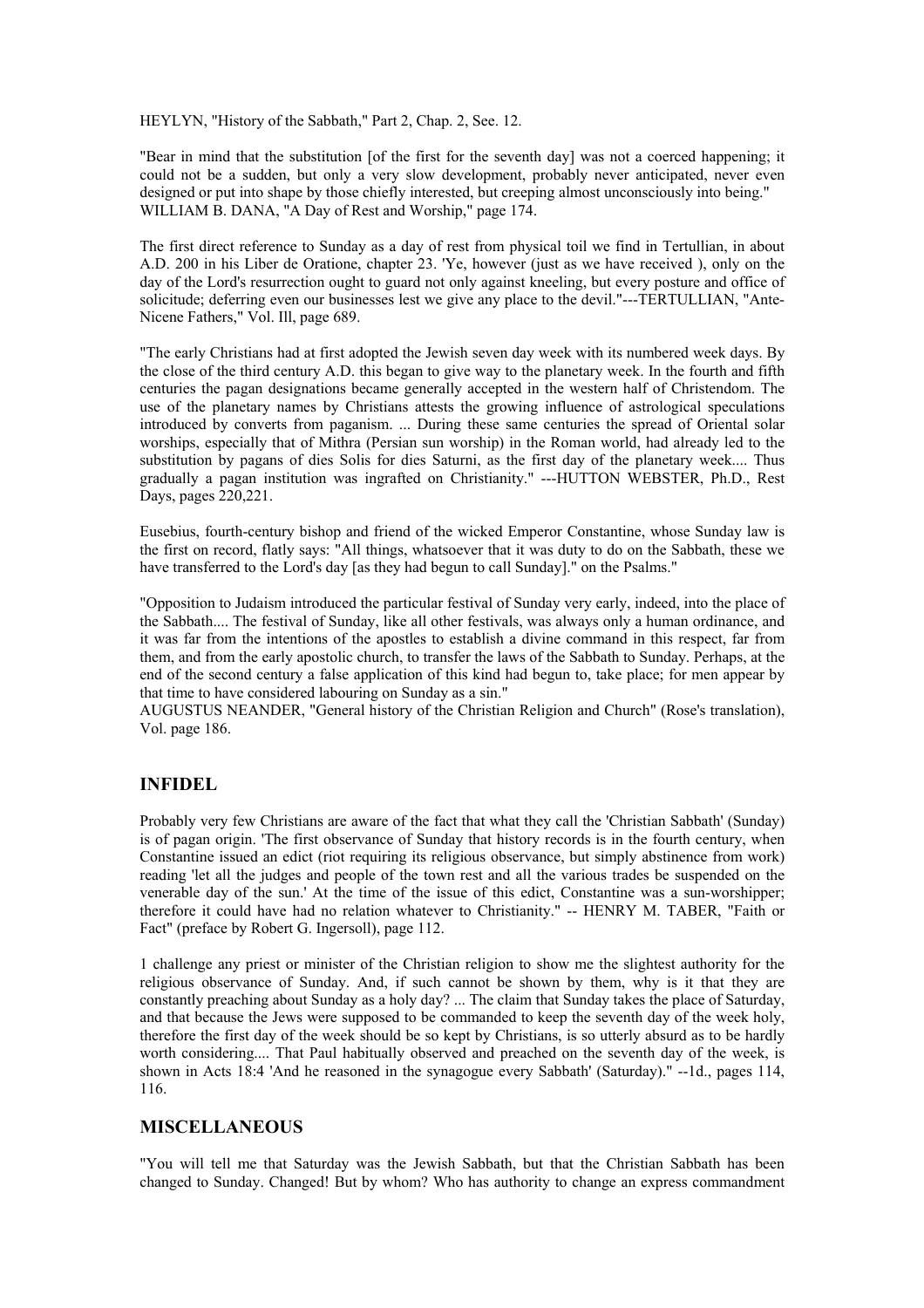HEYLYN, "History of the Sabbath," Part 2, Chap. 2, See. 12.

"Bear in mind that the substitution [of the first for the seventh day] was not a coerced happening; it could not be a sudden, but only a very slow development, probably never anticipated, never even designed or put into shape by those chiefly interested, but creeping almost unconsciously into being." WILLIAM B. DANA, "A Day of Rest and Worship," page 174.

The first direct reference to Sunday as a day of rest from physical toil we find in Tertullian, in about A.D. 200 in his Liber de Oratione, chapter 23. 'Ye, however (just as we have received ), only on the day of the Lord's resurrection ought to guard not only against kneeling, but every posture and office of solicitude; deferring even our businesses lest we give any place to the devil."---TERTULLIAN, "Ante-Nicene Fathers," Vol. Ill, page 689.

"The early Christians had at first adopted the Jewish seven day week with its numbered week days. By the close of the third century A.D. this began to give way to the planetary week. In the fourth and fifth centuries the pagan designations became generally accepted in the western half of Christendom. The use of the planetary names by Christians attests the growing influence of astrological speculations introduced by converts from paganism. ... During these same centuries the spread of Oriental solar worships, especially that of Mithra (Persian sun worship) in the Roman world, had already led to the substitution by pagans of dies Solis for dies Saturni, as the first day of the planetary week.... Thus gradually a pagan institution was ingrafted on Christianity." ---HUTTON WEBSTER, Ph.D., Rest Days, pages 220,221.

Eusebius, fourth-century bishop and friend of the wicked Emperor Constantine, whose Sunday law is the first on record, flatly says: "All things, whatsoever that it was duty to do on the Sabbath, these we have transferred to the Lord's day [as they had begun to call Sunday]." on the Psalms."

"Opposition to Judaism introduced the particular festival of Sunday very early, indeed, into the place of the Sabbath.... The festival of Sunday, like all other festivals, was always only a human ordinance, and it was far from the intentions of the apostles to establish a divine command in this respect, far from them, and from the early apostolic church, to transfer the laws of the Sabbath to Sunday. Perhaps, at the end of the second century a false application of this kind had begun to, take place; for men appear by that time to have considered labouring on Sunday as a sin."
AUGUSTUS NEANDER, "General history of the Christian Religion and Church" (Rose's translation), Vol. page 186.

## INFIDEL

Probably very few Christians are aware of the fact that what they call the 'Christian Sabbath' (Sunday) is of pagan origin. 'The first observance of Sunday that history records is in the fourth century, when Constantine issued an edict (riot requiring its religious observance, but simply abstinence from work) reading 'let all the judges and people of the town rest and all the various trades be suspended on the venerable day of the sun.' At the time of the issue of this edict, Constantine was a sun-worshipper; therefore it could have had no relation whatever to Christianity." -- HENRY M. TABER, "Faith or Fact" (preface by Robert G. Ingersoll), page 112.

1 challenge any priest or minister of the Christian religion to show me the slightest authority for the religious observance of Sunday. And, if such cannot be shown by them, why is it that they are constantly preaching about Sunday as a holy day? ... The claim that Sunday takes the place of Saturday, and that because the Jews were supposed to be commanded to keep the seventh day of the week holy, therefore the first day of the week should be so kept by Christians, is so utterly absurd as to be hardly worth considering.... That Paul habitually observed and preached on the seventh day of the week, is shown in Acts 18:4 'And he reasoned in the synagogue every Sabbath' (Saturday)." --1d., pages 114, 116.

## MISCELLANEOUS

"You will tell me that Saturday was the Jewish Sabbath, but that the Christian Sabbath has been changed to Sunday. Changed! But by whom? Who has authority to change an express commandment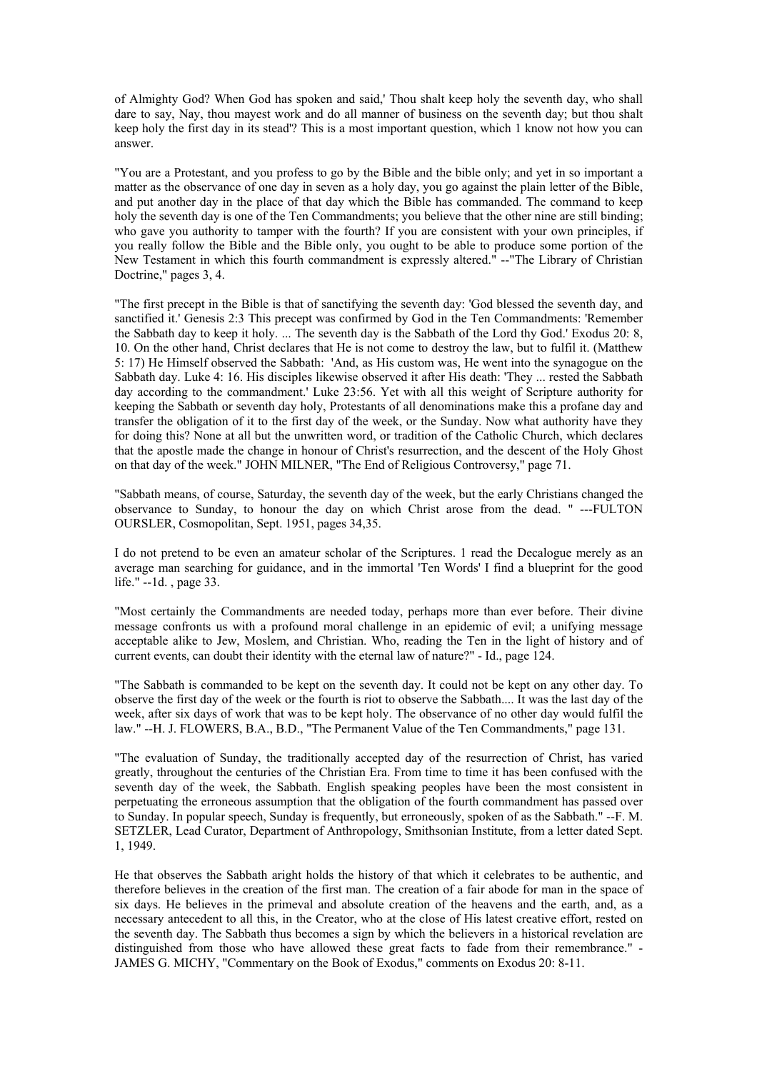of Almighty God? When God has spoken and said,' Thou shalt keep holy the seventh day, who shall dare to say, Nay, thou mayest work and do all manner of business on the seventh day; but thou shalt keep holy the first day in its stead'? This is a most important question, which 1 know not how you can answer.

"You are a Protestant, and you profess to go by the Bible and the bible only; and yet in so important a matter as the observance of one day in seven as a holy day, you go against the plain letter of the Bible, and put another day in the place of that day which the Bible has commanded. The command to keep holy the seventh day is one of the Ten Commandments; you believe that the other nine are still binding; who gave you authority to tamper with the fourth? If you are consistent with your own principles, if you really follow the Bible and the Bible only, you ought to be able to produce some portion of the New Testament in which this fourth commandment is expressly altered." --"The Library of Christian Doctrine," pages 3, 4.

"The first precept in the Bible is that of sanctifying the seventh day: 'God blessed the seventh day, and sanctified it.' Genesis 2:3 This precept was confirmed by God in the Ten Commandments: 'Remember the Sabbath day to keep it holy. ... The seventh day is the Sabbath of the Lord thy God.' Exodus 20: 8, 10. On the other hand, Christ declares that He is not come to destroy the law, but to fulfil it. (Matthew 5: 17) He Himself observed the Sabbath: 'And, as His custom was, He went into the synagogue on the Sabbath day. Luke 4: 16. His disciples likewise observed it after His death: 'They ... rested the Sabbath day according to the commandment.' Luke 23:56. Yet with all this weight of Scripture authority for keeping the Sabbath or seventh day holy, Protestants of all denominations make this a profane day and transfer the obligation of it to the first day of the week, or the Sunday. Now what authority have they for doing this? None at all but the unwritten word, or tradition of the Catholic Church, which declares that the apostle made the change in honour of Christ's resurrection, and the descent of the Holy Ghost on that day of the week." JOHN MILNER, "The End of Religious Controversy," page 71.

"Sabbath means, of course, Saturday, the seventh day of the week, but the early Christians changed the observance to Sunday, to honour the day on which Christ arose from the dead. " ---FULTON OURSLER, Cosmopolitan, Sept. 1951, pages 34,35.

I do not pretend to be even an amateur scholar of the Scriptures. 1 read the Decalogue merely as an average man searching for guidance, and in the immortal 'Ten Words' I find a blueprint for the good life." --1d. , page 33.

"Most certainly the Commandments are needed today, perhaps more than ever before. Their divine message confronts us with a profound moral challenge in an epidemic of evil; a unifying message acceptable alike to Jew, Moslem, and Christian. Who, reading the Ten in the light of history and of current events, can doubt their identity with the eternal law of nature?" - Id., page 124.

"The Sabbath is commanded to be kept on the seventh day. It could not be kept on any other day. To observe the first day of the week or the fourth is riot to observe the Sabbath.... It was the last day of the week, after six days of work that was to be kept holy. The observance of no other day would fulfil the law." --H. J. FLOWERS, B.A., B.D., "The Permanent Value of the Ten Commandments," page 131.

"The evaluation of Sunday, the traditionally accepted day of the resurrection of Christ, has varied greatly, throughout the centuries of the Christian Era. From time to time it has been confused with the seventh day of the week, the Sabbath. English speaking peoples have been the most consistent in perpetuating the erroneous assumption that the obligation of the fourth commandment has passed over to Sunday. In popular speech, Sunday is frequently, but erroneously, spoken of as the Sabbath." --F. M. SETZLER, Lead Curator, Department of Anthropology, Smithsonian Institute, from a letter dated Sept. 1, 1949.

He that observes the Sabbath aright holds the history of that which it celebrates to be authentic, and therefore believes in the creation of the first man. The creation of a fair abode for man in the space of six days. He believes in the primeval and absolute creation of the heavens and the earth, and, as a necessary antecedent to all this, in the Creator, who at the close of His latest creative effort, rested on the seventh day. The Sabbath thus becomes a sign by which the believers in a historical revelation are distinguished from those who have allowed these great facts to fade from their remembrance." - JAMES G. MICHY, "Commentary on the Book of Exodus," comments on Exodus 20: 8-11.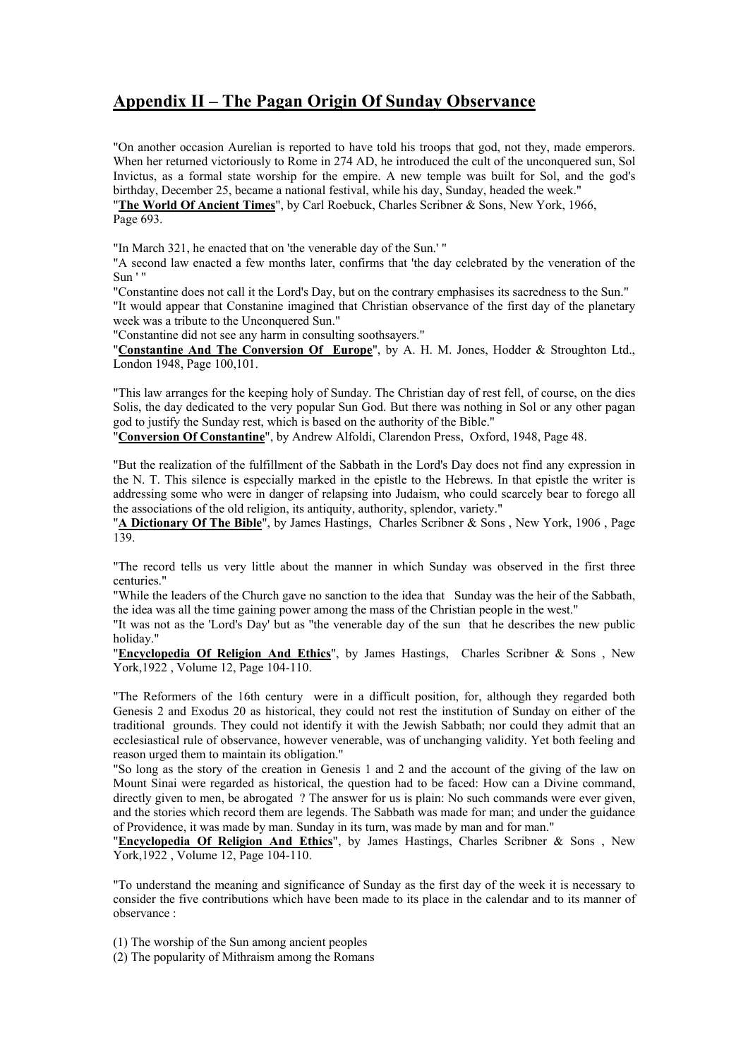## Appendix II – The Pagan Origin Of Sunday Observance

"On another occasion Aurelian is reported to have told his troops that god, not they, made emperors. When her returned victoriously to Rome in 274 AD, he introduced the cult of the unconquered sun, Sol Invictus, as a formal state worship for the empire. A new temple was built for Sol, and the god's birthday, December 25, became a national festival, while his day, Sunday, headed the week."
"**The World Of Ancient Times**", by Carl Roebuck, Charles Scribner & Sons, New York, 1966, Page 693.

"In March 321, he enacted that on 'the venerable day of the Sun.' "
"A second law enacted a few months later, confirms that 'the day celebrated by the veneration of the Sun ' "
"Constantine does not call it the Lord's Day, but on the contrary emphasises its sacredness to the Sun."
"It would appear that Constanine imagined that Christian observance of the first day of the planetary week was a tribute to the Unconquered Sun."
"Constantine did not see any harm in consulting soothsayers."
"**Constantine And The Conversion Of Europe**", by A. H. M. Jones, Hodder & Stroughton Ltd., London 1948, Page 100,101.

"This law arranges for the keeping holy of Sunday. The Christian day of rest fell, of course, on the dies Solis, the day dedicated to the very popular Sun God. But there was nothing in Sol or any other pagan god to justify the Sunday rest, which is based on the authority of the Bible."
"**Conversion Of Constantine**", by Andrew Alfoldi, Clarendon Press, Oxford, 1948, Page 48.

"But the realization of the fulfillment of the Sabbath in the Lord's Day does not find any expression in the N. T. This silence is especially marked in the epistle to the Hebrews. In that epistle the writer is addressing some who were in danger of relapsing into Judaism, who could scarcely bear to forego all the associations of the old religion, its antiquity, authority, splendor, variety."
"**A Dictionary Of The Bible**", by James Hastings, Charles Scribner & Sons , New York, 1906 , Page 139.

"The record tells us very little about the manner in which Sunday was observed in the first three centuries."
"While the leaders of the Church gave no sanction to the idea that Sunday was the heir of the Sabbath, the idea was all the time gaining power among the mass of the Christian people in the west."
"It was not as the 'Lord's Day' but as "the venerable day of the sun that he describes the new public holiday."
"**Encyclopedia Of Religion And Ethics**", by James Hastings, Charles Scribner & Sons , New York,1922 , Volume 12, Page 104-110.

"The Reformers of the 16th century were in a difficult position, for, although they regarded both Genesis 2 and Exodus 20 as historical, they could not rest the institution of Sunday on either of the traditional grounds. They could not identify it with the Jewish Sabbath; nor could they admit that an ecclesiastical rule of observance, however venerable, was of unchanging validity. Yet both feeling and reason urged them to maintain its obligation."
"So long as the story of the creation in Genesis 1 and 2 and the account of the giving of the law on Mount Sinai were regarded as historical, the question had to be faced: How can a Divine command, directly given to men, be abrogated ? The answer for us is plain: No such commands were ever given, and the stories which record them are legends. The Sabbath was made for man; and under the guidance of Providence, it was made by man. Sunday in its turn, was made by man and for man."
"**Encyclopedia Of Religion And Ethics**", by James Hastings, Charles Scribner & Sons , New York,1922 , Volume 12, Page 104-110.

"To understand the meaning and significance of Sunday as the first day of the week it is necessary to consider the five contributions which have been made to its place in the calendar and to its manner of observance :

(1) The worship of the Sun among ancient peoples
(2) The popularity of Mithraism among the Romans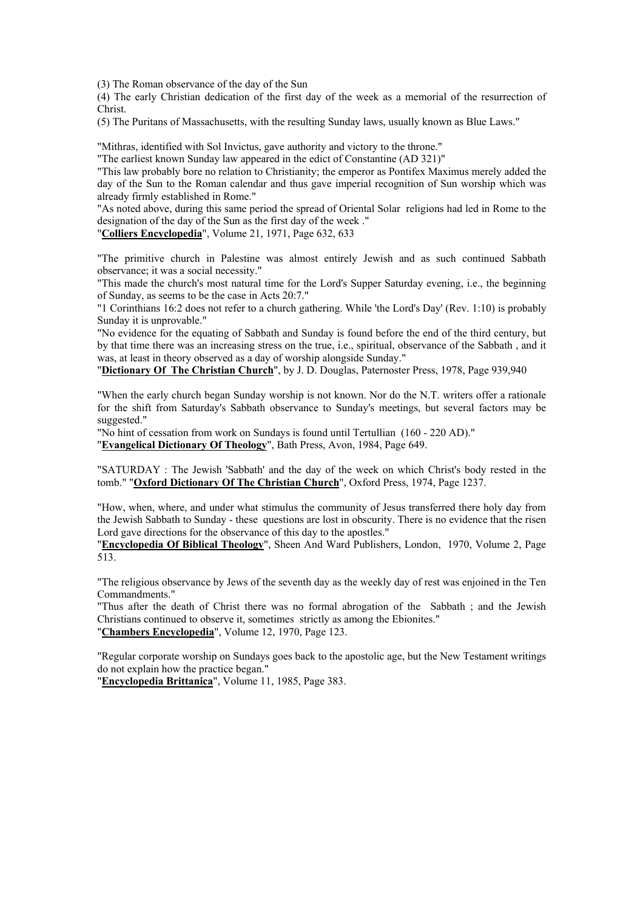(3) The Roman observance of the day of the Sun

(4) The early Christian dedication of the first day of the week as a memorial of the resurrection of Christ.

(5) The Puritans of Massachusetts, with the resulting Sunday laws, usually known as Blue Laws."

"Mithras, identified with Sol Invictus, gave authority and victory to the throne."

"The earliest known Sunday law appeared in the edict of Constantine (AD 321)"

"This law probably bore no relation to Christianity; the emperor as Pontifex Maximus merely added the day of the Sun to the Roman calendar and thus gave imperial recognition of Sun worship which was already firmly established in Rome."

"As noted above, during this same period the spread of Oriental Solar religions had led in Rome to the designation of the day of the Sun as the first day of the week ."

"**Colliers Encyclopedia**", Volume 21, 1971, Page 632, 633

"The primitive church in Palestine was almost entirely Jewish and as such continued Sabbath observance; it was a social necessity."

"This made the church's most natural time for the Lord's Supper Saturday evening, i.e., the beginning of Sunday, as seems to be the case in Acts 20:7."

"1 Corinthians 16:2 does not refer to a church gathering. While 'the Lord's Day' (Rev. 1:10) is probably Sunday it is unprovable."

"No evidence for the equating of Sabbath and Sunday is found before the end of the third century, but by that time there was an increasing stress on the true, i.e., spiritual, observance of the Sabbath , and it was, at least in theory observed as a day of worship alongside Sunday."

"**Dictionary Of The Christian Church**", by J. D. Douglas, Paternoster Press, 1978, Page 939,940

"When the early church began Sunday worship is not known. Nor do the N.T. writers offer a rationale for the shift from Saturday's Sabbath observance to Sunday's meetings, but several factors may be suggested."

"No hint of cessation from work on Sundays is found until Tertullian (160 - 220 AD)."

"**Evangelical Dictionary Of Theology**", Bath Press, Avon, 1984, Page 649.

"SATURDAY : The Jewish 'Sabbath' and the day of the week on which Christ's body rested in the tomb." "**Oxford Dictionary Of The Christian Church**", Oxford Press, 1974, Page 1237.

"How, when, where, and under what stimulus the community of Jesus transferred there holy day from the Jewish Sabbath to Sunday - these questions are lost in obscurity. There is no evidence that the risen Lord gave directions for the observance of this day to the apostles."

"**Encyclopedia Of Biblical Theology**", Sheen And Ward Publishers, London, 1970, Volume 2, Page 513.

"The religious observance by Jews of the seventh day as the weekly day of rest was enjoined in the Ten Commandments."

"Thus after the death of Christ there was no formal abrogation of the Sabbath ; and the Jewish Christians continued to observe it, sometimes strictly as among the Ebionites."

"**Chambers Encyclopedia**", Volume 12, 1970, Page 123.

"Regular corporate worship on Sundays goes back to the apostolic age, but the New Testament writings do not explain how the practice began."

"**Encyclopedia Brittanica**", Volume 11, 1985, Page 383.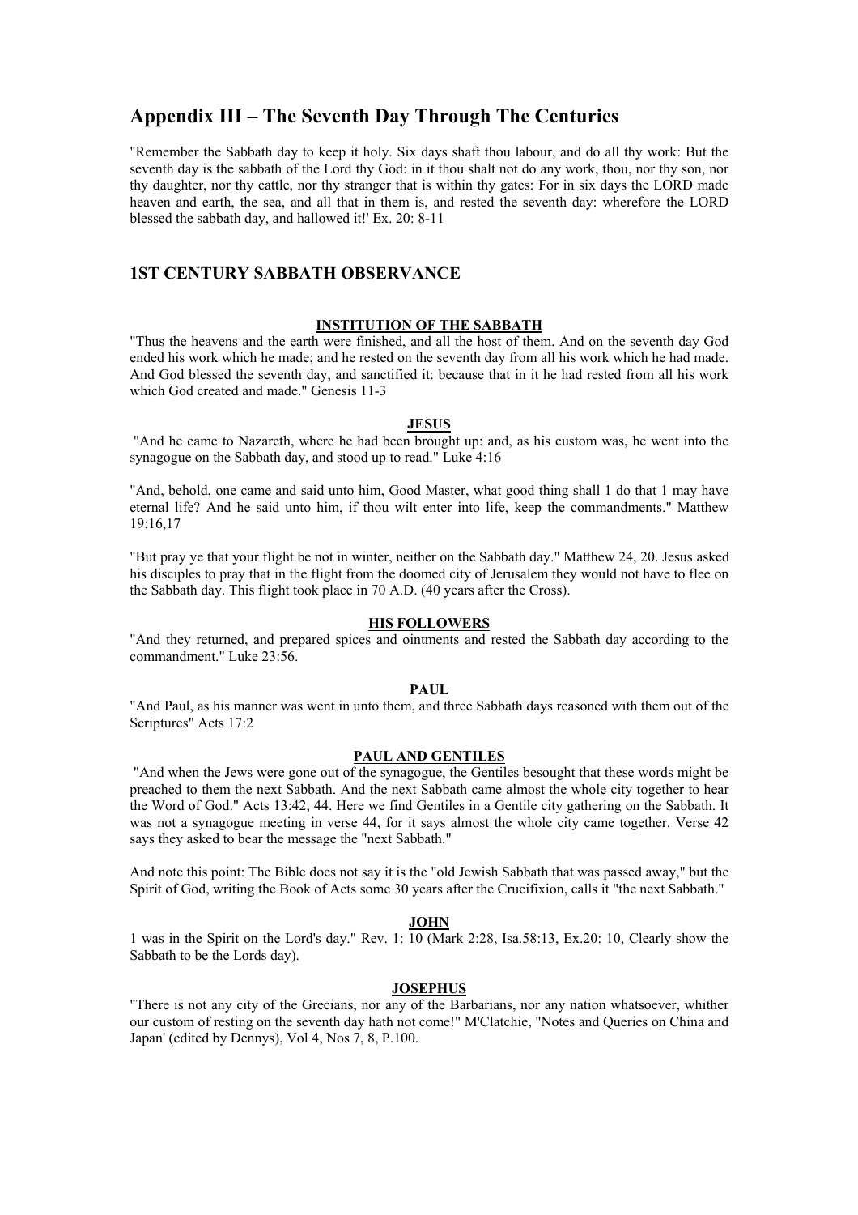# Appendix III – The Seventh Day Through The Centuries

"Remember the Sabbath day to keep it holy. Six days shaft thou labour, and do all thy work: But the seventh day is the sabbath of the Lord thy God: in it thou shalt not do any work, thou, nor thy son, nor thy daughter, nor thy cattle, nor thy stranger that is within thy gates: For in six days the LORD made heaven and earth, the sea, and all that in them is, and rested the seventh day: wherefore the LORD blessed the sabbath day, and hallowed it!' Ex. 20: 8-11

## 1ST CENTURY SABBATH OBSERVANCE

**INSTITUTION OF THE SABBATH**

"Thus the heavens and the earth were finished, and all the host of them. And on the seventh day God ended his work which he made; and he rested on the seventh day from all his work which he had made. And God blessed the seventh day, and sanctified it: because that in it he had rested from all his work which God created and made." Genesis 11-3

**JESUS**

"And he came to Nazareth, where he had been brought up: and, as his custom was, he went into the synagogue on the Sabbath day, and stood up to read." Luke 4:16

"And, behold, one came and said unto him, Good Master, what good thing shall 1 do that 1 may have eternal life? And he said unto him, if thou wilt enter into life, keep the commandments." Matthew 19:16,17

"But pray ye that your flight be not in winter, neither on the Sabbath day." Matthew 24, 20. Jesus asked his disciples to pray that in the flight from the doomed city of Jerusalem they would not have to flee on the Sabbath day. This flight took place in 70 A.D. (40 years after the Cross).

**HIS FOLLOWERS**

"And they returned, and prepared spices and ointments and rested the Sabbath day according to the commandment." Luke 23:56.

**PAUL**

"And Paul, as his manner was went in unto them, and three Sabbath days reasoned with them out of the Scriptures" Acts 17:2

**PAUL AND GENTILES**

"And when the Jews were gone out of the synagogue, the Gentiles besought that these words might be preached to them the next Sabbath. And the next Sabbath came almost the whole city together to hear the Word of God." Acts 13:42, 44. Here we find Gentiles in a Gentile city gathering on the Sabbath. It was not a synagogue meeting in verse 44, for it says almost the whole city came together. Verse 42 says they asked to bear the message the "next Sabbath."

And note this point: The Bible does not say it is the "old Jewish Sabbath that was passed away," but the Spirit of God, writing the Book of Acts some 30 years after the Crucifixion, calls it "the next Sabbath."

**JOHN**

1 was in the Spirit on the Lord's day." Rev. 1: 10 (Mark 2:28, Isa.58:13, Ex.20: 10, Clearly show the Sabbath to be the Lords day).

**JOSEPHUS**

"There is not any city of the Grecians, nor any of the Barbarians, nor any nation whatsoever, whither our custom of resting on the seventh day hath not come!" M'Clatchie, "Notes and Queries on China and Japan' (edited by Dennys), Vol 4, Nos 7, 8, P.100.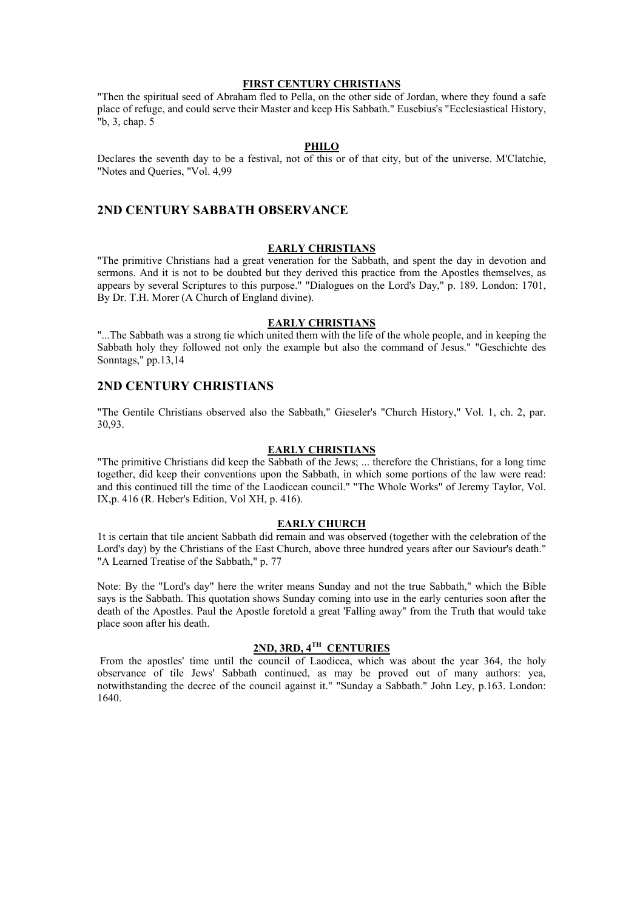#### FIRST CENTURY CHRISTIANS

"Then the spiritual seed of Abraham fled to Pella, on the other side of Jordan, where they found a safe place of refuge, and could serve their Master and keep His Sabbath." Eusebius's "Ecclesiastical History, "b, 3, chap. 5

#### PHILO

Declares the seventh day to be a festival, not of this or of that city, but of the universe. M'Clatchie, "Notes and Queries, "Vol. 4,99

## 2ND CENTURY SABBATH OBSERVANCE

#### EARLY CHRISTIANS

"The primitive Christians had a great veneration for the Sabbath, and spent the day in devotion and sermons. And it is not to be doubted but they derived this practice from the Apostles themselves, as appears by several Scriptures to this purpose." "Dialogues on the Lord's Day," p. 189. London: 1701, By Dr. T.H. Morer (A Church of England divine).

#### EARLY CHRISTIANS

"...The Sabbath was a strong tie which united them with the life of the whole people, and in keeping the Sabbath holy they followed not only the example but also the command of Jesus." "Geschichte des Sonntags," pp.13,14

## 2ND CENTURY CHRISTIANS

"The Gentile Christians observed also the Sabbath," Gieseler's "Church History," Vol. 1, ch. 2, par. 30,93.

#### EARLY CHRISTIANS

"The primitive Christians did keep the Sabbath of the Jews; ... therefore the Christians, for a long time together, did keep their conventions upon the Sabbath, in which some portions of the law were read: and this continued till the time of the Laodicean council." "The Whole Works" of Jeremy Taylor, Vol. IX,p. 416 (R. Heber's Edition, Vol XH, p. 416).

#### EARLY CHURCH

1t is certain that tile ancient Sabbath did remain and was observed (together with the celebration of the Lord's day) by the Christians of the East Church, above three hundred years after our Saviour's death." "A Learned Treatise of the Sabbath," p. 77

Note: By the "Lord's day" here the writer means Sunday and not the true Sabbath," which the Bible says is the Sabbath. This quotation shows Sunday coming into use in the early centuries soon after the death of the Apostles. Paul the Apostle foretold a great 'Falling away" from the Truth that would take place soon after his death.

#### 2ND, 3RD, 4TH CENTURIES

From the apostles' time until the council of Laodicea, which was about the year 364, the holy observance of tile Jews' Sabbath continued, as may be proved out of many authors: yea, notwithstanding the decree of the council against it." "Sunday a Sabbath." John Ley, p.163. London: 1640.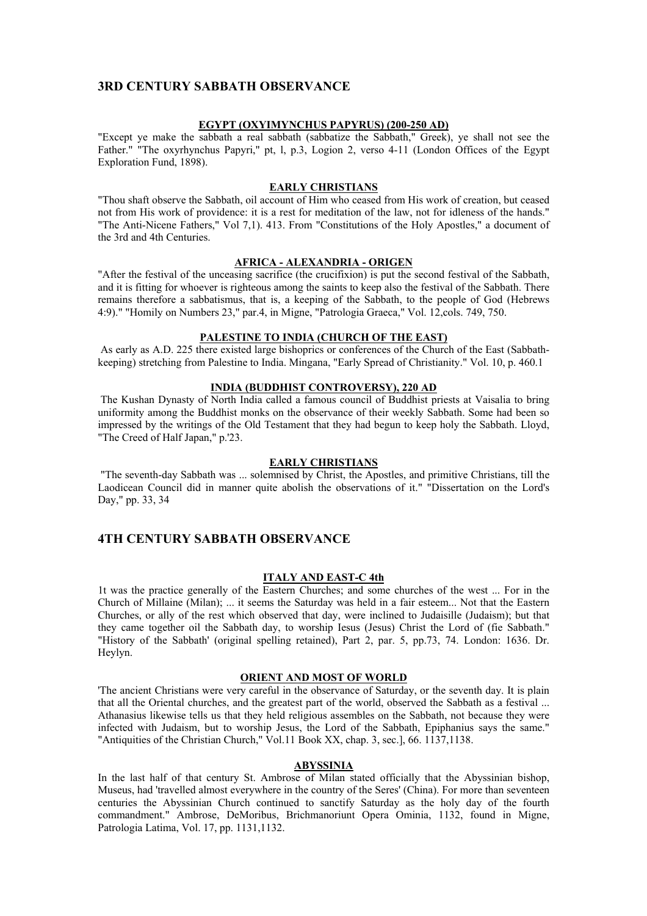## 3RD CENTURY SABBATH OBSERVANCE

### EGYPT (OXYIMYNCHUS PAPYRUS) (200-250 AD)

"Except ye make the sabbath a real sabbath (sabbatize the Sabbath," Greek), ye shall not see the Father." "The oxyrhynchus Papyri," pt, l, p.3, Logion 2, verso 4-11 (London Offices of the Egypt Exploration Fund, 1898).

### EARLY CHRISTIANS

"Thou shaft observe the Sabbath, oil account of Him who ceased from His work of creation, but ceased not from His work of providence: it is a rest for meditation of the law, not for idleness of the hands." "The Anti-Nicene Fathers," Vol 7,1). 413. From "Constitutions of the Holy Apostles," a document of the 3rd and 4th Centuries.

### AFRICA - ALEXANDRIA - ORIGEN

"After the festival of the unceasing sacrifice (the crucifixion) is put the second festival of the Sabbath, and it is fitting for whoever is righteous among the saints to keep also the festival of the Sabbath. There remains therefore a sabbatismus, that is, a keeping of the Sabbath, to the people of God (Hebrews 4:9)." "Homily on Numbers 23," par.4, in Migne, "Patrologia Graeca," Vol. 12,cols. 749, 750.

### PALESTINE TO INDIA (CHURCH OF THE EAST)

As early as A.D. 225 there existed large bishoprics or conferences of the Church of the East (Sabbath-keeping) stretching from Palestine to India. Mingana, "Early Spread of Christianity." Vol. 10, p. 460.1

### INDIA (BUDDHIST CONTROVERSY), 220 AD

The Kushan Dynasty of North India called a famous council of Buddhist priests at Vaisalia to bring uniformity among the Buddhist monks on the observance of their weekly Sabbath. Some had been so impressed by the writings of the Old Testament that they had begun to keep holy the Sabbath. Lloyd, "The Creed of Half Japan," p.'23.

### EARLY CHRISTIANS

"The seventh-day Sabbath was ... solemnised by Christ, the Apostles, and primitive Christians, till the Laodicean Council did in manner quite abolish the observations of it." "Dissertation on the Lord's Day," pp. 33, 34

## 4TH CENTURY SABBATH OBSERVANCE

### ITALY AND EAST-C 4th

1t was the practice generally of the Eastern Churches; and some churches of the west ... For in the Church of Millaine (Milan); ... it seems the Saturday was held in a fair esteem... Not that the Eastern Churches, or ally of the rest which observed that day, were inclined to Judaisille (Judaism); but that they came together oil the Sabbath day, to worship Iesus (Jesus) Christ the Lord of (fie Sabbath." "History of the Sabbath' (original spelling retained), Part 2, par. 5, pp.73, 74. London: 1636. Dr. Heylyn.

### ORIENT AND MOST OF WORLD

'The ancient Christians were very careful in the observance of Saturday, or the seventh day. It is plain that all the Oriental churches, and the greatest part of the world, observed the Sabbath as a festival ... Athanasius likewise tells us that they held religious assembles on the Sabbath, not because they were infected with Judaism, but to worship Jesus, the Lord of the Sabbath, Epiphanius says the same." "Antiquities of the Christian Church," Vol.11 Book XX, chap. 3, sec.], 66. 1137,1138.

### ABYSSINIA

In the last half of that century St. Ambrose of Milan stated officially that the Abyssinian bishop, Museus, had 'travelled almost everywhere in the country of the Seres' (China). For more than seventeen centuries the Abyssinian Church continued to sanctify Saturday as the holy day of the fourth commandment." Ambrose, DeMoribus, Brichmanoriunt Opera Ominia, 1132, found in Migne, Patrologia Latima, Vol. 17, pp. 1131,1132.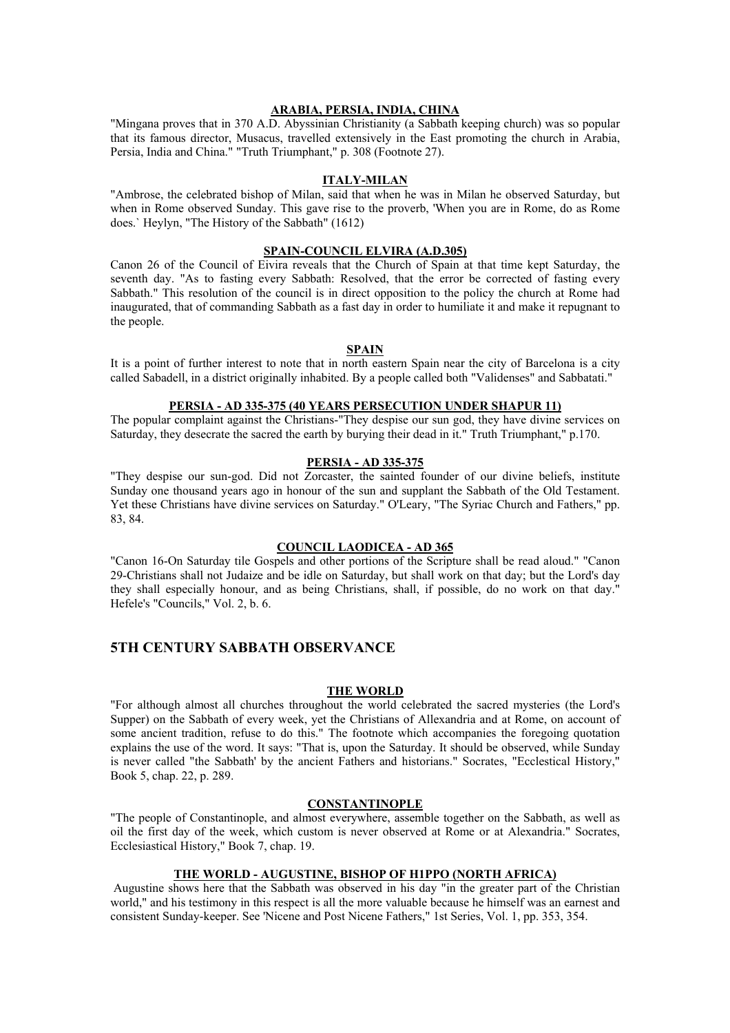#### ARABIA, PERSIA, INDIA, CHINA

"Mingana proves that in 370 A.D. Abyssinian Christianity (a Sabbath keeping church) was so popular that its famous director, Musacus, travelled extensively in the East promoting the church in Arabia, Persia, India and China." "Truth Triumphant," p. 308 (Footnote 27).

#### ITALY-MILAN

"Ambrose, the celebrated bishop of Milan, said that when he was in Milan he observed Saturday, but when in Rome observed Sunday. This gave rise to the proverb, 'When you are in Rome, do as Rome does.` Heylyn, "The History of the Sabbath" (1612)

#### SPAIN-COUNCIL ELVIRA (A.D.305)

Canon 26 of the Council of Eivira reveals that the Church of Spain at that time kept Saturday, the seventh day. "As to fasting every Sabbath: Resolved, that the error be corrected of fasting every Sabbath." This resolution of the council is in direct opposition to the policy the church at Rome had inaugurated, that of commanding Sabbath as a fast day in order to humiliate it and make it repugnant to the people.

#### SPAIN

It is a point of further interest to note that in north eastern Spain near the city of Barcelona is a city called Sabadell, in a district originally inhabited. By a people called both "Validenses" and Sabbatati."

#### PERSIA - AD 335-375 (40 YEARS PERSECUTION UNDER SHAPUR 11)

The popular complaint against the Christians-"They despise our sun god, they have divine services on Saturday, they desecrate the sacred the earth by burying their dead in it." Truth Triumphant," p.170.

#### PERSIA - AD 335-375

"They despise our sun-god. Did not Zorcaster, the sainted founder of our divine beliefs, institute Sunday one thousand years ago in honour of the sun and supplant the Sabbath of the Old Testament. Yet these Christians have divine services on Saturday." O'Leary, "The Syriac Church and Fathers," pp. 83, 84.

#### COUNCIL LAODICEA - AD 365

"Canon 16-On Saturday tile Gospels and other portions of the Scripture shall be read aloud." "Canon 29-Christians shall not Judaize and be idle on Saturday, but shall work on that day; but the Lord's day they shall especially honour, and as being Christians, shall, if possible, do no work on that day." Hefele's "Councils," Vol. 2, b. 6.

## 5TH CENTURY SABBATH OBSERVANCE

#### THE WORLD

"For although almost all churches throughout the world celebrated the sacred mysteries (the Lord's Supper) on the Sabbath of every week, yet the Christians of Allexandria and at Rome, on account of some ancient tradition, refuse to do this." The footnote which accompanies the foregoing quotation explains the use of the word. It says: "That is, upon the Saturday. It should be observed, while Sunday is never called "the Sabbath' by the ancient Fathers and historians." Socrates, "Ecclestical History," Book 5, chap. 22, p. 289.

#### CONSTANTINOPLE

"The people of Constantinople, and almost everywhere, assemble together on the Sabbath, as well as oil the first day of the week, which custom is never observed at Rome or at Alexandria." Socrates, Ecclesiastical History," Book 7, chap. 19.

#### THE WORLD - AUGUSTINE, BISHOP OF H1PPO (NORTH AFRICA)

Augustine shows here that the Sabbath was observed in his day "in the greater part of the Christian world," and his testimony in this respect is all the more valuable because he himself was an earnest and consistent Sunday-keeper. See 'Nicene and Post Nicene Fathers," 1st Series, Vol. 1, pp. 353, 354.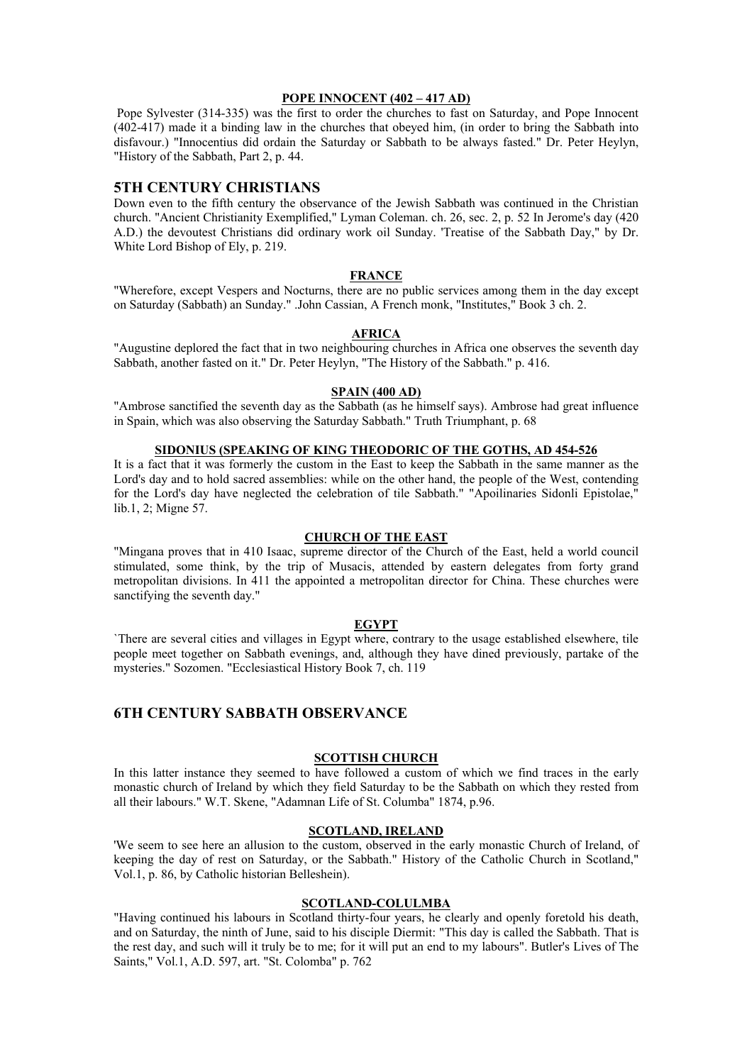**POPE INNOCENT (402 – 417 AD)**

Pope Sylvester (314-335) was the first to order the churches to fast on Saturday, and Pope Innocent (402-417) made it a binding law in the churches that obeyed him, (in order to bring the Sabbath into disfavour.) "Innocentius did ordain the Saturday or Sabbath to be always fasted." Dr. Peter Heylyn, "History of the Sabbath, Part 2, p. 44.

## 5TH CENTURY CHRISTIANS

Down even to the fifth century the observance of the Jewish Sabbath was continued in the Christian church. "Ancient Christianity Exemplified," Lyman Coleman. ch. 26, sec. 2, p. 52 In Jerome's day (420 A.D.) the devoutest Christians did ordinary work oil Sunday. 'Treatise of the Sabbath Day," by Dr. White Lord Bishop of Ely, p. 219.

**FRANCE**

"Wherefore, except Vespers and Nocturns, there are no public services among them in the day except on Saturday (Sabbath) an Sunday." .John Cassian, A French monk, "Institutes," Book 3 ch. 2.

**AFRICA**

"Augustine deplored the fact that in two neighbouring churches in Africa one observes the seventh day Sabbath, another fasted on it." Dr. Peter Heylyn, "The History of the Sabbath." p. 416.

**SPAIN (400 AD)**

"Ambrose sanctified the seventh day as the Sabbath (as he himself says). Ambrose had great influence in Spain, which was also observing the Saturday Sabbath." Truth Triumphant, p. 68

**SIDONIUS (SPEAKING OF KING THEODORIC OF THE GOTHS, AD 454-526**

It is a fact that it was formerly the custom in the East to keep the Sabbath in the same manner as the Lord's day and to hold sacred assemblies: while on the other hand, the people of the West, contending for the Lord's day have neglected the celebration of tile Sabbath." "Apoilinaries Sidonli Epistolae," lib.1, 2; Migne 57.

**CHURCH OF THE EAST**

"Mingana proves that in 410 Isaac, supreme director of the Church of the East, held a world council stimulated, some think, by the trip of Musacis, attended by eastern delegates from forty grand metropolitan divisions. In 411 the appointed a metropolitan director for China. These churches were sanctifying the seventh day."

**EGYPT**

`There are several cities and villages in Egypt where, contrary to the usage established elsewhere, tile people meet together on Sabbath evenings, and, although they have dined previously, partake of the mysteries." Sozomen. "Ecclesiastical History Book 7, ch. 119

## 6TH CENTURY SABBATH OBSERVANCE

**SCOTTISH CHURCH**

In this latter instance they seemed to have followed a custom of which we find traces in the early monastic church of Ireland by which they field Saturday to be the Sabbath on which they rested from all their labours." W.T. Skene, "Adamnan Life of St. Columba" 1874, p.96.

**SCOTLAND, IRELAND**

'We seem to see here an allusion to the custom, observed in the early monastic Church of Ireland, of keeping the day of rest on Saturday, or the Sabbath." History of the Catholic Church in Scotland," Vol.1, p. 86, by Catholic historian Belleshein).

**SCOTLAND-COLULMBA**

"Having continued his labours in Scotland thirty-four years, he clearly and openly foretold his death, and on Saturday, the ninth of June, said to his disciple Diermit: "This day is called the Sabbath. That is the rest day, and such will it truly be to me; for it will put an end to my labours". Butler's Lives of The Saints," Vol.1, A.D. 597, art. "St. Colomba" p. 762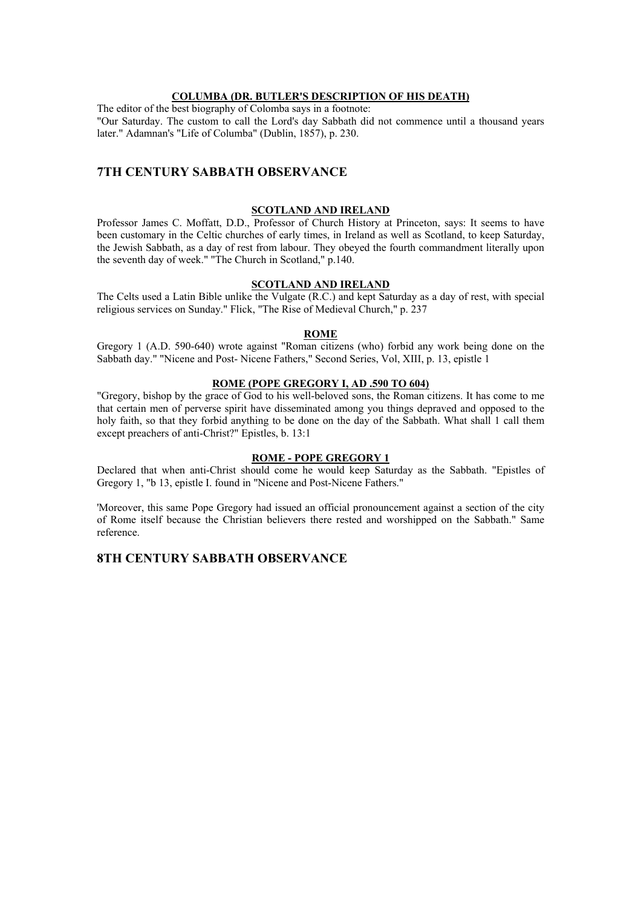#### COLUMBA (DR. BUTLER'S DESCRIPTION OF HIS DEATH)

The editor of the best biography of Colomba says in a footnote:
"Our Saturday. The custom to call the Lord's day Sabbath did not commence until a thousand years later." Adamnan's "Life of Columba" (Dublin, 1857), p. 230.

## 7TH CENTURY SABBATH OBSERVANCE

#### SCOTLAND AND IRELAND

Professor James C. Moffatt, D.D., Professor of Church History at Princeton, says: It seems to have been customary in the Celtic churches of early times, in Ireland as well as Scotland, to keep Saturday, the Jewish Sabbath, as a day of rest from labour. They obeyed the fourth commandment literally upon the seventh day of week." "The Church in Scotland," p.140.

#### SCOTLAND AND IRELAND

The Celts used a Latin Bible unlike the Vulgate (R.C.) and kept Saturday as a day of rest, with special religious services on Sunday." Flick, "The Rise of Medieval Church," p. 237

#### ROME

Gregory 1 (A.D. 590-640) wrote against "Roman citizens (who) forbid any work being done on the Sabbath day." "Nicene and Post- Nicene Fathers," Second Series, Vol, XIII, p. 13, epistle 1

#### ROME (POPE GREGORY I, AD .590 TO 604)

"Gregory, bishop by the grace of God to his well-beloved sons, the Roman citizens. It has come to me that certain men of perverse spirit have disseminated among you things depraved and opposed to the holy faith, so that they forbid anything to be done on the day of the Sabbath. What shall 1 call them except preachers of anti-Christ?" Epistles, b. 13:1

#### ROME - POPE GREGORY 1

Declared that when anti-Christ should come he would keep Saturday as the Sabbath. "Epistles of Gregory 1, "b 13, epistle I. found in "Nicene and Post-Nicene Fathers."

'Moreover, this same Pope Gregory had issued an official pronouncement against a section of the city of Rome itself because the Christian believers there rested and worshipped on the Sabbath." Same reference.

## 8TH CENTURY SABBATH OBSERVANCE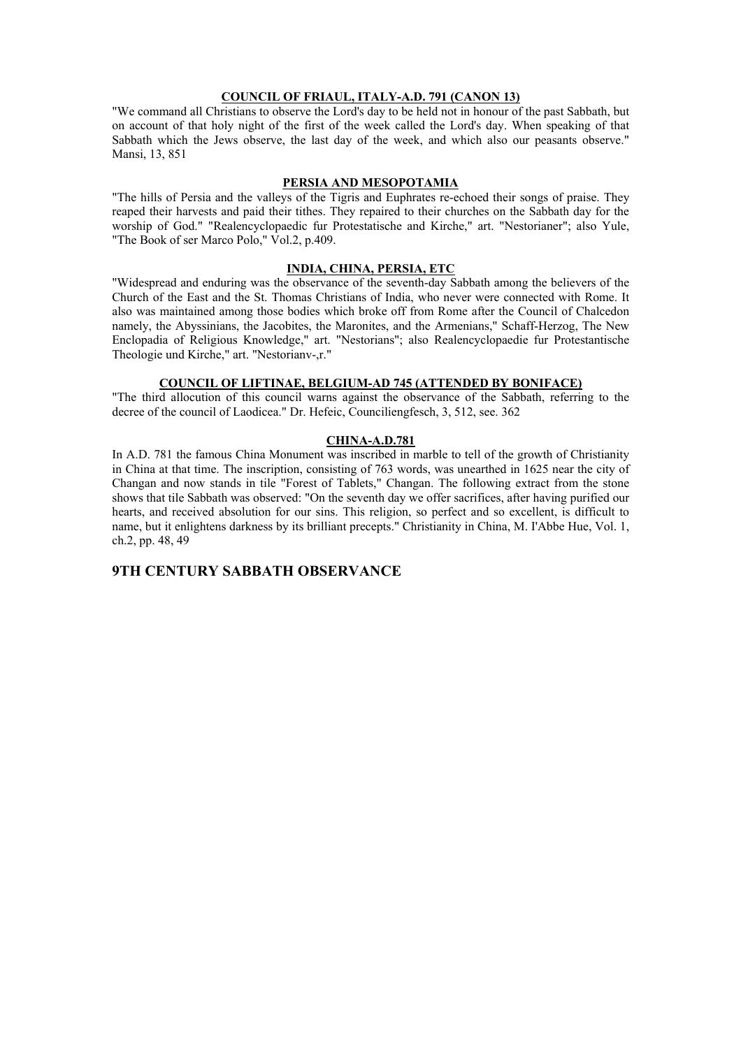**COUNCIL OF FRIAUL, ITALY-A.D. 791 (CANON 13)**

"We command all Christians to observe the Lord's day to be held not in honour of the past Sabbath, but on account of that holy night of the first of the week called the Lord's day. When speaking of that Sabbath which the Jews observe, the last day of the week, and which also our peasants observe." Mansi, 13, 851

**PERSIA AND MESOPOTAMIA**

"The hills of Persia and the valleys of the Tigris and Euphrates re-echoed their songs of praise. They reaped their harvests and paid their tithes. They repaired to their churches on the Sabbath day for the worship of God." "Realencyclopaedic fur Protestatische and Kirche," art. "Nestorianer"; also Yule, "The Book of ser Marco Polo," Vol.2, p.409.

**INDIA, CHINA, PERSIA, ETC**

"Widespread and enduring was the observance of the seventh-day Sabbath among the believers of the Church of the East and the St. Thomas Christians of India, who never were connected with Rome. It also was maintained among those bodies which broke off from Rome after the Council of Chalcedon namely, the Abyssinians, the Jacobites, the Maronites, and the Armenians," Schaff-Herzog, The New Enclopadia of Religious Knowledge," art. "Nestorians"; also Realencyclopaedie fur Protestantische Theologie und Kirche," art. "Nestorianv-,r."

**COUNCIL OF LIFTINAE, BELGIUM-AD 745 (ATTENDED BY BONIFACE)**

"The third allocution of this council warns against the observance of the Sabbath, referring to the decree of the council of Laodicea." Dr. Hefeic, Counciliengfesch, 3, 512, see. 362

**CHINA-A.D.781**

In A.D. 781 the famous China Monument was inscribed in marble to tell of the growth of Christianity in China at that time. The inscription, consisting of 763 words, was unearthed in 1625 near the city of Changan and now stands in tile "Forest of Tablets," Changan. The following extract from the stone shows that tile Sabbath was observed: "On the seventh day we offer sacrifices, after having purified our hearts, and received absolution for our sins. This religion, so perfect and so excellent, is difficult to name, but it enlightens darkness by its brilliant precepts." Christianity in China, M. I'Abbe Hue, Vol. 1, ch.2, pp. 48, 49

## 9TH CENTURY SABBATH OBSERVANCE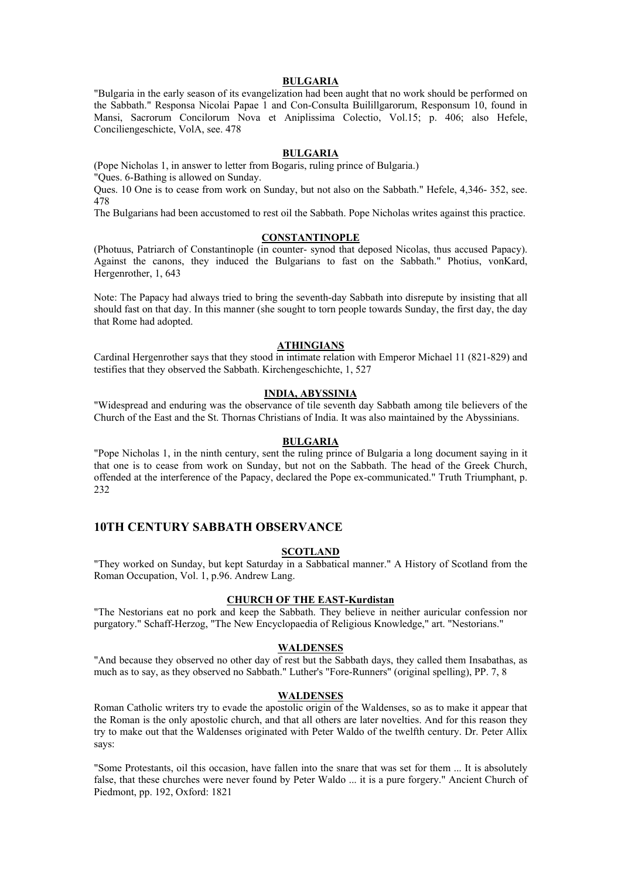#### **BULGARIA**

"Bulgaria in the early season of its evangelization had been aught that no work should be performed on the Sabbath." Responsa Nicolai Papae 1 and Con-Consulta Builillgarorum, Responsum 10, found in Mansi, Sacrorum Concilorum Nova et Aniplissima Colectio, Vol.15; p. 406; also Hefele, Conciliengeschicte, VolA, see. 478

#### **BULGARIA**

(Pope Nicholas 1, in answer to letter from Bogaris, ruling prince of Bulgaria.)

"Ques. 6-Bathing is allowed on Sunday.

Ques. 10 One is to cease from work on Sunday, but not also on the Sabbath." Hefele, 4,346- 352, see. 478

The Bulgarians had been accustomed to rest oil the Sabbath. Pope Nicholas writes against this practice.

#### **CONSTANTINOPLE**

(Photuus, Patriarch of Constantinople (in counter- synod that deposed Nicolas, thus accused Papacy). Against the canons, they induced the Bulgarians to fast on the Sabbath." Photius, vonKard, Hergenrother, 1, 643

Note: The Papacy had always tried to bring the seventh-day Sabbath into disrepute by insisting that all should fast on that day. In this manner (she sought to torn people towards Sunday, the first day, the day that Rome had adopted.

#### **ATHINGIANS**

Cardinal Hergenrother says that they stood in intimate relation with Emperor Michael 11 (821-829) and testifies that they observed the Sabbath. Kirchengeschichte, 1, 527

#### **INDIA, ABYSSINIA**

"Widespread and enduring was the observance of tile seventh day Sabbath among tile believers of the Church of the East and the St. Thornas Christians of India. It was also maintained by the Abyssinians.

#### **BULGARIA**

"Pope Nicholas 1, in the ninth century, sent the ruling prince of Bulgaria a long document saying in it that one is to cease from work on Sunday, but not on the Sabbath. The head of the Greek Church, offended at the interference of the Papacy, declared the Pope ex-communicated." Truth Triumphant, p. 232

## 10TH CENTURY SABBATH OBSERVANCE

#### **SCOTLAND**

"They worked on Sunday, but kept Saturday in a Sabbatical manner." A History of Scotland from the Roman Occupation, Vol. 1, p.96. Andrew Lang.

#### **CHURCH OF THE EAST-Kurdistan**

"The Nestorians eat no pork and keep the Sabbath. They believe in neither auricular confession nor purgatory." Schaff-Herzog, "The New Encyclopaedia of Religious Knowledge," art. "Nestorians."

#### **WALDENSES**

"And because they observed no other day of rest but the Sabbath days, they called them Insabathas, as much as to say, as they observed no Sabbath." Luther's "Fore-Runners" (original spelling), PP. 7, 8

#### **WALDENSES**

Roman Catholic writers try to evade the apostolic origin of the Waldenses, so as to make it appear that the Roman is the only apostolic church, and that all others are later novelties. And for this reason they try to make out that the Waldenses originated with Peter Waldo of the twelfth century. Dr. Peter Allix says:

"Some Protestants, oil this occasion, have fallen into the snare that was set for them ... It is absolutely false, that these churches were never found by Peter Waldo ... it is a pure forgery." Ancient Church of Piedmont, pp. 192, Oxford: 1821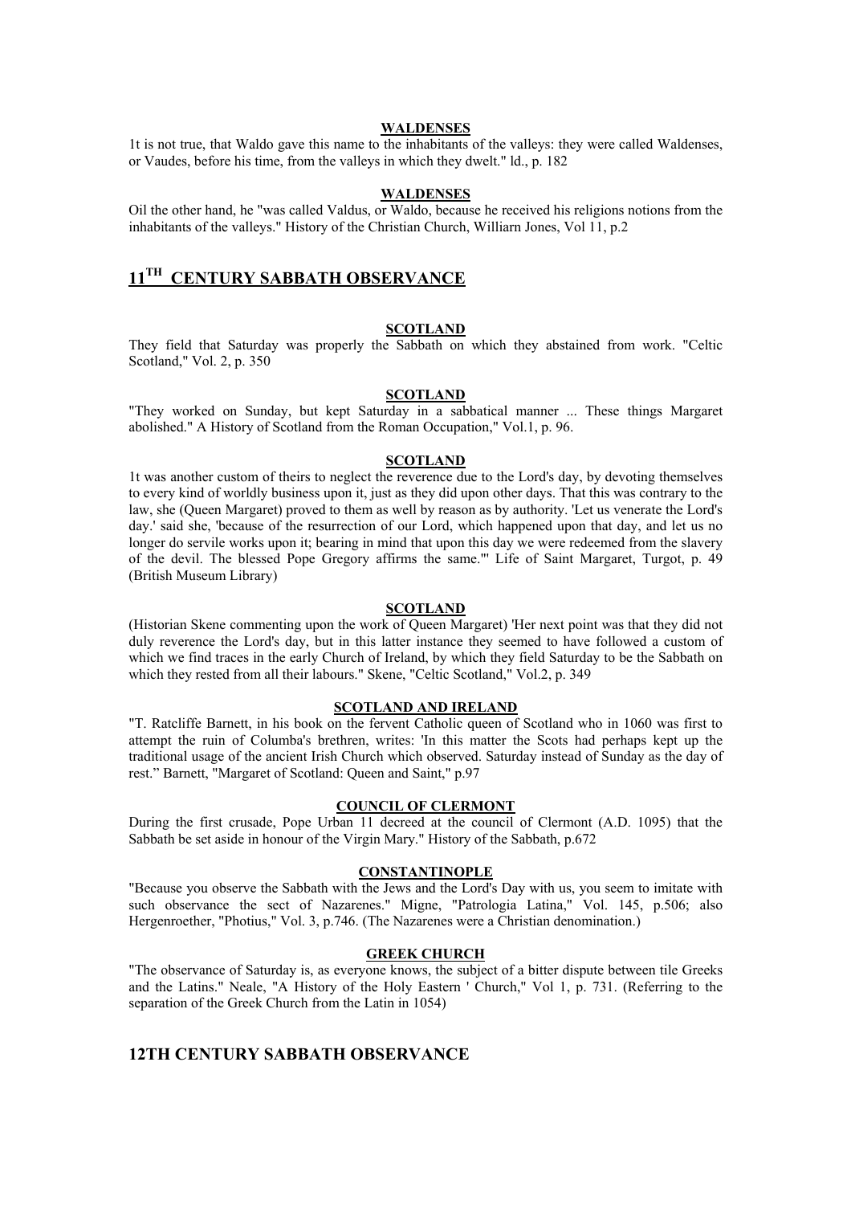#### WALDENSES

1t is not true, that Waldo gave this name to the inhabitants of the valleys: they were called Waldenses, or Vaudes, before his time, from the valleys in which they dwelt." ld., p. 182

#### WALDENSES

Oil the other hand, he "was called Valdus, or Waldo, because he received his religions notions from the inhabitants of the valleys." History of the Christian Church, Williarn Jones, Vol 11, p.2

## 11TH CENTURY SABBATH OBSERVANCE

#### SCOTLAND

They field that Saturday was properly the Sabbath on which they abstained from work. "Celtic Scotland," Vol. 2, p. 350

#### SCOTLAND

"They worked on Sunday, but kept Saturday in a sabbatical manner ... These things Margaret abolished." A History of Scotland from the Roman Occupation," Vol.1, p. 96.

#### SCOTLAND

1t was another custom of theirs to neglect the reverence due to the Lord's day, by devoting themselves to every kind of worldly business upon it, just as they did upon other days. That this was contrary to the law, she (Queen Margaret) proved to them as well by reason as by authority. 'Let us venerate the Lord's day.' said she, 'because of the resurrection of our Lord, which happened upon that day, and let us no longer do servile works upon it; bearing in mind that upon this day we were redeemed from the slavery of the devil. The blessed Pope Gregory affirms the same."' Life of Saint Margaret, Turgot, p. 49 (British Museum Library)

#### SCOTLAND

(Historian Skene commenting upon the work of Queen Margaret) 'Her next point was that they did not duly reverence the Lord's day, but in this latter instance they seemed to have followed a custom of which we find traces in the early Church of Ireland, by which they field Saturday to be the Sabbath on which they rested from all their labours." Skene, "Celtic Scotland," Vol.2, p. 349

#### SCOTLAND AND IRELAND

"T. Ratcliffe Barnett, in his book on the fervent Catholic queen of Scotland who in 1060 was first to attempt the ruin of Columba's brethren, writes: 'In this matter the Scots had perhaps kept up the traditional usage of the ancient Irish Church which observed. Saturday instead of Sunday as the day of rest." Barnett, "Margaret of Scotland: Queen and Saint," p.97

#### COUNCIL OF CLERMONT

During the first crusade, Pope Urban 11 decreed at the council of Clermont (A.D. 1095) that the Sabbath be set aside in honour of the Virgin Mary." History of the Sabbath, p.672

#### CONSTANTINOPLE

"Because you observe the Sabbath with the Jews and the Lord's Day with us, you seem to imitate with such observance the sect of Nazarenes." Migne, "Patrologia Latina," Vol. 145, p.506; also Hergenroether, "Photius," Vol. 3, p.746. (The Nazarenes were a Christian denomination.)

#### GREEK CHURCH

"The observance of Saturday is, as everyone knows, the subject of a bitter dispute between tile Greeks and the Latins." Neale, "A History of the Holy Eastern ' Church," Vol 1, p. 731. (Referring to the separation of the Greek Church from the Latin in 1054)

## 12TH CENTURY SABBATH OBSERVANCE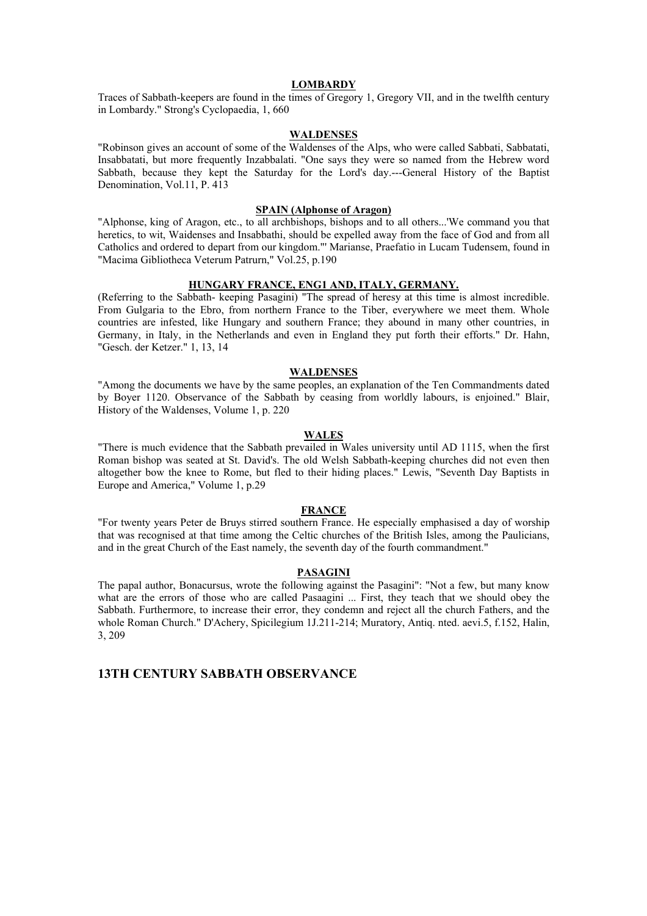#### LOMBARDY

Traces of Sabbath-keepers are found in the times of Gregory 1, Gregory VII, and in the twelfth century in Lombardy." Strong's Cyclopaedia, 1, 660

#### WALDENSES

"Robinson gives an account of some of the Waldenses of the Alps, who were called Sabbati, Sabbatati, Insabbatati, but more frequently Inzabbalati. "One says they were so named from the Hebrew word Sabbath, because they kept the Saturday for the Lord's day.---General History of the Baptist Denomination, Vol.11, P. 413

#### SPAIN (Alphonse of Aragon)

"Alphonse, king of Aragon, etc., to all archbishops, bishops and to all others...'We command you that heretics, to wit, Waidenses and Insabbathi, should be expelled away from the face of God and from all Catholics and ordered to depart from our kingdom."' Marianse, Praefatio in Lucam Tudensem, found in "Macima Gibliotheca Veterum Patrurn," Vol.25, p.190

#### HUNGARY FRANCE, ENG1 AND, ITALY, GERMANY.

(Referring to the Sabbath- keeping Pasagini) "The spread of heresy at this time is almost incredible. From Gulgaria to the Ebro, from northern France to the Tiber, everywhere we meet them. Whole countries are infested, like Hungary and southern France; they abound in many other countries, in Germany, in Italy, in the Netherlands and even in England they put forth their efforts." Dr. Hahn, "Gesch. der Ketzer." 1, 13, 14

#### WALDENSES

"Among the documents we have by the same peoples, an explanation of the Ten Commandments dated by Boyer 1120. Observance of the Sabbath by ceasing from worldly labours, is enjoined." Blair, History of the Waldenses, Volume 1, p. 220

#### WALES

"There is much evidence that the Sabbath prevailed in Wales university until AD 1115, when the first Roman bishop was seated at St. David's. The old Welsh Sabbath-keeping churches did not even then altogether bow the knee to Rome, but fled to their hiding places." Lewis, "Seventh Day Baptists in Europe and America," Volume 1, p.29

#### FRANCE

"For twenty years Peter de Bruys stirred southern France. He especially emphasised a day of worship that was recognised at that time among the Celtic churches of the British Isles, among the Paulicians, and in the great Church of the East namely, the seventh day of the fourth commandment."

#### PASAGINI

The papal author, Bonacursus, wrote the following against the Pasagini": "Not a few, but many know what are the errors of those who are called Pasaagini ... First, they teach that we should obey the Sabbath. Furthermore, to increase their error, they condemn and reject all the church Fathers, and the whole Roman Church." D'Achery, Spicilegium 1J.211-214; Muratory, Antiq. nted. aevi.5, f.152, Halin, 3, 209

## 13TH CENTURY SABBATH OBSERVANCE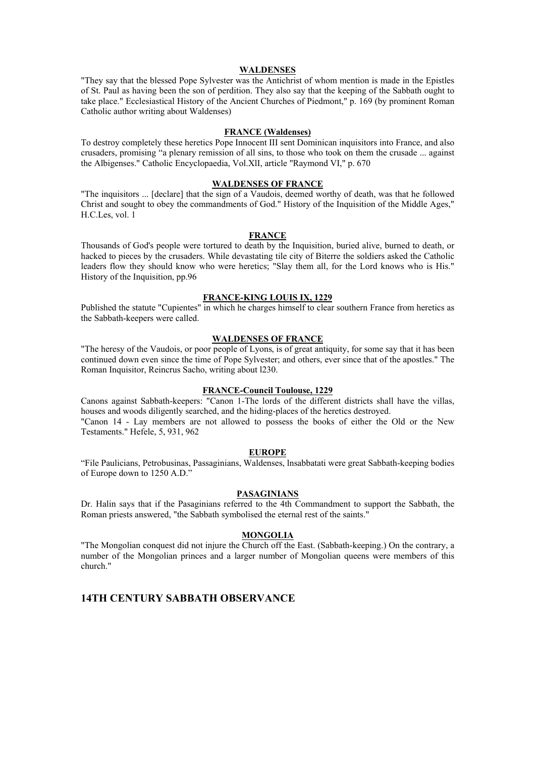#### WALDENSES

"They say that the blessed Pope Sylvester was the Antichrist of whom mention is made in the Epistles of St. Paul as having been the son of perdition. They also say that the keeping of the Sabbath ought to take place." Ecclesiastical History of the Ancient Churches of Piedmont," p. 169 (by prominent Roman Catholic author writing about Waldenses)

#### FRANCE (Waldenses)

To destroy completely these heretics Pope Innocent III sent Dominican inquisitors into France, and also crusaders, promising "a plenary remission of all sins, to those who took on them the crusade ... against the Albigenses." Catholic Encyclopaedia, Vol.XlI, article "Raymond VI," p. 670

#### WALDENSES OF FRANCE

"The inquisitors ... [declare] that the sign of a Vaudois, deemed worthy of death, was that he followed Christ and sought to obey the commandments of God." History of the Inquisition of the Middle Ages," H.C.Les, vol. 1

#### FRANCE

Thousands of God's people were tortured to death by the Inquisition, buried alive, burned to death, or hacked to pieces by the crusaders. While devastating tile city of Biterre the soldiers asked the Catholic leaders flow they should know who were heretics; "Slay them all, for the Lord knows who is His." History of the Inquisition, pp.96

#### FRANCE-KING LOUIS IX, 1229

Published the statute "Cupientes" in which he charges himself to clear southern France from heretics as the Sabbath-keepers were called.

#### WALDENSES OF FRANCE

"The heresy of the Vaudois, or poor people of Lyons, is of great antiquity, for some say that it has been continued down even since the time of Pope Sylvester; and others, ever since that of the apostles." The Roman Inquisitor, Reincrus Sacho, writing about l230.

#### FRANCE-Council Toulouse, 1229

Canons against Sabbath-keepers: "Canon 1-The lords of the different districts shall have the villas, houses and woods diligently searched, and the hiding-places of the heretics destroyed.

"Canon 14 - Lay members are not allowed to possess the books of either the Old or the New Testaments." Hefele, 5, 931, 962

#### EUROPE

"File Paulicians, Petrobusinas, Passaginians, Waldenses, lnsabbatati were great Sabbath-keeping bodies of Europe down to 1250 A.D."

#### PASAGINIANS

Dr. Halin says that if the Pasaginians referred to the 4th Commandment to support the Sabbath, the Roman priests answered, "the Sabbath symbolised the eternal rest of the saints."

#### MONGOLIA

"The Mongolian conquest did not injure the Church off the East. (Sabbath-keeping.) On the contrary, a number of the Mongolian princes and a larger number of Mongolian queens were members of this church."

## 14TH CENTURY SABBATH OBSERVANCE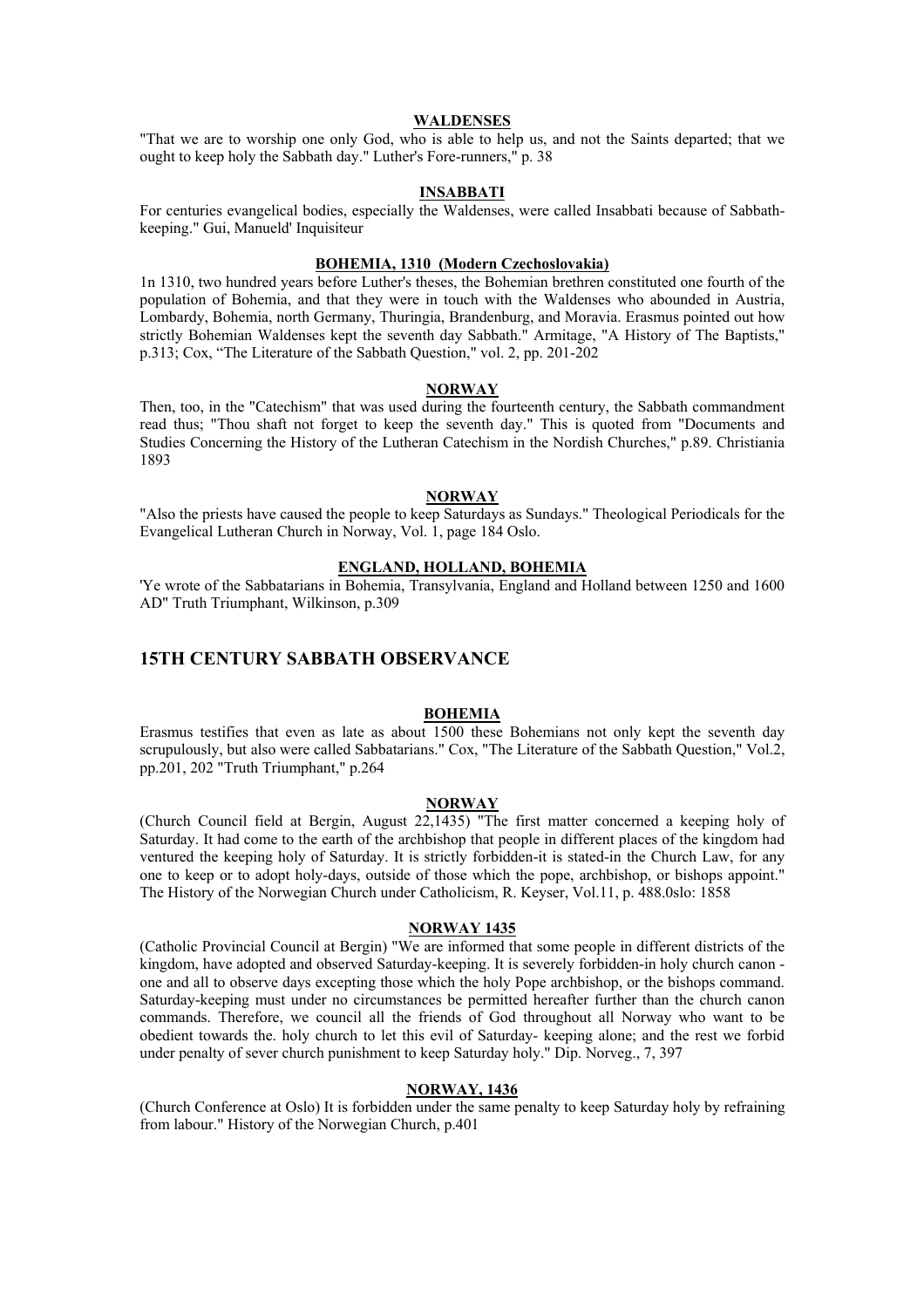#### WALDENSES

"That we are to worship one only God, who is able to help us, and not the Saints departed; that we ought to keep holy the Sabbath day." Luther's Fore-runners," p. 38

#### INSABBATI

For centuries evangelical bodies, especially the Waldenses, were called Insabbati because of Sabbath-keeping." Gui, Manueld' Inquisiteur

#### BOHEMIA, 1310 (Modern Czechoslovakia)

1n 1310, two hundred years before Luther's theses, the Bohemian brethren constituted one fourth of the population of Bohemia, and that they were in touch with the Waldenses who abounded in Austria, Lombardy, Bohemia, north Germany, Thuringia, Brandenburg, and Moravia. Erasmus pointed out how strictly Bohemian Waldenses kept the seventh day Sabbath." Armitage, "A History of The Baptists," p.313; Cox, "The Literature of the Sabbath Question," vol. 2, pp. 201-202

#### NORWAY

Then, too, in the "Catechism" that was used during the fourteenth century, the Sabbath commandment read thus; "Thou shaft not forget to keep the seventh day." This is quoted from "Documents and Studies Concerning the History of the Lutheran Catechism in the Nordish Churches," p.89. Christiania 1893

#### NORWAY

"Also the priests have caused the people to keep Saturdays as Sundays." Theological Periodicals for the Evangelical Lutheran Church in Norway, Vol. 1, page 184 Oslo.

#### ENGLAND, HOLLAND, BOHEMIA

'Ye wrote of the Sabbatarians in Bohemia, Transylvania, England and Holland between 1250 and 1600 AD" Truth Triumphant, Wilkinson, p.309

## 15TH CENTURY SABBATH OBSERVANCE

#### BOHEMIA

Erasmus testifies that even as late as about 1500 these Bohemians not only kept the seventh day scrupulously, but also were called Sabbatarians." Cox, "The Literature of the Sabbath Question," Vol.2, pp.201, 202 "Truth Triumphant," p.264

#### NORWAY

(Church Council field at Bergin, August 22,1435) "The first matter concerned a keeping holy of Saturday. It had come to the earth of the archbishop that people in different places of the kingdom had ventured the keeping holy of Saturday. It is strictly forbidden-it is stated-in the Church Law, for any one to keep or to adopt holy-days, outside of those which the pope, archbishop, or bishops appoint." The History of the Norwegian Church under Catholicism, R. Keyser, Vol.11, p. 488.0slo: 1858

#### NORWAY 1435

(Catholic Provincial Council at Bergin) "We are informed that some people in different districts of the kingdom, have adopted and observed Saturday-keeping. It is severely forbidden-in holy church canon - one and all to observe days excepting those which the holy Pope archbishop, or the bishops command. Saturday-keeping must under no circumstances be permitted hereafter further than the church canon commands. Therefore, we council all the friends of God throughout all Norway who want to be obedient towards the. holy church to let this evil of Saturday- keeping alone; and the rest we forbid under penalty of sever church punishment to keep Saturday holy." Dip. Norveg., 7, 397

#### NORWAY, 1436

(Church Conference at Oslo) It is forbidden under the same penalty to keep Saturday holy by refraining from labour." History of the Norwegian Church, p.401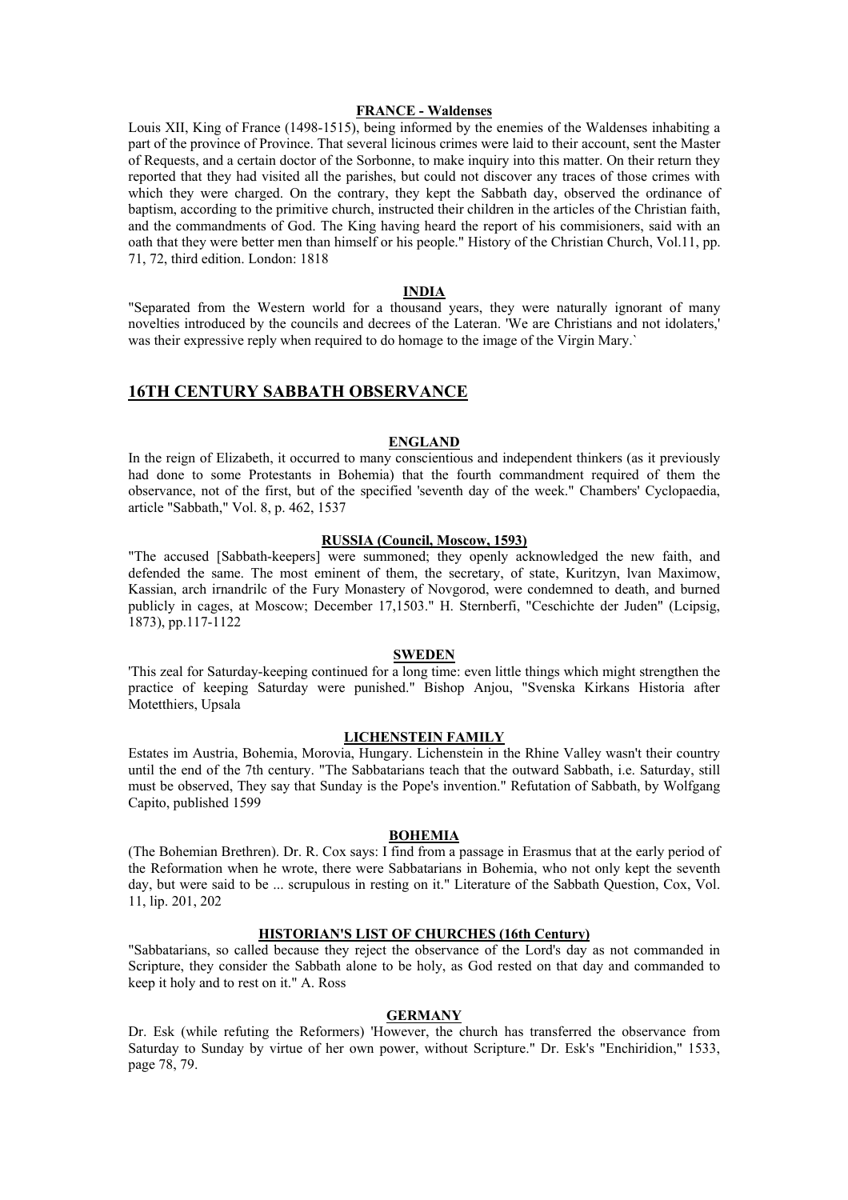**FRANCE - Waldenses**

Louis XII, King of France (1498-1515), being informed by the enemies of the Waldenses inhabiting a part of the province of Province. That several licinous crimes were laid to their account, sent the Master of Requests, and a certain doctor of the Sorbonne, to make inquiry into this matter. On their return they reported that they had visited all the parishes, but could not discover any traces of those crimes with which they were charged. On the contrary, they kept the Sabbath day, observed the ordinance of baptism, according to the primitive church, instructed their children in the articles of the Christian faith, and the commandments of God. The King having heard the report of his commisioners, said with an oath that they were better men than himself or his people." History of the Christian Church, Vol.11, pp. 71, 72, third edition. London: 1818

**INDIA**

"Separated from the Western world for a thousand years, they were naturally ignorant of many novelties introduced by the councils and decrees of the Lateran. 'We are Christians and not idolaters,' was their expressive reply when required to do homage to the image of the Virgin Mary.`

## 16TH CENTURY SABBATH OBSERVANCE

**ENGLAND**

In the reign of Elizabeth, it occurred to many conscientious and independent thinkers (as it previously had done to some Protestants in Bohemia) that the fourth commandment required of them the observance, not of the first, but of the specified 'seventh day of the week." Chambers' Cyclopaedia, article "Sabbath," Vol. 8, p. 462, 1537

**RUSSIA (Council, Moscow, 1593)**

"The accused [Sabbath-keepers] were summoned; they openly acknowledged the new faith, and defended the same. The most eminent of them, the secretary, of state, Kuritzyn, lvan Maximow, Kassian, arch irnandrilc of the Fury Monastery of Novgorod, were condemned to death, and burned publicly in cages, at Moscow; December 17,1503." H. Sternberfi, "Ceschichte der Juden" (Lcipsig, 1873), pp.117-1122

**SWEDEN**

'This zeal for Saturday-keeping continued for a long time: even little things which might strengthen the practice of keeping Saturday were punished." Bishop Anjou, "Svenska Kirkans Historia after Motetthiers, Upsala

**LICHENSTEIN FAMILY**

Estates im Austria, Bohemia, Morovia, Hungary. Lichenstein in the Rhine Valley wasn't their country until the end of the 7th century. "The Sabbatarians teach that the outward Sabbath, i.e. Saturday, still must be observed, They say that Sunday is the Pope's invention." Refutation of Sabbath, by Wolfgang Capito, published 1599

**BOHEMIA**

(The Bohemian Brethren). Dr. R. Cox says: I find from a passage in Erasmus that at the early period of the Reformation when he wrote, there were Sabbatarians in Bohemia, who not only kept the seventh day, but were said to be ... scrupulous in resting on it." Literature of the Sabbath Question, Cox, Vol. 11, lip. 201, 202

**HISTORIAN'S LIST OF CHURCHES (16th Century)**

"Sabbatarians, so called because they reject the observance of the Lord's day as not commanded in Scripture, they consider the Sabbath alone to be holy, as God rested on that day and commanded to keep it holy and to rest on it." A. Ross

**GERMANY**

Dr. Esk (while refuting the Reformers) 'However, the church has transferred the observance from Saturday to Sunday by virtue of her own power, without Scripture." Dr. Esk's "Enchiridion," 1533, page 78, 79.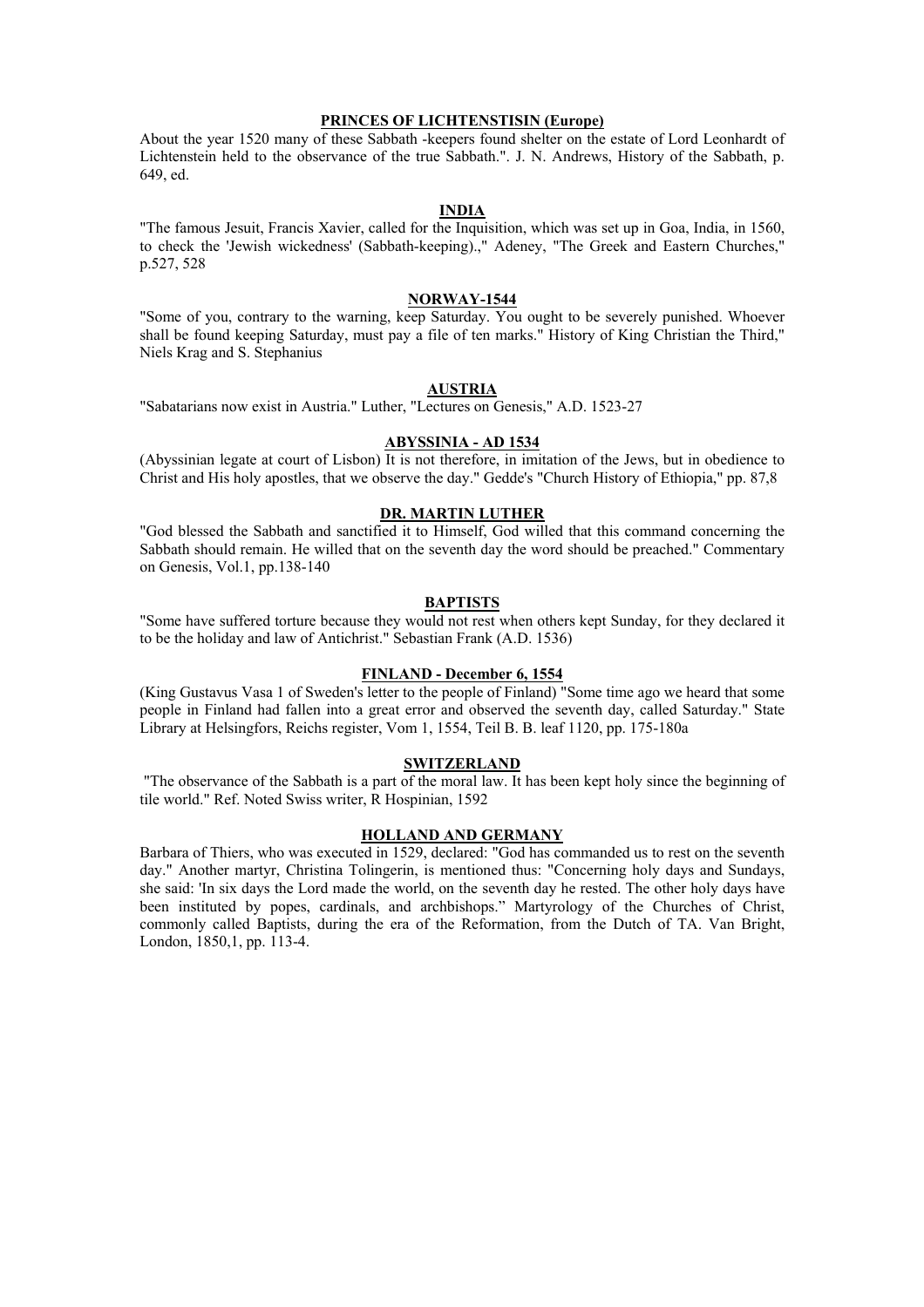## PRINCES OF LICHTENSTISIN (Europe)

About the year 1520 many of these Sabbath -keepers found shelter on the estate of Lord Leonhardt of Lichtenstein held to the observance of the true Sabbath.". J. N. Andrews, History of the Sabbath, p. 649, ed.

## INDIA

"The famous Jesuit, Francis Xavier, called for the Inquisition, which was set up in Goa, India, in 1560, to check the 'Jewish wickedness' (Sabbath-keeping).," Adeney, "The Greek and Eastern Churches," p.527, 528

## NORWAY-1544

"Some of you, contrary to the warning, keep Saturday. You ought to be severely punished. Whoever shall be found keeping Saturday, must pay a file of ten marks." History of King Christian the Third," Niels Krag and S. Stephanius

## AUSTRIA

"Sabatarians now exist in Austria." Luther, "Lectures on Genesis," A.D. 1523-27

## ABYSSINIA - AD 1534

(Abyssinian legate at court of Lisbon) It is not therefore, in imitation of the Jews, but in obedience to Christ and His holy apostles, that we observe the day." Gedde's "Church History of Ethiopia," pp. 87,8

## DR. MARTIN LUTHER

"God blessed the Sabbath and sanctified it to Himself, God willed that this command concerning the Sabbath should remain. He willed that on the seventh day the word should be preached." Commentary on Genesis, Vol.1, pp.138-140

## BAPTISTS

"Some have suffered torture because they would not rest when others kept Sunday, for they declared it to be the holiday and law of Antichrist." Sebastian Frank (A.D. 1536)

## FINLAND - December 6, 1554

(King Gustavus Vasa 1 of Sweden's letter to the people of Finland) "Some time ago we heard that some people in Finland had fallen into a great error and observed the seventh day, called Saturday." State Library at Helsingfors, Reichs register, Vom 1, 1554, Teil B. B. leaf 1120, pp. 175-180a

## SWITZERLAND

"The observance of the Sabbath is a part of the moral law. It has been kept holy since the beginning of tile world." Ref. Noted Swiss writer, R Hospinian, 1592

## HOLLAND AND GERMANY

Barbara of Thiers, who was executed in 1529, declared: "God has commanded us to rest on the seventh day." Another martyr, Christina Tolingerin, is mentioned thus: "Concerning holy days and Sundays, she said: 'In six days the Lord made the world, on the seventh day he rested. The other holy days have been instituted by popes, cardinals, and archbishops." Martyrology of the Churches of Christ, commonly called Baptists, during the era of the Reformation, from the Dutch of TA. Van Bright, London, 1850,1, pp. 113-4.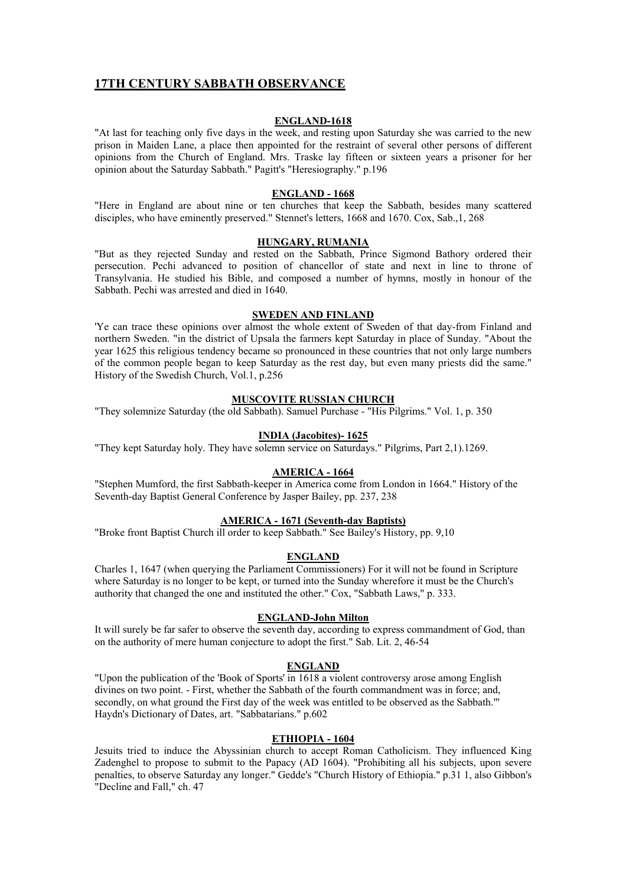# 17TH CENTURY SABBATH OBSERVANCE

## ENGLAND-1618

"At last for teaching only five days in the week, and resting upon Saturday she was carried to the new prison in Maiden Lane, a place then appointed for the restraint of several other persons of different opinions from the Church of England. Mrs. Traske lay fifteen or sixteen years a prisoner for her opinion about the Saturday Sabbath." Pagitt's "Heresiography." p.196

## ENGLAND - 1668

"Here in England are about nine or ten churches that keep the Sabbath, besides many scattered disciples, who have eminently preserved." Stennet's letters, 1668 and 1670. Cox, Sab.,1, 268

## HUNGARY, RUMANIA

"But as they rejected Sunday and rested on the Sabbath, Prince Sigmond Bathory ordered their persecution. Pechi advanced to position of chancellor of state and next in line to throne of Transylvania. He studied his Bible, and composed a number of hymns, mostly in honour of the Sabbath. Pechi was arrested and died in 1640.

## SWEDEN AND FINLAND

'Ye can trace these opinions over almost the whole extent of Sweden of that day-from Finland and northern Sweden. "in the district of Upsala the farmers kept Saturday in place of Sunday. "About the year 1625 this religious tendency became so pronounced in these countries that not only large numbers of the common people began to keep Saturday as the rest day, but even many priests did the same." History of the Swedish Church, Vol.1, p.256

## MUSCOVITE RUSSIAN CHURCH

"They solemnize Saturday (the old Sabbath). Samuel Purchase - "His Pilgrims." Vol. 1, p. 350

## INDIA (Jacobites)- 1625

"They kept Saturday holy. They have solemn service on Saturdays." Pilgrims, Part 2,1).1269.

## AMERICA - 1664

"Stephen Mumford, the first Sabbath-keeper in America come from London in 1664." History of the Seventh-day Baptist General Conference by Jasper Bailey, pp. 237, 238

## AMERICA - 1671 (Seventh-day Baptists)

"Broke front Baptist Church ill order to keep Sabbath." See Bailey's History, pp. 9,10

## ENGLAND

Charles 1, 1647 (when querying the Parliament Commissioners) For it will not be found in Scripture where Saturday is no longer to be kept, or turned into the Sunday wherefore it must be the Church's authority that changed the one and instituted the other." Cox, "Sabbath Laws," p. 333.

## ENGLAND-John Milton

It will surely be far safer to observe the seventh day, according to express commandment of God, than on the authority of mere human conjecture to adopt the first." Sab. Lit. 2, 46-54

## ENGLAND

"Upon the publication of the 'Book of Sports' in 1618 a violent controversy arose among English divines on two point. - First, whether the Sabbath of the fourth commandment was in force; and, secondly, on what ground the First day of the week was entitled to be observed as the Sabbath."' Haydn's Dictionary of Dates, art. "Sabbatarians." p.602

## ETHIOPIA - 1604

Jesuits tried to induce the Abyssinian church to accept Roman Catholicism. They influenced King Zadenghel to propose to submit to the Papacy (AD 1604). "Prohibiting all his subjects, upon severe penalties, to observe Saturday any longer." Gedde's "Church History of Ethiopia." p.31 1, also Gibbon's "Decline and Fall," ch. 47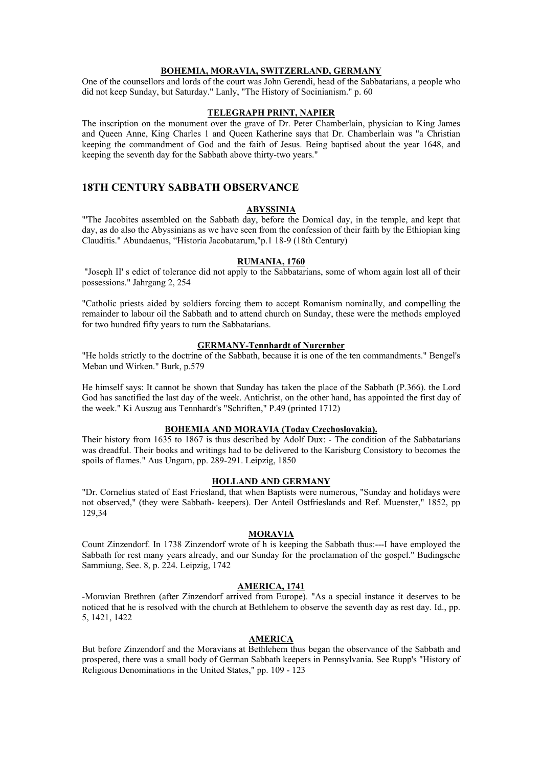#### BOHEMIA, MORAVIA, SWITZERLAND, GERMANY

One of the counsellors and lords of the court was John Gerendi, head of the Sabbatarians, a people who did not keep Sunday, but Saturday." Lanly, "The History of Socinianism." p. 60

#### TELEGRAPH PRINT, NAPIER

The inscription on the monument over the grave of Dr. Peter Chamberlain, physician to King James and Queen Anne, King Charles 1 and Queen Katherine says that Dr. Chamberlain was "a Christian keeping the commandment of God and the faith of Jesus. Being baptised about the year 1648, and keeping the seventh day for the Sabbath above thirty-two years."

## 18TH CENTURY SABBATH OBSERVANCE

#### ABYSSINIA

"'The Jacobites assembled on the Sabbath day, before the Domical day, in the temple, and kept that day, as do also the Abyssinians as we have seen from the confession of their faith by the Ethiopian king Clauditis." Abundaenus, "Historia Jacobatarum,"p.1 18-9 (18th Century)

#### RUMANIA, 1760

"Joseph II' s edict of tolerance did not apply to the Sabbatarians, some of whom again lost all of their possessions." Jahrgang 2, 254

"Catholic priests aided by soldiers forcing them to accept Romanism nominally, and compelling the remainder to labour oil the Sabbath and to attend church on Sunday, these were the methods employed for two hundred fifty years to turn the Sabbatarians.

#### GERMANY-Tennhardt of Nurernber

"He holds strictly to the doctrine of the Sabbath, because it is one of the ten commandments." Bengel's Meban und Wirken." Burk, p.579

He himself says: It cannot be shown that Sunday has taken the place of the Sabbath (P.366). the Lord God has sanctified the last day of the week. Antichrist, on the other hand, has appointed the first day of the week." Ki Auszug aus Tennhardt's "Schriften," P.49 (printed 1712)

#### BOHEMIA AND MORAVIA (Today Czechoslovakia).

Their history from 1635 to 1867 is thus described by Adolf Dux: - The condition of the Sabbatarians was dreadful. Their books and writings had to be delivered to the Karisburg Consistory to becomes the spoils of flames." Aus Ungarn, pp. 289-291. Leipzig, 1850

#### HOLLAND AND GERMANY

"Dr. Cornelius stated of East Friesland, that when Baptists were numerous, "Sunday and holidays were not observed," (they were Sabbath- keepers). Der Anteil Ostfrieslands and Ref. Muenster," 1852, pp 129,34

#### MORAVIA

Count Zinzendorf. In 1738 Zinzendorf wrote of h is keeping the Sabbath thus:---I have employed the Sabbath for rest many years already, and our Sunday for the proclamation of the gospel." Budingsche Sammiung, See. 8, p. 224. Leipzig, 1742

#### AMERICA, 1741

-Moravian Brethren (after Zinzendorf arrived from Europe). "As a special instance it deserves to be noticed that he is resolved with the church at Bethlehem to observe the seventh day as rest day. Id., pp. 5, 1421, 1422

#### AMERICA

But before Zinzendorf and the Moravians at Bethlehem thus began the observance of the Sabbath and prospered, there was a small body of German Sabbath keepers in Pennsylvania. See Rupp's "History of Religious Denominations in the United States," pp. 109 - 123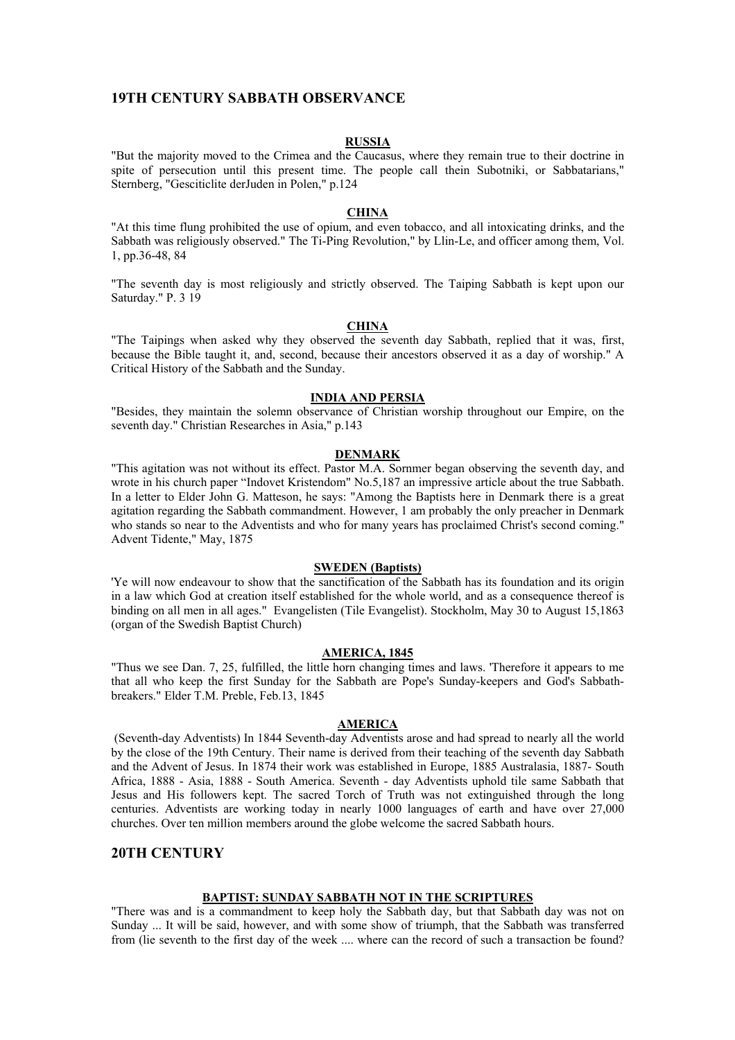## 19TH CENTURY SABBATH OBSERVANCE

### RUSSIA

"But the majority moved to the Crimea and the Caucasus, where they remain true to their doctrine in spite of persecution until this present time. The people call thein Subotniki, or Sabbatarians," Sternberg, "Gesciticlite derJuden in Polen," p.124

### CHINA

"At this time flung prohibited the use of opium, and even tobacco, and all intoxicating drinks, and the Sabbath was religiously observed." The Ti-Ping Revolution," by Llin-Le, and officer among them, Vol. 1, pp.36-48, 84

"The seventh day is most religiously and strictly observed. The Taiping Sabbath is kept upon our Saturday." P. 3 19

### CHINA

"The Taipings when asked why they observed the seventh day Sabbath, replied that it was, first, because the Bible taught it, and, second, because their ancestors observed it as a day of worship." A Critical History of the Sabbath and the Sunday.

### INDIA AND PERSIA

"Besides, they maintain the solemn observance of Christian worship throughout our Empire, on the seventh day." Christian Researches in Asia," p.143

### DENMARK

"This agitation was not without its effect. Pastor M.A. Sornmer began observing the seventh day, and wrote in his church paper "Indovet Kristendom" No.5,187 an impressive article about the true Sabbath. In a letter to Elder John G. Matteson, he says: "Among the Baptists here in Denmark there is a great agitation regarding the Sabbath commandment. However, 1 am probably the only preacher in Denmark who stands so near to the Adventists and who for many years has proclaimed Christ's second coming." Advent Tidente," May, 1875

### SWEDEN (Baptists)

'Ye will now endeavour to show that the sanctification of the Sabbath has its foundation and its origin in a law which God at creation itself established for the whole world, and as a consequence thereof is binding on all men in all ages." Evangelisten (Tile Evangelist). Stockholm, May 30 to August 15,1863 (organ of the Swedish Baptist Church)

### AMERICA, 1845

"Thus we see Dan. 7, 25, fulfilled, the little horn changing times and laws. 'Therefore it appears to me that all who keep the first Sunday for the Sabbath are Pope's Sunday-keepers and God's Sabbath-breakers." Elder T.M. Preble, Feb.13, 1845

### AMERICA

(Seventh-day Adventists) In 1844 Seventh-day Adventists arose and had spread to nearly all the world by the close of the 19th Century. Their name is derived from their teaching of the seventh day Sabbath and the Advent of Jesus. In 1874 their work was established in Europe, 1885 Australasia, 1887- South Africa, 1888 - Asia, 1888 - South America. Seventh - day Adventists uphold tile same Sabbath that Jesus and His followers kept. The sacred Torch of Truth was not extinguished through the long centuries. Adventists are working today in nearly 1000 languages of earth and have over 27,000 churches. Over ten million members around the globe welcome the sacred Sabbath hours.

## 20TH CENTURY

### BAPTIST: SUNDAY SABBATH NOT IN THE SCRIPTURES

"There was and is a commandment to keep holy the Sabbath day, but that Sabbath day was not on Sunday ... It will be said, however, and with some show of triumph, that the Sabbath was transferred from (lie seventh to the first day of the week .... where can the record of such a transaction be found?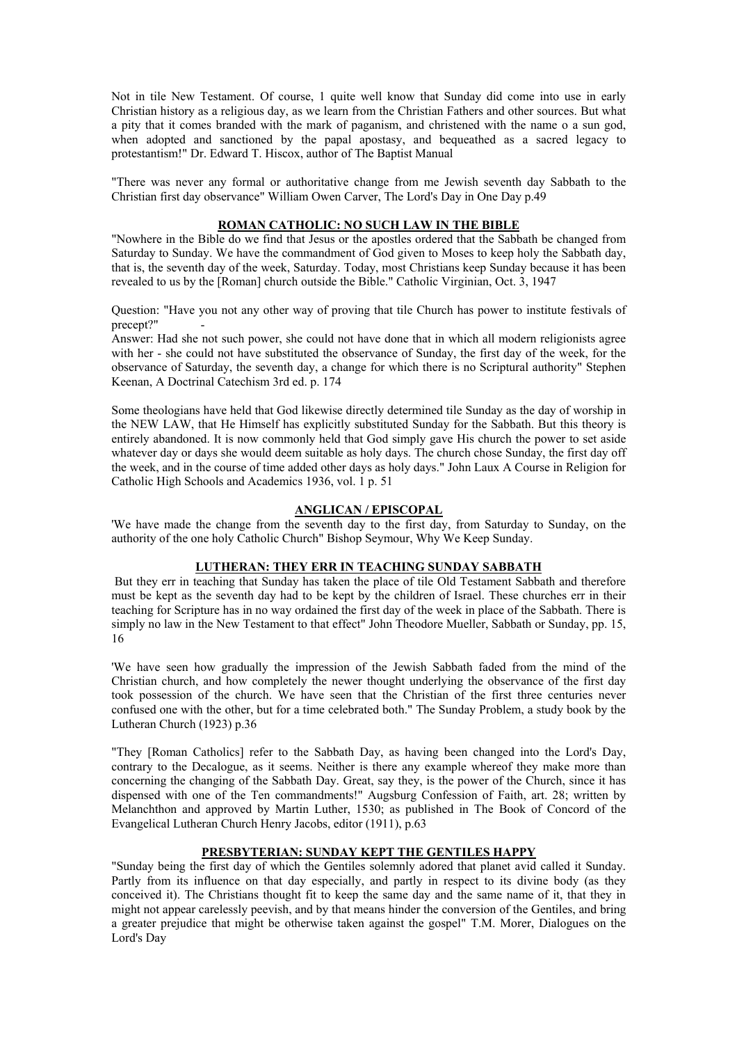Not in tile New Testament. Of course, 1 quite well know that Sunday did come into use in early Christian history as a religious day, as we learn from the Christian Fathers and other sources. But what a pity that it comes branded with the mark of paganism, and christened with the name o a sun god, when adopted and sanctioned by the papal apostasy, and bequeathed as a sacred legacy to protestantism!" Dr. Edward T. Hiscox, author of The Baptist Manual

"There was never any formal or authoritative change from me Jewish seventh day Sabbath to the Christian first day observance" William Owen Carver, The Lord's Day in One Day p.49

## ROMAN CATHOLIC: NO SUCH LAW IN THE BIBLE

"Nowhere in the Bible do we find that Jesus or the apostles ordered that the Sabbath be changed from Saturday to Sunday. We have the commandment of God given to Moses to keep holy the Sabbath day, that is, the seventh day of the week, Saturday. Today, most Christians keep Sunday because it has been revealed to us by the [Roman] church outside the Bible." Catholic Virginian, Oct. 3, 1947

Question: "Have you not any other way of proving that tile Church has power to institute festivals of precept?" -

Answer: Had she not such power, she could not have done that in which all modern religionists agree with her - she could not have substituted the observance of Sunday, the first day of the week, for the observance of Saturday, the seventh day, a change for which there is no Scriptural authority" Stephen Keenan, A Doctrinal Catechism 3rd ed. p. 174

Some theologians have held that God likewise directly determined tile Sunday as the day of worship in the NEW LAW, that He Himself has explicitly substituted Sunday for the Sabbath. But this theory is entirely abandoned. It is now commonly held that God simply gave His church the power to set aside whatever day or days she would deem suitable as holy days. The church chose Sunday, the first day off the week, and in the course of time added other days as holy days." John Laux A Course in Religion for Catholic High Schools and Academics 1936, vol. 1 p. 51

## ANGLICAN / EPISCOPAL

'We have made the change from the seventh day to the first day, from Saturday to Sunday, on the authority of the one holy Catholic Church" Bishop Seymour, Why We Keep Sunday.

## LUTHERAN: THEY ERR IN TEACHING SUNDAY SABBATH

But they err in teaching that Sunday has taken the place of tile Old Testament Sabbath and therefore must be kept as the seventh day had to be kept by the children of Israel. These churches err in their teaching for Scripture has in no way ordained the first day of the week in place of the Sabbath. There is simply no law in the New Testament to that effect" John Theodore Mueller, Sabbath or Sunday, pp. 15, 16

'We have seen how gradually the impression of the Jewish Sabbath faded from the mind of the Christian church, and how completely the newer thought underlying the observance of the first day took possession of the church. We have seen that the Christian of the first three centuries never confused one with the other, but for a time celebrated both." The Sunday Problem, a study book by the Lutheran Church (1923) p.36

"They [Roman Catholics] refer to the Sabbath Day, as having been changed into the Lord's Day, contrary to the Decalogue, as it seems. Neither is there any example whereof they make more than concerning the changing of the Sabbath Day. Great, say they, is the power of the Church, since it has dispensed with one of the Ten commandments!" Augsburg Confession of Faith, art. 28; written by Melanchthon and approved by Martin Luther, 1530; as published in The Book of Concord of the Evangelical Lutheran Church Henry Jacobs, editor (1911), p.63

## PRESBYTERIAN: SUNDAY KEPT THE GENTILES HAPPY

"Sunday being the first day of which the Gentiles solemnly adored that planet avid called it Sunday. Partly from its influence on that day especially, and partly in respect to its divine body (as they conceived it). The Christians thought fit to keep the same day and the same name of it, that they in might not appear carelessly peevish, and by that means hinder the conversion of the Gentiles, and bring a greater prejudice that might be otherwise taken against the gospel" T.M. Morer, Dialogues on the Lord's Day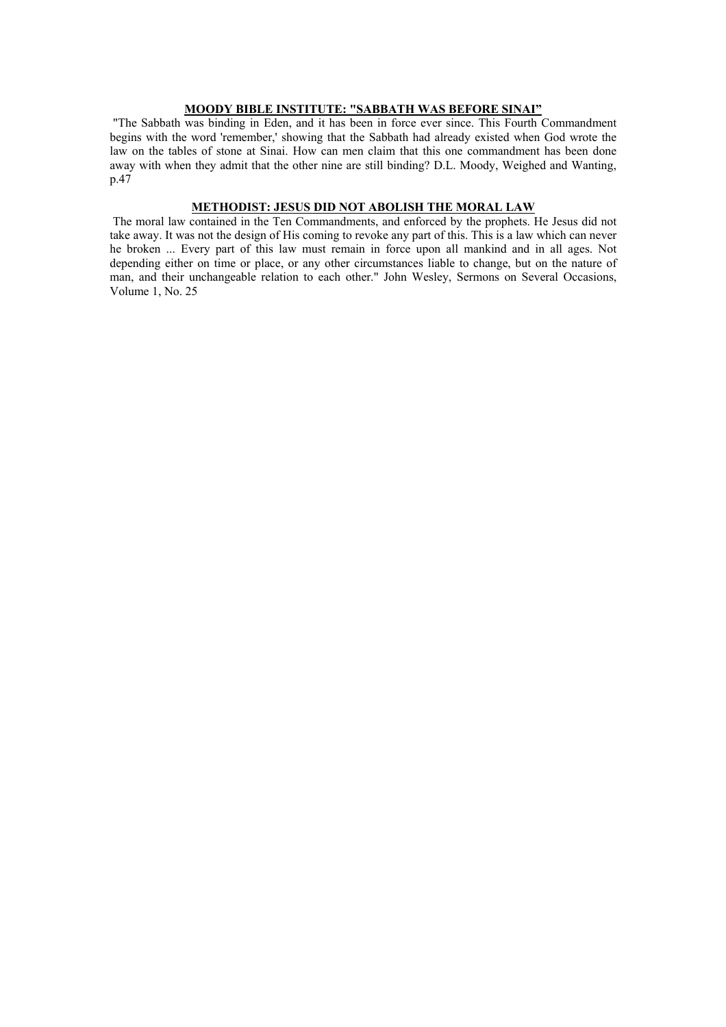**MOODY BIBLE INSTITUTE: "SABBATH WAS BEFORE SINAI"**

"The Sabbath was binding in Eden, and it has been in force ever since. This Fourth Commandment begins with the word 'remember,' showing that the Sabbath had already existed when God wrote the law on the tables of stone at Sinai. How can men claim that this one commandment has been done away with when they admit that the other nine are still binding? D.L. Moody, Weighed and Wanting, p.47

**METHODIST: JESUS DID NOT ABOLISH THE MORAL LAW**

The moral law contained in the Ten Commandments, and enforced by the prophets. He Jesus did not take away. It was not the design of His coming to revoke any part of this. This is a law which can never he broken ... Every part of this law must remain in force upon all mankind and in all ages. Not depending either on time or place, or any other circumstances liable to change, but on the nature of man, and their unchangeable relation to each other." John Wesley, Sermons on Several Occasions, Volume 1, No. 25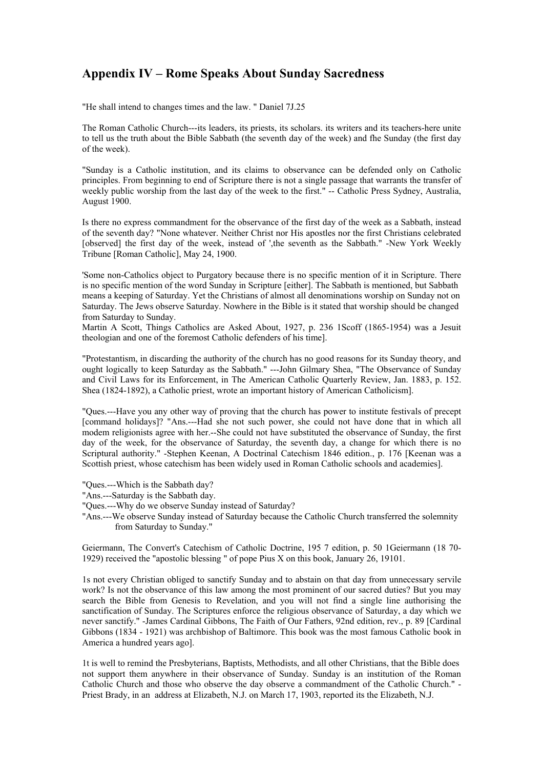## Appendix IV – Rome Speaks About Sunday Sacredness

"He shall intend to changes times and the law. " Daniel 7J.25

The Roman Catholic Church---its leaders, its priests, its scholars. its writers and its teachers-here unite to tell us the truth about the Bible Sabbath (the seventh day of the week) and fhe Sunday (the first day of the week).

"Sunday is a Catholic institution, and its claims to observance can be defended only on Catholic principles. From beginning to end of Scripture there is not a single passage that warrants the transfer of weekly public worship from the last day of the week to the first." -- Catholic Press Sydney, Australia, August 1900.

Is there no express commandment for the observance of the first day of the week as a Sabbath, instead of the seventh day? "None whatever. Neither Christ nor His apostles nor the first Christians celebrated [observed] the first day of the week, instead of ',the seventh as the Sabbath." -New York Weekly Tribune [Roman Catholic], May 24, 1900.

'Some non-Catholics object to Purgatory because there is no specific mention of it in Scripture. There is no specific mention of the word Sunday in Scripture [either]. The Sabbath is mentioned, but Sabbath means a keeping of Saturday. Yet the Christians of almost all denominations worship on Sunday not on Saturday. The Jews observe Saturday. Nowhere in the Bible is it stated that worship should be changed from Saturday to Sunday.
Martin A Scott, Things Catholics are Asked About, 1927, p. 236 1Scoff (1865-1954) was a Jesuit theologian and one of the foremost Catholic defenders of his time].

"Protestantism, in discarding the authority of the church has no good reasons for its Sunday theory, and ought logically to keep Saturday as the Sabbath." ---John Gilmary Shea, "The Observance of Sunday and Civil Laws for its Enforcement, in The American Catholic Quarterly Review, Jan. 1883, p. 152. Shea (1824-1892), a Catholic priest, wrote an important history of American Catholicism].

"Ques.---Have you any other way of proving that the church has power to institute festivals of precept [command holidays]? "Ans.---Had she not such power, she could not have done that in which all modem religionists agree with her.--She could not have substituted the observance of Sunday, the first day of the week, for the observance of Saturday, the seventh day, a change for which there is no Scriptural authority." -Stephen Keenan, A Doctrinal Catechism 1846 edition., p. 176 [Keenan was a Scottish priest, whose catechism has been widely used in Roman Catholic schools and academies].

"Ques.---Which is the Sabbath day?
"Ans.---Saturday is the Sabbath day.
"Ques.---Why do we observe Sunday instead of Saturday?
"Ans.---We observe Sunday instead of Saturday because the Catholic Church transferred the solemnity from Saturday to Sunday."

Geiermann, The Convert's Catechism of Catholic Doctrine, 195 7 edition, p. 50 1Geiermann (18 70-1929) received the "apostolic blessing " of pope Pius X on this book, January 26, 19101.

1s not every Christian obliged to sanctify Sunday and to abstain on that day from unnecessary servile work? Is not the observance of this law among the most prominent of our sacred duties? But you may search the Bible from Genesis to Revelation, and you will not find a single line authorising the sanctification of Sunday. The Scriptures enforce the religious observance of Saturday, a day which we never sanctify." -James Cardinal Gibbons, The Faith of Our Fathers, 92nd edition, rev., p. 89 [Cardinal Gibbons (1834 - 1921) was archbishop of Baltimore. This book was the most famous Catholic book in America a hundred years ago].

1t is well to remind the Presbyterians, Baptists, Methodists, and all other Christians, that the Bible does not support them anywhere in their observance of Sunday. Sunday is an institution of the Roman Catholic Church and those who observe the day observe a commandment of the Catholic Church." -Priest Brady, in an address at Elizabeth, N.J. on March 17, 1903, reported its the Elizabeth, N.J.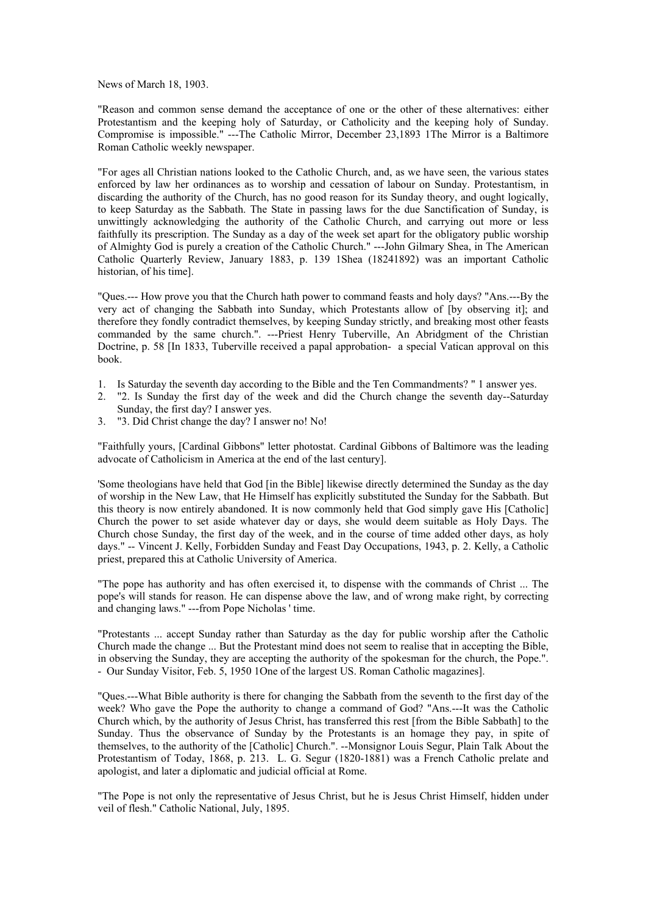News of March 18, 1903.

"Reason and common sense demand the acceptance of one or the other of these alternatives: either Protestantism and the keeping holy of Saturday, or Catholicity and the keeping holy of Sunday. Compromise is impossible." ---The Catholic Mirror, December 23,1893 1The Mirror is a Baltimore Roman Catholic weekly newspaper.

"For ages all Christian nations looked to the Catholic Church, and, as we have seen, the various states enforced by law her ordinances as to worship and cessation of labour on Sunday. Protestantism, in discarding the authority of the Church, has no good reason for its Sunday theory, and ought logically, to keep Saturday as the Sabbath. The State in passing laws for the due Sanctification of Sunday, is unwittingly acknowledging the authority of the Catholic Church, and carrying out more or less faithfully its prescription. The Sunday as a day of the week set apart for the obligatory public worship of Almighty God is purely a creation of the Catholic Church." ---John Gilmary Shea, in The American Catholic Quarterly Review, January 1883, p. 139 1Shea (18241892) was an important Catholic historian, of his time].

"Ques.--- How prove you that the Church hath power to command feasts and holy days? "Ans.---By the very act of changing the Sabbath into Sunday, which Protestants allow of [by observing it]; and therefore they fondly contradict themselves, by keeping Sunday strictly, and breaking most other feasts commanded by the same church.". ---Priest Henry Tuberville, An Abridgment of the Christian Doctrine, p. 58 [In 1833, Tuberville received a papal approbation- a special Vatican approval on this book.

1. Is Saturday the seventh day according to the Bible and the Ten Commandments? " 1 answer yes.
2. "2. Is Sunday the first day of the week and did the Church change the seventh day--Saturday Sunday, the first day? I answer yes.
3. "3. Did Christ change the day? I answer no! No!

"Faithfully yours, [Cardinal Gibbons" letter photostat. Cardinal Gibbons of Baltimore was the leading advocate of Catholicism in America at the end of the last century].

'Some theologians have held that God [in the Bible] likewise directly determined the Sunday as the day of worship in the New Law, that He Himself has explicitly substituted the Sunday for the Sabbath. But this theory is now entirely abandoned. It is now commonly held that God simply gave His [Catholic] Church the power to set aside whatever day or days, she would deem suitable as Holy Days. The Church chose Sunday, the first day of the week, and in the course of time added other days, as holy days." -- Vincent J. Kelly, Forbidden Sunday and Feast Day Occupations, 1943, p. 2. Kelly, a Catholic priest, prepared this at Catholic University of America.

"The pope has authority and has often exercised it, to dispense with the commands of Christ ... The pope's will stands for reason. He can dispense above the law, and of wrong make right, by correcting and changing laws." ---from Pope Nicholas ' time.

"Protestants ... accept Sunday rather than Saturday as the day for public worship after the Catholic Church made the change ... But the Protestant mind does not seem to realise that in accepting the Bible, in observing the Sunday, they are accepting the authority of the spokesman for the church, the Pope.". - Our Sunday Visitor, Feb. 5, 1950 1One of the largest US. Roman Catholic magazines].

"Ques.---What Bible authority is there for changing the Sabbath from the seventh to the first day of the week? Who gave the Pope the authority to change a command of God? "Ans.---It was the Catholic Church which, by the authority of Jesus Christ, has transferred this rest [from the Bible Sabbath] to the Sunday. Thus the observance of Sunday by the Protestants is an homage they pay, in spite of themselves, to the authority of the [Catholic] Church.". --Monsignor Louis Segur, Plain Talk About the Protestantism of Today, 1868, p. 213. L. G. Segur (1820-1881) was a French Catholic prelate and apologist, and later a diplomatic and judicial official at Rome.

"The Pope is not only the representative of Jesus Christ, but he is Jesus Christ Himself, hidden under veil of flesh." Catholic National, July, 1895.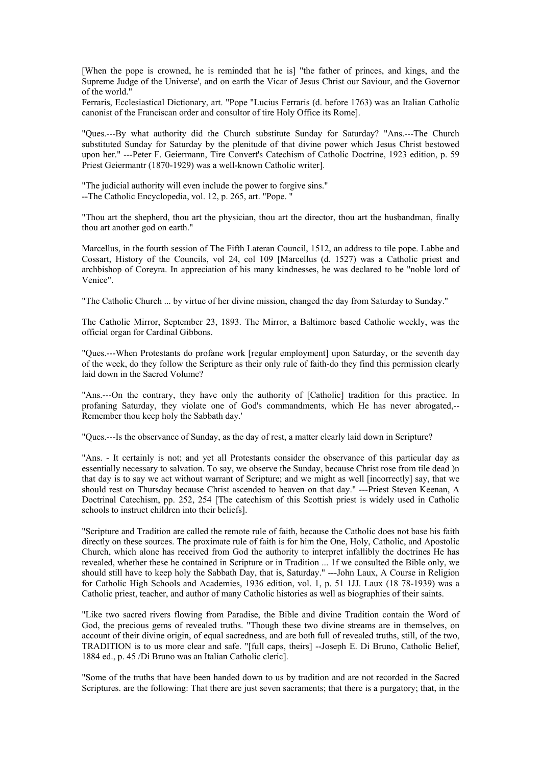[When the pope is crowned, he is reminded that he is] "the father of princes, and kings, and the Supreme Judge of the Universe', and on earth the Vicar of Jesus Christ our Saviour, and the Governor of the world."

Ferraris, Ecclesiastical Dictionary, art. "Pope "Lucius Ferraris (d. before 1763) was an Italian Catholic canonist of the Franciscan order and consultor of tire Holy Office its Rome].

"Ques.---By what authority did the Church substitute Sunday for Saturday? "Ans.---The Church substituted Sunday for Saturday by the plenitude of that divine power which Jesus Christ bestowed upon her." ---Peter F. Geiermann, Tire Convert's Catechism of Catholic Doctrine, 1923 edition, p. 59 Priest Geiermantr (1870-1929) was a well-known Catholic writer].

"The judicial authority will even include the power to forgive sins."
--The Catholic Encyclopedia, vol. 12, p. 265, art. "Pope. "

"Thou art the shepherd, thou art the physician, thou art the director, thou art the husbandman, finally thou art another god on earth."

Marcellus, in the fourth session of The Fifth Lateran Council, 1512, an address to tile pope. Labbe and Cossart, History of the Councils, vol 24, col 109 [Marcellus (d. 1527) was a Catholic priest and archbishop of Coreyra. In appreciation of his many kindnesses, he was declared to be "noble lord of Venice".

"The Catholic Church ... by virtue of her divine mission, changed the day from Saturday to Sunday."

The Catholic Mirror, September 23, 1893. The Mirror, a Baltimore based Catholic weekly, was the official organ for Cardinal Gibbons.

"Ques.---When Protestants do profane work [regular employment] upon Saturday, or the seventh day of the week, do they follow the Scripture as their only rule of faith-do they find this permission clearly laid down in the Sacred Volume?

"Ans.---On the contrary, they have only the authority of [Catholic] tradition for this practice. In profaning Saturday, they violate one of God's commandments, which He has never abrogated,--Remember thou keep holy the Sabbath day.'

"Ques.---Is the observance of Sunday, as the day of rest, a matter clearly laid down in Scripture?

"Ans. - It certainly is not; and yet all Protestants consider the observance of this particular day as essentially necessary to salvation. To say, we observe the Sunday, because Christ rose from tile dead )n that day is to say we act without warrant of Scripture; and we might as well [incorrectly] say, that we should rest on Thursday because Christ ascended to heaven on that day." ---Priest Steven Keenan, A Doctrinal Catechism, pp. 252, 254 [The catechism of this Scottish priest is widely used in Catholic schools to instruct children into their beliefs].

"Scripture and Tradition are called the remote rule of faith, because the Catholic does not base his faith directly on these sources. The proximate rule of faith is for him the One, Holy, Catholic, and Apostolic Church, which alone has received from God the authority to interpret infallibly the doctrines He has revealed, whether these he contained in Scripture or in Tradition ... 1f we consulted the Bible only, we should still have to keep holy the Sabbath Day, that is, Saturday." ---John Laux, A Course in Religion for Catholic High Schools and Academies, 1936 edition, vol. 1, p. 51 1JJ. Laux (18 78-1939) was a Catholic priest, teacher, and author of many Catholic histories as well as biographies of their saints.

"Like two sacred rivers flowing from Paradise, the Bible and divine Tradition contain the Word of God, the precious gems of revealed truths. "Though these two divine streams are in themselves, on account of their divine origin, of equal sacredness, and are both full of revealed truths, still, of the two, TRADITION is to us more clear and safe. "[full caps, theirs] --Joseph E. Di Bruno, Catholic Belief, 1884 ed., p. 45 /Di Bruno was an Italian Catholic cleric].

"Some of the truths that have been handed down to us by tradition and are not recorded in the Sacred Scriptures. are the following: That there are just seven sacraments; that there is a purgatory; that, in the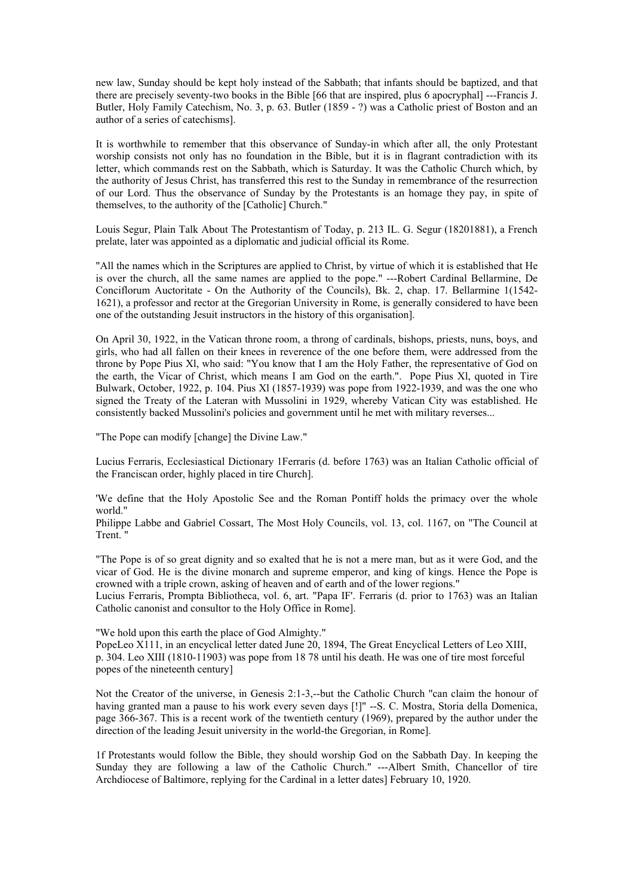new law, Sunday should be kept holy instead of the Sabbath; that infants should be baptized, and that there are precisely seventy-two books in the Bible [66 that are inspired, plus 6 apocryphal] ---Francis J. Butler, Holy Family Catechism, No. 3, p. 63. Butler (1859 - ?) was a Catholic priest of Boston and an author of a series of catechisms].

It is worthwhile to remember that this observance of Sunday-in which after all, the only Protestant worship consists not only has no foundation in the Bible, but it is in flagrant contradiction with its letter, which commands rest on the Sabbath, which is Saturday. It was the Catholic Church which, by the authority of Jesus Christ, has transferred this rest to the Sunday in remembrance of the resurrection of our Lord. Thus the observance of Sunday by the Protestants is an homage they pay, in spite of themselves, to the authority of the [Catholic] Church."

Louis Segur, Plain Talk About The Protestantism of Today, p. 213 IL. G. Segur (18201881), a French prelate, later was appointed as a diplomatic and judicial official its Rome.

"All the names which in the Scriptures are applied to Christ, by virtue of which it is established that He is over the church, all the same names are applied to the pope." ---Robert Cardinal Bellarmine, De Conciflorum Auctoritate - On the Authority of the Councils), Bk. 2, chap. 17. Bellarmine 1(1542-1621), a professor and rector at the Gregorian University in Rome, is generally considered to have been one of the outstanding Jesuit instructors in the history of this organisation].

On April 30, 1922, in the Vatican throne room, a throng of cardinals, bishops, priests, nuns, boys, and girls, who had all fallen on their knees in reverence of the one before them, were addressed from the throne by Pope Pius Xl, who said: "You know that I am the Holy Father, the representative of God on the earth, the Vicar of Christ, which means I am God on the earth.". Pope Pius Xl, quoted in Tire Bulwark, October, 1922, p. 104. Pius Xl (1857-1939) was pope from 1922-1939, and was the one who signed the Treaty of the Lateran with Mussolini in 1929, whereby Vatican City was established. He consistently backed Mussolini's policies and government until he met with military reverses...

"The Pope can modify [change] the Divine Law."

Lucius Ferraris, Ecclesiastical Dictionary 1Ferraris (d. before 1763) was an Italian Catholic official of the Franciscan order, highly placed in tire Church].

'We define that the Holy Apostolic See and the Roman Pontiff holds the primacy over the whole world."
Philippe Labbe and Gabriel Cossart, The Most Holy Councils, vol. 13, col. 1167, on "The Council at Trent. "

"The Pope is of so great dignity and so exalted that he is not a mere man, but as it were God, and the vicar of God. He is the divine monarch and supreme emperor, and king of kings. Hence the Pope is crowned with a triple crown, asking of heaven and of earth and of the lower regions."
Lucius Ferraris, Prompta Bibliotheca, vol. 6, art. "Papa IF'. Ferraris (d. prior to 1763) was an Italian Catholic canonist and consultor to the Holy Office in Rome].

"We hold upon this earth the place of God Almighty."
PopeLeo X111, in an encyclical letter dated June 20, 1894, The Great Encyclical Letters of Leo XIII, p. 304. Leo XIII (1810-11903) was pope from 18 78 until his death. He was one of tire most forceful popes of the nineteenth century]

Not the Creator of the universe, in Genesis 2:1-3,--but the Catholic Church "can claim the honour of having granted man a pause to his work every seven days [!]" --S. C. Mostra, Storia della Domenica, page 366-367. This is a recent work of the twentieth century (1969), prepared by the author under the direction of the leading Jesuit university in the world-the Gregorian, in Rome].

1f Protestants would follow the Bible, they should worship God on the Sabbath Day. In keeping the Sunday they are following a law of the Catholic Church." ---Albert Smith, Chancellor of tire Archdiocese of Baltimore, replying for the Cardinal in a letter dates] February 10, 1920.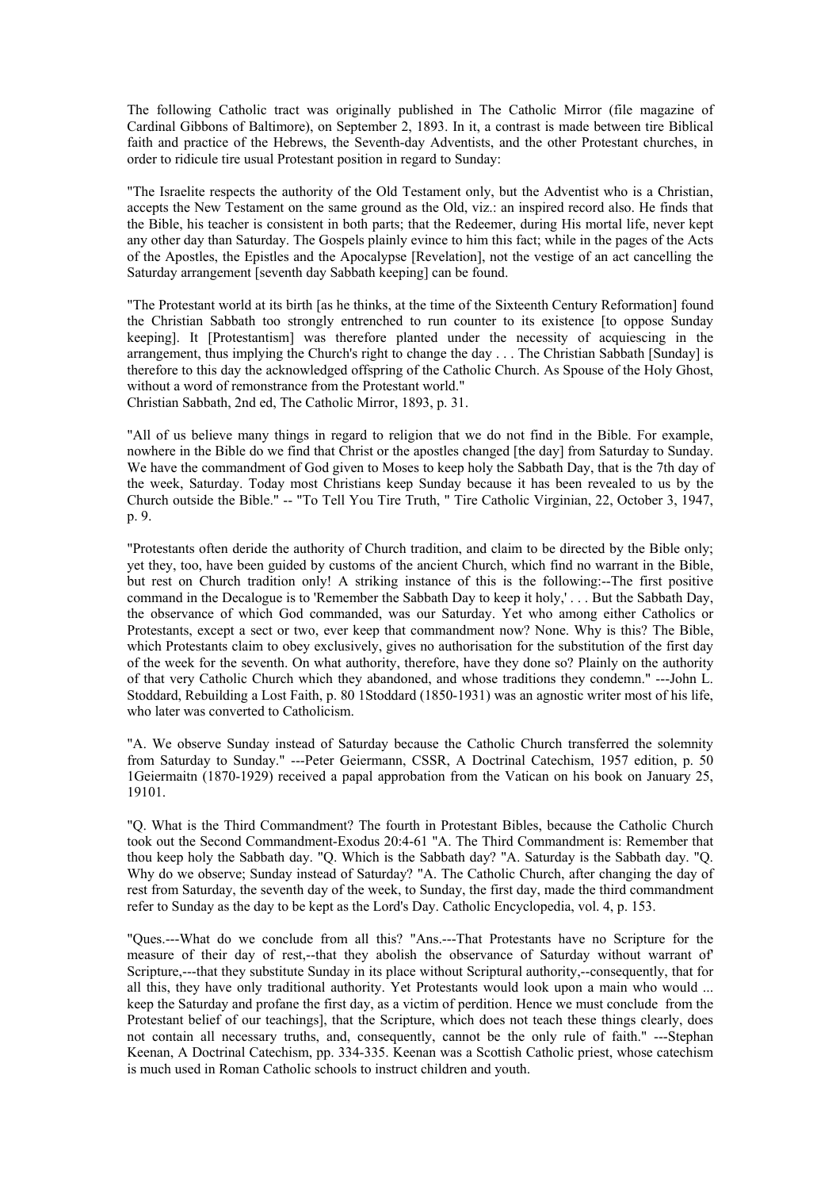The following Catholic tract was originally published in The Catholic Mirror (file magazine of Cardinal Gibbons of Baltimore), on September 2, 1893. In it, a contrast is made between tire Biblical faith and practice of the Hebrews, the Seventh-day Adventists, and the other Protestant churches, in order to ridicule tire usual Protestant position in regard to Sunday:

"The Israelite respects the authority of the Old Testament only, but the Adventist who is a Christian, accepts the New Testament on the same ground as the Old, viz.: an inspired record also. He finds that the Bible, his teacher is consistent in both parts; that the Redeemer, during His mortal life, never kept any other day than Saturday. The Gospels plainly evince to him this fact; while in the pages of the Acts of the Apostles, the Epistles and the Apocalypse [Revelation], not the vestige of an act cancelling the Saturday arrangement [seventh day Sabbath keeping] can be found.

"The Protestant world at its birth [as he thinks, at the time of the Sixteenth Century Reformation] found the Christian Sabbath too strongly entrenched to run counter to its existence [to oppose Sunday keeping]. It [Protestantism] was therefore planted under the necessity of acquiescing in the arrangement, thus implying the Church's right to change the day . . . The Christian Sabbath [Sunday] is therefore to this day the acknowledged offspring of the Catholic Church. As Spouse of the Holy Ghost, without a word of remonstrance from the Protestant world."
Christian Sabbath, 2nd ed, The Catholic Mirror, 1893, p. 31.

"All of us believe many things in regard to religion that we do not find in the Bible. For example, nowhere in the Bible do we find that Christ or the apostles changed [the day] from Saturday to Sunday. We have the commandment of God given to Moses to keep holy the Sabbath Day, that is the 7th day of the week, Saturday. Today most Christians keep Sunday because it has been revealed to us by the Church outside the Bible." -- "To Tell You Tire Truth, " Tire Catholic Virginian, 22, October 3, 1947, p. 9.

"Protestants often deride the authority of Church tradition, and claim to be directed by the Bible only; yet they, too, have been guided by customs of the ancient Church, which find no warrant in the Bible, but rest on Church tradition only! A striking instance of this is the following:--The first positive command in the Decalogue is to 'Remember the Sabbath Day to keep it holy,' . . . But the Sabbath Day, the observance of which God commanded, was our Saturday. Yet who among either Catholics or Protestants, except a sect or two, ever keep that commandment now? None. Why is this? The Bible, which Protestants claim to obey exclusively, gives no authorisation for the substitution of the first day of the week for the seventh. On what authority, therefore, have they done so? Plainly on the authority of that very Catholic Church which they abandoned, and whose traditions they condemn." ---John L. Stoddard, Rebuilding a Lost Faith, p. 80 1Stoddard (1850-1931) was an agnostic writer most of his life, who later was converted to Catholicism.

"A. We observe Sunday instead of Saturday because the Catholic Church transferred the solemnity from Saturday to Sunday." ---Peter Geiermann, CSSR, A Doctrinal Catechism, 1957 edition, p. 50 1Geiermaitn (1870-1929) received a papal approbation from the Vatican on his book on January 25, 19101.

"Q. What is the Third Commandment? The fourth in Protestant Bibles, because the Catholic Church took out the Second Commandment-Exodus 20:4-61 "A. The Third Commandment is: Remember that thou keep holy the Sabbath day. "Q. Which is the Sabbath day? "A. Saturday is the Sabbath day. "Q. Why do we observe; Sunday instead of Saturday? "A. The Catholic Church, after changing the day of rest from Saturday, the seventh day of the week, to Sunday, the first day, made the third commandment refer to Sunday as the day to be kept as the Lord's Day. Catholic Encyclopedia, vol. 4, p. 153.

"Ques.---What do we conclude from all this? "Ans.---That Protestants have no Scripture for the measure of their day of rest,--that they abolish the observance of Saturday without warrant of' Scripture,---that they substitute Sunday in its place without Scriptural authority,--consequently, that for all this, they have only traditional authority. Yet Protestants would look upon a main who would ... keep the Saturday and profane the first day, as a victim of perdition. Hence we must conclude from the Protestant belief of our teachings], that the Scripture, which does not teach these things clearly, does not contain all necessary truths, and, consequently, cannot be the only rule of faith." ---Stephan Keenan, A Doctrinal Catechism, pp. 334-335. Keenan was a Scottish Catholic priest, whose catechism is much used in Roman Catholic schools to instruct children and youth.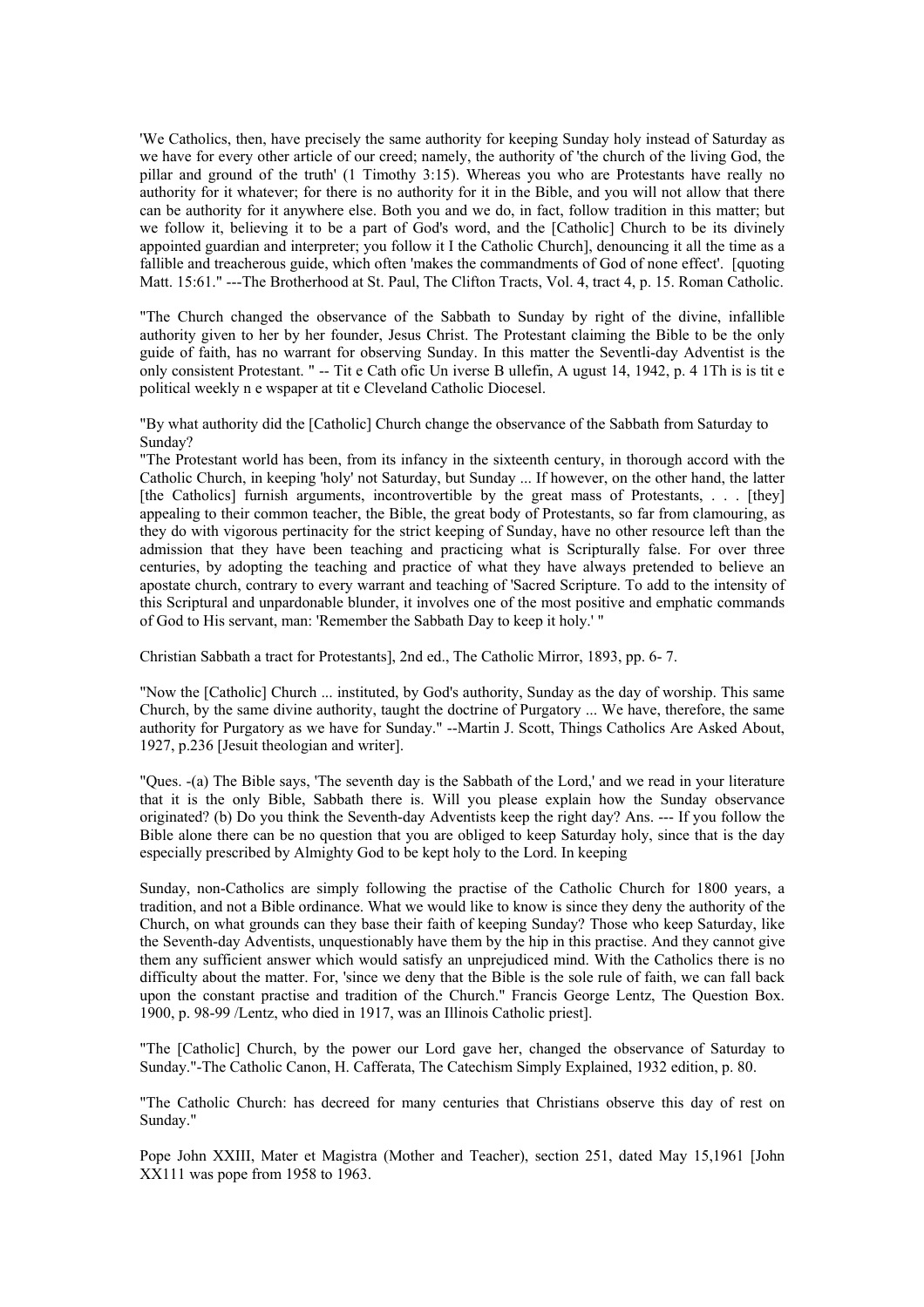'We Catholics, then, have precisely the same authority for keeping Sunday holy instead of Saturday as we have for every other article of our creed; namely, the authority of 'the church of the living God, the pillar and ground of the truth' (1 Timothy 3:15). Whereas you who are Protestants have really no authority for it whatever; for there is no authority for it in the Bible, and you will not allow that there can be authority for it anywhere else. Both you and we do, in fact, follow tradition in this matter; but we follow it, believing it to be a part of God's word, and the [Catholic] Church to be its divinely appointed guardian and interpreter; you follow it I the Catholic Church], denouncing it all the time as a fallible and treacherous guide, which often 'makes the commandments of God of none effect'. [quoting Matt. 15:61." ---The Brotherhood at St. Paul, The Clifton Tracts, Vol. 4, tract 4, p. 15. Roman Catholic.

"The Church changed the observance of the Sabbath to Sunday by right of the divine, infallible authority given to her by her founder, Jesus Christ. The Protestant claiming the Bible to be the only guide of faith, has no warrant for observing Sunday. In this matter the Seventli-day Adventist is the only consistent Protestant. " -- Tit e Cath ofic Un iverse B ullefin, A ugust 14, 1942, p. 4 1Th is is tit e political weekly n e wspaper at tit e Cleveland Catholic Diocesel.

"By what authority did the [Catholic] Church change the observance of the Sabbath from Saturday to Sunday?
"The Protestant world has been, from its infancy in the sixteenth century, in thorough accord with the Catholic Church, in keeping 'holy' not Saturday, but Sunday ... If however, on the other hand, the latter [the Catholics] furnish arguments, incontrovertible by the great mass of Protestants, . . . [they] appealing to their common teacher, the Bible, the great body of Protestants, so far from clamouring, as they do with vigorous pertinacity for the strict keeping of Sunday, have no other resource left than the admission that they have been teaching and practicing what is Scripturally false. For over three centuries, by adopting the teaching and practice of what they have always pretended to believe an apostate church, contrary to every warrant and teaching of 'Sacred Scripture. To add to the intensity of this Scriptural and unpardonable blunder, it involves one of the most positive and emphatic commands of God to His servant, man: 'Remember the Sabbath Day to keep it holy.' "

Christian Sabbath a tract for Protestants], 2nd ed., The Catholic Mirror, 1893, pp. 6- 7.

"Now the [Catholic] Church ... instituted, by God's authority, Sunday as the day of worship. This same Church, by the same divine authority, taught the doctrine of Purgatory ... We have, therefore, the same authority for Purgatory as we have for Sunday." --Martin J. Scott, Things Catholics Are Asked About, 1927, p.236 [Jesuit theologian and writer].

"Ques. -(a) The Bible says, 'The seventh day is the Sabbath of the Lord,' and we read in your literature that it is the only Bible, Sabbath there is. Will you please explain how the Sunday observance originated? (b) Do you think the Seventh-day Adventists keep the right day? Ans. --- If you follow the Bible alone there can be no question that you are obliged to keep Saturday holy, since that is the day especially prescribed by Almighty God to be kept holy to the Lord. In keeping

Sunday, non-Catholics are simply following the practise of the Catholic Church for 1800 years, a tradition, and not a Bible ordinance. What we would like to know is since they deny the authority of the Church, on what grounds can they base their faith of keeping Sunday? Those who keep Saturday, like the Seventh-day Adventists, unquestionably have them by the hip in this practise. And they cannot give them any sufficient answer which would satisfy an unprejudiced mind. With the Catholics there is no difficulty about the matter. For, 'since we deny that the Bible is the sole rule of faith, we can fall back upon the constant practise and tradition of the Church." Francis George Lentz, The Question Box. 1900, p. 98-99 /Lentz, who died in 1917, was an Illinois Catholic priest].

"The [Catholic] Church, by the power our Lord gave her, changed the observance of Saturday to Sunday."-The Catholic Canon, H. Cafferata, The Catechism Simply Explained, 1932 edition, p. 80.

"The Catholic Church: has decreed for many centuries that Christians observe this day of rest on Sunday."

Pope John XXIII, Mater et Magistra (Mother and Teacher), section 251, dated May 15,1961 [John XX111 was pope from 1958 to 1963.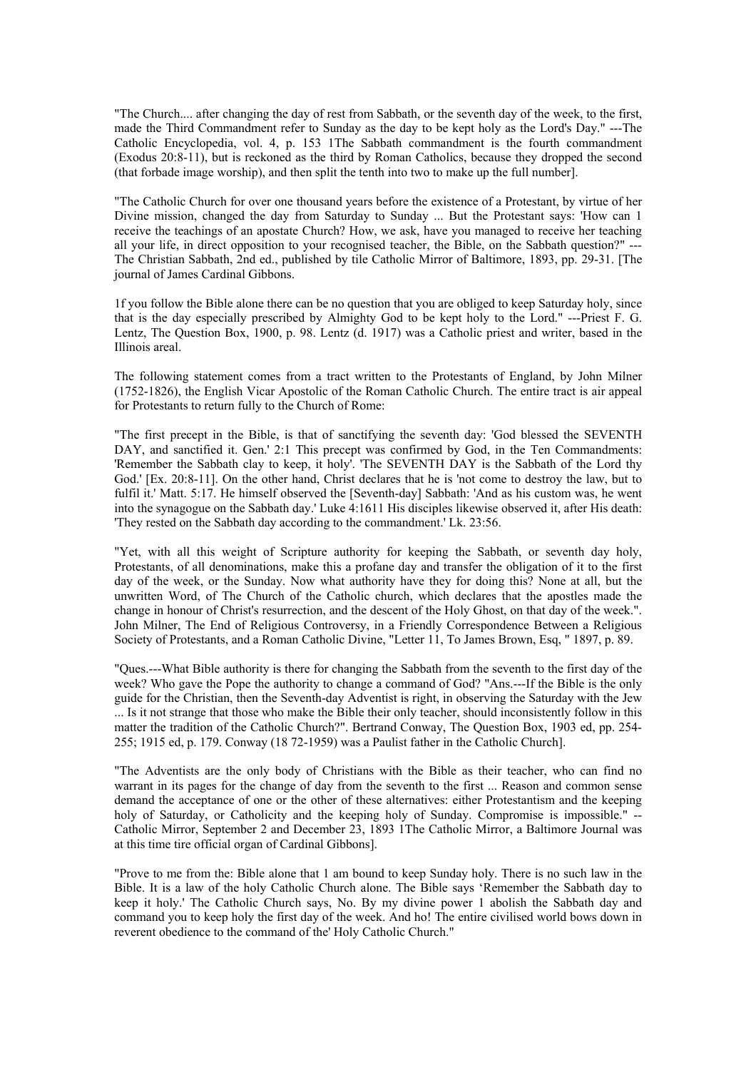"The Church.... after changing the day of rest from Sabbath, or the seventh day of the week, to the first, made the Third Commandment refer to Sunday as the day to be kept holy as the Lord's Day." ---The Catholic Encyclopedia, vol. 4, p. 153 1The Sabbath commandment is the fourth commandment (Exodus 20:8-11), but is reckoned as the third by Roman Catholics, because they dropped the second (that forbade image worship), and then split the tenth into two to make up the full number].

"The Catholic Church for over one thousand years before the existence of a Protestant, by virtue of her Divine mission, changed the day from Saturday to Sunday ... But the Protestant says: 'How can 1 receive the teachings of an apostate Church? How, we ask, have you managed to receive her teaching all your life, in direct opposition to your recognised teacher, the Bible, on the Sabbath question?" ---The Christian Sabbath, 2nd ed., published by tile Catholic Mirror of Baltimore, 1893, pp. 29-31. [The journal of James Cardinal Gibbons.

1f you follow the Bible alone there can be no question that you are obliged to keep Saturday holy, since that is the day especially prescribed by Almighty God to be kept holy to the Lord." ---Priest F. G. Lentz, The Question Box, 1900, p. 98. Lentz (d. 1917) was a Catholic priest and writer, based in the Illinois areal.

The following statement comes from a tract written to the Protestants of England, by John Milner (1752-1826), the English Vicar Apostolic of the Roman Catholic Church. The entire tract is air appeal for Protestants to return fully to the Church of Rome:

"The first precept in the Bible, is that of sanctifying the seventh day: 'God blessed the SEVENTH DAY, and sanctified it. Gen.' 2:1 This precept was confirmed by God, in the Ten Commandments: 'Remember the Sabbath clay to keep, it holy'. 'The SEVENTH DAY is the Sabbath of the Lord thy God.' [Ex. 20:8-11]. On the other hand, Christ declares that he is 'not come to destroy the law, but to fulfil it.' Matt. 5:17. He himself observed the [Seventh-day] Sabbath: 'And as his custom was, he went into the synagogue on the Sabbath day.' Luke 4:1611 His disciples likewise observed it, after His death: 'They rested on the Sabbath day according to the commandment.' Lk. 23:56.

"Yet, with all this weight of Scripture authority for keeping the Sabbath, or seventh day holy, Protestants, of all denominations, make this a profane day and transfer the obligation of it to the first day of the week, or the Sunday. Now what authority have they for doing this? None at all, but the unwritten Word, of The Church of the Catholic church, which declares that the apostles made the change in honour of Christ's resurrection, and the descent of the Holy Ghost, on that day of the week.". John Milner, The End of Religious Controversy, in a Friendly Correspondence Between a Religious Society of Protestants, and a Roman Catholic Divine, "Letter 11, To James Brown, Esq, " 1897, p. 89.

"Ques.---What Bible authority is there for changing the Sabbath from the seventh to the first day of the week? Who gave the Pope the authority to change a command of God? "Ans.---If the Bible is the only guide for the Christian, then the Seventh-day Adventist is right, in observing the Saturday with the Jew ... Is it not strange that those who make the Bible their only teacher, should inconsistently follow in this matter the tradition of the Catholic Church?". Bertrand Conway, The Question Box, 1903 ed, pp. 254-255; 1915 ed, p. 179. Conway (18 72-1959) was a Paulist father in the Catholic Church].

"The Adventists are the only body of Christians with the Bible as their teacher, who can find no warrant in its pages for the change of day from the seventh to the first ... Reason and common sense demand the acceptance of one or the other of these alternatives: either Protestantism and the keeping holy of Saturday, or Catholicity and the keeping holy of Sunday. Compromise is impossible." --Catholic Mirror, September 2 and December 23, 1893 1The Catholic Mirror, a Baltimore Journal was at this time tire official organ of Cardinal Gibbons].

"Prove to me from the: Bible alone that 1 am bound to keep Sunday holy. There is no such law in the Bible. It is a law of the holy Catholic Church alone. The Bible says 'Remember the Sabbath day to keep it holy.' The Catholic Church says, No. By my divine power 1 abolish the Sabbath day and command you to keep holy the first day of the week. And ho! The entire civilised world bows down in reverent obedience to the command of the' Holy Catholic Church."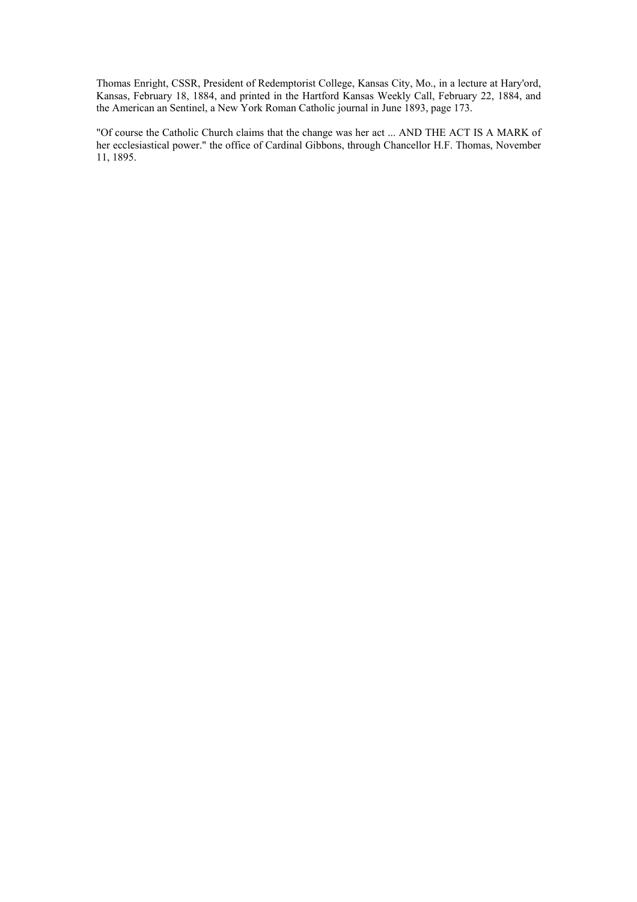Thomas Enright, CSSR, President of Redemptorist College, Kansas City, Mo., in a lecture at Hary'ord, Kansas, February 18, 1884, and printed in the Hartford Kansas Weekly Call, February 22, 1884, and the American an Sentinel, a New York Roman Catholic journal in June 1893, page 173.

"Of course the Catholic Church claims that the change was her act ... AND THE ACT IS A MARK of her ecclesiastical power." the office of Cardinal Gibbons, through Chancellor H.F. Thomas, November 11, 1895.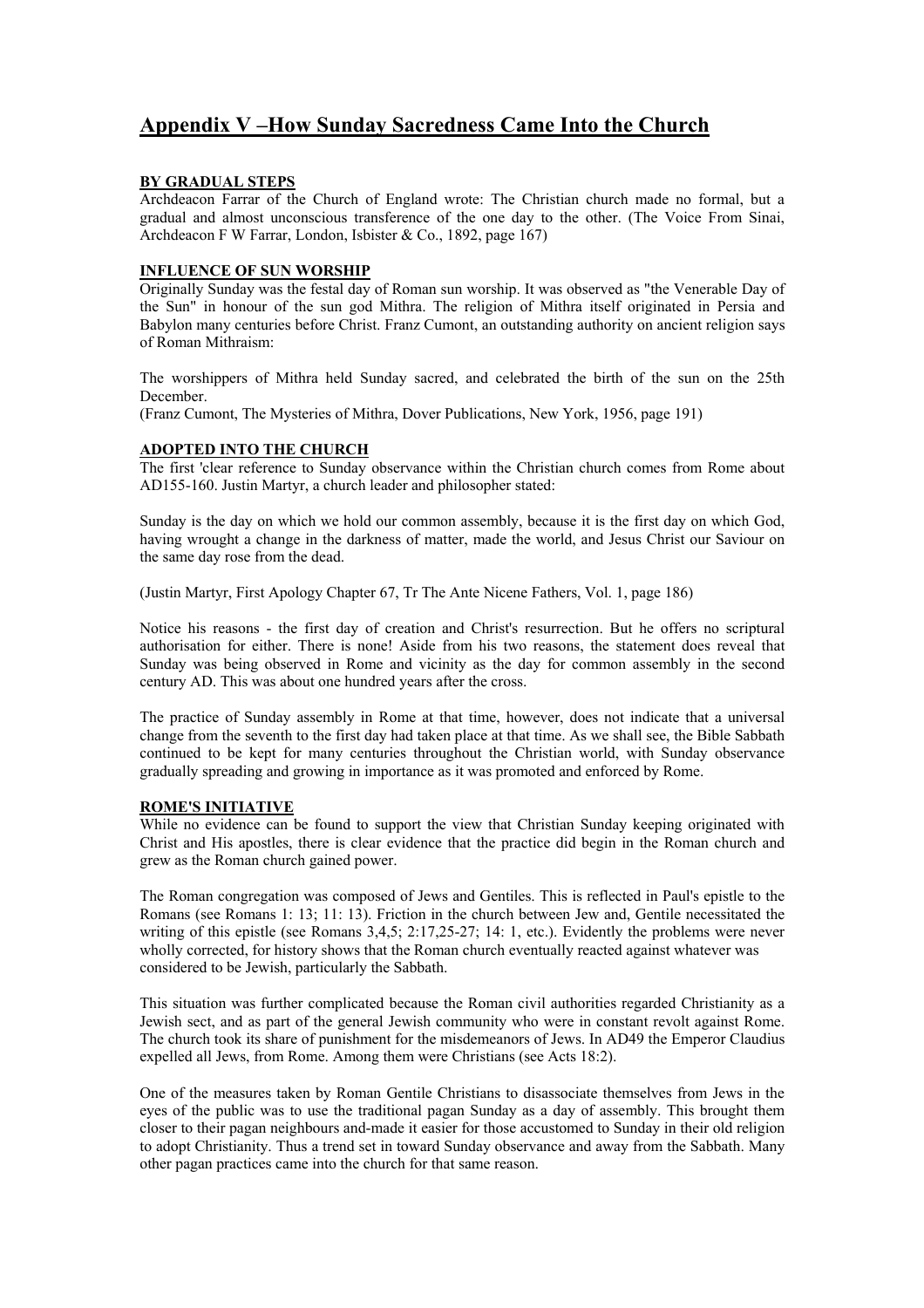# Appendix V –How Sunday Sacredness Came Into the Church

**BY GRADUAL STEPS**

Archdeacon Farrar of the Church of England wrote: The Christian church made no formal, but a gradual and almost unconscious transference of the one day to the other. (The Voice From Sinai, Archdeacon F W Farrar, London, Isbister & Co., 1892, page 167)

**INFLUENCE OF SUN WORSHIP**

Originally Sunday was the festal day of Roman sun worship. It was observed as "the Venerable Day of the Sun" in honour of the sun god Mithra. The religion of Mithra itself originated in Persia and Babylon many centuries before Christ. Franz Cumont, an outstanding authority on ancient religion says of Roman Mithraism:

The worshippers of Mithra held Sunday sacred, and celebrated the birth of the sun on the 25th December.
(Franz Cumont, The Mysteries of Mithra, Dover Publications, New York, 1956, page 191)

**ADOPTED INTO THE CHURCH**

The first 'clear reference to Sunday observance within the Christian church comes from Rome about AD155-160. Justin Martyr, a church leader and philosopher stated:

Sunday is the day on which we hold our common assembly, because it is the first day on which God, having wrought a change in the darkness of matter, made the world, and Jesus Christ our Saviour on the same day rose from the dead.

(Justin Martyr, First Apology Chapter 67, Tr The Ante Nicene Fathers, Vol. 1, page 186)

Notice his reasons - the first day of creation and Christ's resurrection. But he offers no scriptural authorisation for either. There is none! Aside from his two reasons, the statement does reveal that Sunday was being observed in Rome and vicinity as the day for common assembly in the second century AD. This was about one hundred years after the cross.

The practice of Sunday assembly in Rome at that time, however, does not indicate that a universal change from the seventh to the first day had taken place at that time. As we shall see, the Bible Sabbath continued to be kept for many centuries throughout the Christian world, with Sunday observance gradually spreading and growing in importance as it was promoted and enforced by Rome.

**ROME'S INITIATIVE**

While no evidence can be found to support the view that Christian Sunday keeping originated with Christ and His apostles, there is clear evidence that the practice did begin in the Roman church and grew as the Roman church gained power.

The Roman congregation was composed of Jews and Gentiles. This is reflected in Paul's epistle to the Romans (see Romans 1: 13; 11: 13). Friction in the church between Jew and, Gentile necessitated the writing of this epistle (see Romans 3,4,5; 2:17,25-27; 14: 1, etc.). Evidently the problems were never wholly corrected, for history shows that the Roman church eventually reacted against whatever was considered to be Jewish, particularly the Sabbath.

This situation was further complicated because the Roman civil authorities regarded Christianity as a Jewish sect, and as part of the general Jewish community who were in constant revolt against Rome. The church took its share of punishment for the misdemeanors of Jews. In AD49 the Emperor Claudius expelled all Jews, from Rome. Among them were Christians (see Acts 18:2).

One of the measures taken by Roman Gentile Christians to disassociate themselves from Jews in the eyes of the public was to use the traditional pagan Sunday as a day of assembly. This brought them closer to their pagan neighbours and-made it easier for those accustomed to Sunday in their old religion to adopt Christianity. Thus a trend set in toward Sunday observance and away from the Sabbath. Many other pagan practices came into the church for that same reason.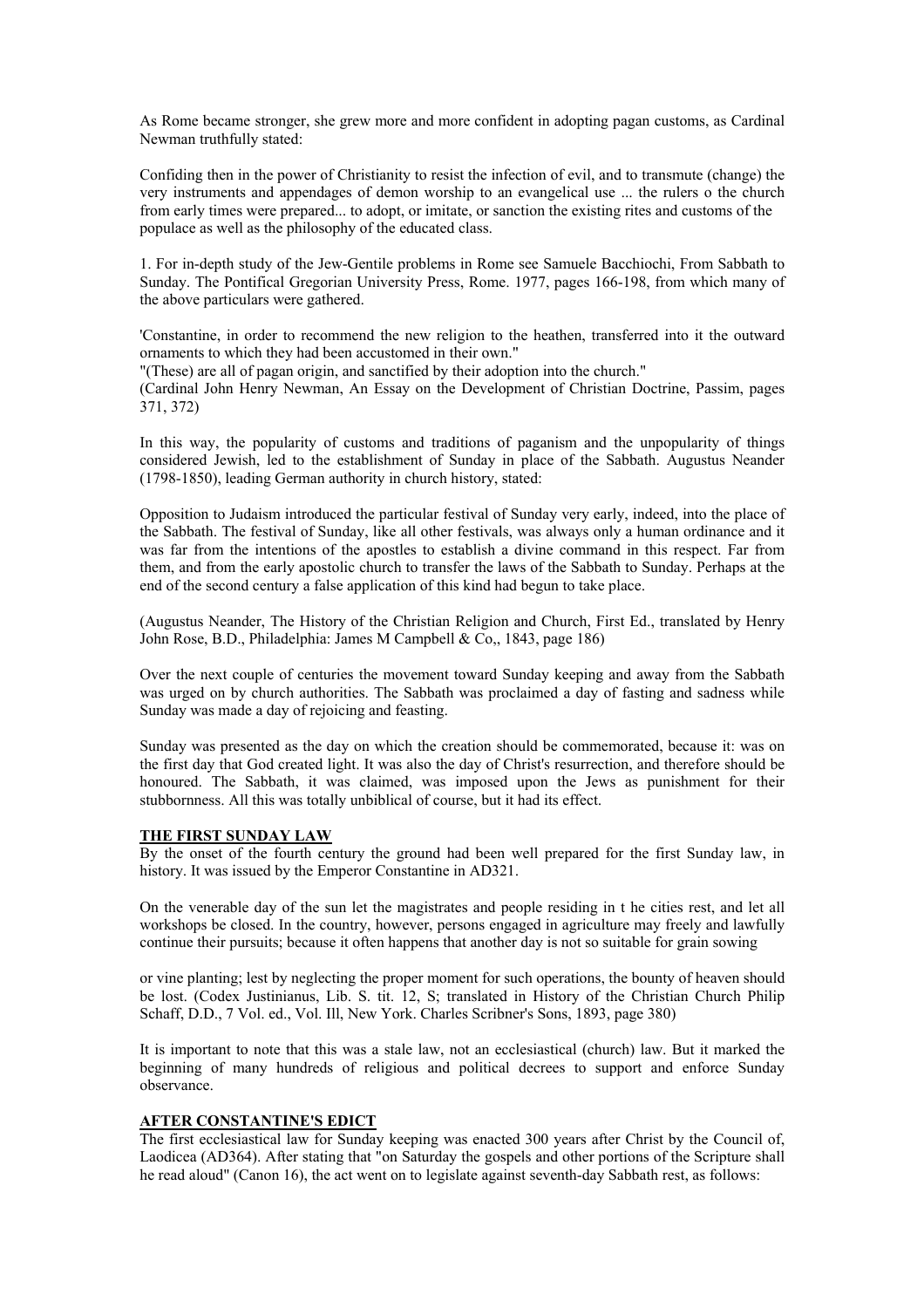As Rome became stronger, she grew more and more confident in adopting pagan customs, as Cardinal Newman truthfully stated:

Confiding then in the power of Christianity to resist the infection of evil, and to transmute (change) the very instruments and appendages of demon worship to an evangelical use ... the rulers o the church from early times were prepared... to adopt, or imitate, or sanction the existing rites and customs of the populace as well as the philosophy of the educated class.

1. For in-depth study of the Jew-Gentile problems in Rome see Samuele Bacchiochi, From Sabbath to Sunday. The Pontifical Gregorian University Press, Rome. 1977, pages 166-198, from which many of the above particulars were gathered.

'Constantine, in order to recommend the new religion to the heathen, transferred into it the outward ornaments to which they had been accustomed in their own."
"(These) are all of pagan origin, and sanctified by their adoption into the church."
(Cardinal John Henry Newman, An Essay on the Development of Christian Doctrine, Passim, pages 371, 372)

In this way, the popularity of customs and traditions of paganism and the unpopularity of things considered Jewish, led to the establishment of Sunday in place of the Sabbath. Augustus Neander (1798-1850), leading German authority in church history, stated:

Opposition to Judaism introduced the particular festival of Sunday very early, indeed, into the place of the Sabbath. The festival of Sunday, like all other festivals, was always only a human ordinance and it was far from the intentions of the apostles to establish a divine command in this respect. Far from them, and from the early apostolic church to transfer the laws of the Sabbath to Sunday. Perhaps at the end of the second century a false application of this kind had begun to take place.

(Augustus Neander, The History of the Christian Religion and Church, First Ed., translated by Henry John Rose, B.D., Philadelphia: James M Campbell & Co,, 1843, page 186)

Over the next couple of centuries the movement toward Sunday keeping and away from the Sabbath was urged on by church authorities. The Sabbath was proclaimed a day of fasting and sadness while Sunday was made a day of rejoicing and feasting.

Sunday was presented as the day on which the creation should be commemorated, because it: was on the first day that God created light. It was also the day of Christ's resurrection, and therefore should be honoured. The Sabbath, it was claimed, was imposed upon the Jews as punishment for their stubbornness. All this was totally unbiblical of course, but it had its effect.

## THE FIRST SUNDAY LAW

By the onset of the fourth century the ground had been well prepared for the first Sunday law, in history. It was issued by the Emperor Constantine in AD321.

On the venerable day of the sun let the magistrates and people residing in t he cities rest, and let all workshops be closed. In the country, however, persons engaged in agriculture may freely and lawfully continue their pursuits; because it often happens that another day is not so suitable for grain sowing or vine planting; lest by neglecting the proper moment for such operations, the bounty of heaven should be lost. (Codex Justinianus, Lib. S. tit. 12, S; translated in History of the Christian Church Philip Schaff, D.D., 7 Vol. ed., Vol. Ill, New York. Charles Scribner's Sons, 1893, page 380)

It is important to note that this was a stale law, not an ecclesiastical (church) law. But it marked the beginning of many hundreds of religious and political decrees to support and enforce Sunday observance.

## AFTER CONSTANTINE'S EDICT

The first ecclesiastical law for Sunday keeping was enacted 300 years after Christ by the Council of, Laodicea (AD364). After stating that "on Saturday the gospels and other portions of the Scripture shall he read aloud" (Canon 16), the act went on to legislate against seventh-day Sabbath rest, as follows: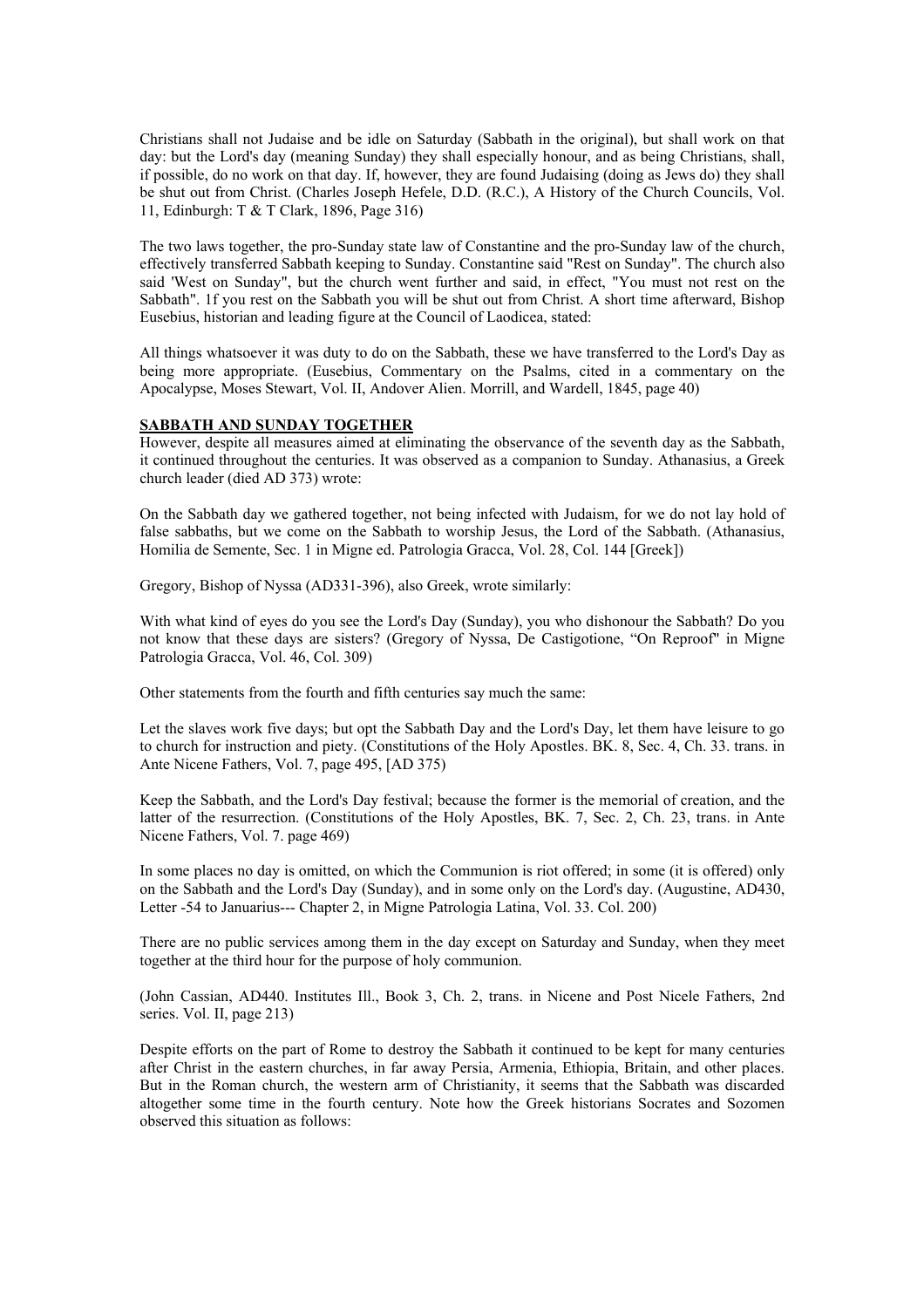Christians shall not Judaise and be idle on Saturday (Sabbath in the original), but shall work on that day: but the Lord's day (meaning Sunday) they shall especially honour, and as being Christians, shall, if possible, do no work on that day. If, however, they are found Judaising (doing as Jews do) they shall be shut out from Christ. (Charles Joseph Hefele, D.D. (R.C.), A History of the Church Councils, Vol. 11, Edinburgh: T & T Clark, 1896, Page 316)

The two laws together, the pro-Sunday state law of Constantine and the pro-Sunday law of the church, effectively transferred Sabbath keeping to Sunday. Constantine said "Rest on Sunday". The church also said 'West on Sunday", but the church went further and said, in effect, "You must not rest on the Sabbath". 1f you rest on the Sabbath you will be shut out from Christ. A short time afterward, Bishop Eusebius, historian and leading figure at the Council of Laodicea, stated:

All things whatsoever it was duty to do on the Sabbath, these we have transferred to the Lord's Day as being more appropriate. (Eusebius, Commentary on the Psalms, cited in a commentary on the Apocalypse, Moses Stewart, Vol. II, Andover Alien. Morrill, and Wardell, 1845, page 40)

**SABBATH AND SUNDAY TOGETHER**

However, despite all measures aimed at eliminating the observance of the seventh day as the Sabbath, it continued throughout the centuries. It was observed as a companion to Sunday. Athanasius, a Greek church leader (died AD 373) wrote:

On the Sabbath day we gathered together, not being infected with Judaism, for we do not lay hold of false sabbaths, but we come on the Sabbath to worship Jesus, the Lord of the Sabbath. (Athanasius, Homilia de Semente, Sec. 1 in Migne ed. Patrologia Gracca, Vol. 28, Col. 144 [Greek])

Gregory, Bishop of Nyssa (AD331-396), also Greek, wrote similarly:

With what kind of eyes do you see the Lord's Day (Sunday), you who dishonour the Sabbath? Do you not know that these days are sisters? (Gregory of Nyssa, De Castigotione, "On Reproof" in Migne Patrologia Gracca, Vol. 46, Col. 309)

Other statements from the fourth and fifth centuries say much the same:

Let the slaves work five days; but opt the Sabbath Day and the Lord's Day, let them have leisure to go to church for instruction and piety. (Constitutions of the Holy Apostles. BK. 8, Sec. 4, Ch. 33. trans. in Ante Nicene Fathers, Vol. 7, page 495, [AD 375)

Keep the Sabbath, and the Lord's Day festival; because the former is the memorial of creation, and the latter of the resurrection. (Constitutions of the Holy Apostles, BK. 7, Sec. 2, Ch. 23, trans. in Ante Nicene Fathers, Vol. 7. page 469)

In some places no day is omitted, on which the Communion is riot offered; in some (it is offered) only on the Sabbath and the Lord's Day (Sunday), and in some only on the Lord's day. (Augustine, AD430, Letter -54 to Januarius--- Chapter 2, in Migne Patrologia Latina, Vol. 33. Col. 200)

There are no public services among them in the day except on Saturday and Sunday, when they meet together at the third hour for the purpose of holy communion.

(John Cassian, AD440. Institutes Ill., Book 3, Ch. 2, trans. in Nicene and Post Nicele Fathers, 2nd series. Vol. II, page 213)

Despite efforts on the part of Rome to destroy the Sabbath it continued to be kept for many centuries after Christ in the eastern churches, in far away Persia, Armenia, Ethiopia, Britain, and other places. But in the Roman church, the western arm of Christianity, it seems that the Sabbath was discarded altogether some time in the fourth century. Note how the Greek historians Socrates and Sozomen observed this situation as follows: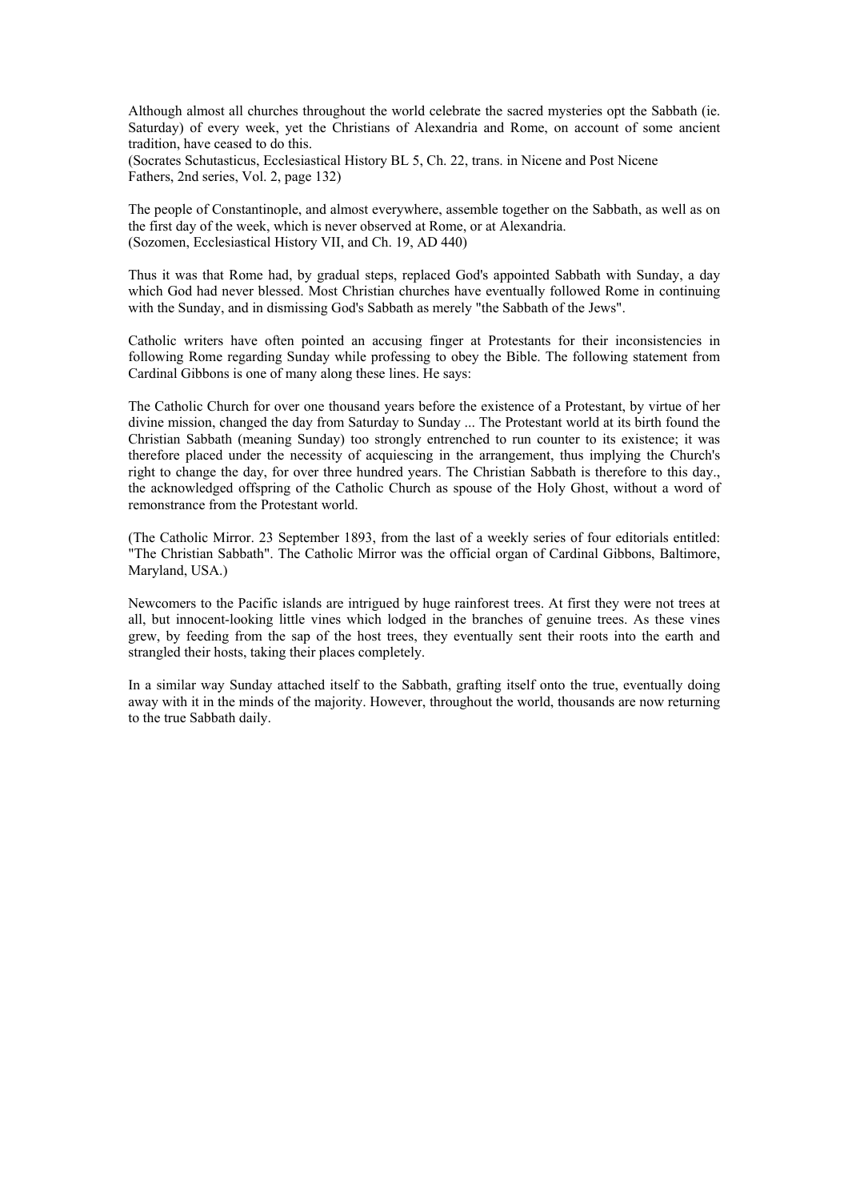Although almost all churches throughout the world celebrate the sacred mysteries opt the Sabbath (ie. Saturday) of every week, yet the Christians of Alexandria and Rome, on account of some ancient tradition, have ceased to do this.
(Socrates Schutasticus, Ecclesiastical History BL 5, Ch. 22, trans. in Nicene and Post Nicene Fathers, 2nd series, Vol. 2, page 132)

The people of Constantinople, and almost everywhere, assemble together on the Sabbath, as well as on the first day of the week, which is never observed at Rome, or at Alexandria.
(Sozomen, Ecclesiastical History VII, and Ch. 19, AD 440)

Thus it was that Rome had, by gradual steps, replaced God's appointed Sabbath with Sunday, a day which God had never blessed. Most Christian churches have eventually followed Rome in continuing with the Sunday, and in dismissing God's Sabbath as merely "the Sabbath of the Jews".

Catholic writers have often pointed an accusing finger at Protestants for their inconsistencies in following Rome regarding Sunday while professing to obey the Bible. The following statement from Cardinal Gibbons is one of many along these lines. He says:

The Catholic Church for over one thousand years before the existence of a Protestant, by virtue of her divine mission, changed the day from Saturday to Sunday ... The Protestant world at its birth found the Christian Sabbath (meaning Sunday) too strongly entrenched to run counter to its existence; it was therefore placed under the necessity of acquiescing in the arrangement, thus implying the Church's right to change the day, for over three hundred years. The Christian Sabbath is therefore to this day., the acknowledged offspring of the Catholic Church as spouse of the Holy Ghost, without a word of remonstrance from the Protestant world.

(The Catholic Mirror. 23 September 1893, from the last of a weekly series of four editorials entitled: "The Christian Sabbath". The Catholic Mirror was the official organ of Cardinal Gibbons, Baltimore, Maryland, USA.)

Newcomers to the Pacific islands are intrigued by huge rainforest trees. At first they were not trees at all, but innocent-looking little vines which lodged in the branches of genuine trees. As these vines grew, by feeding from the sap of the host trees, they eventually sent their roots into the earth and strangled their hosts, taking their places completely.

In a similar way Sunday attached itself to the Sabbath, grafting itself onto the true, eventually doing away with it in the minds of the majority. However, throughout the world, thousands are now returning to the true Sabbath daily.